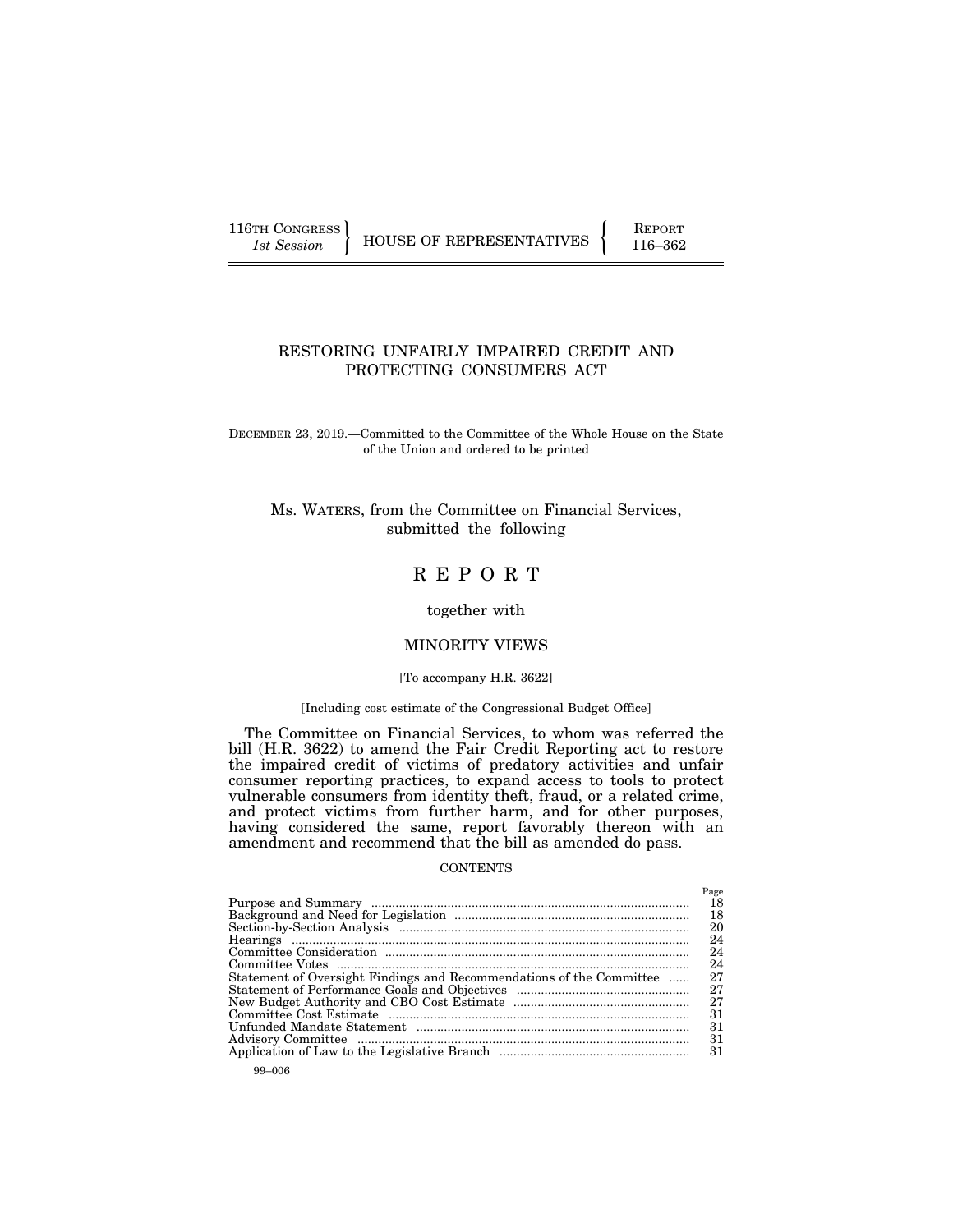116TH CONGRESS
*1st Session*

HOUSE OF REPRESENTATIVES

REPORT
116–362

# RESTORING UNFAIRLY IMPAIRED CREDIT AND PROTECTING CONSUMERS ACT

DECEMBER 23, 2019.—Committed to the Committee of the Whole House on the State of the Union and ordered to be printed

Ms. WATERS, from the Committee on Financial Services, submitted the following

# REPORT

together with

## MINORITY VIEWS

[To accompany H.R. 3622]

[Including cost estimate of the Congressional Budget Office]

The Committee on Financial Services, to whom was referred the bill (H.R. 3622) to amend the Fair Credit Reporting act to restore the impaired credit of victims of predatory activities and unfair consumer reporting practices, to expand access to tools to protect vulnerable consumers from identity theft, fraud, or a related crime, and protect victims from further harm, and for other purposes, having considered the same, report favorably thereon with an amendment and recommend that the bill as amended do pass.

CONTENTS

| | Page |
|---|---|
| Purpose and Summary | 18 |
| Background and Need for Legislation | 18 |
| Section-by-Section Analysis | 20 |
| Hearings | 24 |
| Committee Consideration | 24 |
| Committee Votes | 24 |
| Statement of Oversight Findings and Recommendations of the Committee | 27 |
| Statement of Performance Goals and Objectives | 27 |
| New Budget Authority and CBO Cost Estimate | 27 |
| Committee Cost Estimate | 31 |
| Unfunded Mandate Statement | 31 |
| Advisory Committee | 31 |
| Application of Law to the Legislative Branch | 31 |

99–006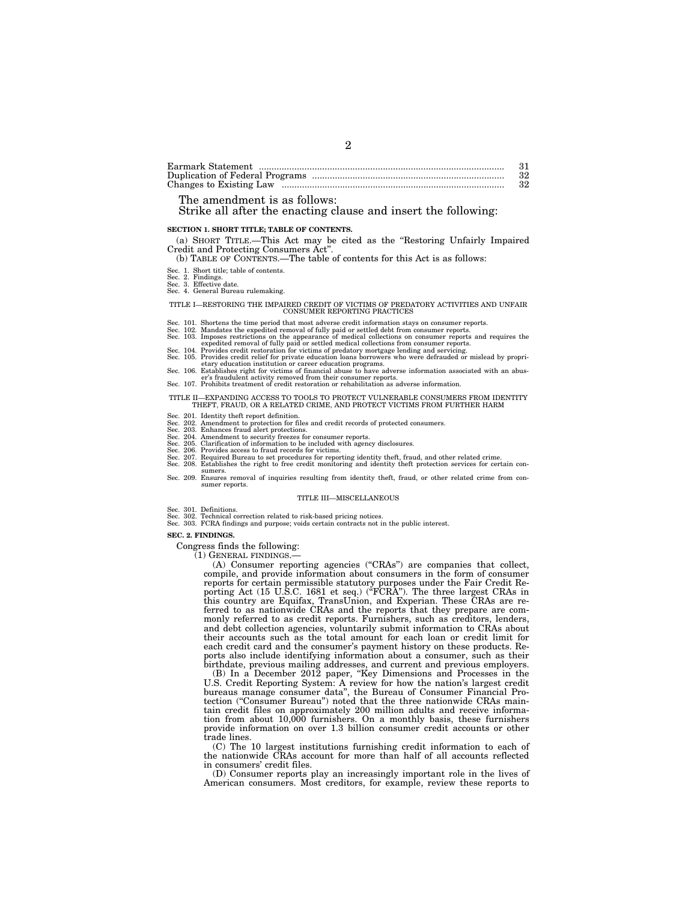| | |
|---|---|
| Earmark Statement | 31 |
| Duplication of Federal Programs | 32 |
| Changes to Existing Law | 32 |

The amendment is as follows:

Strike all after the enacting clause and insert the following:

**SECTION 1. SHORT TITLE; TABLE OF CONTENTS.**

(a) SHORT TITLE.—This Act may be cited as the "Restoring Unfairly Impaired Credit and Protecting Consumers Act".

(b) TABLE OF CONTENTS.—The table of contents for this Act is as follows:

Sec. 1. Short title; table of contents.
Sec. 2. Findings.
Sec. 3. Effective date.
Sec. 4. General Bureau rulemaking.

TITLE I—RESTORING THE IMPAIRED CREDIT OF VICTIMS OF PREDATORY ACTIVITIES AND UNFAIR CONSUMER REPORTING PRACTICES

Sec. 101. Shortens the time period that most adverse credit information stays on consumer reports.
Sec. 102. Mandates the expedited removal of fully paid or settled debt from consumer reports.
Sec. 103. Imposes restrictions on the appearance of medical collections on consumer reports and requires the expedited removal of fully paid or settled medical collections from consumer reports.
Sec. 104. Provides credit restoration for victims of predatory mortgage lending and servicing.
Sec. 105. Provides credit relief for private education loans borrowers who were defrauded or mislead by proprietary education institution or career education programs.
Sec. 106. Establishes right for victims of financial abuse to have adverse information associated with an abuser's fraudulent activity removed from their consumer reports.
Sec. 107. Prohibits treatment of credit restoration or rehabilitation as adverse information.

TITLE II—EXPANDING ACCESS TO TOOLS TO PROTECT VULNERABLE CONSUMERS FROM IDENTITY THEFT, FRAUD, OR A RELATED CRIME, AND PROTECT VICTIMS FROM FURTHER HARM

Sec. 201. Identity theft report definition.
Sec. 202. Amendment to protection for files and credit records of protected consumers.
Sec. 203. Enhances fraud alert protections.
Sec. 204. Amendment to security freezes for consumer reports.
Sec. 205. Clarification of information to be included with agency disclosures.
Sec. 206. Provides access to fraud records for victims.
Sec. 207. Required Bureau to set procedures for reporting identity theft, fraud, and other related crime.
Sec. 208. Establishes the right to free credit monitoring and identity theft protection services for certain consumers.
Sec. 209. Ensures removal of inquiries resulting from identity theft, fraud, or other related crime from consumer reports.

TITLE III—MISCELLANEOUS

Sec. 301. Definitions.
Sec. 302. Technical correction related to risk-based pricing notices.
Sec. 303. FCRA findings and purpose; voids certain contracts not in the public interest.

**SEC. 2. FINDINGS.**

Congress finds the following:

(1) GENERAL FINDINGS.—

(A) Consumer reporting agencies ("CRAs") are companies that collect, compile, and provide information about consumers in the form of consumer reports for certain permissible statutory purposes under the Fair Credit Reporting Act (15 U.S.C. 1681 et seq.) ("FCRA"). The three largest CRAs in this country are Equifax, TransUnion, and Experian. These CRAs are referred to as nationwide CRAs and the reports that they prepare are commonly referred to as credit reports. Furnishers, such as creditors, lenders, and debt collection agencies, voluntarily submit information to CRAs about their accounts such as the total amount for each loan or credit limit for each credit card and the consumer's payment history on these products. Reports also include identifying information about a consumer, such as their birthdate, previous mailing addresses, and current and previous employers.

(B) In a December 2012 paper, "Key Dimensions and Processes in the U.S. Credit Reporting System: A review for how the nation's largest credit bureaus manage consumer data", the Bureau of Consumer Financial Protection ("Consumer Bureau") noted that the three nationwide CRAs maintain credit files on approximately 200 million adults and receive information from about 10,000 furnishers. On a monthly basis, these furnishers provide information on over 1.3 billion consumer credit accounts or other trade lines.

(C) The 10 largest institutions furnishing credit information to each of the nationwide CRAs account for more than half of all accounts reflected in consumers' credit files.

(D) Consumer reports play an increasingly important role in the lives of American consumers. Most creditors, for example, review these reports to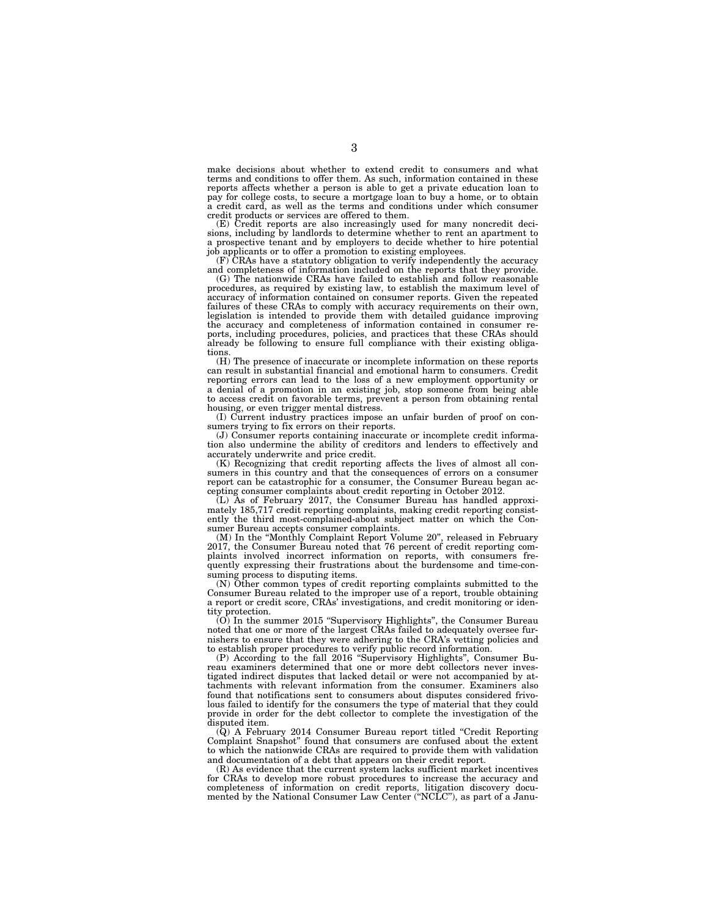make decisions about whether to extend credit to consumers and what terms and conditions to offer them. As such, information contained in these reports affects whether a person is able to get a private education loan to pay for college costs, to secure a mortgage loan to buy a home, or to obtain a credit card, as well as the terms and conditions under which consumer credit products or services are offered to them.

(E) Credit reports are also increasingly used for many noncredit decisions, including by landlords to determine whether to rent an apartment to a prospective tenant and by employers to decide whether to hire potential job applicants or to offer a promotion to existing employees.

(F) CRAs have a statutory obligation to verify independently the accuracy and completeness of information included on the reports that they provide.

(G) The nationwide CRAs have failed to establish and follow reasonable procedures, as required by existing law, to establish the maximum level of accuracy of information contained on consumer reports. Given the repeated failures of these CRAs to comply with accuracy requirements on their own, legislation is intended to provide them with detailed guidance improving the accuracy and completeness of information contained in consumer reports, including procedures, policies, and practices that these CRAs should already be following to ensure full compliance with their existing obligations.

(H) The presence of inaccurate or incomplete information on these reports can result in substantial financial and emotional harm to consumers. Credit reporting errors can lead to the loss of a new employment opportunity or a denial of a promotion in an existing job, stop someone from being able to access credit on favorable terms, prevent a person from obtaining rental housing, or even trigger mental distress.

(I) Current industry practices impose an unfair burden of proof on consumers trying to fix errors on their reports.

(J) Consumer reports containing inaccurate or incomplete credit information also undermine the ability of creditors and lenders to effectively and accurately underwrite and price credit.

(K) Recognizing that credit reporting affects the lives of almost all consumers in this country and that the consequences of errors on a consumer report can be catastrophic for a consumer, the Consumer Bureau began accepting consumer complaints about credit reporting in October 2012.

(L) As of February 2017, the Consumer Bureau has handled approximately 185,717 credit reporting complaints, making credit reporting consistently the third most-complained-about subject matter on which the Consumer Bureau accepts consumer complaints.

(M) In the "Monthly Complaint Report Volume 20", released in February 2017, the Consumer Bureau noted that 76 percent of credit reporting complaints involved incorrect information on reports, with consumers frequently expressing their frustrations about the burdensome and time-consuming process to disputing items.

(N) Other common types of credit reporting complaints submitted to the Consumer Bureau related to the improper use of a report, trouble obtaining a report or credit score, CRAs' investigations, and credit monitoring or identity protection.

(O) In the summer 2015 "Supervisory Highlights", the Consumer Bureau noted that one or more of the largest CRAs failed to adequately oversee furnishers to ensure that they were adhering to the CRA's vetting policies and to establish proper procedures to verify public record information.

(P) According to the fall 2016 "Supervisory Highlights", Consumer Bureau examiners determined that one or more debt collectors never investigated indirect disputes that lacked detail or were not accompanied by attachments with relevant information from the consumer. Examiners also found that notifications sent to consumers about disputes considered frivolous failed to identify for the consumers the type of material that they could provide in order for the debt collector to complete the investigation of the disputed item.

(Q) A February 2014 Consumer Bureau report titled "Credit Reporting Complaint Snapshot" found that consumers are confused about the extent to which the nationwide CRAs are required to provide them with validation and documentation of a debt that appears on their credit report.

(R) As evidence that the current system lacks sufficient market incentives for CRAs to develop more robust procedures to increase the accuracy and completeness of information on credit reports, litigation discovery documented by the National Consumer Law Center ("NCLC"), as part of a Janu-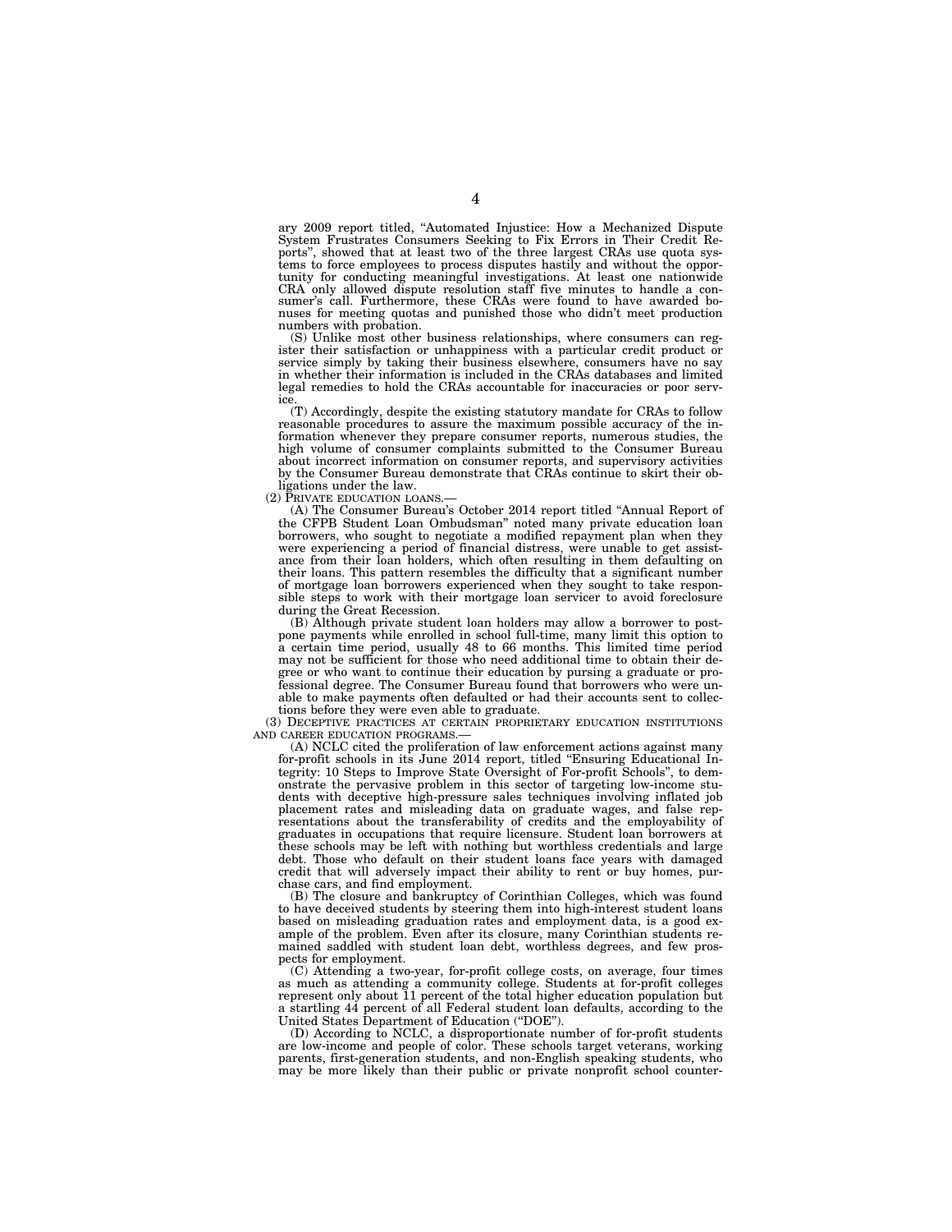ary 2009 report titled, "Automated Injustice: How a Mechanized Dispute System Frustrates Consumers Seeking to Fix Errors in Their Credit Reports", showed that at least two of the three largest CRAs use quota systems to force employees to process disputes hastily and without the opportunity for conducting meaningful investigations. At least one nationwide CRA only allowed dispute resolution staff five minutes to handle a consumer's call. Furthermore, these CRAs were found to have awarded bonuses for meeting quotas and punished those who didn't meet production numbers with probation.

(S) Unlike most other business relationships, where consumers can register their satisfaction or unhappiness with a particular credit product or service simply by taking their business elsewhere, consumers have no say in whether their information is included in the CRAs databases and limited legal remedies to hold the CRAs accountable for inaccuracies or poor service.

(T) Accordingly, despite the existing statutory mandate for CRAs to follow reasonable procedures to assure the maximum possible accuracy of the information whenever they prepare consumer reports, numerous studies, the high volume of consumer complaints submitted to the Consumer Bureau about incorrect information on consumer reports, and supervisory activities by the Consumer Bureau demonstrate that CRAs continue to skirt their obligations under the law.

(2) PRIVATE EDUCATION LOANS.—

(A) The Consumer Bureau's October 2014 report titled "Annual Report of the CFPB Student Loan Ombudsman" noted many private education loan borrowers, who sought to negotiate a modified repayment plan when they were experiencing a period of financial distress, were unable to get assistance from their loan holders, which often resulting in them defaulting on their loans. This pattern resembles the difficulty that a significant number of mortgage loan borrowers experienced when they sought to take responsible steps to work with their mortgage loan servicer to avoid foreclosure during the Great Recession.

(B) Although private student loan holders may allow a borrower to postpone payments while enrolled in school full-time, many limit this option to a certain time period, usually 48 to 66 months. This limited time period may not be sufficient for those who need additional time to obtain their degree or who want to continue their education by pursuing a graduate or professional degree. The Consumer Bureau found that borrowers who were unable to make payments often defaulted or had their accounts sent to collections before they were even able to graduate.

(3) DECEPTIVE PRACTICES AT CERTAIN PROPRIETARY EDUCATION INSTITUTIONS AND CAREER EDUCATION PROGRAMS.—

(A) NCLC cited the proliferation of law enforcement actions against many for-profit schools in its June 2014 report, titled "Ensuring Educational Integrity: 10 Steps to Improve State Oversight of For-profit Schools", to demonstrate the pervasive problem in this sector of targeting low-income students with deceptive high-pressure sales techniques involving inflated job placement rates and misleading data on graduate wages, and false representations about the transferability of credits and the employability of graduates in occupations that require licensure. Student loan borrowers at these schools may be left with nothing but worthless credentials and large debt. Those who default on their student loans face years with damaged credit that will adversely impact their ability to rent or buy homes, purchase cars, and find employment.

(B) The closure and bankruptcy of Corinthian Colleges, which was found to have deceived students by steering them into high-interest student loans based on misleading graduation rates and employment data, is a good example of the problem. Even after its closure, many Corinthian students remained saddled with student loan debt, worthless degrees, and few prospects for employment.

(C) Attending a two-year, for-profit college costs, on average, four times as much as attending a community college. Students at for-profit colleges represent only about 11 percent of the total higher education population but a startling 44 percent of all Federal student loan defaults, according to the United States Department of Education ("DOE").

(D) According to NCLC, a disproportionate number of for-profit students are low-income and people of color. These schools target veterans, working parents, first-generation students, and non-English speaking students, who may be more likely than their public or private nonprofit school counter-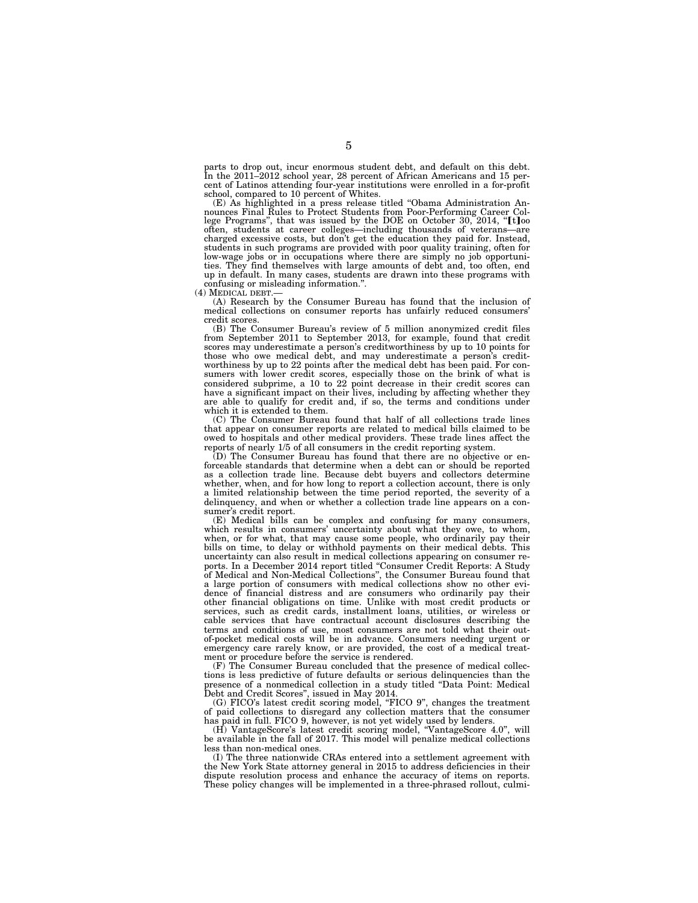parts to drop out, incur enormous student debt, and default on this debt. In the 2011–2012 school year, 28 percent of African Americans and 15 percent of Latinos attending four-year institutions were enrolled in a for-profit school, compared to 10 percent of Whites.

(E) As highlighted in a press release titled "Obama Administration Announces Final Rules to Protect Students from Poor-Performing Career College Programs", that was issued by the DOE on October 30, 2014, "[t]oo often, students at career colleges—including thousands of veterans—are charged excessive costs, but don't get the education they paid for. Instead, students in such programs are provided with poor quality training, often for low-wage jobs or in occupations where there are simply no job opportunities. They find themselves with large amounts of debt and, too often, end up in default. In many cases, students are drawn into these programs with confusing or misleading information.".

(4) MEDICAL DEBT.—

(A) Research by the Consumer Bureau has found that the inclusion of medical collections on consumer reports has unfairly reduced consumers' credit scores.

(B) The Consumer Bureau's review of 5 million anonymized credit files from September 2011 to September 2013, for example, found that credit scores may underestimate a person's creditworthiness by up to 10 points for those who owe medical debt, and may underestimate a person's creditworthiness by up to 22 points after the medical debt has been paid. For consumers with lower credit scores, especially those on the brink of what is considered subprime, a 10 to 22 point decrease in their credit scores can have a significant impact on their lives, including by affecting whether they are able to qualify for credit and, if so, the terms and conditions under which it is extended to them.

(C) The Consumer Bureau found that half of all collections trade lines that appear on consumer reports are related to medical bills claimed to be owed to hospitals and other medical providers. These trade lines affect the reports of nearly 1/5 of all consumers in the credit reporting system.

(D) The Consumer Bureau has found that there are no objective or enforceable standards that determine when a debt can or should be reported as a collection trade line. Because debt buyers and collectors determine whether, when, and for how long to report a collection account, there is only a limited relationship between the time period reported, the severity of a delinquency, and when or whether a collection trade line appears on a consumer's credit report.

(E) Medical bills can be complex and confusing for many consumers, which results in consumers' uncertainty about what they owe, to whom, when, or for what, that may cause some people, who ordinarily pay their bills on time, to delay or withhold payments on their medical debts. This uncertainty can also result in medical collections appearing on consumer reports. In a December 2014 report titled "Consumer Credit Reports: A Study of Medical and Non-Medical Collections", the Consumer Bureau found that a large portion of consumers with medical collections show no other evidence of financial distress and are consumers who ordinarily pay their other financial obligations on time. Unlike with most credit products or services, such as credit cards, installment loans, utilities, or wireless or cable services that have contractual account disclosures describing the terms and conditions of use, most consumers are not told what their out-of-pocket medical costs will be in advance. Consumers needing urgent or emergency care rarely know, or are provided, the cost of a medical treatment or procedure before the service is rendered.

(F) The Consumer Bureau concluded that the presence of medical collections is less predictive of future defaults or serious delinquencies than the presence of a nonmedical collection in a study titled "Data Point: Medical Debt and Credit Scores", issued in May 2014.

(G) FICO's latest credit scoring model, "FICO 9", changes the treatment of paid collections to disregard any collection matters that the consumer has paid in full. FICO 9, however, is not yet widely used by lenders.

(H) VantageScore's latest credit scoring model, "VantageScore 4.0", will be available in the fall of 2017. This model will penalize medical collections less than non-medical ones.

(I) The three nationwide CRAs entered into a settlement agreement with the New York State attorney general in 2015 to address deficiencies in their dispute resolution process and enhance the accuracy of items on reports. These policy changes will be implemented in a three-phrased rollout, culmi-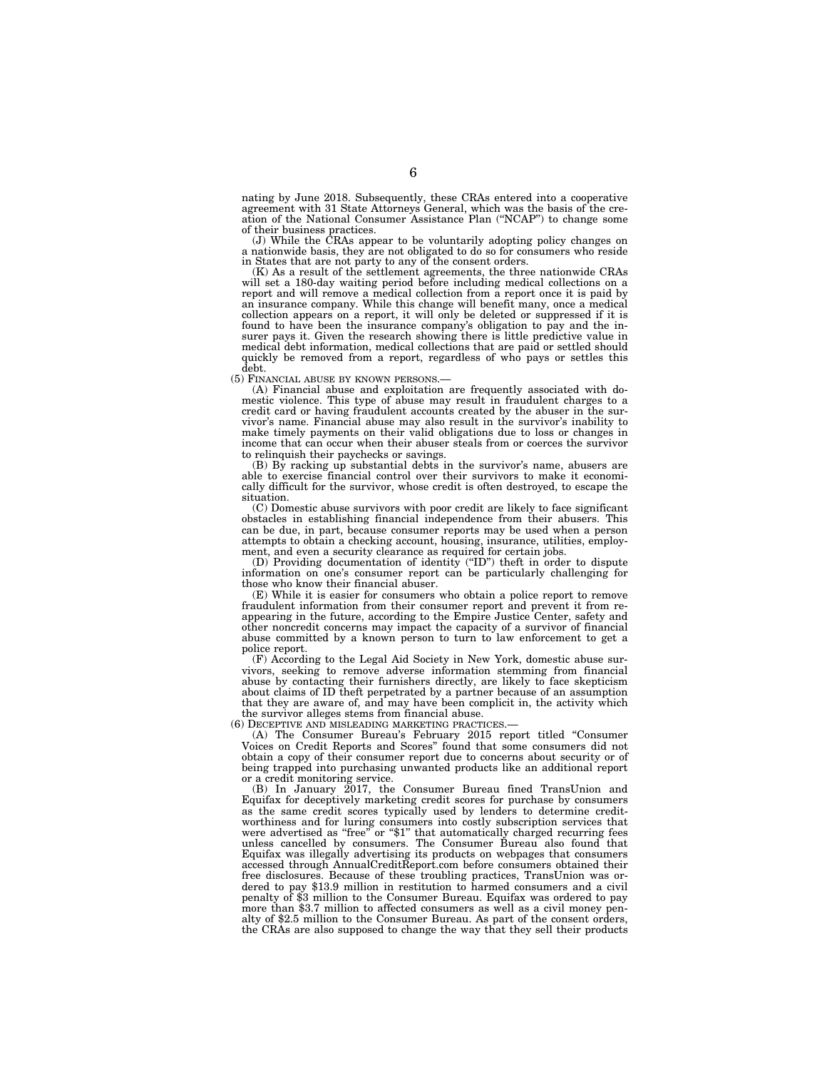nating by June 2018. Subsequently, these CRAs entered into a cooperative agreement with 31 State Attorneys General, which was the basis of the creation of the National Consumer Assistance Plan ("NCAP") to change some of their business practices.

(J) While the CRAs appear to be voluntarily adopting policy changes on a nationwide basis, they are not obligated to do so for consumers who reside in States that are not party to any of the consent orders.

(K) As a result of the settlement agreements, the three nationwide CRAs will set a 180-day waiting period before including medical collections on a report and will remove a medical collection from a report once it is paid by an insurance company. While this change will benefit many, once a medical collection appears on a report, it will only be deleted or suppressed if it is found to have been the insurance company's obligation to pay and the insurer pays it. Given the research showing there is little predictive value in medical debt information, medical collections that are paid or settled should quickly be removed from a report, regardless of who pays or settles this debt.

(5) FINANCIAL ABUSE BY KNOWN PERSONS.—

(A) Financial abuse and exploitation are frequently associated with domestic violence. This type of abuse may result in fraudulent charges to a credit card or having fraudulent accounts created by the abuser in the survivor's name. Financial abuse may also result in the survivor's inability to make timely payments on their valid obligations due to loss or changes in income that can occur when their abuser steals from or coerces the survivor to relinquish their paychecks or savings.

(B) By racking up substantial debts in the survivor's name, abusers are able to exercise financial control over their survivors to make it economically difficult for the survivor, whose credit is often destroyed, to escape the situation.

(C) Domestic abuse survivors with poor credit are likely to face significant obstacles in establishing financial independence from their abusers. This can be due, in part, because consumer reports may be used when a person attempts to obtain a checking account, housing, insurance, utilities, employment, and even a security clearance as required for certain jobs.

(D) Providing documentation of identity ("ID") theft in order to dispute information on one's consumer report can be particularly challenging for those who know their financial abuser.

(E) While it is easier for consumers who obtain a police report to remove fraudulent information from their consumer report and prevent it from reappearing in the future, according to the Empire Justice Center, safety and other noncredit concerns may impact the capacity of a survivor of financial abuse committed by a known person to turn to law enforcement to get a police report.

(F) According to the Legal Aid Society in New York, domestic abuse survivors, seeking to remove adverse information stemming from financial abuse by contacting their furnishers directly, are likely to face skepticism about claims of ID theft perpetrated by a partner because of an assumption that they are aware of, and may have been complicit in, the activity which the survivor alleges stems from financial abuse.

(6) DECEPTIVE AND MISLEADING MARKETING PRACTICES.—

(A) The Consumer Bureau's February 2015 report titled "Consumer Voices on Credit Reports and Scores" found that some consumers did not obtain a copy of their consumer report due to concerns about security or of being trapped into purchasing unwanted products like an additional report or a credit monitoring service.

(B) In January 2017, the Consumer Bureau fined TransUnion and Equifax for deceptively marketing credit scores for purchase by consumers as the same credit scores typically used by lenders to determine creditworthiness and for luring consumers into costly subscription services that were advertised as "free" or "$1" that automatically charged recurring fees unless cancelled by consumers. The Consumer Bureau also found that Equifax was illegally advertising its products on webpages that consumers accessed through AnnualCreditReport.com before consumers obtained their free disclosures. Because of these troubling practices, TransUnion was ordered to pay $13.9 million in restitution to harmed consumers and a civil penalty of $3 million to the Consumer Bureau. Equifax was ordered to pay more than $3.7 million to affected consumers as well as a civil money penalty of $2.5 million to the Consumer Bureau. As part of the consent orders, the CRAs are also supposed to change the way that they sell their products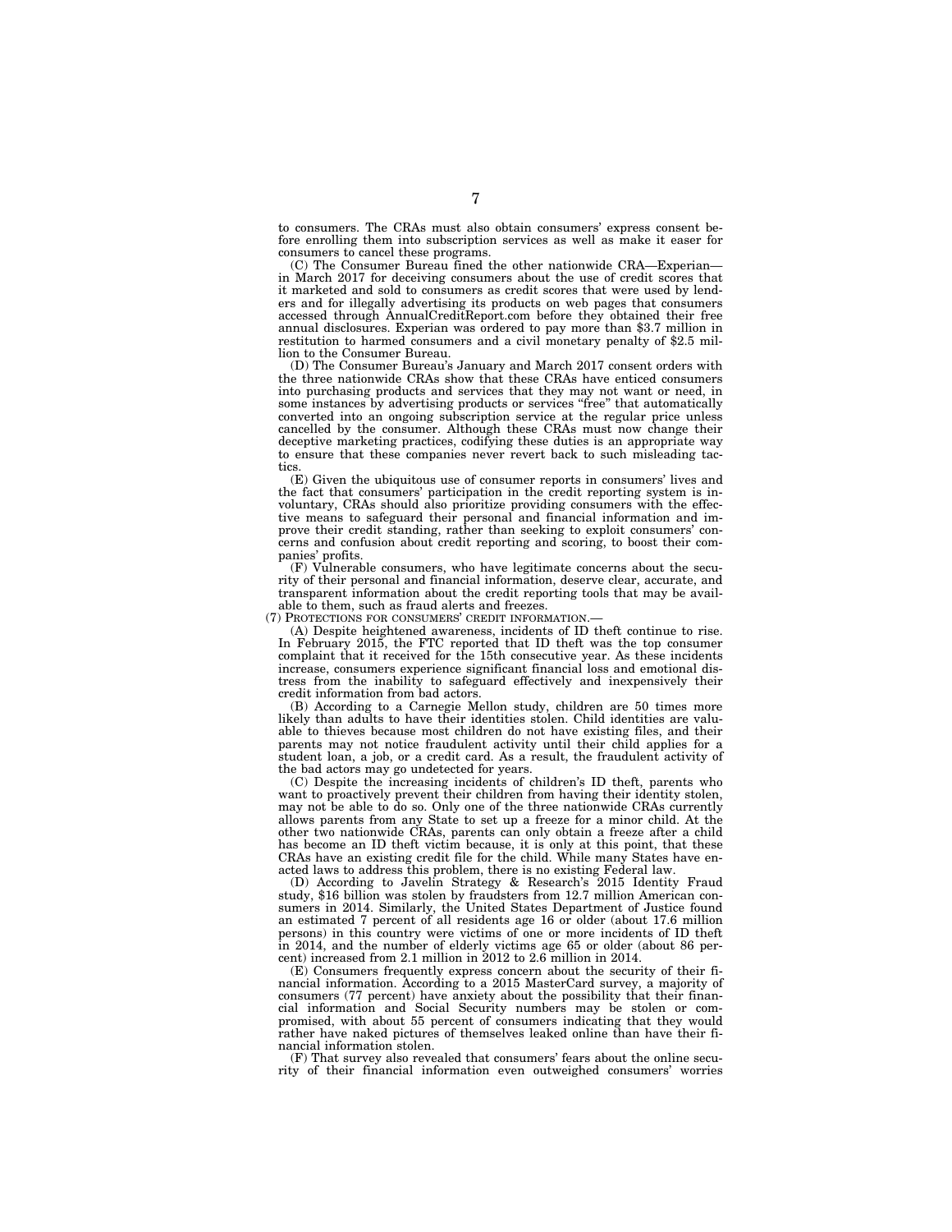to consumers. The CRAs must also obtain consumers' express consent before enrolling them into subscription services as well as make it easer for consumers to cancel these programs.

(C) The Consumer Bureau fined the other nationwide CRA—Experian—in March 2017 for deceiving consumers about the use of credit scores that it marketed and sold to consumers as credit scores that were used by lenders and for illegally advertising its products on web pages that consumers accessed through AnnualCreditReport.com before they obtained their free annual disclosures. Experian was ordered to pay more than $3.7 million in restitution to harmed consumers and a civil monetary penalty of $2.5 million to the Consumer Bureau.

(D) The Consumer Bureau's January and March 2017 consent orders with the three nationwide CRAs show that these CRAs have enticed consumers into purchasing products and services that they may not want or need, in some instances by advertising products or services "free" that automatically converted into an ongoing subscription service at the regular price unless cancelled by the consumer. Although these CRAs must now change their deceptive marketing practices, codifying these duties is an appropriate way to ensure that these companies never revert back to such misleading tactics.

(E) Given the ubiquitous use of consumer reports in consumers' lives and the fact that consumers' participation in the credit reporting system is involuntary, CRAs should also prioritize providing consumers with the effective means to safeguard their personal and financial information and improve their credit standing, rather than seeking to exploit consumers' concerns and confusion about credit reporting and scoring, to boost their companies' profits.

(F) Vulnerable consumers, who have legitimate concerns about the security of their personal and financial information, deserve clear, accurate, and transparent information about the credit reporting tools that may be available to them, such as fraud alerts and freezes.

(7) PROTECTIONS FOR CONSUMERS' CREDIT INFORMATION.—

(A) Despite heightened awareness, incidents of ID theft continue to rise. In February 2015, the FTC reported that ID theft was the top consumer complaint that it received for the 15th consecutive year. As these incidents increase, consumers experience significant financial loss and emotional distress from the inability to safeguard effectively and inexpensively their credit information from bad actors.

(B) According to a Carnegie Mellon study, children are 50 times more likely than adults to have their identities stolen. Child identities are valuable to thieves because most children do not have existing files, and their parents may not notice fraudulent activity until their child applies for a student loan, a job, or a credit card. As a result, the fraudulent activity of the bad actors may go undetected for years.

(C) Despite the increasing incidents of children's ID theft, parents who want to proactively prevent their children from having their identity stolen, may not be able to do so. Only one of the three nationwide CRAs currently allows parents from any State to set up a freeze for a minor child. At the other two nationwide CRAs, parents can only obtain a freeze after a child has become an ID theft victim because, it is only at this point, that these CRAs have an existing credit file for the child. While many States have enacted laws to address this problem, there is no existing Federal law.

(D) According to Javelin Strategy & Research's 2015 Identity Fraud study, $16 billion was stolen by fraudsters from 12.7 million American consumers in 2014. Similarly, the United States Department of Justice found an estimated 7 percent of all residents age 16 or older (about 17.6 million persons) in this country were victims of one or more incidents of ID theft in 2014, and the number of elderly victims age 65 or older (about 86 percent) increased from 2.1 million in 2012 to 2.6 million in 2014.

(E) Consumers frequently express concern about the security of their financial information. According to a 2015 MasterCard survey, a majority of consumers (77 percent) have anxiety about the possibility that their financial information and Social Security numbers may be stolen or compromised, with about 55 percent of consumers indicating that they would rather have naked pictures of themselves leaked online than have their financial information stolen.

(F) That survey also revealed that consumers' fears about the online security of their financial information even outweighed consumers' worries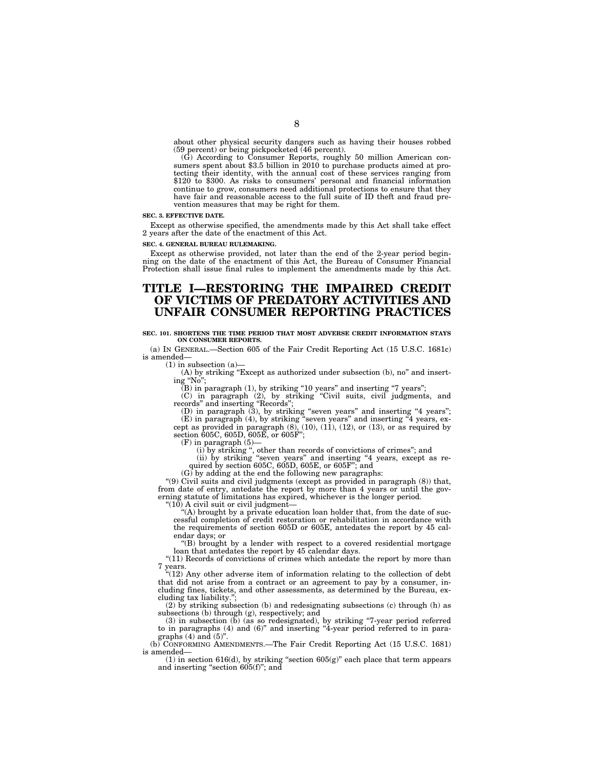about other physical security dangers such as having their houses robbed (59 percent) or being pickpocketed (46 percent).

(G) According to Consumer Reports, roughly 50 million American consumers spent about $3.5 billion in 2010 to purchase products aimed at protecting their identity, with the annual cost of these services ranging from $120 to $300. As risks to consumers' personal and financial information continue to grow, consumers need additional protections to ensure that they have fair and reasonable access to the full suite of ID theft and fraud prevention measures that may be right for them.

**SEC. 3. EFFECTIVE DATE.**

Except as otherwise specified, the amendments made by this Act shall take effect 2 years after the date of the enactment of this Act.

**SEC. 4. GENERAL BUREAU RULEMAKING.**

Except as otherwise provided, not later than the end of the 2-year period beginning on the date of the enactment of this Act, the Bureau of Consumer Financial Protection shall issue final rules to implement the amendments made by this Act.

# TITLE I—RESTORING THE IMPAIRED CREDIT OF VICTIMS OF PREDATORY ACTIVITIES AND UNFAIR CONSUMER REPORTING PRACTICES

**SEC. 101. SHORTENS THE TIME PERIOD THAT MOST ADVERSE CREDIT INFORMATION STAYS ON CONSUMER REPORTS.**

(a) IN GENERAL.—Section 605 of the Fair Credit Reporting Act (15 U.S.C. 1681c) is amended—

(1) in subsection (a)—

(A) by striking "Except as authorized under subsection (b), no" and inserting "No";

(B) in paragraph (1), by striking "10 years" and inserting "7 years";

(C) in paragraph (2), by striking "Civil suits, civil judgments, and records" and inserting "Records";

(D) in paragraph (3), by striking "seven years" and inserting "4 years";

(E) in paragraph (4), by striking "seven years" and inserting "4 years, except as provided in paragraph (8), (10), (11), (12), or (13), or as required by section 605C, 605D, 605E, or 605F";

(F) in paragraph (5)—

(i) by striking ", other than records of convictions of crimes"; and

(ii) by striking "seven years" and inserting "4 years, except as required by section 605C, 605D, 605E, or 605F"; and

(G) by adding at the end the following new paragraphs:

"(9) Civil suits and civil judgments (except as provided in paragraph (8)) that, from date of entry, antedate the report by more than 4 years or until the governing statute of limitations has expired, whichever is the longer period.

"(10) A civil suit or civil judgment—

"(A) brought by a private education loan holder that, from the date of successful completion of credit restoration or rehabilitation in accordance with the requirements of section 605D or 605E, antedates the report by 45 calendar days; or

"(B) brought by a lender with respect to a covered residential mortgage loan that antedates the report by 45 calendar days.

"(11) Records of convictions of crimes which antedate the report by more than 7 years.

"(12) Any other adverse item of information relating to the collection of debt that did not arise from a contract or an agreement to pay by a consumer, including fines, tickets, and other assessments, as determined by the Bureau, excluding tax liability.";

(2) by striking subsection (b) and redesignating subsections (c) through (h) as subsections (b) through (g), respectively; and

(3) in subsection (b) (as so redesignated), by striking "7-year period referred to in paragraphs (4) and (6)" and inserting "4-year period referred to in paragraphs (4) and (5)".

(b) CONFORMING AMENDMENTS.—The Fair Credit Reporting Act (15 U.S.C. 1681) is amended—

(1) in section 616(d), by striking "section 605(g)" each place that term appears and inserting "section 605(f)"; and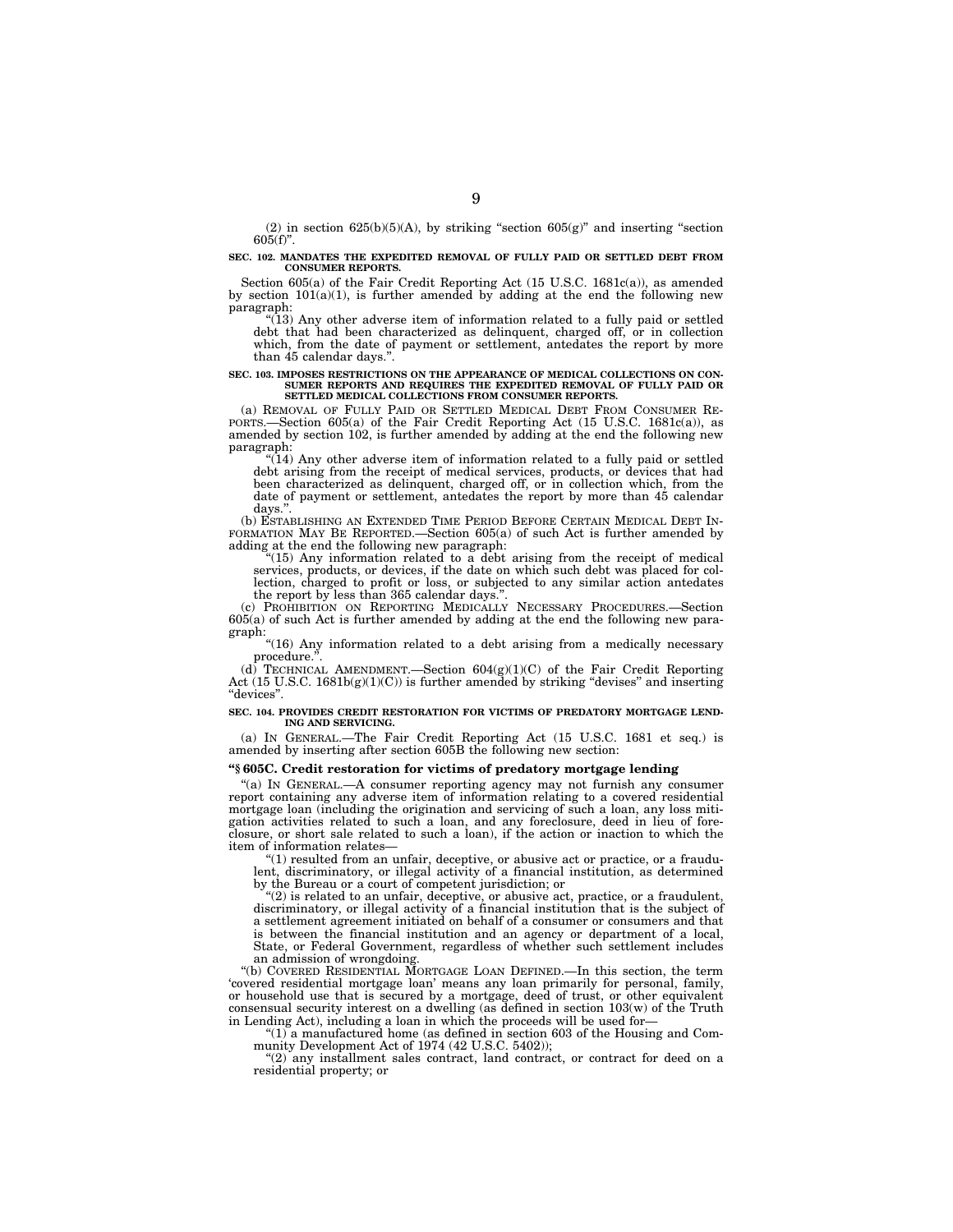(2) in section 625(b)(5)(A), by striking "section 605(g)" and inserting "section 605(f)".

**SEC. 102. MANDATES THE EXPEDITED REMOVAL OF FULLY PAID OR SETTLED DEBT FROM CONSUMER REPORTS.**

Section 605(a) of the Fair Credit Reporting Act (15 U.S.C. 1681c(a)), as amended by section 101(a)(1), is further amended by adding at the end the following new paragraph:

"(13) Any other adverse item of information related to a fully paid or settled debt that had been characterized as delinquent, charged off, or in collection which, from the date of payment or settlement, antedates the report by more than 45 calendar days.".

**SEC. 103. IMPOSES RESTRICTIONS ON THE APPEARANCE OF MEDICAL COLLECTIONS ON CONSUMER REPORTS AND REQUIRES THE EXPEDITED REMOVAL OF FULLY PAID OR SETTLED MEDICAL COLLECTIONS FROM CONSUMER REPORTS.**

(a) REMOVAL OF FULLY PAID OR SETTLED MEDICAL DEBT FROM CONSUMER REPORTS.—Section 605(a) of the Fair Credit Reporting Act (15 U.S.C. 1681c(a)), as amended by section 102, is further amended by adding at the end the following new paragraph:

"(14) Any other adverse item of information related to a fully paid or settled debt arising from the receipt of medical services, products, or devices that had been characterized as delinquent, charged off, or in collection which, from the date of payment or settlement, antedates the report by more than 45 calendar days.".

(b) ESTABLISHING AN EXTENDED TIME PERIOD BEFORE CERTAIN MEDICAL DEBT INFORMATION MAY BE REPORTED.—Section 605(a) of such Act is further amended by adding at the end the following new paragraph:

"(15) Any information related to a debt arising from the receipt of medical services, products, or devices, if the date on which such debt was placed for collection, charged to profit or loss, or subjected to any similar action antedates the report by less than 365 calendar days.".

(c) PROHIBITION ON REPORTING MEDICALLY NECESSARY PROCEDURES.—Section 605(a) of such Act is further amended by adding at the end the following new paragraph:

"(16) Any information related to a debt arising from a medically necessary procedure.".

(d) TECHNICAL AMENDMENT.—Section 604(g)(1)(C) of the Fair Credit Reporting Act (15 U.S.C. 1681b(g)(1)(C)) is further amended by striking "devises" and inserting "devices".

**SEC. 104. PROVIDES CREDIT RESTORATION FOR VICTIMS OF PREDATORY MORTGAGE LENDING AND SERVICING.**

(a) IN GENERAL.—The Fair Credit Reporting Act (15 U.S.C. 1681 et seq.) is amended by inserting after section 605B the following new section:

**"§ 605C. Credit restoration for victims of predatory mortgage lending**

"(a) IN GENERAL.—A consumer reporting agency may not furnish any consumer report containing any adverse item of information relating to a covered residential mortgage loan (including the origination and servicing of such a loan, any loss mitigation activities related to such a loan, and any foreclosure, deed in lieu of foreclosure, or short sale related to such a loan), if the action or inaction to which the item of information relates—

"(1) resulted from an unfair, deceptive, or abusive act or practice, or a fraudulent, discriminatory, or illegal activity of a financial institution, as determined by the Bureau or a court of competent jurisdiction; or

"(2) is related to an unfair, deceptive, or abusive act, practice, or a fraudulent, discriminatory, or illegal activity of a financial institution that is the subject of a settlement agreement initiated on behalf of a consumer or consumers and that is between the financial institution and an agency or department of a local, State, or Federal Government, regardless of whether such settlement includes an admission of wrongdoing.

"(b) COVERED RESIDENTIAL MORTGAGE LOAN DEFINED.—In this section, the term 'covered residential mortgage loan' means any loan primarily for personal, family, or household use that is secured by a mortgage, deed of trust, or other equivalent consensual security interest on a dwelling (as defined in section 103(w) of the Truth in Lending Act), including a loan in which the proceeds will be used for—

"(1) a manufactured home (as defined in section 603 of the Housing and Community Development Act of 1974 (42 U.S.C. 5402));

"(2) any installment sales contract, land contract, or contract for deed on a residential property; or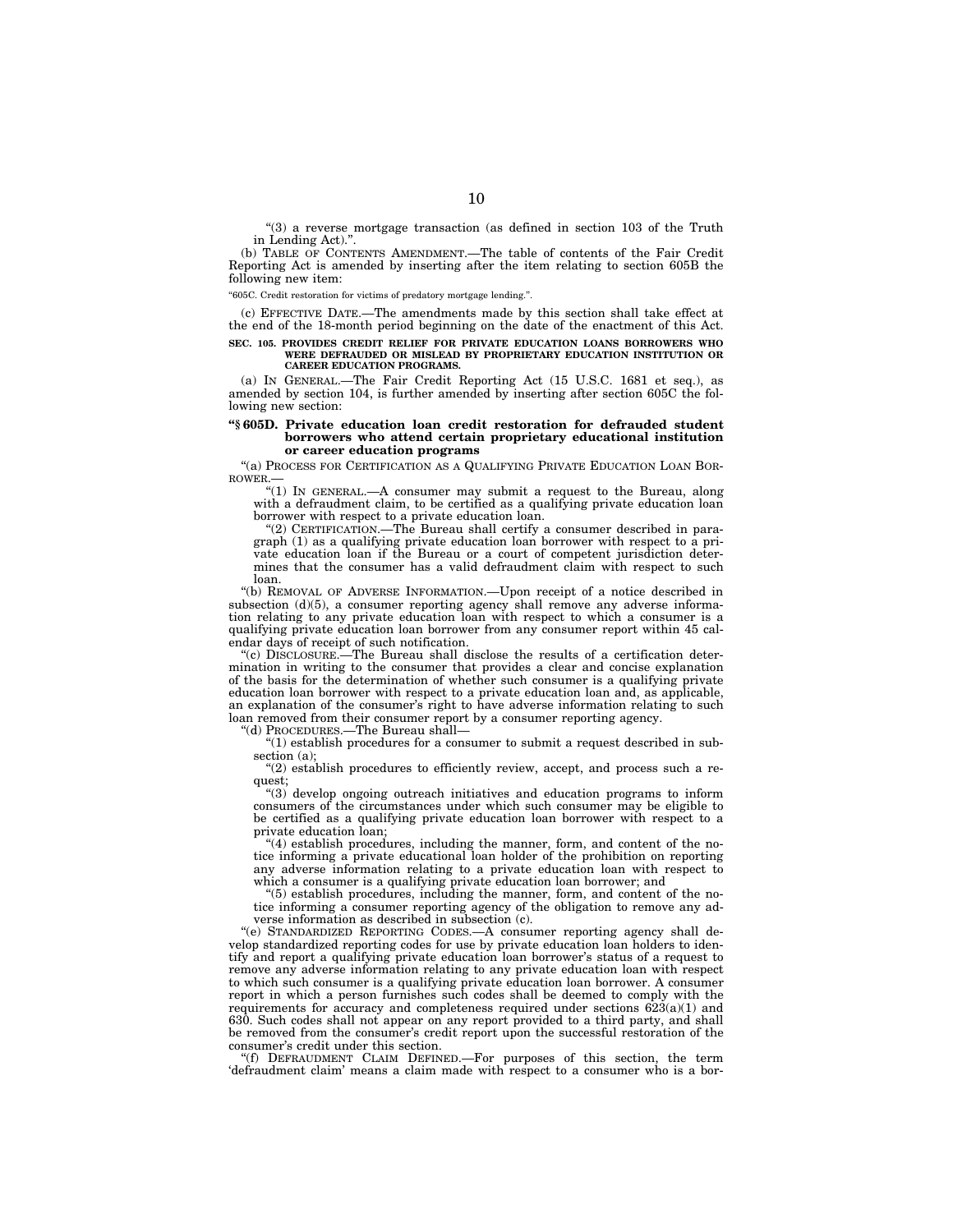"(3) a reverse mortgage transaction (as defined in section 103 of the Truth in Lending Act).".

(b) TABLE OF CONTENTS AMENDMENT.—The table of contents of the Fair Credit Reporting Act is amended by inserting after the item relating to section 605B the following new item:

"605C. Credit restoration for victims of predatory mortgage lending.".

(c) EFFECTIVE DATE.—The amendments made by this section shall take effect at the end of the 18-month period beginning on the date of the enactment of this Act.

**SEC. 105. PROVIDES CREDIT RELIEF FOR PRIVATE EDUCATION LOANS BORROWERS WHO WERE DEFRAUDED OR MISLEAD BY PROPRIETARY EDUCATION INSTITUTION OR CAREER EDUCATION PROGRAMS.**

(a) IN GENERAL.—The Fair Credit Reporting Act (15 U.S.C. 1681 et seq.), as amended by section 104, is further amended by inserting after section 605C the following new section:

**"§ 605D. Private education loan credit restoration for defrauded student borrowers who attend certain proprietary educational institution or career education programs**

"(a) PROCESS FOR CERTIFICATION AS A QUALIFYING PRIVATE EDUCATION LOAN BORROWER.—

"(1) IN GENERAL.—A consumer may submit a request to the Bureau, along with a defraudment claim, to be certified as a qualifying private education loan borrower with respect to a private education loan.

"(2) CERTIFICATION.—The Bureau shall certify a consumer described in paragraph (1) as a qualifying private education loan borrower with respect to a private education loan if the Bureau or a court of competent jurisdiction determines that the consumer has a valid defraudment claim with respect to such loan.

"(b) REMOVAL OF ADVERSE INFORMATION.—Upon receipt of a notice described in subsection (d)(5), a consumer reporting agency shall remove any adverse information relating to any private education loan with respect to which a consumer is a qualifying private education loan borrower from any consumer report within 45 calendar days of receipt of such notification.

"(c) DISCLOSURE.—The Bureau shall disclose the results of a certification determination in writing to the consumer that provides a clear and concise explanation of the basis for the determination of whether such consumer is a qualifying private education loan borrower with respect to a private education loan and, as applicable, an explanation of the consumer's right to have adverse information relating to such loan removed from their consumer report by a consumer reporting agency.

"(d) PROCEDURES.—The Bureau shall—

"(1) establish procedures for a consumer to submit a request described in subsection (a);

"(2) establish procedures to efficiently review, accept, and process such a request;

"(3) develop ongoing outreach initiatives and education programs to inform consumers of the circumstances under which such consumer may be eligible to be certified as a qualifying private education loan borrower with respect to a private education loan;

"(4) establish procedures, including the manner, form, and content of the notice informing a private educational loan holder of the prohibition on reporting any adverse information relating to a private education loan with respect to which a consumer is a qualifying private education loan borrower; and

"(5) establish procedures, including the manner, form, and content of the notice informing a consumer reporting agency of the obligation to remove any adverse information as described in subsection (c).

"(e) STANDARDIZED REPORTING CODES.—A consumer reporting agency shall develop standardized reporting codes for use by private education loan holders to identify and report a qualifying private education loan borrower's status of a request to remove any adverse information relating to any private education loan with respect to which such consumer is a qualifying private education loan borrower. A consumer report in which a person furnishes such codes shall be deemed to comply with the requirements for accuracy and completeness required under sections 623(a)(1) and 630. Such codes shall not appear on any report provided to a third party, and shall be removed from the consumer's credit report upon the successful restoration of the consumer's credit under this section.

"(f) DEFRAUDMENT CLAIM DEFINED.—For purposes of this section, the term 'defraudment claim' means a claim made with respect to a consumer who is a bor-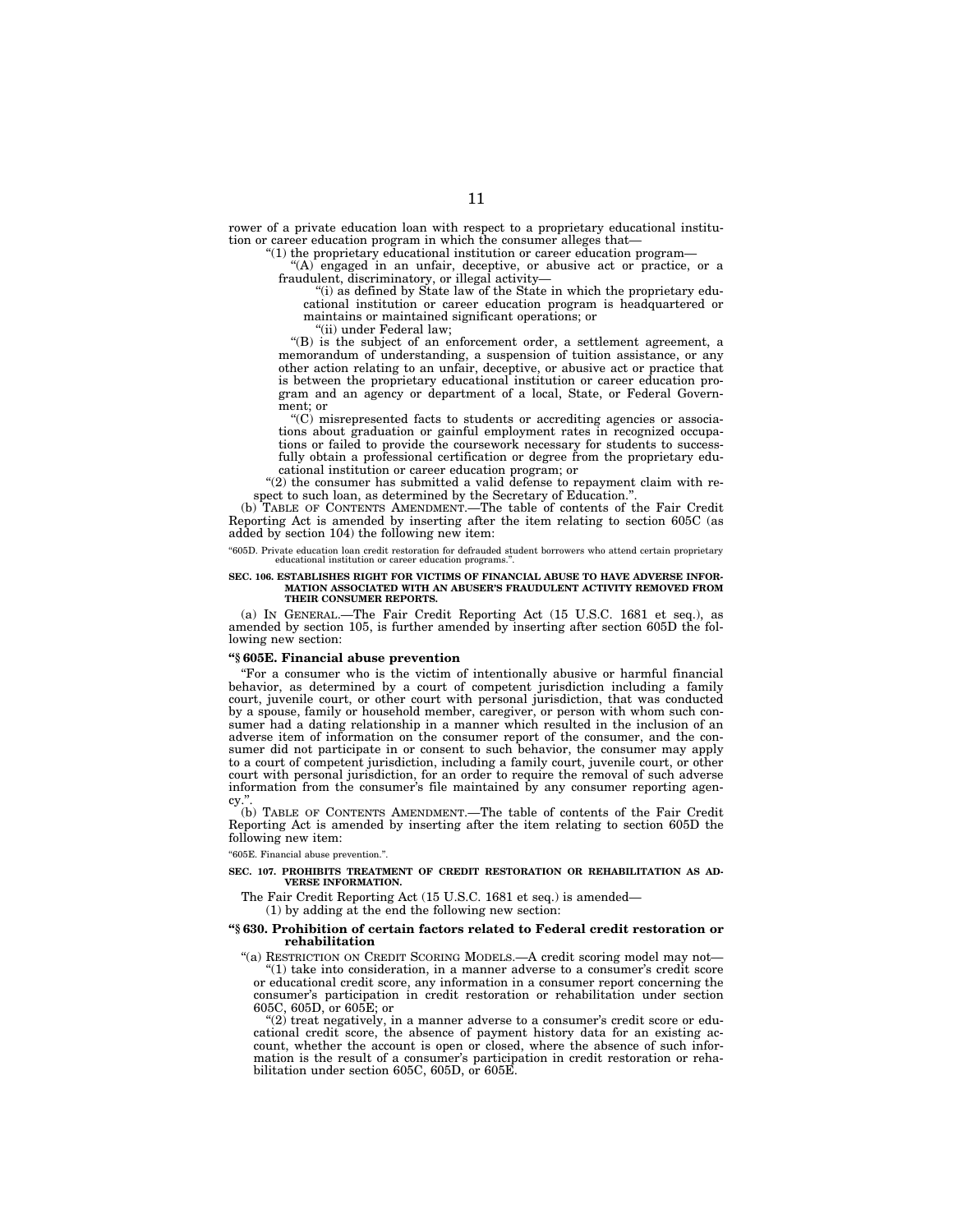rower of a private education loan with respect to a proprietary educational institution or career education program in which the consumer alleges that—

"(1) the proprietary educational institution or career education program—

"(A) engaged in an unfair, deceptive, or abusive act or practice, or a fraudulent, discriminatory, or illegal activity—

"(i) as defined by State law of the State in which the proprietary educational institution or career education program is headquartered or maintains or maintained significant operations; or

"(ii) under Federal law;

"(B) is the subject of an enforcement order, a settlement agreement, a memorandum of understanding, a suspension of tuition assistance, or any other action relating to an unfair, deceptive, or abusive act or practice that is between the proprietary educational institution or career education program and an agency or department of a local, State, or Federal Government; or

"(C) misrepresented facts to students or accrediting agencies or associations about graduation or gainful employment rates in recognized occupations or failed to provide the coursework necessary for students to successfully obtain a professional certification or degree from the proprietary educational institution or career education program; or

"(2) the consumer has submitted a valid defense to repayment claim with respect to such loan, as determined by the Secretary of Education.".

(b) TABLE OF CONTENTS AMENDMENT.—The table of contents of the Fair Credit Reporting Act is amended by inserting after the item relating to section 605C (as added by section 104) the following new item:

"605D. Private education loan credit restoration for defrauded student borrowers who attend certain proprietary educational institution or career education programs.".

**SEC. 106. ESTABLISHES RIGHT FOR VICTIMS OF FINANCIAL ABUSE TO HAVE ADVERSE INFORMATION ASSOCIATED WITH AN ABUSER'S FRAUDULENT ACTIVITY REMOVED FROM THEIR CONSUMER REPORTS.**

(a) IN GENERAL.—The Fair Credit Reporting Act (15 U.S.C. 1681 et seq.), as amended by section 105, is further amended by inserting after section 605D the following new section:

**"§ 605E. Financial abuse prevention**

"For a consumer who is the victim of intentionally abusive or harmful financial behavior, as determined by a court of competent jurisdiction including a family court, juvenile court, or other court with personal jurisdiction, that was conducted by a spouse, family or household member, caregiver, or person with whom such consumer had a dating relationship in a manner which resulted in the inclusion of an adverse item of information on the consumer report of the consumer, and the consumer did not participate in or consent to such behavior, the consumer may apply to a court of competent jurisdiction, including a family court, juvenile court, or other court with personal jurisdiction, for an order to require the removal of such adverse information from the consumer's file maintained by any consumer reporting agency.".

(b) TABLE OF CONTENTS AMENDMENT.—The table of contents of the Fair Credit Reporting Act is amended by inserting after the item relating to section 605D the following new item:

"605E. Financial abuse prevention.".

**SEC. 107. PROHIBITS TREATMENT OF CREDIT RESTORATION OR REHABILITATION AS ADVERSE INFORMATION.**

The Fair Credit Reporting Act (15 U.S.C. 1681 et seq.) is amended—

(1) by adding at the end the following new section:

**"§ 630. Prohibition of certain factors related to Federal credit restoration or rehabilitation**

"(a) RESTRICTION ON CREDIT SCORING MODELS.—A credit scoring model may not—

"(1) take into consideration, in a manner adverse to a consumer's credit score or educational credit score, any information in a consumer report concerning the consumer's participation in credit restoration or rehabilitation under section 605C, 605D, or 605E; or

"(2) treat negatively, in a manner adverse to a consumer's credit score or educational credit score, the absence of payment history data for an existing account, whether the account is open or closed, where the absence of such information is the result of a consumer's participation in credit restoration or rehabilitation under section 605C, 605D, or 605E.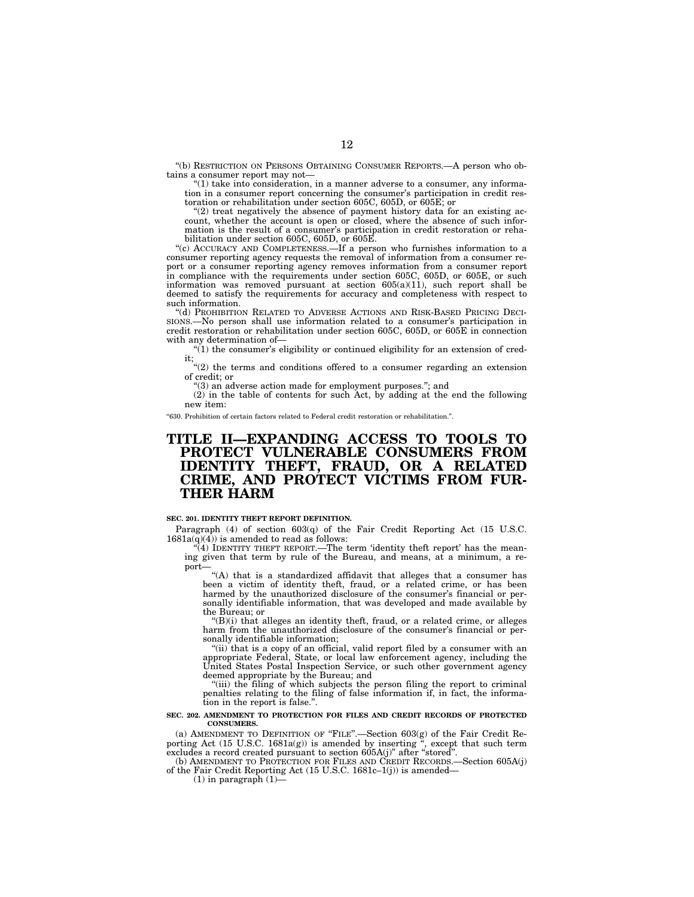"(b) RESTRICTION ON PERSONS OBTAINING CONSUMER REPORTS.—A person who obtains a consumer report may not—

"(1) take into consideration, in a manner adverse to a consumer, any information in a consumer report concerning the consumer's participation in credit restoration or rehabilitation under section 605C, 605D, or 605E; or

"(2) treat negatively the absence of payment history data for an existing account, whether the account is open or closed, where the absence of such information is the result of a consumer's participation in credit restoration or rehabilitation under section 605C, 605D, or 605E.

"(c) ACCURACY AND COMPLETENESS.—If a person who furnishes information to a consumer reporting agency requests the removal of information from a consumer report or a consumer reporting agency removes information from a consumer report in compliance with the requirements under section 605C, 605D, or 605E, or such information was removed pursuant at section 605(a)(11), such report shall be deemed to satisfy the requirements for accuracy and completeness with respect to such information.

"(d) PROHIBITION RELATED TO ADVERSE ACTIONS AND RISK-BASED PRICING DECISIONS.—No person shall use information related to a consumer's participation in credit restoration or rehabilitation under section 605C, 605D, or 605E in connection with any determination of—

"(1) the consumer's eligibility or continued eligibility for an extension of credit;

"(2) the terms and conditions offered to a consumer regarding an extension of credit; or

"(3) an adverse action made for employment purposes."; and

(2) in the table of contents for such Act, by adding at the end the following new item:

"630. Prohibition of certain factors related to Federal credit restoration or rehabilitation.".

# TITLE II—EXPANDING ACCESS TO TOOLS TO PROTECT VULNERABLE CONSUMERS FROM IDENTITY THEFT, FRAUD, OR A RELATED CRIME, AND PROTECT VICTIMS FROM FURTHER HARM

**SEC. 201. IDENTITY THEFT REPORT DEFINITION.**

Paragraph (4) of section 603(q) of the Fair Credit Reporting Act (15 U.S.C. 1681a(q)(4)) is amended to read as follows:

"(4) IDENTITY THEFT REPORT.—The term 'identity theft report' has the meaning given that term by rule of the Bureau, and means, at a minimum, a report—

"(A) that is a standardized affidavit that alleges that a consumer has been a victim of identity theft, fraud, or a related crime, or has been harmed by the unauthorized disclosure of the consumer's financial or personally identifiable information, that was developed and made available by the Bureau; or

"(B)(i) that alleges an identity theft, fraud, or a related crime, or alleges harm from the unauthorized disclosure of the consumer's financial or personally identifiable information;

"(ii) that is a copy of an official, valid report filed by a consumer with an appropriate Federal, State, or local law enforcement agency, including the United States Postal Inspection Service, or such other government agency deemed appropriate by the Bureau; and

"(iii) the filing of which subjects the person filing the report to criminal penalties relating to the filing of false information if, in fact, the information in the report is false.".

**SEC. 202. AMENDMENT TO PROTECTION FOR FILES AND CREDIT RECORDS OF PROTECTED CONSUMERS.**

(a) AMENDMENT TO DEFINITION OF "FILE".—Section 603(g) of the Fair Credit Reporting Act (15 U.S.C. 1681a(g)) is amended by inserting ", except that such term excludes a record created pursuant to section 605A(j)" after "stored".

(b) AMENDMENT TO PROTECTION FOR FILES AND CREDIT RECORDS.—Section 605A(j) of the Fair Credit Reporting Act (15 U.S.C. 1681c–1(j)) is amended—

(1) in paragraph (1)—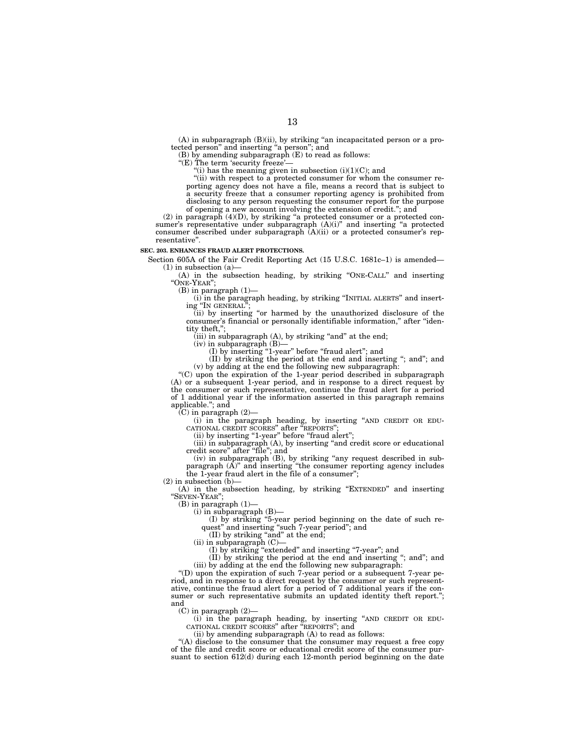(A) in subparagraph (B)(ii), by striking "an incapacitated person or a protected person" and inserting "a person"; and

(B) by amending subparagraph (E) to read as follows:

"(E) The term 'security freeze'—

"(i) has the meaning given in subsection (i)(1)(C); and

"(ii) with respect to a protected consumer for whom the consumer reporting agency does not have a file, means a record that is subject to a security freeze that a consumer reporting agency is prohibited from disclosing to any person requesting the consumer report for the purpose of opening a new account involving the extension of credit."; and

(2) in paragraph (4)(D), by striking "a protected consumer or a protected consumer's representative under subparagraph (A)(i)" and inserting "a protected consumer described under subparagraph (A)(ii) or a protected consumer's representative".

**SEC. 203. ENHANCES FRAUD ALERT PROTECTIONS.**

Section 605A of the Fair Credit Reporting Act (15 U.S.C. 1681c–1) is amended—

(1) in subsection (a)—

(A) in the subsection heading, by striking "ONE-CALL" and inserting "ONE-YEAR";

(B) in paragraph (1)—

(i) in the paragraph heading, by striking "INITIAL ALERTS" and inserting "IN GENERAL";

(ii) by inserting "or harmed by the unauthorized disclosure of the consumer's financial or personally identifiable information," after "identity theft,";

(iii) in subparagraph (A), by striking "and" at the end;

(iv) in subparagraph (B)—

(I) by inserting "1-year" before "fraud alert"; and

(II) by striking the period at the end and inserting "; and"; and

(v) by adding at the end the following new subparagraph:

"(C) upon the expiration of the 1-year period described in subparagraph (A) or a subsequent 1-year period, and in response to a direct request by the consumer or such representative, continue the fraud alert for a period of 1 additional year if the information asserted in this paragraph remains applicable."; and

(C) in paragraph (2)—

(i) in the paragraph heading, by inserting "AND CREDIT OR EDUCATIONAL CREDIT SCORES" after "REPORTS";

(ii) by inserting "1-year" before "fraud alert";

(iii) in subparagraph (A), by inserting "and credit score or educational credit score" after "file"; and

(iv) in subparagraph (B), by striking "any request described in subparagraph (A)" and inserting "the consumer reporting agency includes the 1-year fraud alert in the file of a consumer";

(2) in subsection (b)—

(A) in the subsection heading, by striking "EXTENDED" and inserting "SEVEN-YEAR";

(B) in paragraph (1)—

(i) in subparagraph (B)—

(I) by striking "5-year period beginning on the date of such request" and inserting "such 7-year period"; and

(II) by striking "and" at the end;

(ii) in subparagraph (C)—

(I) by striking "extended" and inserting "7-year"; and

(II) by striking the period at the end and inserting "; and"; and

(iii) by adding at the end the following new subparagraph:

"(D) upon the expiration of such 7-year period or a subsequent 7-year period, and in response to a direct request by the consumer or such representative, continue the fraud alert for a period of 7 additional years if the consumer or such representative submits an updated identity theft report."; and

(C) in paragraph (2)—

(i) in the paragraph heading, by inserting "AND CREDIT OR EDUCATIONAL CREDIT SCORES" after "REPORTS"; and

(ii) by amending subparagraph (A) to read as follows:

"(A) disclose to the consumer that the consumer may request a free copy of the file and credit score or educational credit score of the consumer pursuant to section 612(d) during each 12-month period beginning on the date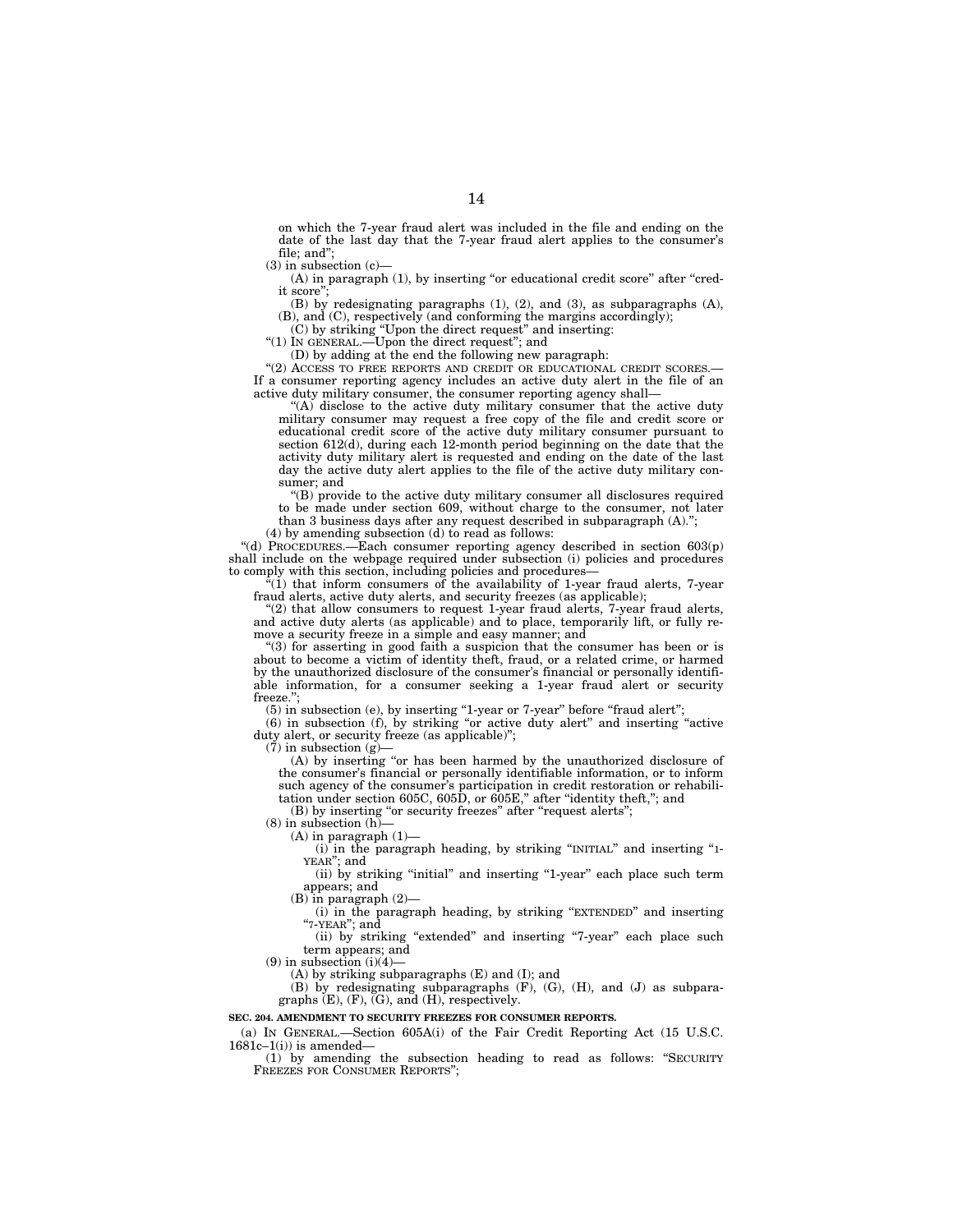on which the 7-year fraud alert was included in the file and ending on the date of the last day that the 7-year fraud alert applies to the consumer's file; and";

(3) in subsection (c)—

(A) in paragraph (1), by inserting "or educational credit score" after "credit score";

(B) by redesignating paragraphs (1), (2), and (3), as subparagraphs (A), (B), and (C), respectively (and conforming the margins accordingly);

(C) by striking "Upon the direct request" and inserting:

"(1) IN GENERAL.—Upon the direct request"; and

(D) by adding at the end the following new paragraph:

"(2) ACCESS TO FREE REPORTS AND CREDIT OR EDUCATIONAL CREDIT SCORES.—If a consumer reporting agency includes an active duty alert in the file of an active duty military consumer, the consumer reporting agency shall—

"(A) disclose to the active duty military consumer that the active duty military consumer may request a free copy of the file and credit score or educational credit score of the active duty military consumer pursuant to section 612(d), during each 12-month period beginning on the date that the activity duty military alert is requested and ending on the date of the last day the active duty alert applies to the file of the active duty military consumer; and

"(B) provide to the active duty military consumer all disclosures required to be made under section 609, without charge to the consumer, not later than 3 business days after any request described in subparagraph (A).";

(4) by amending subsection (d) to read as follows:

"(d) PROCEDURES.—Each consumer reporting agency described in section 603(p) shall include on the webpage required under subsection (i) policies and procedures to comply with this section, including policies and procedures—

"(1) that inform consumers of the availability of 1-year fraud alerts, 7-year fraud alerts, active duty alerts, and security freezes (as applicable);

"(2) that allow consumers to request 1-year fraud alerts, 7-year fraud alerts, and active duty alerts (as applicable) and to place, temporarily lift, or fully remove a security freeze in a simple and easy manner; and

"(3) for asserting in good faith a suspicion that the consumer has been or is about to become a victim of identity theft, fraud, or a related crime, or harmed by the unauthorized disclosure of the consumer's financial or personally identifiable information, for a consumer seeking a 1-year fraud alert or security freeze.";

(5) in subsection (e), by inserting "1-year or 7-year" before "fraud alert";

(6) in subsection (f), by striking "or active duty alert" and inserting "active duty alert, or security freeze (as applicable)";

(7) in subsection (g)—

(A) by inserting "or has been harmed by the unauthorized disclosure of the consumer's financial or personally identifiable information, or to inform such agency of the consumer's participation in credit restoration or rehabilitation under section 605C, 605D, or 605E," after "identity theft,"; and

(B) by inserting "or security freezes" after "request alerts";

(8) in subsection (h)—

(A) in paragraph (1)—

(i) in the paragraph heading, by striking "INITIAL" and inserting "1-YEAR"; and

(ii) by striking "initial" and inserting "1-year" each place such term appears; and

(B) in paragraph (2)—

(i) in the paragraph heading, by striking "EXTENDED" and inserting "7-YEAR"; and

(ii) by striking "extended" and inserting "7-year" each place such term appears; and

(9) in subsection (i)(4)—

(A) by striking subparagraphs (E) and (I); and

(B) by redesignating subparagraphs (F), (G), (H), and (J) as subparagraphs (E), (F), (G), and (H), respectively.

**SEC. 204. AMENDMENT TO SECURITY FREEZES FOR CONSUMER REPORTS.**

(a) IN GENERAL.—Section 605A(i) of the Fair Credit Reporting Act (15 U.S.C. 1681c–1(i)) is amended—

(1) by amending the subsection heading to read as follows: "SECURITY FREEZES FOR CONSUMER REPORTS";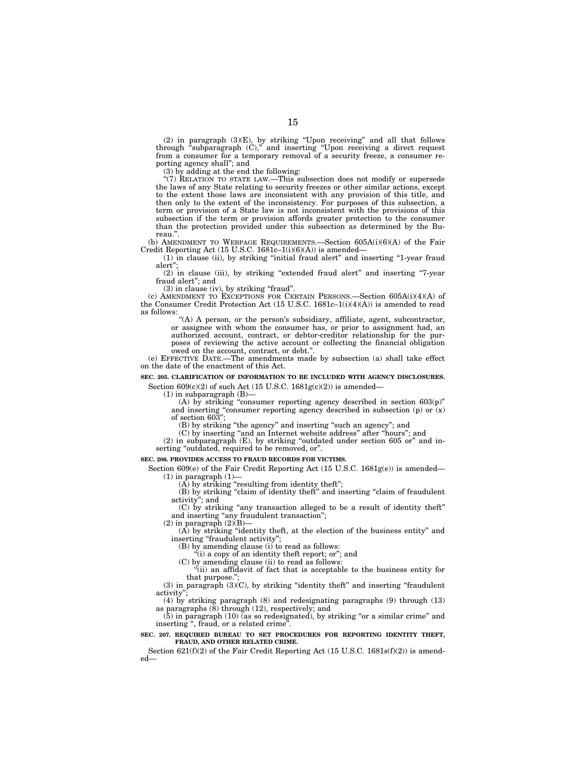(2) in paragraph (3)(E), by striking "Upon receiving" and all that follows through "subparagraph (C)," and inserting "Upon receiving a direct request from a consumer for a temporary removal of a security freeze, a consumer reporting agency shall"; and

(3) by adding at the end the following:

"(7) RELATION TO STATE LAW.—This subsection does not modify or supersede the laws of any State relating to security freezes or other similar actions, except to the extent those laws are inconsistent with any provision of this title, and then only to the extent of the inconsistency. For purposes of this subsection, a term or provision of a State law is not inconsistent with the provisions of this subsection if the term or provision affords greater protection to the consumer than the protection provided under this subsection as determined by the Bureau.".

(b) AMENDMENT TO WEBPAGE REQUIREMENTS.—Section 605A(i)(6)(A) of the Fair Credit Reporting Act (15 U.S.C. 1681c–1(i)(6)(A)) is amended—

(1) in clause (ii), by striking "initial fraud alert" and inserting "1-year fraud alert";

(2) in clause (iii), by striking "extended fraud alert" and inserting "7-year fraud alert"; and

(3) in clause (iv), by striking "fraud".

(c) AMENDMENT TO EXCEPTIONS FOR CERTAIN PERSONS.—Section 605A(i)(4)(A) of the Consumer Credit Protection Act (15 U.S.C. 1681c–1(i)(4)(A)) is amended to read as follows:

"(A) A person, or the person's subsidiary, affiliate, agent, subcontractor, or assignee with whom the consumer has, or prior to assignment had, an authorized account, contract, or debtor-creditor relationship for the purposes of reviewing the active account or collecting the financial obligation owed on the account, contract, or debt.".

(e) EFFECTIVE DATE.—The amendments made by subsection (a) shall take effect on the date of the enactment of this Act.

**SEC. 205. CLARIFICATION OF INFORMATION TO BE INCLUDED WITH AGENCY DISCLOSURES.**

Section 609(c)(2) of such Act (15 U.S.C. 1681g(c)(2)) is amended—

(1) in subparagraph (B)—

(A) by striking "consumer reporting agency described in section 603(p)" and inserting "consumer reporting agency described in subsection (p) or (x) of section 603";

(B) by striking "the agency" and inserting "such an agency"; and

(C) by inserting "and an Internet website address" after "hours"; and

(2) in subparagraph (E), by striking "outdated under section 605 or" and inserting "outdated, required to be removed, or".

**SEC. 206. PROVIDES ACCESS TO FRAUD RECORDS FOR VICTIMS.**

Section 609(e) of the Fair Credit Reporting Act (15 U.S.C. 1681g(e)) is amended—

(1) in paragraph (1)—

(A) by striking "resulting from identity theft";

(B) by striking "claim of identity theft" and inserting "claim of fraudulent activity"; and

(C) by striking "any transaction alleged to be a result of identity theft" and inserting "any fraudulent transaction";

(2) in paragraph (2)(B)—

(A) by striking "identity theft, at the election of the business entity" and inserting "fraudulent activity";

(B) by amending clause (i) to read as follows:

"(i) a copy of an identity theft report; or"; and

(C) by amending clause (ii) to read as follows:

"(ii) an affidavit of fact that is acceptable to the business entity for that purpose.";

(3) in paragraph (3)(C), by striking "identity theft" and inserting "fraudulent activity";

(4) by striking paragraph (8) and redesignating paragraphs (9) through (13) as paragraphs (8) through (12), respectively; and

(5) in paragraph (10) (as so redesignated), by striking "or a similar crime" and inserting ", fraud, or a related crime".

**SEC. 207. REQUIRED BUREAU TO SET PROCEDURES FOR REPORTING IDENTITY THEFT, FRAUD, AND OTHER RELATED CRIME.**

Section 621(f)(2) of the Fair Credit Reporting Act (15 U.S.C. 1681s(f)(2)) is amended—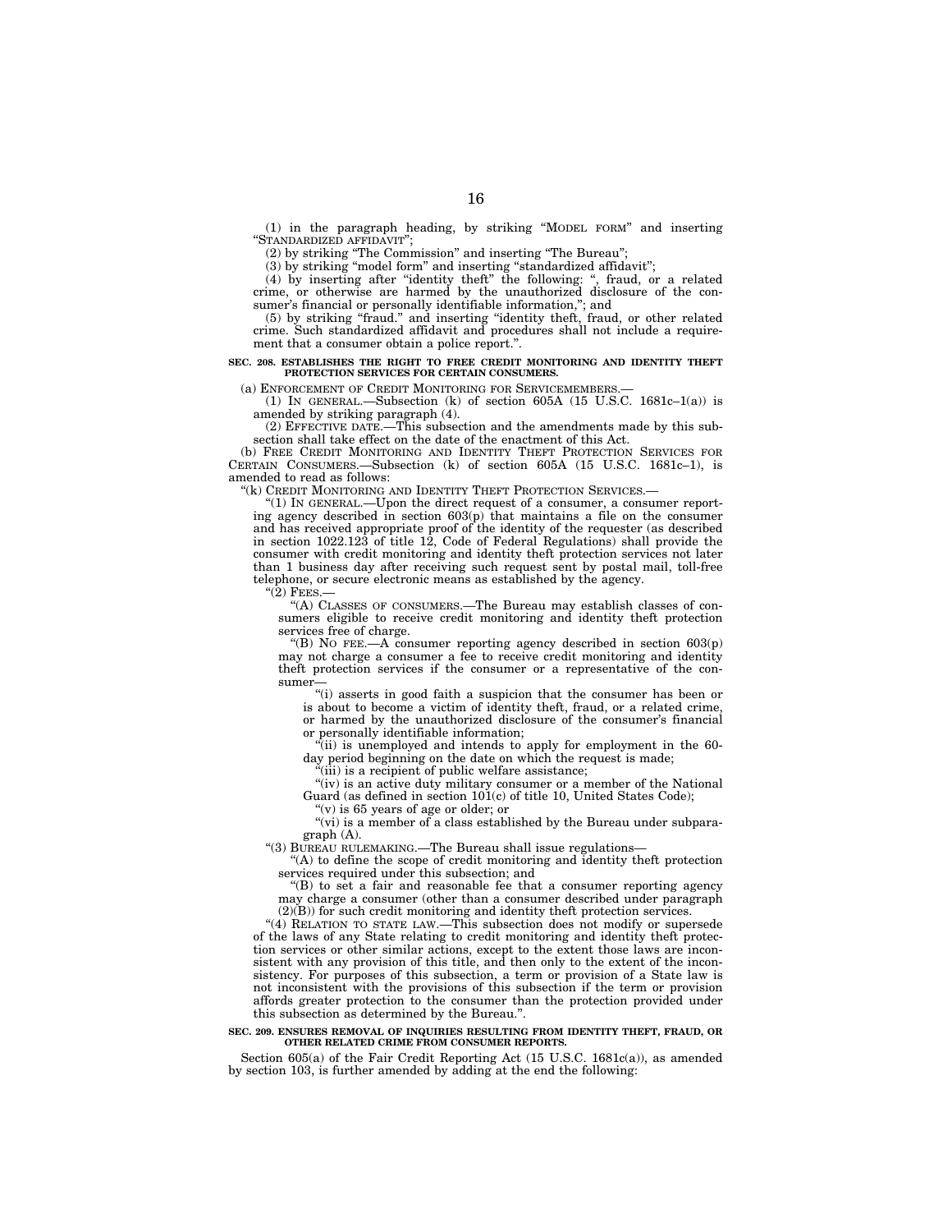(1) in the paragraph heading, by striking "MODEL FORM" and inserting "STANDARDIZED AFFIDAVIT";

(2) by striking "The Commission" and inserting "The Bureau";

(3) by striking "model form" and inserting "standardized affidavit";

(4) by inserting after "identity theft" the following: ", fraud, or a related crime, or otherwise are harmed by the unauthorized disclosure of the consumer's financial or personally identifiable information,"; and

(5) by striking "fraud." and inserting "identity theft, fraud, or other related crime. Such standardized affidavit and procedures shall not include a requirement that a consumer obtain a police report.".

**SEC. 208. ESTABLISHES THE RIGHT TO FREE CREDIT MONITORING AND IDENTITY THEFT PROTECTION SERVICES FOR CERTAIN CONSUMERS.**

(a) ENFORCEMENT OF CREDIT MONITORING FOR SERVICEMEMBERS.—

(1) IN GENERAL.—Subsection (k) of section 605A (15 U.S.C. 1681c–1(a)) is amended by striking paragraph (4).

(2) EFFECTIVE DATE.—This subsection and the amendments made by this subsection shall take effect on the date of the enactment of this Act.

(b) FREE CREDIT MONITORING AND IDENTITY THEFT PROTECTION SERVICES FOR CERTAIN CONSUMERS.—Subsection (k) of section 605A (15 U.S.C. 1681c–1), is amended to read as follows:

"(k) CREDIT MONITORING AND IDENTITY THEFT PROTECTION SERVICES.—

"(1) IN GENERAL.—Upon the direct request of a consumer, a consumer reporting agency described in section 603(p) that maintains a file on the consumer and has received appropriate proof of the identity of the requester (as described in section 1022.123 of title 12, Code of Federal Regulations) shall provide the consumer with credit monitoring and identity theft protection services not later than 1 business day after receiving such request sent by postal mail, toll-free telephone, or secure electronic means as established by the agency.

"(2) FEES.—

"(A) CLASSES OF CONSUMERS.—The Bureau may establish classes of consumers eligible to receive credit monitoring and identity theft protection services free of charge.

"(B) NO FEE.—A consumer reporting agency described in section 603(p) may not charge a consumer a fee to receive credit monitoring and identity theft protection services if the consumer or a representative of the consumer—

"(i) asserts in good faith a suspicion that the consumer has been or is about to become a victim of identity theft, fraud, or a related crime, or harmed by the unauthorized disclosure of the consumer's financial or personally identifiable information;

"(ii) is unemployed and intends to apply for employment in the 60-day period beginning on the date on which the request is made;

"(iii) is a recipient of public welfare assistance;

"(iv) is an active duty military consumer or a member of the National Guard (as defined in section 101(c) of title 10, United States Code);

"(v) is 65 years of age or older; or

"(vi) is a member of a class established by the Bureau under subparagraph (A).

"(3) BUREAU RULEMAKING.—The Bureau shall issue regulations—

"(A) to define the scope of credit monitoring and identity theft protection services required under this subsection; and

"(B) to set a fair and reasonable fee that a consumer reporting agency may charge a consumer (other than a consumer described under paragraph (2)(B)) for such credit monitoring and identity theft protection services.

"(4) RELATION TO STATE LAW.—This subsection does not modify or supersede of the laws of any State relating to credit monitoring and identity theft protection services or other similar actions, except to the extent those laws are inconsistent with any provision of this title, and then only to the extent of the inconsistency. For purposes of this subsection, a term or provision of a State law is not inconsistent with the provisions of this subsection if the term or provision affords greater protection to the consumer than the protection provided under this subsection as determined by the Bureau.".

**SEC. 209. ENSURES REMOVAL OF INQUIRIES RESULTING FROM IDENTITY THEFT, FRAUD, OR OTHER RELATED CRIME FROM CONSUMER REPORTS.**

Section 605(a) of the Fair Credit Reporting Act (15 U.S.C. 1681c(a)), as amended by section 103, is further amended by adding at the end the following: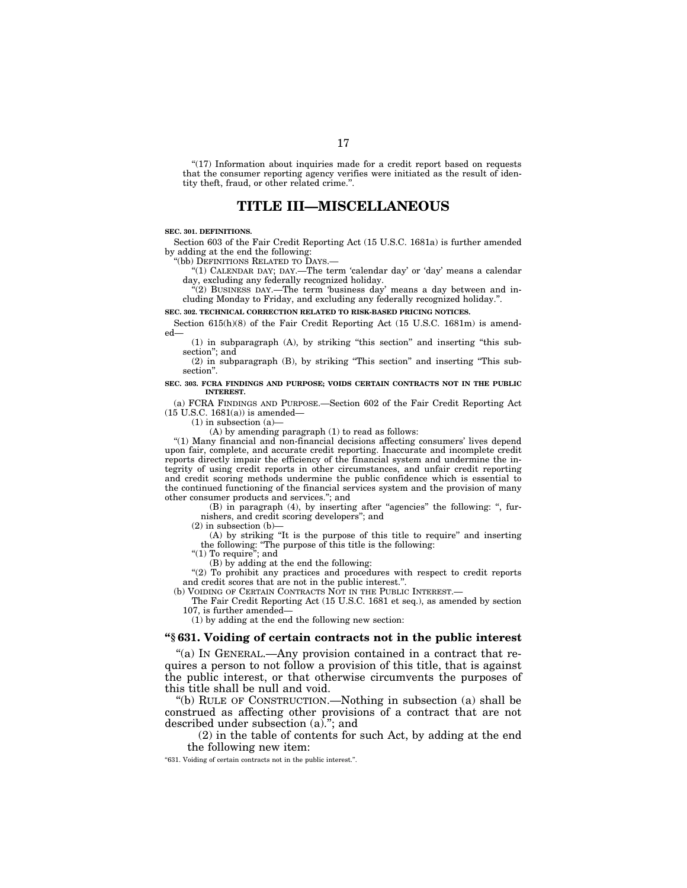"(17) Information about inquiries made for a credit report based on requests that the consumer reporting agency verifies were initiated as the result of identity theft, fraud, or other related crime.".

# TITLE III—MISCELLANEOUS

**SEC. 301. DEFINITIONS.**

Section 603 of the Fair Credit Reporting Act (15 U.S.C. 1681a) is further amended by adding at the end the following:

"(bb) DEFINITIONS RELATED TO DAYS.—

"(1) CALENDAR DAY; DAY.—The term 'calendar day' or 'day' means a calendar day, excluding any federally recognized holiday.

"(2) BUSINESS DAY.—The term 'business day' means a day between and including Monday to Friday, and excluding any federally recognized holiday.".

**SEC. 302. TECHNICAL CORRECTION RELATED TO RISK-BASED PRICING NOTICES.**

Section 615(h)(8) of the Fair Credit Reporting Act (15 U.S.C. 1681m) is amended—

(1) in subparagraph (A), by striking "this section" and inserting "this subsection"; and

(2) in subparagraph (B), by striking "This section" and inserting "This subsection".

**SEC. 303. FCRA FINDINGS AND PURPOSE; VOIDS CERTAIN CONTRACTS NOT IN THE PUBLIC INTEREST.**

(a) FCRA FINDINGS AND PURPOSE.—Section 602 of the Fair Credit Reporting Act (15 U.S.C. 1681(a)) is amended—

(1) in subsection (a)—

(A) by amending paragraph (1) to read as follows:

"(1) Many financial and non-financial decisions affecting consumers' lives depend upon fair, complete, and accurate credit reporting. Inaccurate and incomplete credit reports directly impair the efficiency of the financial system and undermine the integrity of using credit reports in other circumstances, and unfair credit reporting and credit scoring methods undermine the public confidence which is essential to the continued functioning of the financial services system and the provision of many other consumer products and services."; and

(B) in paragraph (4), by inserting after "agencies" the following: ", furnishers, and credit scoring developers"; and

(2) in subsection (b)—

(A) by striking "It is the purpose of this title to require" and inserting the following: "The purpose of this title is the following:

"(1) To require"; and

(B) by adding at the end the following:

"(2) To prohibit any practices and procedures with respect to credit reports and credit scores that are not in the public interest.".

(b) VOIDING OF CERTAIN CONTRACTS NOT IN THE PUBLIC INTEREST.—

The Fair Credit Reporting Act (15 U.S.C. 1681 et seq.), as amended by section 107, is further amended—

(1) by adding at the end the following new section:

**"§ 631. Voiding of certain contracts not in the public interest**

"(a) IN GENERAL.—Any provision contained in a contract that requires a person to not follow a provision of this title, that is against the public interest, or that otherwise circumvents the purposes of this title shall be null and void.

"(b) RULE OF CONSTRUCTION.—Nothing in subsection (a) shall be construed as affecting other provisions of a contract that are not described under subsection (a)."; and

(2) in the table of contents for such Act, by adding at the end the following new item:

"631. Voiding of certain contracts not in the public interest.".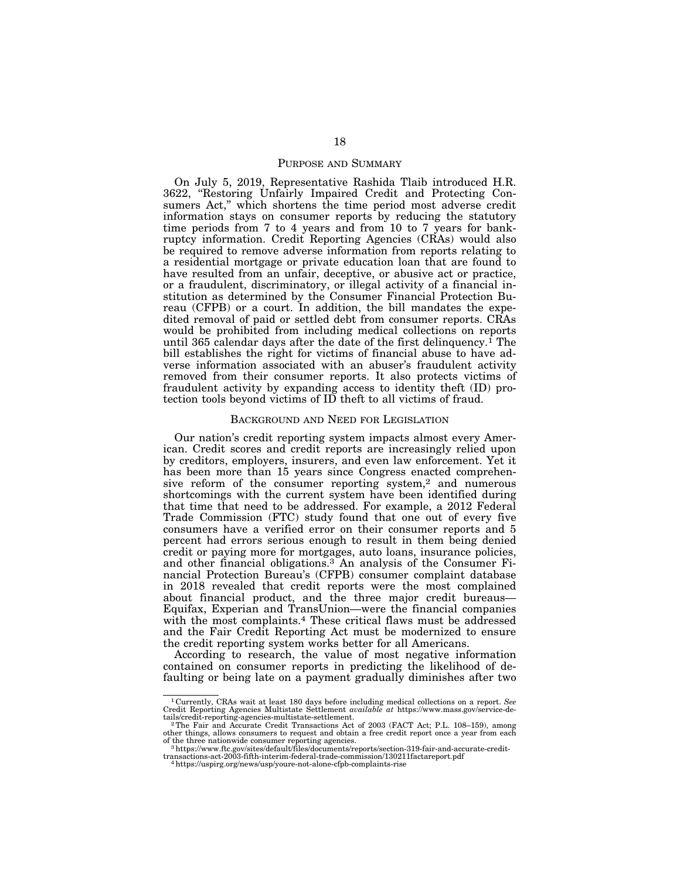## PURPOSE AND SUMMARY

On July 5, 2019, Representative Rashida Tlaib introduced H.R. 3622, "Restoring Unfairly Impaired Credit and Protecting Consumers Act," which shortens the time period most adverse credit information stays on consumer reports by reducing the statutory time periods from 7 to 4 years and from 10 to 7 years for bankruptcy information. Credit Reporting Agencies (CRAs) would also be required to remove adverse information from reports relating to a residential mortgage or private education loan that are found to have resulted from an unfair, deceptive, or abusive act or practice, or a fraudulent, discriminatory, or illegal activity of a financial institution as determined by the Consumer Financial Protection Bureau (CFPB) or a court. In addition, the bill mandates the expedited removal of paid or settled debt from consumer reports. CRAs would be prohibited from including medical collections on reports until 365 calendar days after the date of the first delinquency.[1] The bill establishes the right for victims of financial abuse to have adverse information associated with an abuser's fraudulent activity removed from their consumer reports. It also protects victims of fraudulent activity by expanding access to identity theft (ID) protection tools beyond victims of ID theft to all victims of fraud.

## BACKGROUND AND NEED FOR LEGISLATION

Our nation's credit reporting system impacts almost every American. Credit scores and credit reports are increasingly relied upon by creditors, employers, insurers, and even law enforcement. Yet it has been more than 15 years since Congress enacted comprehensive reform of the consumer reporting system,[2] and numerous shortcomings with the current system have been identified during that time that need to be addressed. For example, a 2012 Federal Trade Commission (FTC) study found that one out of every five consumers have a verified error on their consumer reports and 5 percent had errors serious enough to result in them being denied credit or paying more for mortgages, auto loans, insurance policies, and other financial obligations.[3] An analysis of the Consumer Financial Protection Bureau's (CFPB) consumer complaint database in 2018 revealed that credit reports were the most complained about financial product, and the three major credit bureaus—Equifax, Experian and TransUnion—were the financial companies with the most complaints.[4] These critical flaws must be addressed and the Fair Credit Reporting Act must be modernized to ensure the credit reporting system works better for all Americans.

According to research, the value of most negative information contained on consumer reports in predicting the likelihood of defaulting or being late on a payment gradually diminishes after two

---

[1] Currently, CRAs wait at least 180 days before including medical collections on a report. *See* Credit Reporting Agencies Multistate Settlement *available at* https://www.mass.gov/service-details/credit-reporting-agencies-multistate-settlement.

[2] The Fair and Accurate Credit Transactions Act of 2003 (FACT Act; P.L. 108–159), among other things, allows consumers to request and obtain a free credit report once a year from each of the three nationwide consumer reporting agencies.

[3] https://www.ftc.gov/sites/default/files/documents/reports/section-319-fair-and-accurate-credit-transactions-act-2003-fifth-interim-federal-trade-commission/130211factareport.pdf

[4] https://uspirg.org/news/usp/youre-not-alone-cfpb-complaints-rise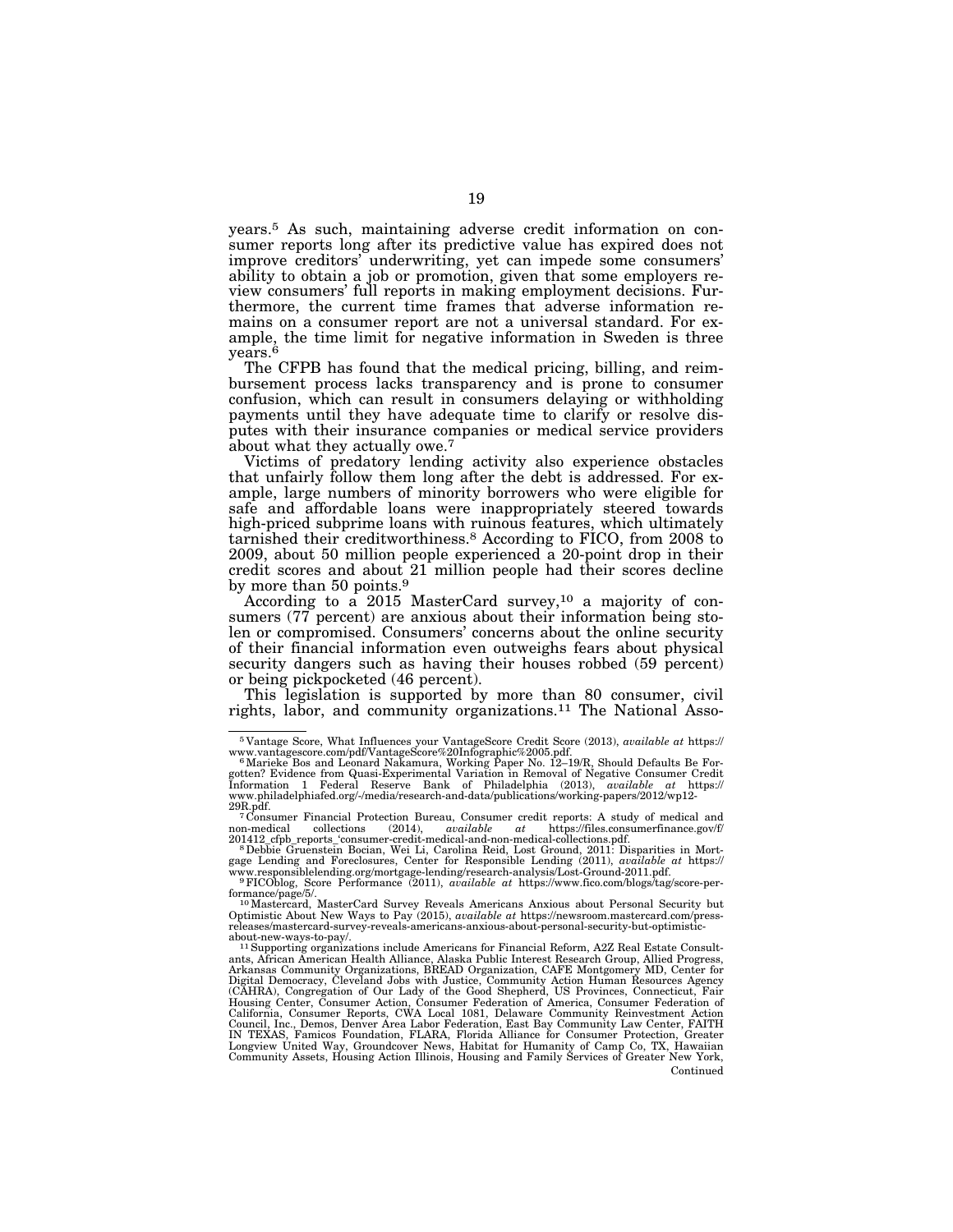years.[5] As such, maintaining adverse credit information on consumer reports long after its predictive value has expired does not improve creditors' underwriting, yet can impede some consumers' ability to obtain a job or promotion, given that some employers review consumers' full reports in making employment decisions. Furthermore, the current time frames that adverse information remains on a consumer report are not a universal standard. For example, the time limit for negative information in Sweden is three years.[6]

The CFPB has found that the medical pricing, billing, and reimbursement process lacks transparency and is prone to consumer confusion, which can result in consumers delaying or withholding payments until they have adequate time to clarify or resolve disputes with their insurance companies or medical service providers about what they actually owe.[7]

Victims of predatory lending activity also experience obstacles that unfairly follow them long after the debt is addressed. For example, large numbers of minority borrowers who were eligible for safe and affordable loans were inappropriately steered towards high-priced subprime loans with ruinous features, which ultimately tarnished their creditworthiness.[8] According to FICO, from 2008 to 2009, about 50 million people experienced a 20-point drop in their credit scores and about 21 million people had their scores decline by more than 50 points.[9]

According to a 2015 MasterCard survey,[10] a majority of consumers (77 percent) are anxious about their information being stolen or compromised. Consumers' concerns about the online security of their financial information even outweighs fears about physical security dangers such as having their houses robbed (59 percent) or being pickpocketed (46 percent).

This legislation is supported by more than 80 consumer, civil rights, labor, and community organizations.[11] The National Asso-

---

[5] Vantage Score, What Influences your VantageScore Credit Score (2013), *available at* https://www.vantagescore.com/pdf/VantageScore%20Infographic%2005.pdf.

[6] Marieke Bos and Leonard Nakamura, Working Paper No. 12–19/R, Should Defaults Be Forgotten? Evidence from Quasi-Experimental Variation in Removal of Negative Consumer Credit Information 1 Federal Reserve Bank of Philadelphia (2013), *available at* https://www.philadelphiafed.org/-/media/research-and-data/publications/working-papers/2012/wp12-29R.pdf.

[7] Consumer Financial Protection Bureau, Consumer credit reports: A study of medical and non-medical collections (2014), *available at* https://files.consumerfinance.gov/f/201412_cfpb_reports_consumer-credit-medical-and-non-medical-collections.pdf.

[8] Debbie Gruenstein Bocian, Wei Li, Carolina Reid, Lost Ground, 2011: Disparities in Mortgage Lending and Foreclosures, Center for Responsible Lending (2011), *available at* https://www.responsiblelending.org/mortgage-lending/research-analysis/Lost-Ground-2011.pdf.

[9] FICOblog, Score Performance (2011), *available at* https://www.fico.com/blogs/tag/score-performance/page/5/.

[10] Mastercard, MasterCard Survey Reveals Americans Anxious about Personal Security but Optimistic About New Ways to Pay (2015), *available at* https://newsroom.mastercard.com/press-releases/mastercard-survey-reveals-americans-anxious-about-personal-security-but-optimistic-about-new-ways-to-pay/.

[11] Supporting organizations include Americans for Financial Reform, A2Z Real Estate Consultants, African American Health Alliance, Alaska Public Interest Research Group, Allied Progress, Arkansas Community Organizations, BREAD Organization, CAFE Montgomery MD, Center for Digital Democracy, Cleveland Jobs with Justice, Community Action Human Resources Agency (CAHRA), Congregation of Our Lady of the Good Shepherd, US Provinces, Connecticut, Fair Housing Center, Consumer Action, Consumer Federation of America, Consumer Federation of California, Consumer Reports, CWA Local 1081, Delaware Community Reinvestment Action Council, Inc., Demos, Denver Area Labor Federation, East Bay Community Law Center, FAITH IN TEXAS, Famicos Foundation, FLARA, Florida Alliance for Consumer Protection, Greater Longview United Way, Groundcover News, Habitat for Humanity of Camp Co, TX, Hawaiian Community Assets, Housing Action Illinois, Housing and Family Services of Greater New York,

Continued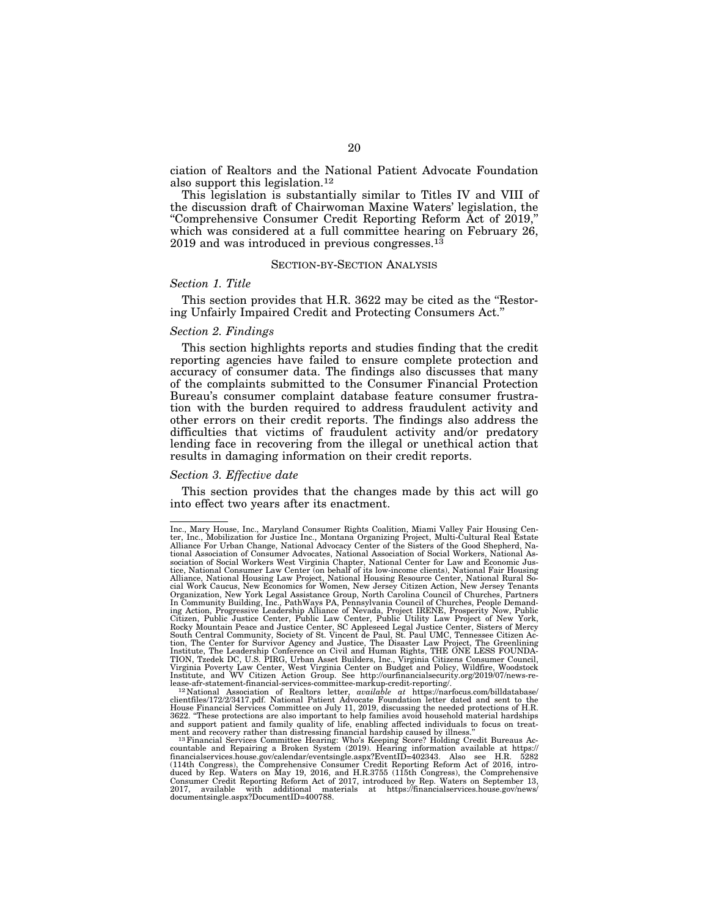ciation of Realtors and the National Patient Advocate Foundation also support this legislation.[12]

This legislation is substantially similar to Titles IV and VIII of the discussion draft of Chairwoman Maxine Waters' legislation, the "Comprehensive Consumer Credit Reporting Reform Act of 2019," which was considered at a full committee hearing on February 26, 2019 and was introduced in previous congresses.[13]

## SECTION-BY-SECTION ANALYSIS

### *Section 1. Title*

This section provides that H.R. 3622 may be cited as the "Restoring Unfairly Impaired Credit and Protecting Consumers Act."

### *Section 2. Findings*

This section highlights reports and studies finding that the credit reporting agencies have failed to ensure complete protection and accuracy of consumer data. The findings also discusses that many of the complaints submitted to the Consumer Financial Protection Bureau's consumer complaint database feature consumer frustration with the burden required to address fraudulent activity and other errors on their credit reports. The findings also address the difficulties that victims of fraudulent activity and/or predatory lending face in recovering from the illegal or unethical action that results in damaging information on their credit reports.

### *Section 3. Effective date*

This section provides that the changes made by this act will go into effect two years after its enactment.

---

Inc., Mary House, Inc., Maryland Consumer Rights Coalition, Miami Valley Fair Housing Center, Inc., Mobilization for Justice Inc., Montana Organizing Project, Multi-Cultural Real Estate Alliance For Urban Change, National Advocacy Center of the Sisters of the Good Shepherd, National Association of Consumer Advocates, National Association of Social Workers, National Association of Social Workers West Virginia Chapter, National Center for Law and Economic Justice, National Consumer Law Center (on behalf of its low-income clients), National Fair Housing Alliance, National Housing Law Project, National Housing Resource Center, National Rural Social Work Caucus, New Economics for Women, New Jersey Citizen Action, New Jersey Tenants Organization, New York Legal Assistance Group, North Carolina Council of Churches, Partners In Community Building, Inc., PathWays PA, Pennsylvania Council of Churches, People Demanding Action, Progressive Leadership Alliance of Nevada, Project IRENE, Prosperity Now, Public Citizen, Public Justice Center, Public Law Center, Public Utility Law Project of New York, Rocky Mountain Peace and Justice Center, SC Appleseed Legal Justice Center, Sisters of Mercy South Central Community, Society of St. Vincent de Paul, St. Paul UMC, Tennessee Citizen Action, The Center for Survivor Agency and Justice, The Disaster Law Project, The Greenlining Institute, The Leadership Conference on Civil and Human Rights, THE ONE LESS FOUNDATION, Tzedek DC, U.S. PIRG, Urban Asset Builders, Inc., Virginia Citizens Consumer Council, Virginia Poverty Law Center, West Virginia Center on Budget and Policy, Wildfire, Woodstock Institute, and WV Citizen Action Group. See http://ourfinancialsecurity.org/2019/07/news-release-afr-statement-financial-services-committee-markup-credit-reporting/.

[12] National Association of Realtors letter, *available at* https://narfocus.com/billdatabase/clientfiles/172/2/3417.pdf. National Patient Advocate Foundation letter dated and sent to the House Financial Services Committee on July 11, 2019, discussing the needed protections of H.R. 3622. "These protections are also important to help families avoid household material hardships and support patient and family quality of life, enabling affected individuals to focus on treatment and recovery rather than distressing financial hardship caused by illness."

[13] Financial Services Committee Hearing: Who's Keeping Score? Holding Credit Bureaus Accountable and Repairing a Broken System (2019). Hearing information available at https://financialservices.house.gov/calendar/eventsingle.aspx?EventID=402343. Also see H.R. 5282 (114th Congress), the Comprehensive Consumer Credit Reporting Reform Act of 2016, introduced by Rep. Waters on May 19, 2016, and H.R.3755 (115th Congress), the Comprehensive Consumer Credit Reporting Reform Act of 2017, introduced by Rep. Waters on September 13, 2017, available with additional materials at https://financialservices.house.gov/news/documentsingle.aspx?DocumentID=400788.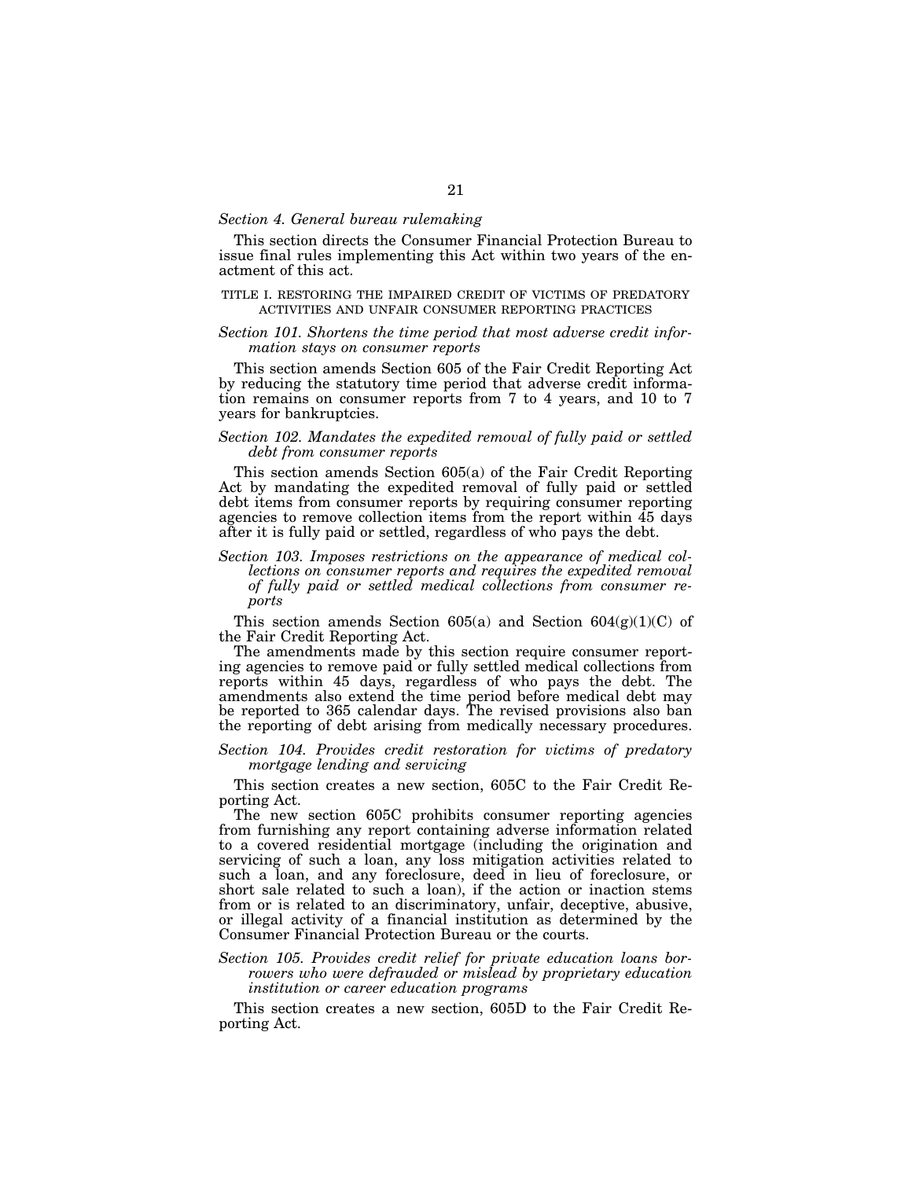*Section 4. General bureau rulemaking*

This section directs the Consumer Financial Protection Bureau to issue final rules implementing this Act within two years of the enactment of this act.

TITLE I. RESTORING THE IMPAIRED CREDIT OF VICTIMS OF PREDATORY ACTIVITIES AND UNFAIR CONSUMER REPORTING PRACTICES

*Section 101. Shortens the time period that most adverse credit information stays on consumer reports*

This section amends Section 605 of the Fair Credit Reporting Act by reducing the statutory time period that adverse credit information remains on consumer reports from 7 to 4 years, and 10 to 7 years for bankruptcies.

*Section 102. Mandates the expedited removal of fully paid or settled debt from consumer reports*

This section amends Section 605(a) of the Fair Credit Reporting Act by mandating the expedited removal of fully paid or settled debt items from consumer reports by requiring consumer reporting agencies to remove collection items from the report within 45 days after it is fully paid or settled, regardless of who pays the debt.

*Section 103. Imposes restrictions on the appearance of medical collections on consumer reports and requires the expedited removal of fully paid or settled medical collections from consumer reports*

This section amends Section 605(a) and Section 604(g)(1)(C) of the Fair Credit Reporting Act.

The amendments made by this section require consumer reporting agencies to remove paid or fully settled medical collections from reports within 45 days, regardless of who pays the debt. The amendments also extend the time period before medical debt may be reported to 365 calendar days. The revised provisions also ban the reporting of debt arising from medically necessary procedures.

*Section 104. Provides credit restoration for victims of predatory mortgage lending and servicing*

This section creates a new section, 605C to the Fair Credit Reporting Act.

The new section 605C prohibits consumer reporting agencies from furnishing any report containing adverse information related to a covered residential mortgage (including the origination and servicing of such a loan, any loss mitigation activities related to such a loan, and any foreclosure, deed in lieu of foreclosure, or short sale related to such a loan), if the action or inaction stems from or is related to an discriminatory, unfair, deceptive, abusive, or illegal activity of a financial institution as determined by the Consumer Financial Protection Bureau or the courts.

*Section 105. Provides credit relief for private education loans borrowers who were defrauded or mislead by proprietary education institution or career education programs*

This section creates a new section, 605D to the Fair Credit Reporting Act.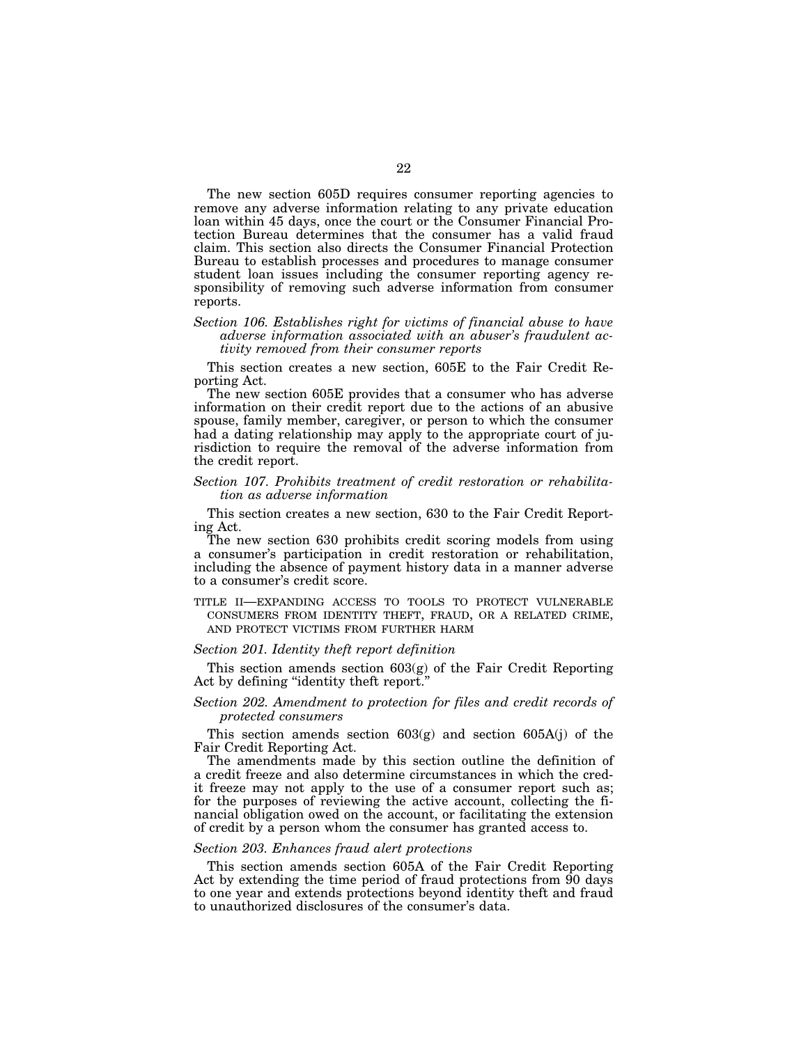The new section 605D requires consumer reporting agencies to remove any adverse information relating to any private education loan within 45 days, once the court or the Consumer Financial Protection Bureau determines that the consumer has a valid fraud claim. This section also directs the Consumer Financial Protection Bureau to establish processes and procedures to manage consumer student loan issues including the consumer reporting agency responsibility of removing such adverse information from consumer reports.

*Section 106. Establishes right for victims of financial abuse to have adverse information associated with an abuser's fraudulent activity removed from their consumer reports*

This section creates a new section, 605E to the Fair Credit Reporting Act.

The new section 605E provides that a consumer who has adverse information on their credit report due to the actions of an abusive spouse, family member, caregiver, or person to which the consumer had a dating relationship may apply to the appropriate court of jurisdiction to require the removal of the adverse information from the credit report.

*Section 107. Prohibits treatment of credit restoration or rehabilitation as adverse information*

This section creates a new section, 630 to the Fair Credit Reporting Act.

The new section 630 prohibits credit scoring models from using a consumer's participation in credit restoration or rehabilitation, including the absence of payment history data in a manner adverse to a consumer's credit score.

TITLE II—EXPANDING ACCESS TO TOOLS TO PROTECT VULNERABLE CONSUMERS FROM IDENTITY THEFT, FRAUD, OR A RELATED CRIME, AND PROTECT VICTIMS FROM FURTHER HARM

*Section 201. Identity theft report definition*

This section amends section 603(g) of the Fair Credit Reporting Act by defining "identity theft report."

*Section 202. Amendment to protection for files and credit records of protected consumers*

This section amends section 603(g) and section 605A(j) of the Fair Credit Reporting Act.

The amendments made by this section outline the definition of a credit freeze and also determine circumstances in which the credit freeze may not apply to the use of a consumer report such as; for the purposes of reviewing the active account, collecting the financial obligation owed on the account, or facilitating the extension of credit by a person whom the consumer has granted access to.

*Section 203. Enhances fraud alert protections*

This section amends section 605A of the Fair Credit Reporting Act by extending the time period of fraud protections from 90 days to one year and extends protections beyond identity theft and fraud to unauthorized disclosures of the consumer's data.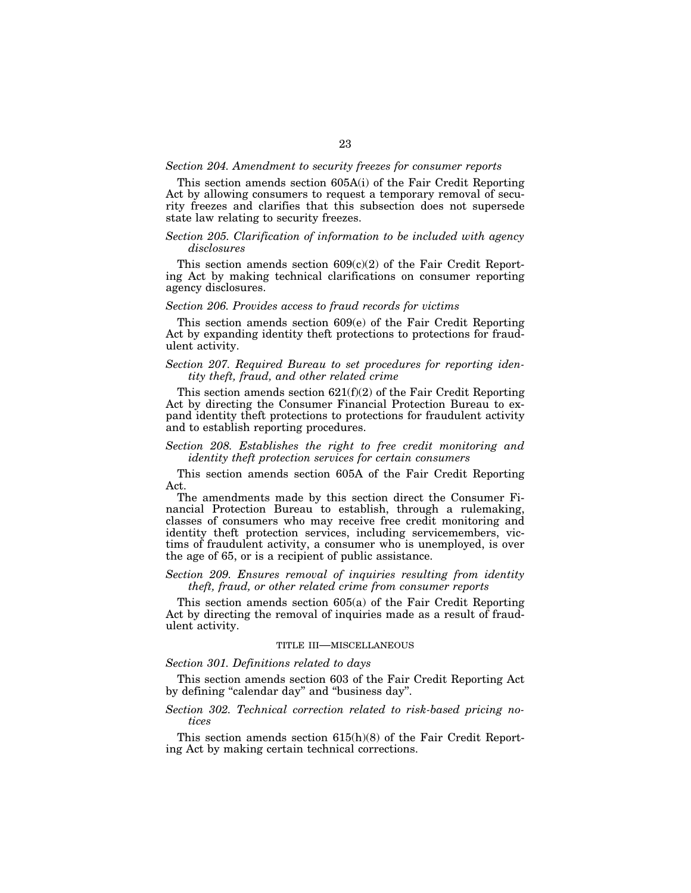*Section 204. Amendment to security freezes for consumer reports*

This section amends section 605A(i) of the Fair Credit Reporting Act by allowing consumers to request a temporary removal of security freezes and clarifies that this subsection does not supersede state law relating to security freezes.

*Section 205. Clarification of information to be included with agency disclosures*

This section amends section 609(c)(2) of the Fair Credit Reporting Act by making technical clarifications on consumer reporting agency disclosures.

*Section 206. Provides access to fraud records for victims*

This section amends section 609(e) of the Fair Credit Reporting Act by expanding identity theft protections to protections for fraudulent activity.

*Section 207. Required Bureau to set procedures for reporting identity theft, fraud, and other related crime*

This section amends section 621(f)(2) of the Fair Credit Reporting Act by directing the Consumer Financial Protection Bureau to expand identity theft protections to protections for fraudulent activity and to establish reporting procedures.

*Section 208. Establishes the right to free credit monitoring and identity theft protection services for certain consumers*

This section amends section 605A of the Fair Credit Reporting Act.

The amendments made by this section direct the Consumer Financial Protection Bureau to establish, through a rulemaking, classes of consumers who may receive free credit monitoring and identity theft protection services, including servicemembers, victims of fraudulent activity, a consumer who is unemployed, is over the age of 65, or is a recipient of public assistance.

*Section 209. Ensures removal of inquiries resulting from identity theft, fraud, or other related crime from consumer reports*

This section amends section 605(a) of the Fair Credit Reporting Act by directing the removal of inquiries made as a result of fraudulent activity.

## TITLE III—MISCELLANEOUS

*Section 301. Definitions related to days*

This section amends section 603 of the Fair Credit Reporting Act by defining "calendar day" and "business day".

*Section 302. Technical correction related to risk-based pricing notices*

This section amends section 615(h)(8) of the Fair Credit Reporting Act by making certain technical corrections.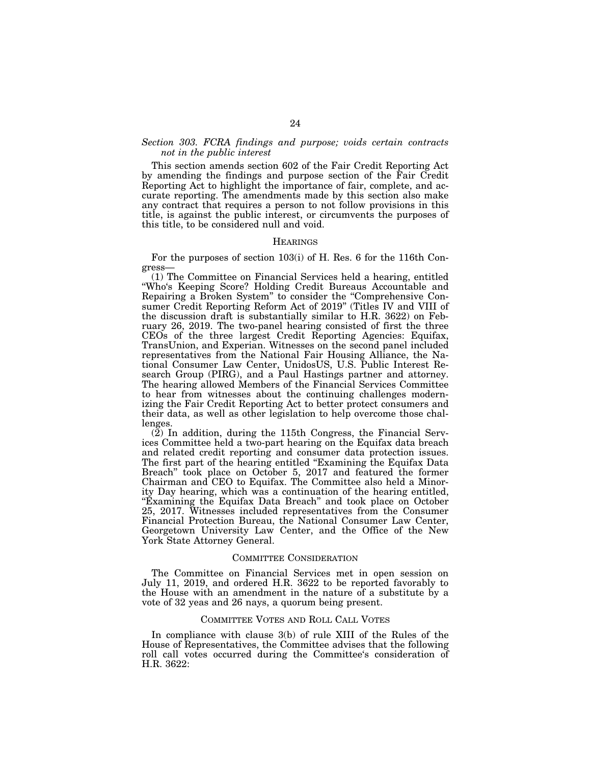*Section 303. FCRA findings and purpose; voids certain contracts not in the public interest*

This section amends section 602 of the Fair Credit Reporting Act by amending the findings and purpose section of the Fair Credit Reporting Act to highlight the importance of fair, complete, and accurate reporting. The amendments made by this section also make any contract that requires a person to not follow provisions in this title, is against the public interest, or circumvents the purposes of this title, to be considered null and void.

## HEARINGS

For the purposes of section 103(i) of H. Res. 6 for the 116th Congress—

(1) The Committee on Financial Services held a hearing, entitled "Who's Keeping Score? Holding Credit Bureaus Accountable and Repairing a Broken System" to consider the "Comprehensive Consumer Credit Reporting Reform Act of 2019" (Titles IV and VIII of the discussion draft is substantially similar to H.R. 3622) on February 26, 2019. The two-panel hearing consisted of first the three CEOs of the three largest Credit Reporting Agencies: Equifax, TransUnion, and Experian. Witnesses on the second panel included representatives from the National Fair Housing Alliance, the National Consumer Law Center, UnidosUS, U.S. Public Interest Research Group (PIRG), and a Paul Hastings partner and attorney. The hearing allowed Members of the Financial Services Committee to hear from witnesses about the continuing challenges modernizing the Fair Credit Reporting Act to better protect consumers and their data, as well as other legislation to help overcome those challenges.

(2) In addition, during the 115th Congress, the Financial Services Committee held a two-part hearing on the Equifax data breach and related credit reporting and consumer data protection issues. The first part of the hearing entitled "Examining the Equifax Data Breach" took place on October 5, 2017 and featured the former Chairman and CEO to Equifax. The Committee also held a Minority Day hearing, which was a continuation of the hearing entitled, "Examining the Equifax Data Breach" and took place on October 25, 2017. Witnesses included representatives from the Consumer Financial Protection Bureau, the National Consumer Law Center, Georgetown University Law Center, and the Office of the New York State Attorney General.

## COMMITTEE CONSIDERATION

The Committee on Financial Services met in open session on July 11, 2019, and ordered H.R. 3622 to be reported favorably to the House with an amendment in the nature of a substitute by a vote of 32 yeas and 26 nays, a quorum being present.

## COMMITTEE VOTES AND ROLL CALL VOTES

In compliance with clause 3(b) of rule XIII of the Rules of the House of Representatives, the Committee advises that the following roll call votes occurred during the Committee's consideration of H.R. 3622: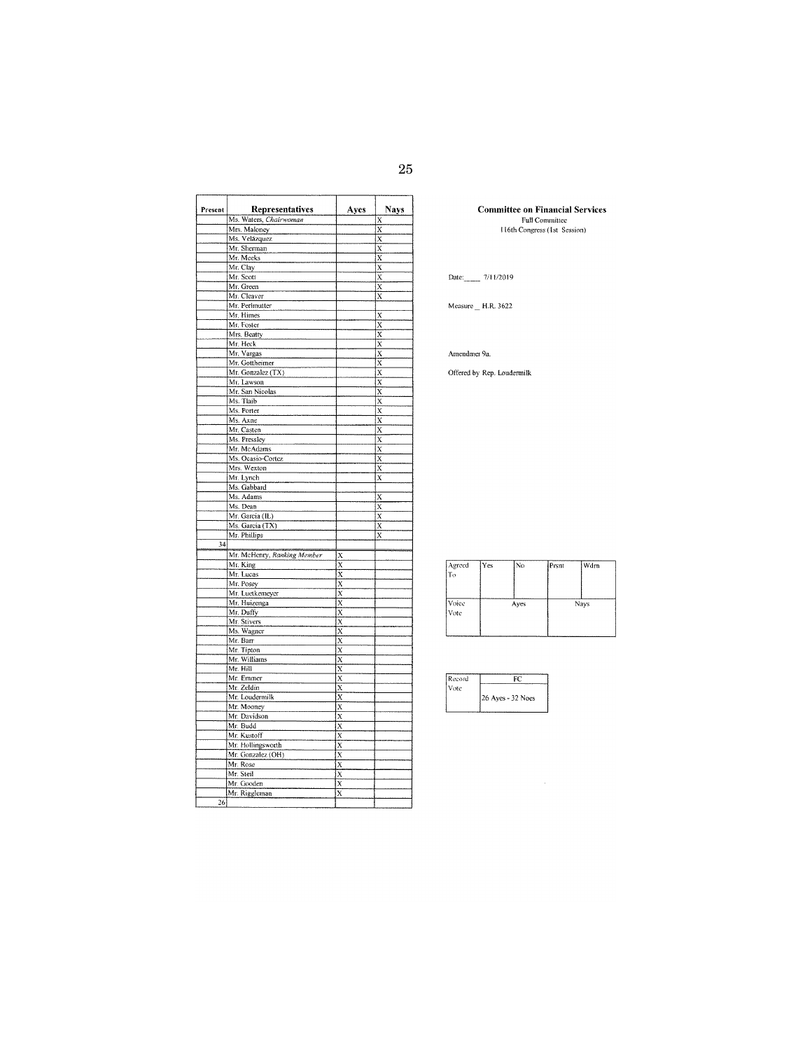**Committee on Financial Services**
Full Committee
116th Congress (1st Session)

Date: \_\_\_\_ 7/11/2019

Measure \_ H.R. 3622

Amendmet 9a.

Offered by Rep. Loudermilk

| Present | Representatives | Ayes | Nays |
|---|---|---|---|
| | Ms. Waters, *Chairwoman* | | X |
| | Mrs. Maloney | | X |
| | Ms. Velázquez | | X |
| | Mr. Sherman | | X |
| | Mr. Meeks | | X |
| | Mr. Clay | | X |
| | Mr. Scott | | X |
| | Mr. Green | | X |
| | Mr. Cleaver | | X |
| | Mr. Perlmutter | | |
| | Mr. Himes | | X |
| | Mr. Foster | | X |
| | Mrs. Beatty | | X |
| | Mr. Heck | | X |
| | Mr. Vargas | | X |
| | Mr. Gottheimer | | X |
| | Mr. Gonzalez (TX) | | X |
| | Mr. Lawson | | X |
| | Mr. San Nicolas | | X |
| | Ms. Tlaib | | X |
| | Ms. Porter | | X |
| | Ms. Axne | | X |
| | Mr. Casten | | X |
| | Ms. Pressley | | X |
| | Mr. McAdams | | X |
| | Ms. Ocasio-Cortez | | X |
| | Mrs. Wexton | | X |
| | Mr. Lynch | | X |
| | Ms. Gabbard | | |
| | Ms. Adams | | X |
| | Ms. Dean | | X |
| | Mr. Garcia (IL) | | X |
| | Ms. Garcia (TX) | | X |
| | Mr. Phillips | | X |
| 34 | | | |
| | Mr. McHenry, *Ranking Member* | X | |
| | Mr. King | X | |
| | Mr. Lucas | X | |
| | Mr. Posey | X | |
| | Mr. Luetkemeyer | X | |
| | Mr. Huizenga | X | |
| | Mr. Duffy | X | |
| | Mr. Stivers | X | |
| | Ms. Wagner | X | |
| | Mr. Barr | X | |
| | Mr. Tipton | X | |
| | Mr. Williams | X | |
| | Mr. Hill | X | |
| | Mr. Emmer | X | |
| | Mr. Zeldin | X | |
| | Mr. Loudermilk | X | |
| | Mr. Mooney | X | |
| | Mr. Davidson | X | |
| | Mr. Budd | X | |
| | Mr. Kustoff | X | |
| | Mr. Hollingsworth | X | |
| | Mr. Gonzalez (OH) | X | |
| | Mr. Rose | X | |
| | Mr. Steil | X | |
| | Mr. Gooden | X | |
| | Mr. Riggleman | X | |
| 26 | | | |

| Agreed To | Yes | No | Prsnt | Wdrn |
|---|---|---|---|---|
| Voice Vote | Ayes | | Nays | |

| Record Vote | FC |
|---|---|
| | 26 Ayes - 32 Noes |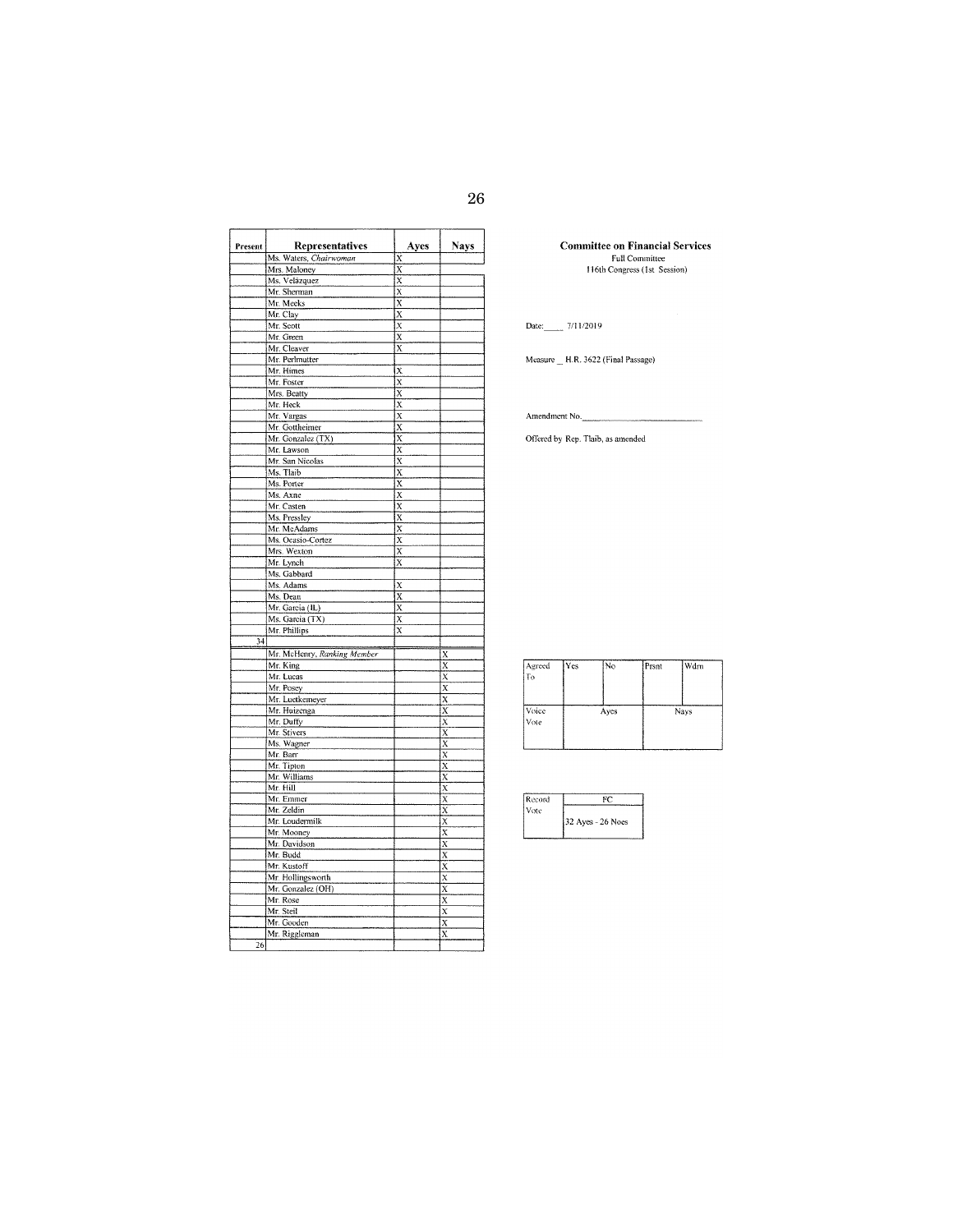**Committee on Financial Services**
Full Committee
116th Congress (1st Session)

Date: 7/11/2019

Measure H.R. 3622 (Final Passage)

Amendment No.

Offered by Rep. Tlaib, as amended

| Present | Representatives | Ayes | Nays |
|---|---|---|---|
| | Ms. Waters, *Chairwoman* | X | |
| | Mrs. Maloney | X | |
| | Ms. Velázquez | X | |
| | Mr. Sherman | X | |
| | Mr. Meeks | X | |
| | Mr. Clay | X | |
| | Mr. Scott | X | |
| | Mr. Green | X | |
| | Mr. Cleaver | X | |
| | Mr. Perlmutter | | |
| | Mr. Himes | X | |
| | Mr. Foster | X | |
| | Mrs. Beatty | X | |
| | Mr. Heck | X | |
| | Mr. Vargas | X | |
| | Mr. Gottheimer | X | |
| | Mr. Gonzalez (TX) | X | |
| | Mr. Lawson | X | |
| | Mr. San Nicolas | X | |
| | Ms. Tlaib | X | |
| | Ms. Porter | X | |
| | Ms. Axne | X | |
| | Mr. Casten | X | |
| | Ms. Pressley | X | |
| | Mr. McAdams | X | |
| | Ms. Ocasio-Cortez | X | |
| | Mrs. Wexton | X | |
| | Mr. Lynch | X | |
| | Ms. Gabbard | | |
| | Ms. Adams | X | |
| | Ms. Dean | X | |
| | Mr. Garcia (IL) | X | |
| | Ms. Garcia (TX) | X | |
| | Mr. Phillips | X | |
| 34 | | | |
| | Mr. McHenry, *Ranking Member* | | X |
| | Mr. King | | X |
| | Mr. Lucas | | X |
| | Mr. Posey | | X |
| | Mr. Luetkemeyer | | X |
| | Mr. Huizenga | | X |
| | Mr. Duffy | | X |
| | Mr. Stivers | | X |
| | Ms. Wagner | | X |
| | Mr. Barr | | X |
| | Mr. Tipton | | X |
| | Mr. Williams | | X |
| | Mr. Hill | | X |
| | Mr. Emmer | | X |
| | Mr. Zeldin | | X |
| | Mr. Loudermilk | | X |
| | Mr. Mooney | | X |
| | Mr. Davidson | | X |
| | Mr. Budd | | X |
| | Mr. Kustoff | | X |
| | Mr. Hollingsworth | | X |
| | Mr. Gonzalez (OH) | | X |
| | Mr. Rose | | X |
| | Mr. Steil | | X |
| | Mr. Gooden | | X |
| | Mr. Riggleman | | X |
| 26 | | | |

| Agreed To | Yes | No | Prsnt | Wdrn |
|---|---|---|---|---|
| | | | | |
| Voice Vote | Ayes | | Nays | |

| Record Vote | FC |
|---|---|
| | 32 Ayes - 26 Noes |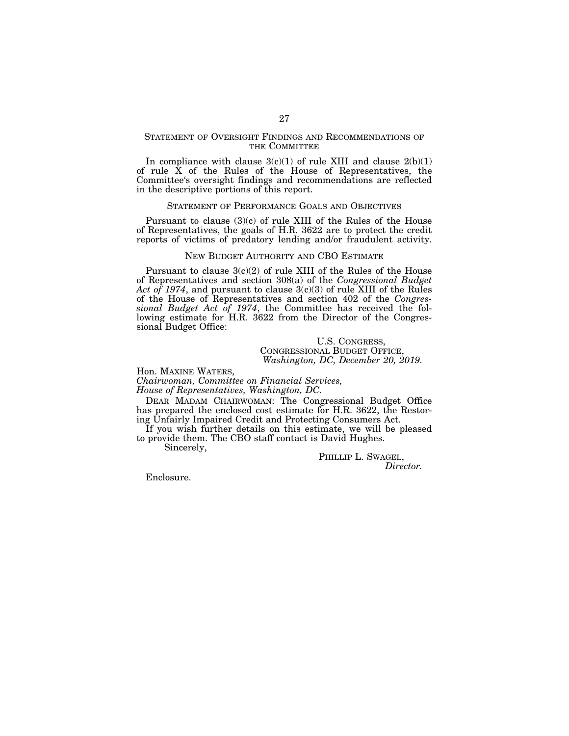## Statement of Oversight Findings and Recommendations of the Committee

In compliance with clause 3(c)(1) of rule XIII and clause 2(b)(1) of rule X of the Rules of the House of Representatives, the Committee's oversight findings and recommendations are reflected in the descriptive portions of this report.

## Statement of Performance Goals and Objectives

Pursuant to clause (3)(c) of rule XIII of the Rules of the House of Representatives, the goals of H.R. 3622 are to protect the credit reports of victims of predatory lending and/or fraudulent activity.

## New Budget Authority and CBO Estimate

Pursuant to clause 3(c)(2) of rule XIII of the Rules of the House of Representatives and section 308(a) of the *Congressional Budget Act of 1974*, and pursuant to clause 3(c)(3) of rule XIII of the Rules of the House of Representatives and section 402 of the *Congressional Budget Act of 1974*, the Committee has received the following estimate for H.R. 3622 from the Director of the Congressional Budget Office:

U.S. Congress,
Congressional Budget Office,
*Washington, DC, December 20, 2019.*

Hon. Maxine Waters,
*Chairwoman, Committee on Financial Services,*
*House of Representatives, Washington, DC.*

Dear Madam Chairwoman: The Congressional Budget Office has prepared the enclosed cost estimate for H.R. 3622, the Restoring Unfairly Impaired Credit and Protecting Consumers Act.

If you wish further details on this estimate, we will be pleased to provide them. The CBO staff contact is David Hughes.

Sincerely,

Phillip L. Swagel,
*Director.*

Enclosure.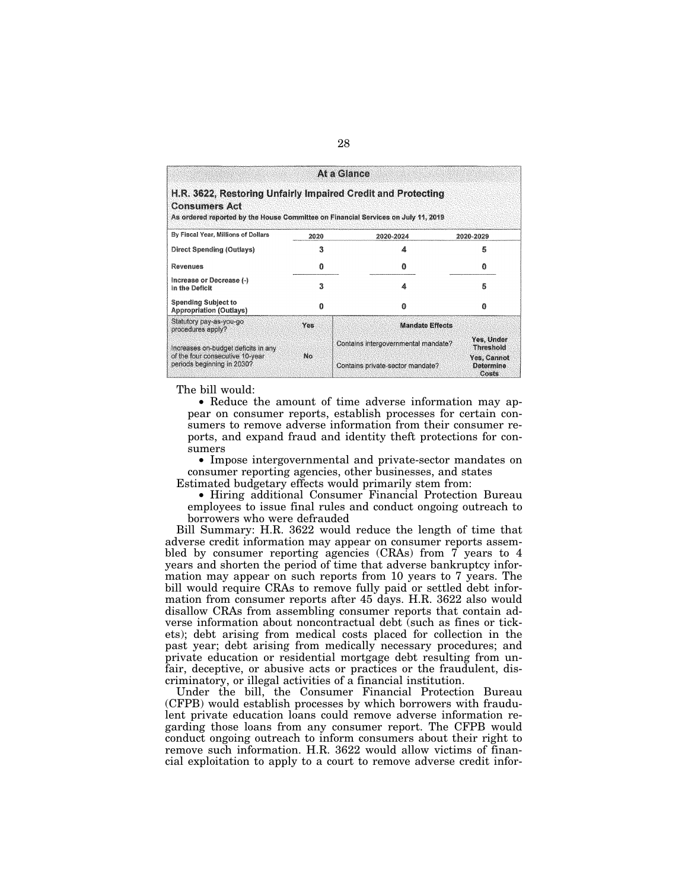**At a Glance**

**H.R. 3622, Restoring Unfairly Impaired Credit and Protecting Consumers Act**

As ordered reported by the House Committee on Financial Services on July 11, 2019

| By Fiscal Year, Millions of Dollars | 2020 | 2020-2024 | 2020-2029 |
|---|---|---|---|
| Direct Spending (Outlays) | 3 | 4 | 5 |
| Revenues | 0 | 0 | 0 |
| Increase or Decrease (-) in the Deficit | 3 | 4 | 5 |
| Spending Subject to Appropriation (Outlays) | 0 | 0 | 0 |
| Statutory pay-as-you-go procedures apply? | Yes | **Mandate Effects** | |
| Increases on-budget deficits in any of the four consecutive 10-year periods beginning in 2030? | No | Contains intergovernmental mandate? | Yes, Under Threshold |
| | | Contains private-sector mandate? | Yes, Cannot Determine Costs |

The bill would:

- Reduce the amount of time adverse information may appear on consumer reports, establish processes for certain consumers to remove adverse information from their consumer reports, and expand fraud and identity theft protections for consumers
- Impose intergovernmental and private-sector mandates on consumer reporting agencies, other businesses, and states

Estimated budgetary effects would primarily stem from:

- Hiring additional Consumer Financial Protection Bureau employees to issue final rules and conduct ongoing outreach to borrowers who were defrauded

Bill Summary: H.R. 3622 would reduce the length of time that adverse credit information may appear on consumer reports assembled by consumer reporting agencies (CRAs) from 7 years to 4 years and shorten the period of time that adverse bankruptcy information may appear on such reports from 10 years to 7 years. The bill would require CRAs to remove fully paid or settled debt information from consumer reports after 45 days. H.R. 3622 also would disallow CRAs from assembling consumer reports that contain adverse information about noncontractual debt (such as fines or tickets); debt arising from medical costs placed for collection in the past year; debt arising from medically necessary procedures; and private education or residential mortgage debt resulting from unfair, deceptive, or abusive acts or practices or the fraudulent, discriminatory, or illegal activities of a financial institution.

Under the bill, the Consumer Financial Protection Bureau (CFPB) would establish processes by which borrowers with fraudulent private education loans could remove adverse information regarding those loans from any consumer report. The CFPB would conduct ongoing outreach to inform consumers about their right to remove such information. H.R. 3622 would allow victims of financial exploitation to apply to a court to remove adverse credit infor-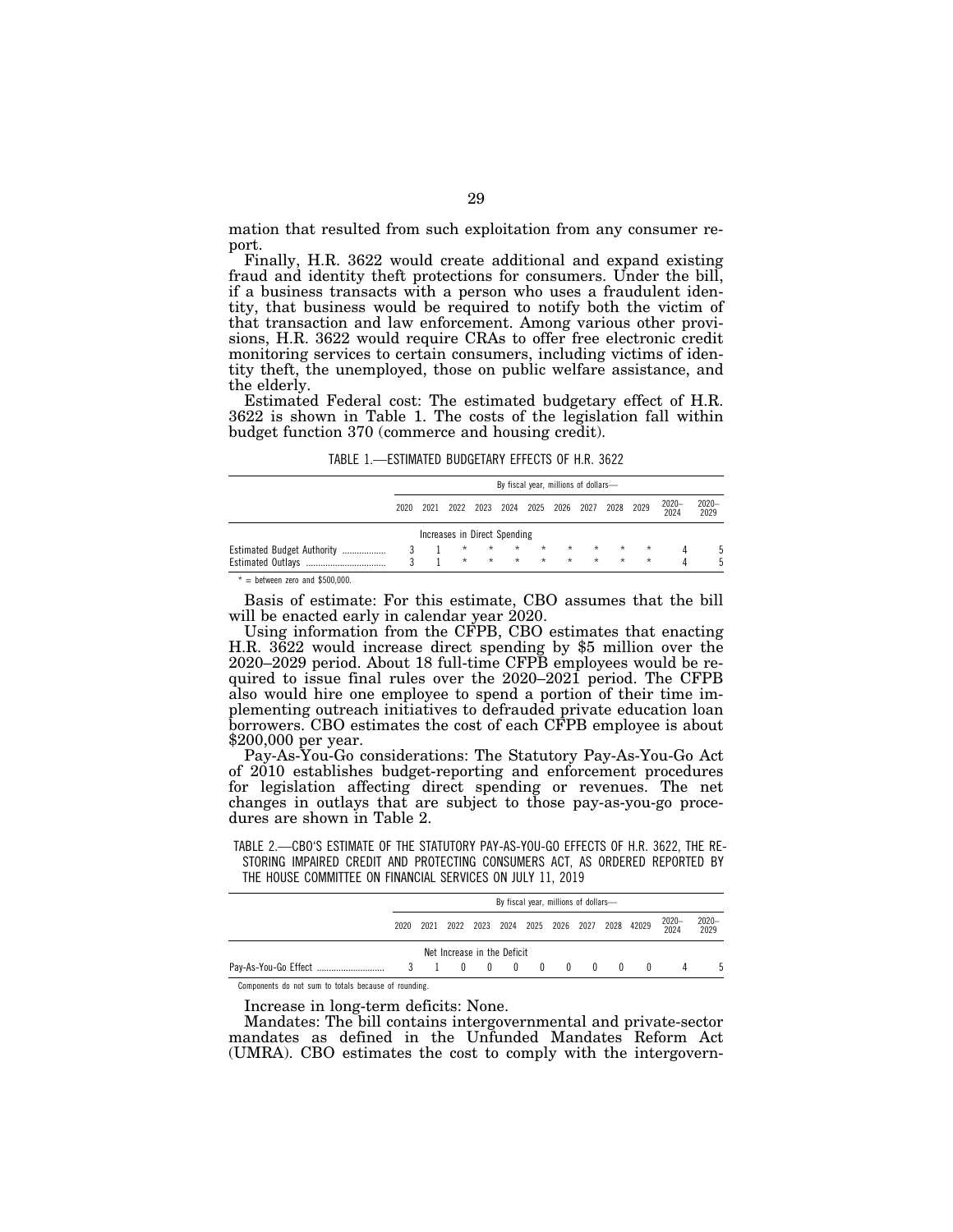mation that resulted from such exploitation from any consumer report.

Finally, H.R. 3622 would create additional and expand existing fraud and identity theft protections for consumers. Under the bill, if a business transacts with a person who uses a fraudulent identity, that business would be required to notify both the victim of that transaction and law enforcement. Among various other provisions, H.R. 3622 would require CRAs to offer free electronic credit monitoring services to certain consumers, including victims of identity theft, the unemployed, those on public welfare assistance, and the elderly.

Estimated Federal cost: The estimated budgetary effect of H.R. 3622 is shown in Table 1. The costs of the legislation fall within budget function 370 (commerce and housing credit).

TABLE 1.—ESTIMATED BUDGETARY EFFECTS OF H.R. 3622

| | By fiscal year, millions of dollars— | | | | | | | | | | | |
|---|---|---|---|---|---|---|---|---|---|---|---|---|
| | 2020 | 2021 | 2022 | 2023 | 2024 | 2025 | 2026 | 2027 | 2028 | 2029 | 2020–2024 | 2020–2029 |
| | Increases in Direct Spending | | | | | | | | | | | |
| Estimated Budget Authority | 3 | 1 | * | * | * | * | * | * | * | * | 4 | 5 |
| Estimated Outlays | 3 | 1 | * | * | * | * | * | * | * | * | 4 | 5 |

* = between zero and $500,000.

Basis of estimate: For this estimate, CBO assumes that the bill will be enacted early in calendar year 2020.

Using information from the CFPB, CBO estimates that enacting H.R. 3622 would increase direct spending by $5 million over the 2020–2029 period. About 18 full-time CFPB employees would be required to issue final rules over the 2020–2021 period. The CFPB also would hire one employee to spend a portion of their time implementing outreach initiatives to defrauded private education loan borrowers. CBO estimates the cost of each CFPB employee is about $200,000 per year.

Pay-As-You-Go considerations: The Statutory Pay-As-You-Go Act of 2010 establishes budget-reporting and enforcement procedures for legislation affecting direct spending or revenues. The net changes in outlays that are subject to those pay-as-you-go procedures are shown in Table 2.

TABLE 2.—CBO'S ESTIMATE OF THE STATUTORY PAY-AS-YOU-GO EFFECTS OF H.R. 3622, THE RESTORING IMPAIRED CREDIT AND PROTECTING CONSUMERS ACT, AS ORDERED REPORTED BY THE HOUSE COMMITTEE ON FINANCIAL SERVICES ON JULY 11, 2019

| | By fiscal year, millions of dollars— | | | | | | | | | | | |
|---|---|---|---|---|---|---|---|---|---|---|---|---|
| | 2020 | 2021 | 2022 | 2023 | 2024 | 2025 | 2026 | 2027 | 2028 | 42029 | 2020–2024 | 2020–2029 |
| | Net Increase in the Deficit | | | | | | | | | | | |
| Pay-As-You-Go Effect | 3 | 1 | 0 | 0 | 0 | 0 | 0 | 0 | 0 | 0 | 4 | 5 |

Components do not sum to totals because of rounding.

Increase in long-term deficits: None.

Mandates: The bill contains intergovernmental and private-sector mandates as defined in the Unfunded Mandates Reform Act (UMRA). CBO estimates the cost to comply with the intergovern-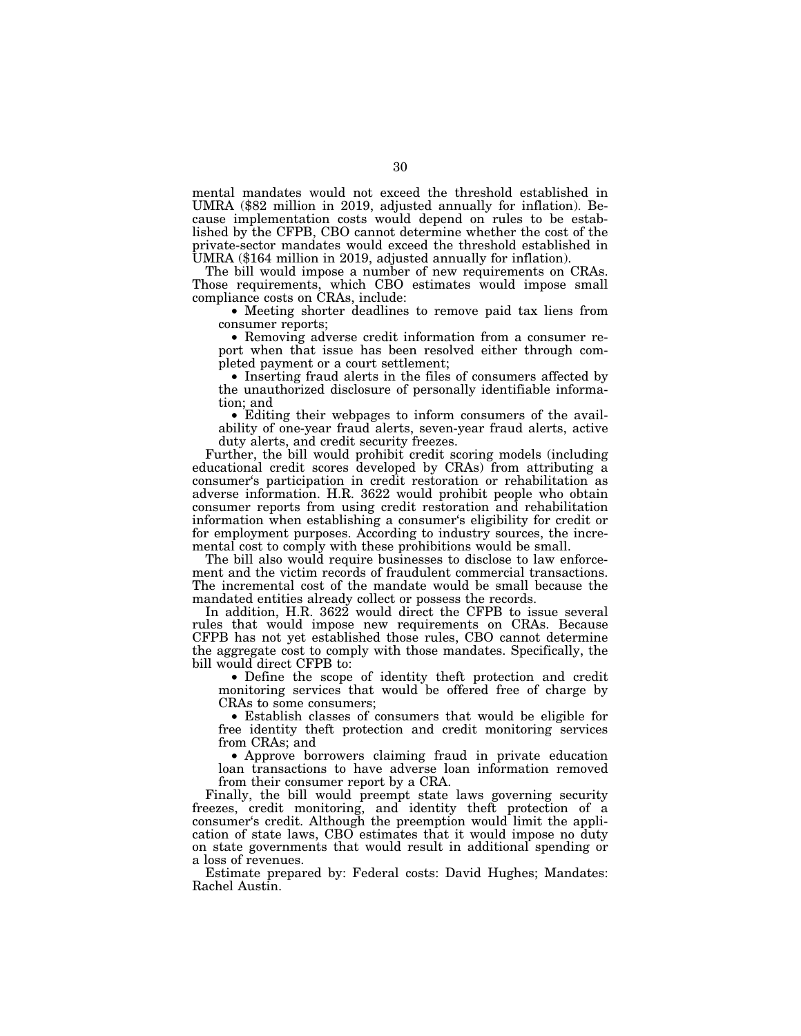mental mandates would not exceed the threshold established in UMRA ($82 million in 2019, adjusted annually for inflation). Because implementation costs would depend on rules to be established by the CFPB, CBO cannot determine whether the cost of the private-sector mandates would exceed the threshold established in UMRA ($164 million in 2019, adjusted annually for inflation).

The bill would impose a number of new requirements on CRAs. Those requirements, which CBO estimates would impose small compliance costs on CRAs, include:

- Meeting shorter deadlines to remove paid tax liens from consumer reports;
- Removing adverse credit information from a consumer report when that issue has been resolved either through completed payment or a court settlement;
- Inserting fraud alerts in the files of consumers affected by the unauthorized disclosure of personally identifiable information; and
- Editing their webpages to inform consumers of the availability of one-year fraud alerts, seven-year fraud alerts, active duty alerts, and credit security freezes.

Further, the bill would prohibit credit scoring models (including educational credit scores developed by CRAs) from attributing a consumer's participation in credit restoration or rehabilitation as adverse information. H.R. 3622 would prohibit people who obtain consumer reports from using credit restoration and rehabilitation information when establishing a consumer's eligibility for credit or for employment purposes. According to industry sources, the incremental cost to comply with these prohibitions would be small.

The bill also would require businesses to disclose to law enforcement and the victim records of fraudulent commercial transactions. The incremental cost of the mandate would be small because the mandated entities already collect or possess the records.

In addition, H.R. 3622 would direct the CFPB to issue several rules that would impose new requirements on CRAs. Because CFPB has not yet established those rules, CBO cannot determine the aggregate cost to comply with those mandates. Specifically, the bill would direct CFPB to:

- Define the scope of identity theft protection and credit monitoring services that would be offered free of charge by CRAs to some consumers;
- Establish classes of consumers that would be eligible for free identity theft protection and credit monitoring services from CRAs; and
- Approve borrowers claiming fraud in private education loan transactions to have adverse loan information removed from their consumer report by a CRA.

Finally, the bill would preempt state laws governing security freezes, credit monitoring, and identity theft protection of a consumer's credit. Although the preemption would limit the application of state laws, CBO estimates that it would impose no duty on state governments that would result in additional spending or a loss of revenues.

Estimate prepared by: Federal costs: David Hughes; Mandates: Rachel Austin.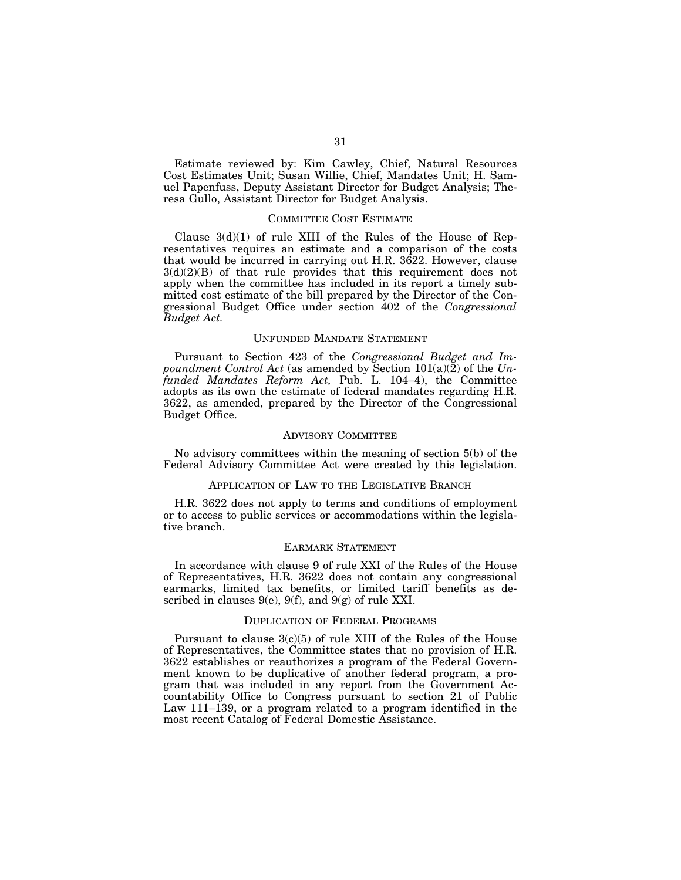Estimate reviewed by: Kim Cawley, Chief, Natural Resources Cost Estimates Unit; Susan Willie, Chief, Mandates Unit; H. Samuel Papenfuss, Deputy Assistant Director for Budget Analysis; Theresa Gullo, Assistant Director for Budget Analysis.

## COMMITTEE COST ESTIMATE

Clause 3(d)(1) of rule XIII of the Rules of the House of Representatives requires an estimate and a comparison of the costs that would be incurred in carrying out H.R. 3622. However, clause 3(d)(2)(B) of that rule provides that this requirement does not apply when the committee has included in its report a timely submitted cost estimate of the bill prepared by the Director of the Congressional Budget Office under section 402 of the *Congressional Budget Act.*

## UNFUNDED MANDATE STATEMENT

Pursuant to Section 423 of the *Congressional Budget and Impoundment Control Act* (as amended by Section 101(a)(2) of the *Unfunded Mandates Reform Act,* Pub. L. 104–4), the Committee adopts as its own the estimate of federal mandates regarding H.R. 3622, as amended, prepared by the Director of the Congressional Budget Office.

## ADVISORY COMMITTEE

No advisory committees within the meaning of section 5(b) of the Federal Advisory Committee Act were created by this legislation.

## APPLICATION OF LAW TO THE LEGISLATIVE BRANCH

H.R. 3622 does not apply to terms and conditions of employment or to access to public services or accommodations within the legislative branch.

## EARMARK STATEMENT

In accordance with clause 9 of rule XXI of the Rules of the House of Representatives, H.R. 3622 does not contain any congressional earmarks, limited tax benefits, or limited tariff benefits as described in clauses 9(e), 9(f), and 9(g) of rule XXI.

## DUPLICATION OF FEDERAL PROGRAMS

Pursuant to clause 3(c)(5) of rule XIII of the Rules of the House of Representatives, the Committee states that no provision of H.R. 3622 establishes or reauthorizes a program of the Federal Government known to be duplicative of another federal program, a program that was included in any report from the Government Accountability Office to Congress pursuant to section 21 of Public Law 111–139, or a program related to a program identified in the most recent Catalog of Federal Domestic Assistance.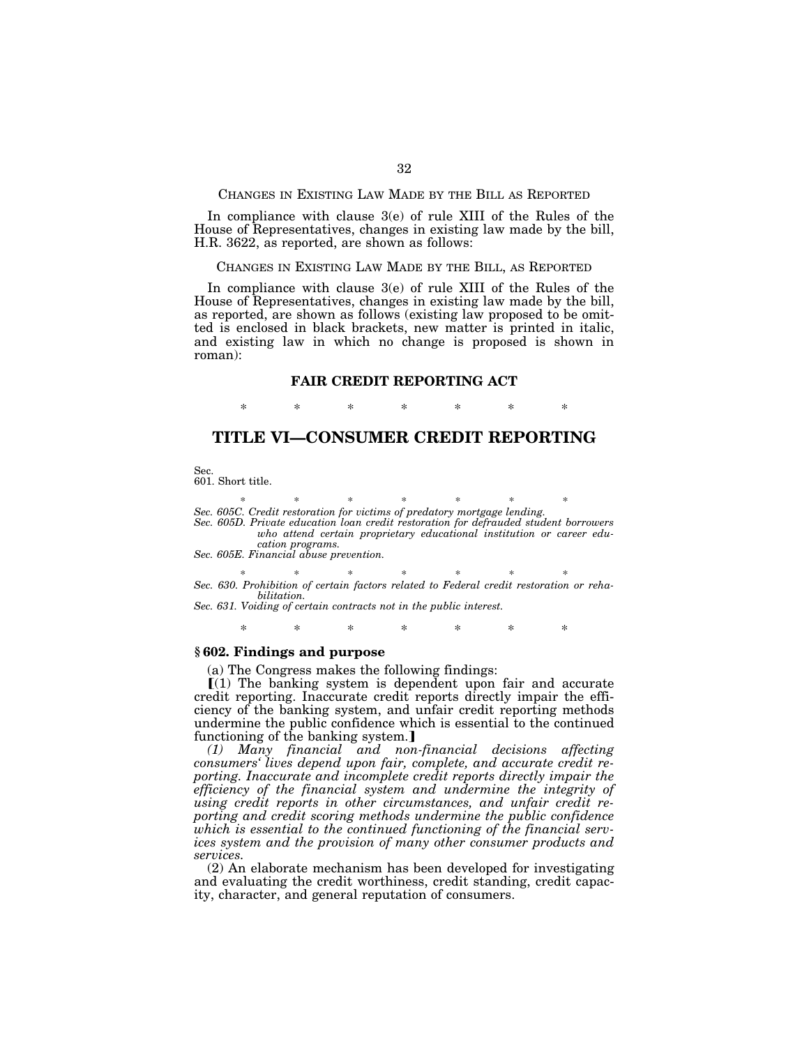CHANGES IN EXISTING LAW MADE BY THE BILL AS REPORTED

In compliance with clause 3(e) of rule XIII of the Rules of the House of Representatives, changes in existing law made by the bill, H.R. 3622, as reported, are shown as follows:

CHANGES IN EXISTING LAW MADE BY THE BILL, AS REPORTED

In compliance with clause 3(e) of rule XIII of the Rules of the House of Representatives, changes in existing law made by the bill, as reported, are shown as follows (existing law proposed to be omitted is enclosed in black brackets, new matter is printed in italic, and existing law in which no change is proposed is shown in roman):

## FAIR CREDIT REPORTING ACT

\* \* \* \* \* \* \*

# TITLE VI—CONSUMER CREDIT REPORTING

Sec.
601. Short title.

\* \* \* \* \* \* \*

*Sec. 605C. Credit restoration for victims of predatory mortgage lending.*
*Sec. 605D. Private education loan credit restoration for defrauded student borrowers who attend certain proprietary educational institution or career education programs.*
*Sec. 605E. Financial abuse prevention.*

\* \* \* \* \* \* \*

*Sec. 630. Prohibition of certain factors related to Federal credit restoration or rehabilitation.*
*Sec. 631. Voiding of certain contracts not in the public interest.*

\* \* \* \* \* \* \*

### § 602. Findings and purpose

(a) The Congress makes the following findings:

⟦(1) The banking system is dependent upon fair and accurate credit reporting. Inaccurate credit reports directly impair the efficiency of the banking system, and unfair credit reporting methods undermine the public confidence which is essential to the continued functioning of the banking system.⟧

*(1) Many financial and non-financial decisions affecting consumers' lives depend upon fair, complete, and accurate credit reporting. Inaccurate and incomplete credit reports directly impair the efficiency of the financial system and undermine the integrity of using credit reports in other circumstances, and unfair credit reporting and credit scoring methods undermine the public confidence which is essential to the continued functioning of the financial services system and the provision of many other consumer products and services.*

(2) An elaborate mechanism has been developed for investigating and evaluating the credit worthiness, credit standing, credit capacity, character, and general reputation of consumers.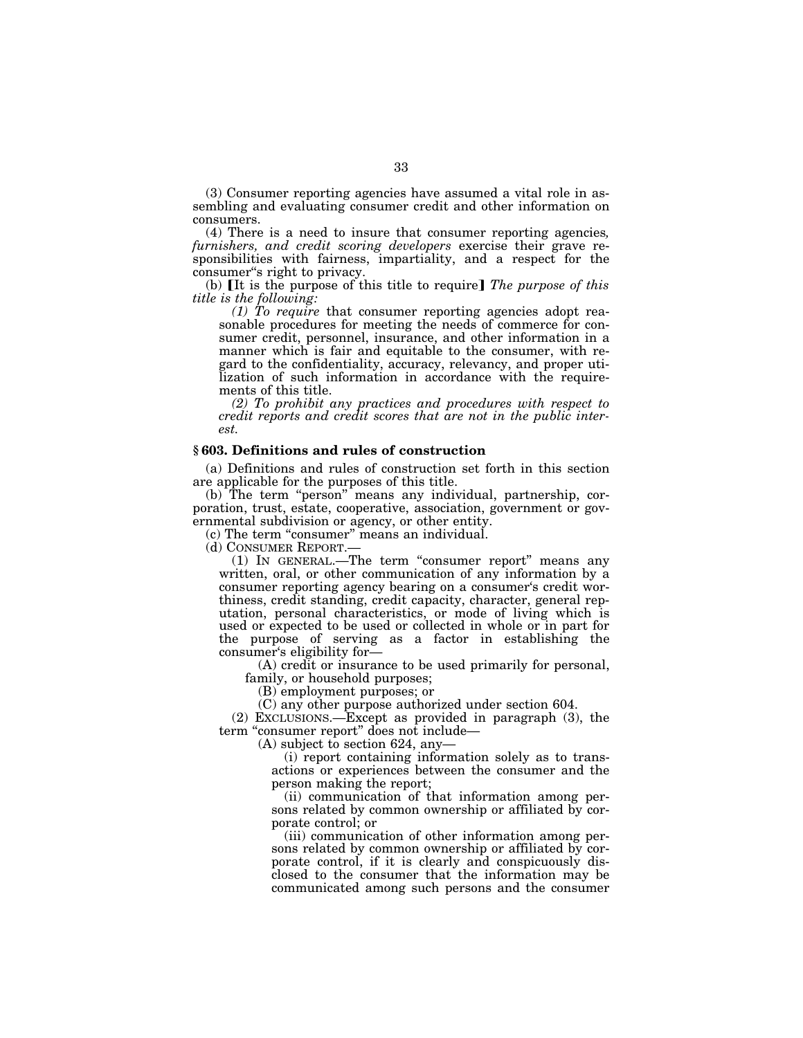(3) Consumer reporting agencies have assumed a vital role in assembling and evaluating consumer credit and other information on consumers.

(4) There is a need to insure that consumer reporting agencies*, furnishers, and credit scoring developers* exercise their grave responsibilities with fairness, impartiality, and a respect for the consumer"s right to privacy.

(b) [It is the purpose of this title to require] *The purpose of this title is the following:*

*(1) To require* that consumer reporting agencies adopt reasonable procedures for meeting the needs of commerce for consumer credit, personnel, insurance, and other information in a manner which is fair and equitable to the consumer, with regard to the confidentiality, accuracy, relevancy, and proper utilization of such information in accordance with the requirements of this title.

*(2) To prohibit any practices and procedures with respect to credit reports and credit scores that are not in the public interest.*

### § 603. Definitions and rules of construction

(a) Definitions and rules of construction set forth in this section are applicable for the purposes of this title.

(b) The term "person" means any individual, partnership, corporation, trust, estate, cooperative, association, government or governmental subdivision or agency, or other entity.

(c) The term "consumer" means an individual.

(d) CONSUMER REPORT.—

(1) IN GENERAL.—The term "consumer report" means any written, oral, or other communication of any information by a consumer reporting agency bearing on a consumer's credit worthiness, credit standing, credit capacity, character, general reputation, personal characteristics, or mode of living which is used or expected to be used or collected in whole or in part for the purpose of serving as a factor in establishing the consumer's eligibility for—

(A) credit or insurance to be used primarily for personal, family, or household purposes;

(B) employment purposes; or

(C) any other purpose authorized under section 604.

(2) EXCLUSIONS.—Except as provided in paragraph (3), the term "consumer report" does not include—

(A) subject to section 624, any—

(i) report containing information solely as to transactions or experiences between the consumer and the person making the report;

(ii) communication of that information among persons related by common ownership or affiliated by corporate control; or

(iii) communication of other information among persons related by common ownership or affiliated by corporate control, if it is clearly and conspicuously disclosed to the consumer that the information may be communicated among such persons and the consumer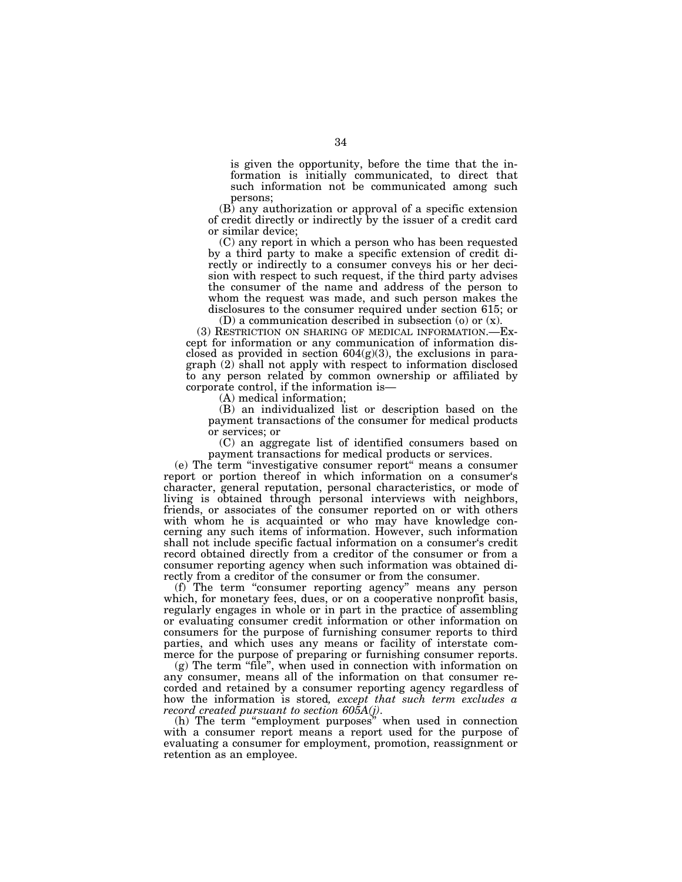is given the opportunity, before the time that the information is initially communicated, to direct that such information not be communicated among such persons;

(B) any authorization or approval of a specific extension of credit directly or indirectly by the issuer of a credit card or similar device;

(C) any report in which a person who has been requested by a third party to make a specific extension of credit directly or indirectly to a consumer conveys his or her decision with respect to such request, if the third party advises the consumer of the name and address of the person to whom the request was made, and such person makes the disclosures to the consumer required under section 615; or

(D) a communication described in subsection (o) or (x).

(3) RESTRICTION ON SHARING OF MEDICAL INFORMATION.—Except for information or any communication of information disclosed as provided in section 604(g)(3), the exclusions in paragraph (2) shall not apply with respect to information disclosed to any person related by common ownership or affiliated by corporate control, if the information is—

(A) medical information;

(B) an individualized list or description based on the payment transactions of the consumer for medical products or services; or

(C) an aggregate list of identified consumers based on payment transactions for medical products or services.

(e) The term "investigative consumer report" means a consumer report or portion thereof in which information on a consumer's character, general reputation, personal characteristics, or mode of living is obtained through personal interviews with neighbors, friends, or associates of the consumer reported on or with others with whom he is acquainted or who may have knowledge concerning any such items of information. However, such information shall not include specific factual information on a consumer's credit record obtained directly from a creditor of the consumer or from a consumer reporting agency when such information was obtained directly from a creditor of the consumer or from the consumer.

(f) The term "consumer reporting agency" means any person which, for monetary fees, dues, or on a cooperative nonprofit basis, regularly engages in whole or in part in the practice of assembling or evaluating consumer credit information or other information on consumers for the purpose of furnishing consumer reports to third parties, and which uses any means or facility of interstate commerce for the purpose of preparing or furnishing consumer reports.

(g) The term "file", when used in connection with information on any consumer, means all of the information on that consumer recorded and retained by a consumer reporting agency regardless of how the information is stored*, except that such term excludes a record created pursuant to section 605A(j)*.

(h) The term "employment purposes" when used in connection with a consumer report means a report used for the purpose of evaluating a consumer for employment, promotion, reassignment or retention as an employee.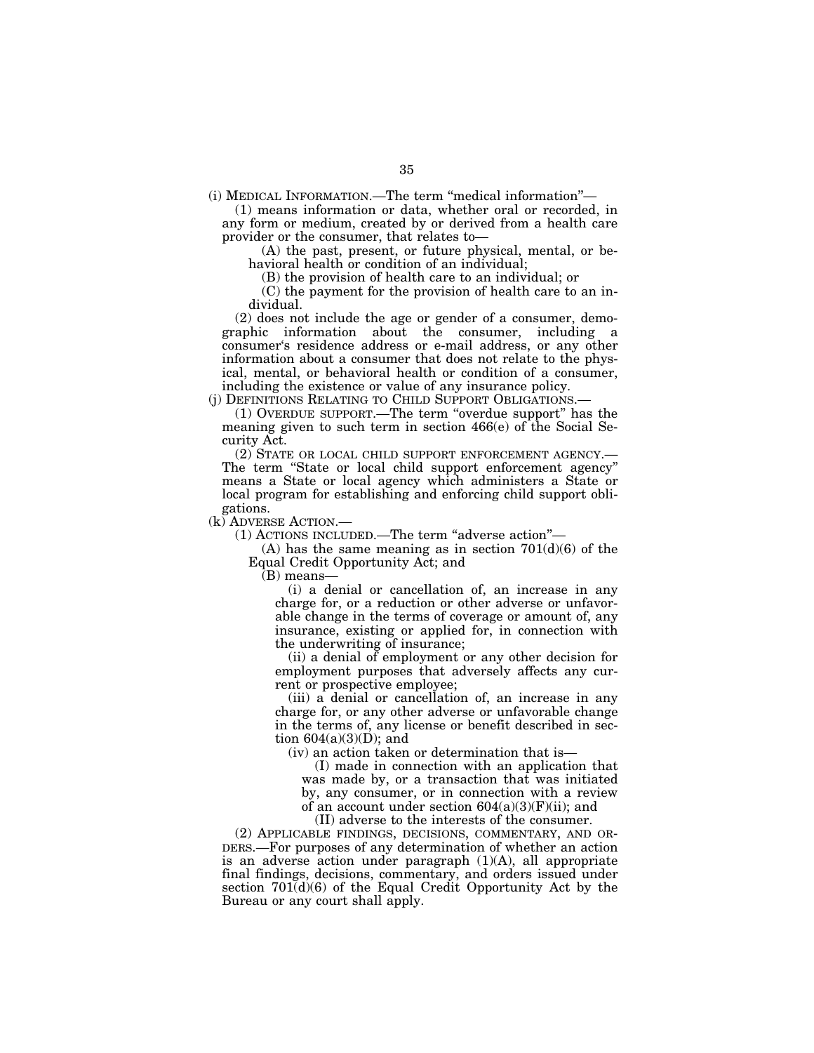(i) MEDICAL INFORMATION.—The term "medical information"—

(1) means information or data, whether oral or recorded, in any form or medium, created by or derived from a health care provider or the consumer, that relates to—

(A) the past, present, or future physical, mental, or behavioral health or condition of an individual;

(B) the provision of health care to an individual; or

(C) the payment for the provision of health care to an individual.

(2) does not include the age or gender of a consumer, demographic information about the consumer, including a consumer's residence address or e-mail address, or any other information about a consumer that does not relate to the physical, mental, or behavioral health or condition of a consumer, including the existence or value of any insurance policy.

(j) DEFINITIONS RELATING TO CHILD SUPPORT OBLIGATIONS.—

(1) OVERDUE SUPPORT.—The term "overdue support" has the meaning given to such term in section 466(e) of the Social Security Act.

(2) STATE OR LOCAL CHILD SUPPORT ENFORCEMENT AGENCY.—The term "State or local child support enforcement agency" means a State or local agency which administers a State or local program for establishing and enforcing child support obligations.

(k) ADVERSE ACTION.—

(1) ACTIONS INCLUDED.—The term "adverse action"—

(A) has the same meaning as in section 701(d)(6) of the Equal Credit Opportunity Act; and

(B) means—

(i) a denial or cancellation of, an increase in any charge for, or a reduction or other adverse or unfavorable change in the terms of coverage or amount of, any insurance, existing or applied for, in connection with the underwriting of insurance;

(ii) a denial of employment or any other decision for employment purposes that adversely affects any current or prospective employee;

(iii) a denial or cancellation of, an increase in any charge for, or any other adverse or unfavorable change in the terms of, any license or benefit described in section 604(a)(3)(D); and

(iv) an action taken or determination that is—

(I) made in connection with an application that was made by, or a transaction that was initiated by, any consumer, or in connection with a review of an account under section 604(a)(3)(F)(ii); and

(II) adverse to the interests of the consumer.

(2) APPLICABLE FINDINGS, DECISIONS, COMMENTARY, AND ORDERS.—For purposes of any determination of whether an action is an adverse action under paragraph (1)(A), all appropriate final findings, decisions, commentary, and orders issued under section 701(d)(6) of the Equal Credit Opportunity Act by the Bureau or any court shall apply.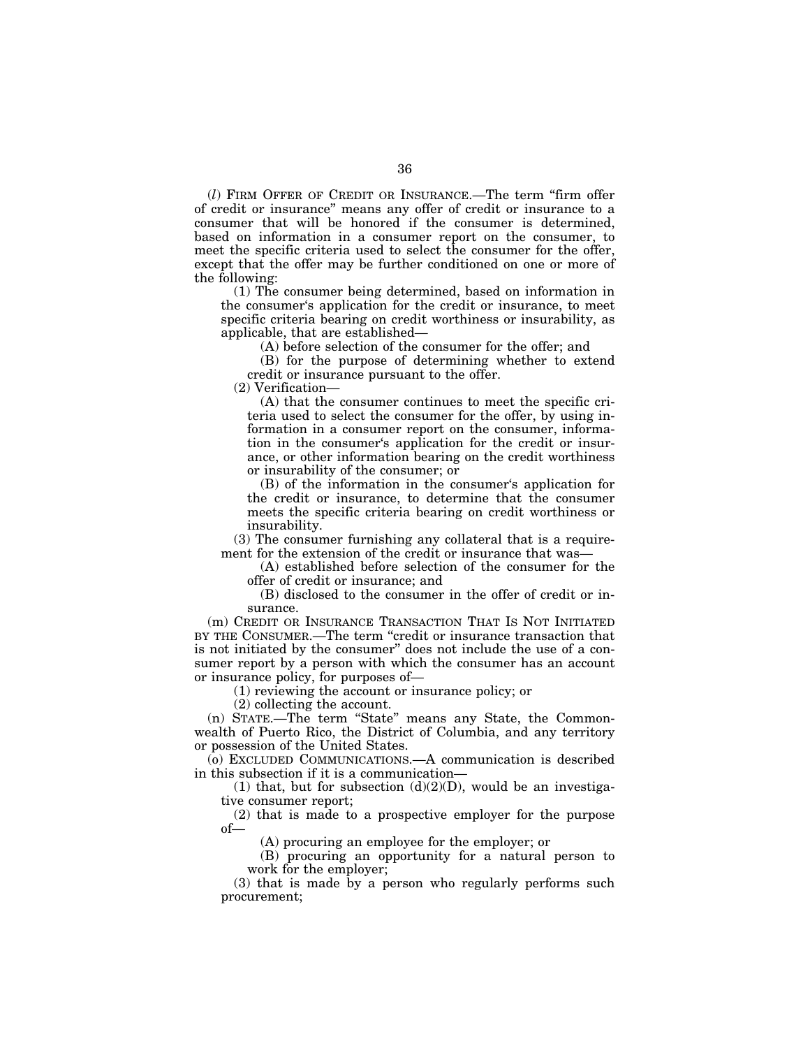(*l*) FIRM OFFER OF CREDIT OR INSURANCE.—The term "firm offer of credit or insurance" means any offer of credit or insurance to a consumer that will be honored if the consumer is determined, based on information in a consumer report on the consumer, to meet the specific criteria used to select the consumer for the offer, except that the offer may be further conditioned on one or more of the following:

(1) The consumer being determined, based on information in the consumer's application for the credit or insurance, to meet specific criteria bearing on credit worthiness or insurability, as applicable, that are established—

(A) before selection of the consumer for the offer; and

(B) for the purpose of determining whether to extend credit or insurance pursuant to the offer.

(2) Verification—

(A) that the consumer continues to meet the specific criteria used to select the consumer for the offer, by using information in a consumer report on the consumer, information in the consumer's application for the credit or insurance, or other information bearing on the credit worthiness or insurability of the consumer; or

(B) of the information in the consumer's application for the credit or insurance, to determine that the consumer meets the specific criteria bearing on credit worthiness or insurability.

(3) The consumer furnishing any collateral that is a requirement for the extension of the credit or insurance that was—

(A) established before selection of the consumer for the offer of credit or insurance; and

(B) disclosed to the consumer in the offer of credit or insurance.

(m) CREDIT OR INSURANCE TRANSACTION THAT IS NOT INITIATED BY THE CONSUMER.—The term "credit or insurance transaction that is not initiated by the consumer" does not include the use of a consumer report by a person with which the consumer has an account or insurance policy, for purposes of—

(1) reviewing the account or insurance policy; or

(2) collecting the account.

(n) STATE.—The term "State" means any State, the Commonwealth of Puerto Rico, the District of Columbia, and any territory or possession of the United States.

(o) EXCLUDED COMMUNICATIONS.—A communication is described in this subsection if it is a communication—

(1) that, but for subsection (d)(2)(D), would be an investigative consumer report;

(2) that is made to a prospective employer for the purpose of—

(A) procuring an employee for the employer; or

(B) procuring an opportunity for a natural person to work for the employer;

(3) that is made by a person who regularly performs such procurement;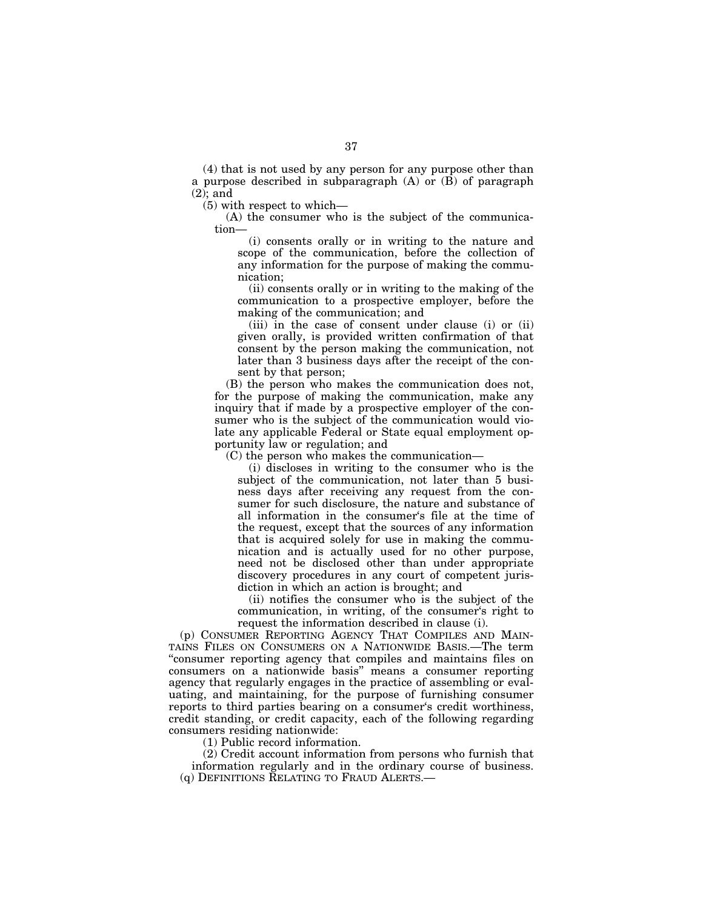(4) that is not used by any person for any purpose other than a purpose described in subparagraph (A) or (B) of paragraph (2); and

(5) with respect to which—

(A) the consumer who is the subject of the communication—

(i) consents orally or in writing to the nature and scope of the communication, before the collection of any information for the purpose of making the communication;

(ii) consents orally or in writing to the making of the communication to a prospective employer, before the making of the communication; and

(iii) in the case of consent under clause (i) or (ii) given orally, is provided written confirmation of that consent by the person making the communication, not later than 3 business days after the receipt of the consent by that person;

(B) the person who makes the communication does not, for the purpose of making the communication, make any inquiry that if made by a prospective employer of the consumer who is the subject of the communication would violate any applicable Federal or State equal employment opportunity law or regulation; and

(C) the person who makes the communication—

(i) discloses in writing to the consumer who is the subject of the communication, not later than 5 business days after receiving any request from the consumer for such disclosure, the nature and substance of all information in the consumer's file at the time of the request, except that the sources of any information that is acquired solely for use in making the communication and is actually used for no other purpose, need not be disclosed other than under appropriate discovery procedures in any court of competent jurisdiction in which an action is brought; and

(ii) notifies the consumer who is the subject of the communication, in writing, of the consumer's right to request the information described in clause (i).

(p) CONSUMER REPORTING AGENCY THAT COMPILES AND MAINTAINS FILES ON CONSUMERS ON A NATIONWIDE BASIS.—The term "consumer reporting agency that compiles and maintains files on consumers on a nationwide basis" means a consumer reporting agency that regularly engages in the practice of assembling or evaluating, and maintaining, for the purpose of furnishing consumer reports to third parties bearing on a consumer's credit worthiness, credit standing, or credit capacity, each of the following regarding consumers residing nationwide:

(1) Public record information.

(2) Credit account information from persons who furnish that information regularly and in the ordinary course of business.

(q) DEFINITIONS RELATING TO FRAUD ALERTS.—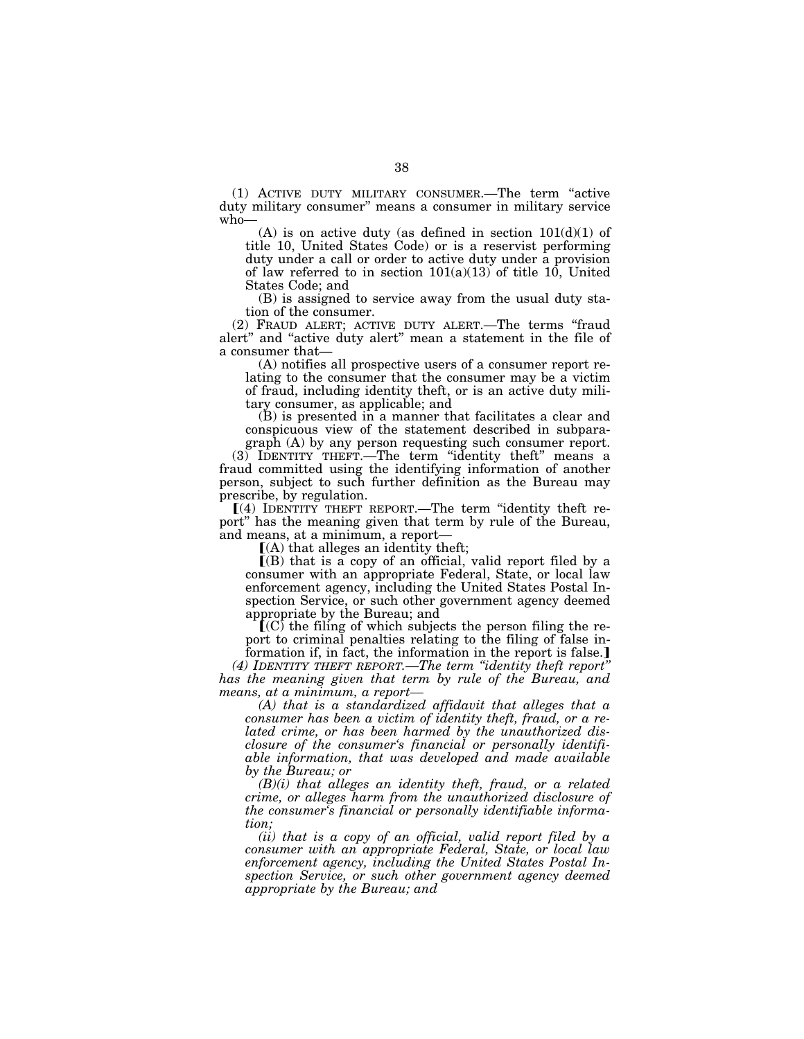(1) ACTIVE DUTY MILITARY CONSUMER.—The term "active duty military consumer" means a consumer in military service who—

(A) is on active duty (as defined in section 101(d)(1) of title 10, United States Code) or is a reservist performing duty under a call or order to active duty under a provision of law referred to in section 101(a)(13) of title 10, United States Code; and

(B) is assigned to service away from the usual duty station of the consumer.

(2) FRAUD ALERT; ACTIVE DUTY ALERT.—The terms "fraud alert" and "active duty alert" mean a statement in the file of a consumer that—

(A) notifies all prospective users of a consumer report relating to the consumer that the consumer may be a victim of fraud, including identity theft, or is an active duty military consumer, as applicable; and

(B) is presented in a manner that facilitates a clear and conspicuous view of the statement described in subparagraph (A) by any person requesting such consumer report.

(3) IDENTITY THEFT.—The term "identity theft" means a fraud committed using the identifying information of another person, subject to such further definition as the Bureau may prescribe, by regulation.

⟦(4) IDENTITY THEFT REPORT.—The term "identity theft report" has the meaning given that term by rule of the Bureau, and means, at a minimum, a report—

⟦(A) that alleges an identity theft;

⟦(B) that is a copy of an official, valid report filed by a consumer with an appropriate Federal, State, or local law enforcement agency, including the United States Postal Inspection Service, or such other government agency deemed appropriate by the Bureau; and

⟦(C) the filing of which subjects the person filing the report to criminal penalties relating to the filing of false information if, in fact, the information in the report is false.⟧

*(4) IDENTITY THEFT REPORT.—The term "identity theft report" has the meaning given that term by rule of the Bureau, and means, at a minimum, a report—*

*(A) that is a standardized affidavit that alleges that a consumer has been a victim of identity theft, fraud, or a related crime, or has been harmed by the unauthorized disclosure of the consumer's financial or personally identifiable information, that was developed and made available by the Bureau; or*

*(B)(i) that alleges an identity theft, fraud, or a related crime, or alleges harm from the unauthorized disclosure of the consumer's financial or personally identifiable information;*

*(ii) that is a copy of an official, valid report filed by a consumer with an appropriate Federal, State, or local law enforcement agency, including the United States Postal Inspection Service, or such other government agency deemed appropriate by the Bureau; and*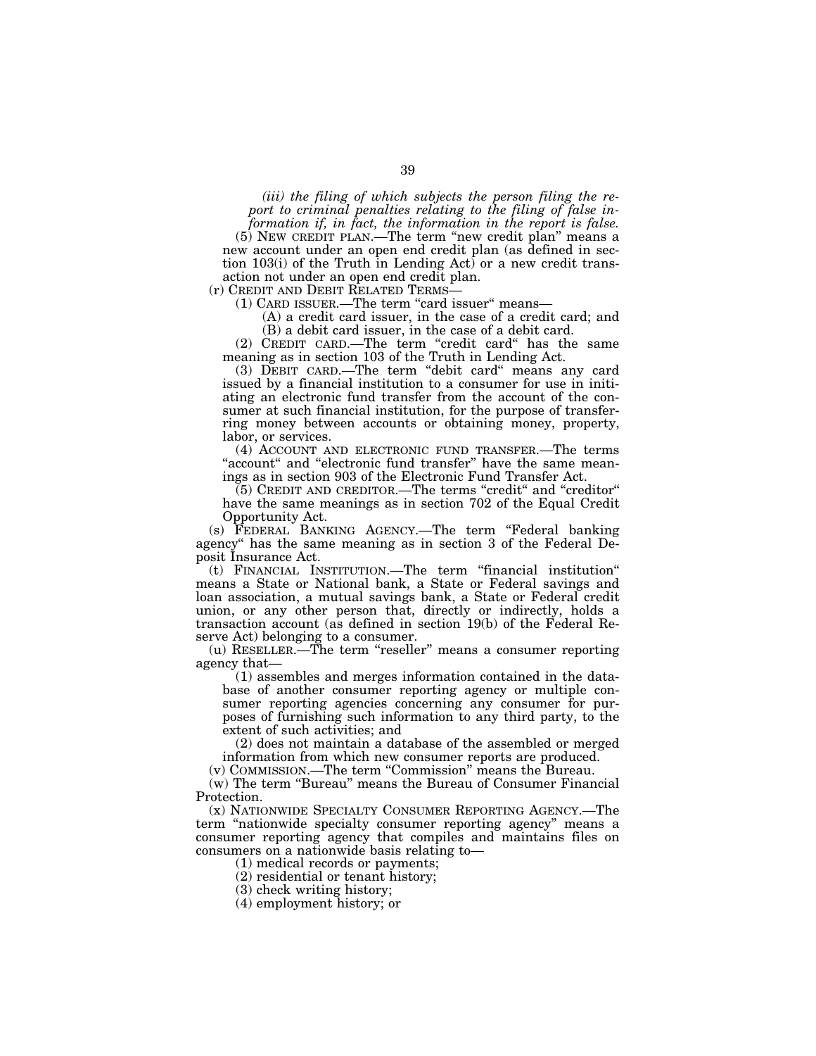*(iii) the filing of which subjects the person filing the report to criminal penalties relating to the filing of false information if, in fact, the information in the report is false.*

(5) NEW CREDIT PLAN.—The term "new credit plan" means a new account under an open end credit plan (as defined in section 103(i) of the Truth in Lending Act) or a new credit transaction not under an open end credit plan.

(r) CREDIT AND DEBIT RELATED TERMS—

(1) CARD ISSUER.—The term "card issuer" means—

(A) a credit card issuer, in the case of a credit card; and

(B) a debit card issuer, in the case of a debit card.

(2) CREDIT CARD.—The term "credit card" has the same meaning as in section 103 of the Truth in Lending Act.

(3) DEBIT CARD.—The term "debit card" means any card issued by a financial institution to a consumer for use in initiating an electronic fund transfer from the account of the consumer at such financial institution, for the purpose of transferring money between accounts or obtaining money, property, labor, or services.

(4) ACCOUNT AND ELECTRONIC FUND TRANSFER.—The terms "account" and "electronic fund transfer" have the same meanings as in section 903 of the Electronic Fund Transfer Act.

(5) CREDIT AND CREDITOR.—The terms "credit" and "creditor" have the same meanings as in section 702 of the Equal Credit Opportunity Act.

(s) FEDERAL BANKING AGENCY.—The term "Federal banking agency" has the same meaning as in section 3 of the Federal Deposit Insurance Act.

(t) FINANCIAL INSTITUTION.—The term "financial institution" means a State or National bank, a State or Federal savings and loan association, a mutual savings bank, a State or Federal credit union, or any other person that, directly or indirectly, holds a transaction account (as defined in section 19(b) of the Federal Reserve Act) belonging to a consumer.

(u) RESELLER.—The term "reseller" means a consumer reporting agency that—

(1) assembles and merges information contained in the database of another consumer reporting agency or multiple consumer reporting agencies concerning any consumer for purposes of furnishing such information to any third party, to the extent of such activities; and

(2) does not maintain a database of the assembled or merged information from which new consumer reports are produced.

(v) COMMISSION.—The term "Commission" means the Bureau.

(w) The term "Bureau" means the Bureau of Consumer Financial Protection.

(x) NATIONWIDE SPECIALTY CONSUMER REPORTING AGENCY.—The term "nationwide specialty consumer reporting agency" means a consumer reporting agency that compiles and maintains files on consumers on a nationwide basis relating to—

(1) medical records or payments;

(2) residential or tenant history;

(3) check writing history;

(4) employment history; or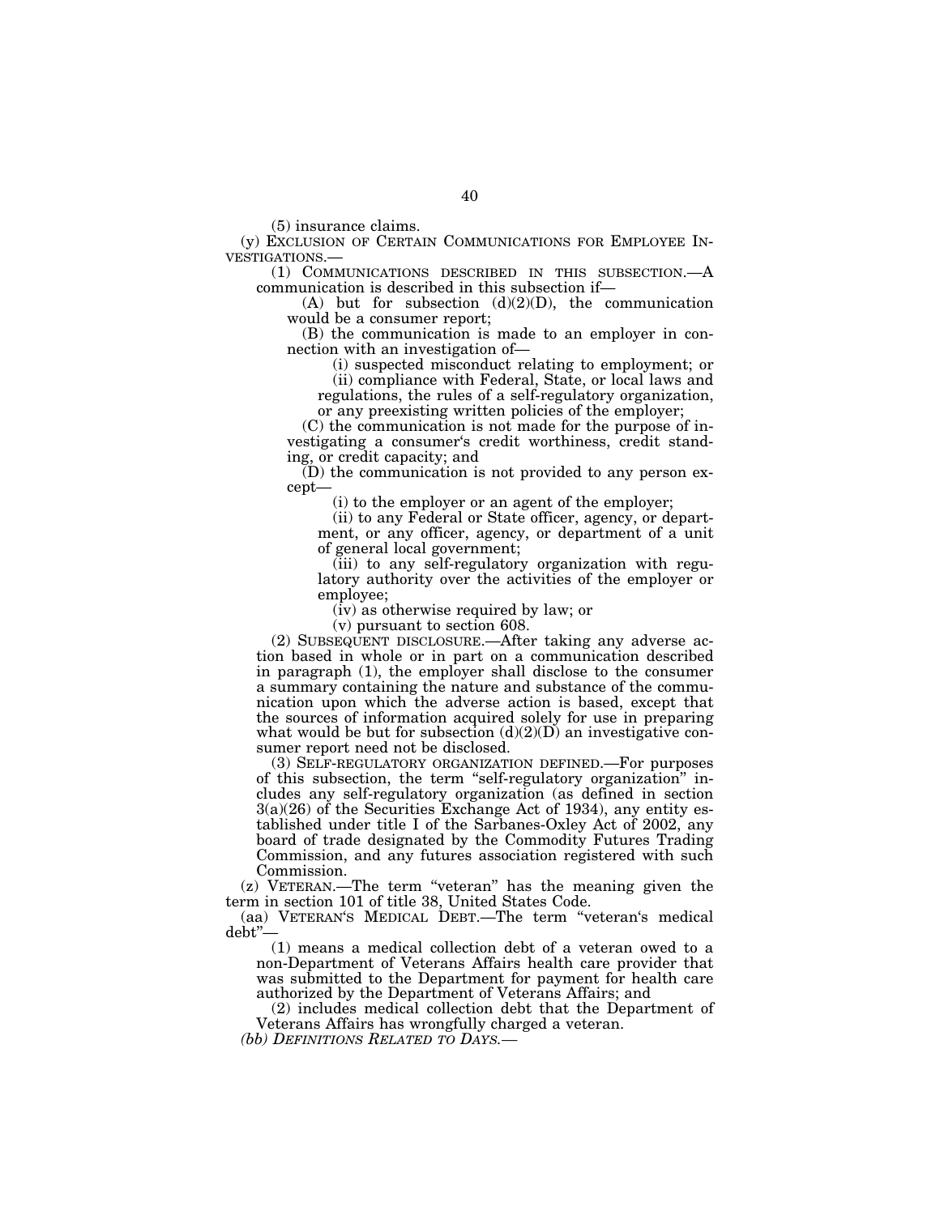(5) insurance claims.

(y) EXCLUSION OF CERTAIN COMMUNICATIONS FOR EMPLOYEE INVESTIGATIONS.—

(1) COMMUNICATIONS DESCRIBED IN THIS SUBSECTION.—A communication is described in this subsection if—

(A) but for subsection (d)(2)(D), the communication would be a consumer report;

(B) the communication is made to an employer in connection with an investigation of—

(i) suspected misconduct relating to employment; or

(ii) compliance with Federal, State, or local laws and regulations, the rules of a self-regulatory organization, or any preexisting written policies of the employer;

(C) the communication is not made for the purpose of investigating a consumer's credit worthiness, credit standing, or credit capacity; and

(D) the communication is not provided to any person except—

(i) to the employer or an agent of the employer;

(ii) to any Federal or State officer, agency, or department, or any officer, agency, or department of a unit of general local government;

(iii) to any self-regulatory organization with regulatory authority over the activities of the employer or employee;

(iv) as otherwise required by law; or

(v) pursuant to section 608.

(2) SUBSEQUENT DISCLOSURE.—After taking any adverse action based in whole or in part on a communication described in paragraph (1), the employer shall disclose to the consumer a summary containing the nature and substance of the communication upon which the adverse action is based, except that the sources of information acquired solely for use in preparing what would be but for subsection (d)(2)(D) an investigative consumer report need not be disclosed.

(3) SELF-REGULATORY ORGANIZATION DEFINED.—For purposes of this subsection, the term "self-regulatory organization" includes any self-regulatory organization (as defined in section 3(a)(26) of the Securities Exchange Act of 1934), any entity established under title I of the Sarbanes-Oxley Act of 2002, any board of trade designated by the Commodity Futures Trading Commission, and any futures association registered with such Commission.

(z) VETERAN.—The term "veteran" has the meaning given the term in section 101 of title 38, United States Code.

(aa) VETERAN'S MEDICAL DEBT.—The term "veteran's medical debt"—

(1) means a medical collection debt of a veteran owed to a non-Department of Veterans Affairs health care provider that was submitted to the Department for payment for health care authorized by the Department of Veterans Affairs; and

(2) includes medical collection debt that the Department of Veterans Affairs has wrongfully charged a veteran.

*(bb) DEFINITIONS RELATED TO DAYS.—*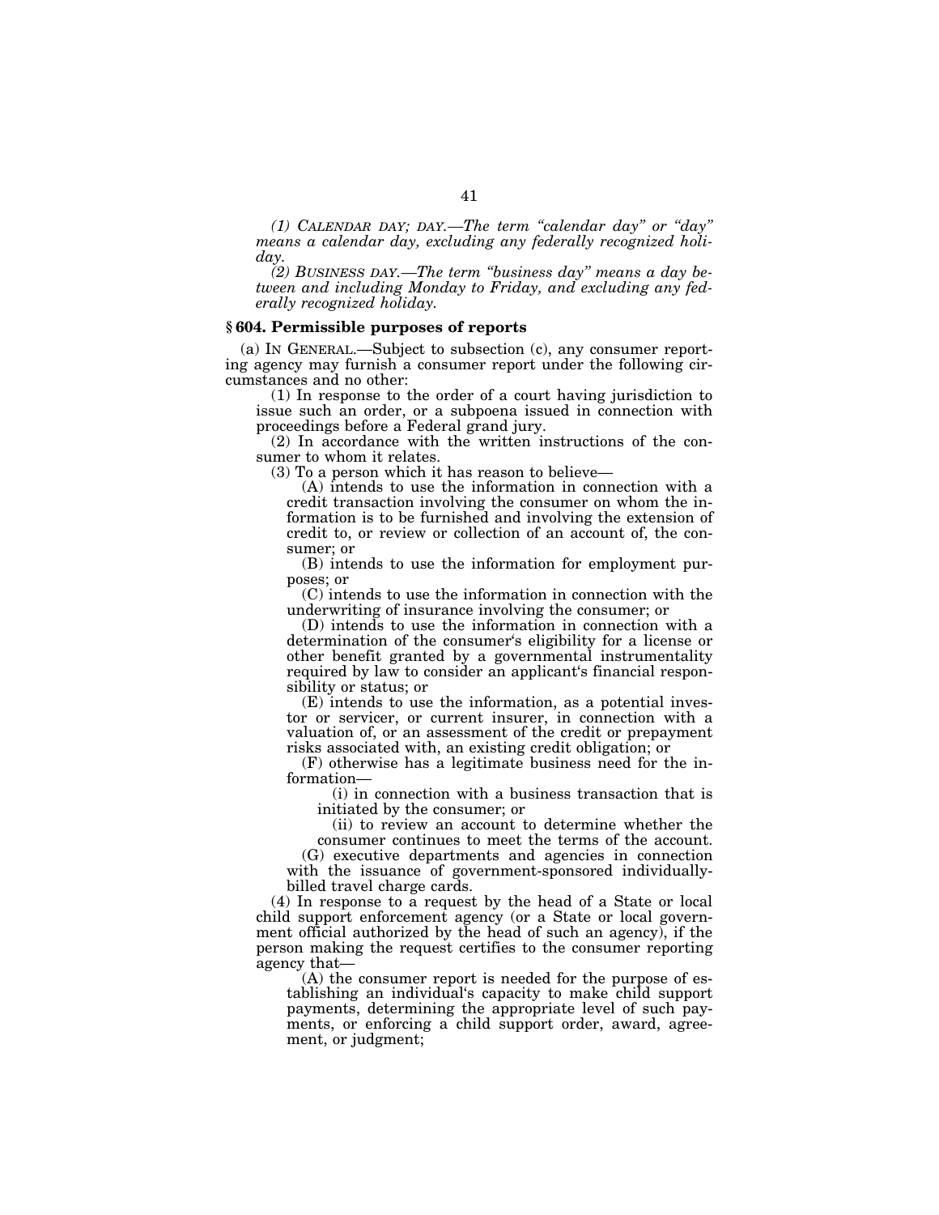*(1) CALENDAR DAY; DAY.—The term "calendar day" or "day" means a calendar day, excluding any federally recognized holiday.*

*(2) BUSINESS DAY.—The term "business day" means a day between and including Monday to Friday, and excluding any federally recognized holiday.*

## § 604. Permissible purposes of reports

(a) IN GENERAL.—Subject to subsection (c), any consumer reporting agency may furnish a consumer report under the following circumstances and no other:

(1) In response to the order of a court having jurisdiction to issue such an order, or a subpoena issued in connection with proceedings before a Federal grand jury.

(2) In accordance with the written instructions of the consumer to whom it relates.

(3) To a person which it has reason to believe—

(A) intends to use the information in connection with a credit transaction involving the consumer on whom the information is to be furnished and involving the extension of credit to, or review or collection of an account of, the consumer; or

(B) intends to use the information for employment purposes; or

(C) intends to use the information in connection with the underwriting of insurance involving the consumer; or

(D) intends to use the information in connection with a determination of the consumer's eligibility for a license or other benefit granted by a governmental instrumentality required by law to consider an applicant's financial responsibility or status; or

(E) intends to use the information, as a potential investor or servicer, or current insurer, in connection with a valuation of, or an assessment of the credit or prepayment risks associated with, an existing credit obligation; or

(F) otherwise has a legitimate business need for the information—

(i) in connection with a business transaction that is initiated by the consumer; or

(ii) to review an account to determine whether the consumer continues to meet the terms of the account.

(G) executive departments and agencies in connection with the issuance of government-sponsored individually-billed travel charge cards.

(4) In response to a request by the head of a State or local child support enforcement agency (or a State or local government official authorized by the head of such an agency), if the person making the request certifies to the consumer reporting agency that—

(A) the consumer report is needed for the purpose of establishing an individual's capacity to make child support payments, determining the appropriate level of such payments, or enforcing a child support order, award, agreement, or judgment;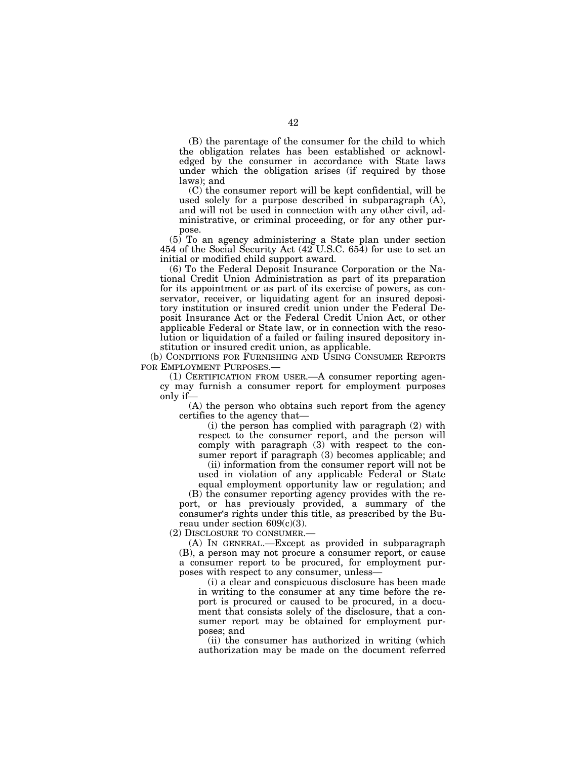(B) the parentage of the consumer for the child to which the obligation relates has been established or acknowledged by the consumer in accordance with State laws under which the obligation arises (if required by those laws); and

(C) the consumer report will be kept confidential, will be used solely for a purpose described in subparagraph (A), and will not be used in connection with any other civil, administrative, or criminal proceeding, or for any other purpose.

(5) To an agency administering a State plan under section 454 of the Social Security Act (42 U.S.C. 654) for use to set an initial or modified child support award.

(6) To the Federal Deposit Insurance Corporation or the National Credit Union Administration as part of its preparation for its appointment or as part of its exercise of powers, as conservator, receiver, or liquidating agent for an insured depository institution or insured credit union under the Federal Deposit Insurance Act or the Federal Credit Union Act, or other applicable Federal or State law, or in connection with the resolution or liquidation of a failed or failing insured depository institution or insured credit union, as applicable.

(b) CONDITIONS FOR FURNISHING AND USING CONSUMER REPORTS FOR EMPLOYMENT PURPOSES.—

(1) CERTIFICATION FROM USER.—A consumer reporting agency may furnish a consumer report for employment purposes only if—

(A) the person who obtains such report from the agency certifies to the agency that—

(i) the person has complied with paragraph (2) with respect to the consumer report, and the person will comply with paragraph (3) with respect to the consumer report if paragraph (3) becomes applicable; and

(ii) information from the consumer report will not be used in violation of any applicable Federal or State equal employment opportunity law or regulation; and

(B) the consumer reporting agency provides with the report, or has previously provided, a summary of the consumer's rights under this title, as prescribed by the Bureau under section 609(c)(3).

(2) DISCLOSURE TO CONSUMER.—

(A) IN GENERAL.—Except as provided in subparagraph (B), a person may not procure a consumer report, or cause a consumer report to be procured, for employment purposes with respect to any consumer, unless—

(i) a clear and conspicuous disclosure has been made in writing to the consumer at any time before the report is procured or caused to be procured, in a document that consists solely of the disclosure, that a consumer report may be obtained for employment purposes; and

(ii) the consumer has authorized in writing (which authorization may be made on the document referred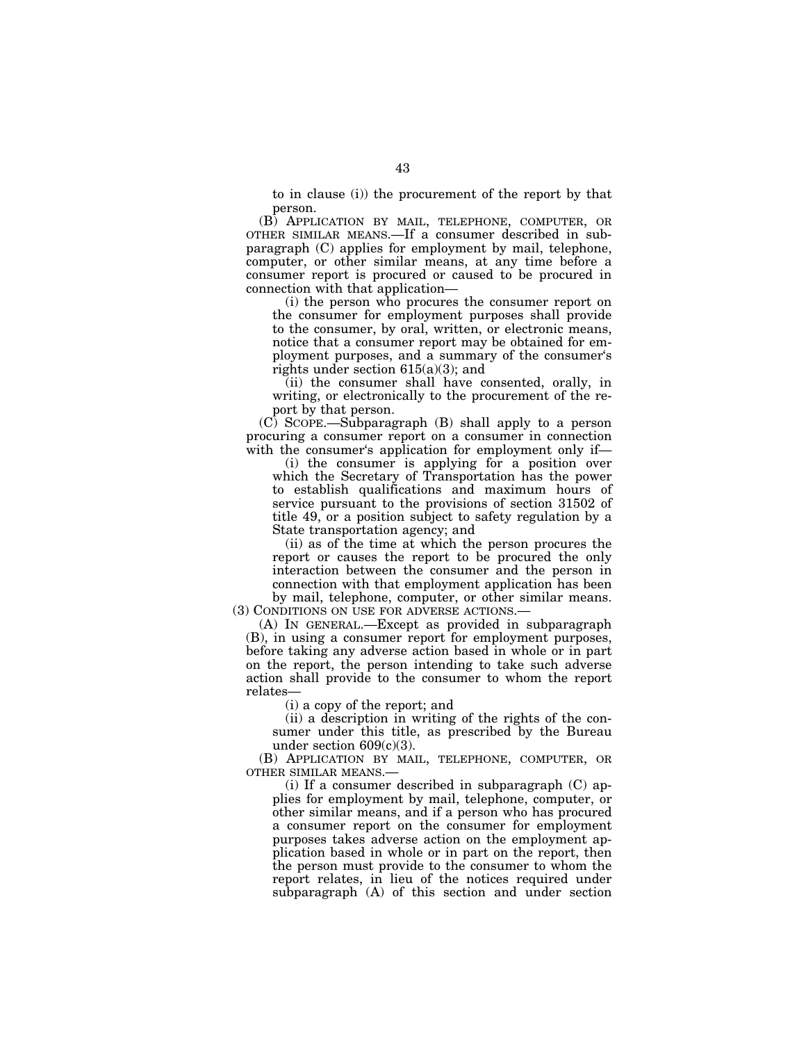to in clause (i)) the procurement of the report by that person.

(B) APPLICATION BY MAIL, TELEPHONE, COMPUTER, OR OTHER SIMILAR MEANS.—If a consumer described in subparagraph (C) applies for employment by mail, telephone, computer, or other similar means, at any time before a consumer report is procured or caused to be procured in connection with that application—

(i) the person who procures the consumer report on the consumer for employment purposes shall provide to the consumer, by oral, written, or electronic means, notice that a consumer report may be obtained for employment purposes, and a summary of the consumer's rights under section 615(a)(3); and

(ii) the consumer shall have consented, orally, in writing, or electronically to the procurement of the report by that person.

(C) SCOPE.—Subparagraph (B) shall apply to a person procuring a consumer report on a consumer in connection with the consumer's application for employment only if—

(i) the consumer is applying for a position over which the Secretary of Transportation has the power to establish qualifications and maximum hours of service pursuant to the provisions of section 31502 of title 49, or a position subject to safety regulation by a State transportation agency; and

(ii) as of the time at which the person procures the report or causes the report to be procured the only interaction between the consumer and the person in connection with that employment application has been by mail, telephone, computer, or other similar means.

(3) CONDITIONS ON USE FOR ADVERSE ACTIONS.—

(A) IN GENERAL.—Except as provided in subparagraph (B), in using a consumer report for employment purposes, before taking any adverse action based in whole or in part on the report, the person intending to take such adverse action shall provide to the consumer to whom the report relates—

(i) a copy of the report; and

(ii) a description in writing of the rights of the consumer under this title, as prescribed by the Bureau under section 609(c)(3).

(B) APPLICATION BY MAIL, TELEPHONE, COMPUTER, OR OTHER SIMILAR MEANS.—

(i) If a consumer described in subparagraph (C) applies for employment by mail, telephone, computer, or other similar means, and if a person who has procured a consumer report on the consumer for employment purposes takes adverse action on the employment application based in whole or in part on the report, then the person must provide to the consumer to whom the report relates, in lieu of the notices required under subparagraph (A) of this section and under section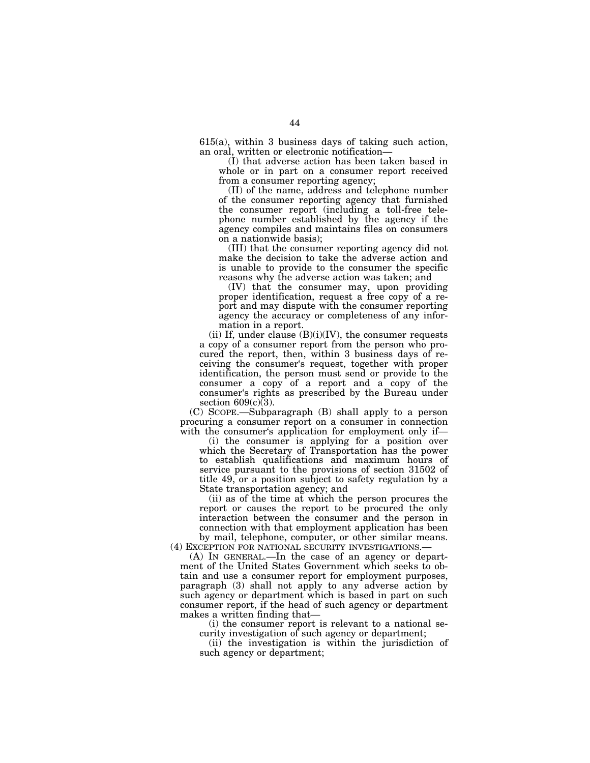615(a), within 3 business days of taking such action, an oral, written or electronic notification—

(I) that adverse action has been taken based in whole or in part on a consumer report received from a consumer reporting agency;

(II) of the name, address and telephone number of the consumer reporting agency that furnished the consumer report (including a toll-free telephone number established by the agency if the agency compiles and maintains files on consumers on a nationwide basis);

(III) that the consumer reporting agency did not make the decision to take the adverse action and is unable to provide to the consumer the specific reasons why the adverse action was taken; and

(IV) that the consumer may, upon providing proper identification, request a free copy of a report and may dispute with the consumer reporting agency the accuracy or completeness of any information in a report.

(ii) If, under clause (B)(i)(IV), the consumer requests a copy of a consumer report from the person who procured the report, then, within 3 business days of receiving the consumer's request, together with proper identification, the person must send or provide to the consumer a copy of a report and a copy of the consumer's rights as prescribed by the Bureau under section 609(c)(3).

(C) SCOPE.—Subparagraph (B) shall apply to a person procuring a consumer report on a consumer in connection with the consumer's application for employment only if—

(i) the consumer is applying for a position over which the Secretary of Transportation has the power to establish qualifications and maximum hours of service pursuant to the provisions of section 31502 of title 49, or a position subject to safety regulation by a State transportation agency; and

(ii) as of the time at which the person procures the report or causes the report to be procured the only interaction between the consumer and the person in connection with that employment application has been by mail, telephone, computer, or other similar means.

(4) EXCEPTION FOR NATIONAL SECURITY INVESTIGATIONS.—

(A) IN GENERAL.—In the case of an agency or department of the United States Government which seeks to obtain and use a consumer report for employment purposes, paragraph (3) shall not apply to any adverse action by such agency or department which is based in part on such consumer report, if the head of such agency or department makes a written finding that—

(i) the consumer report is relevant to a national security investigation of such agency or department;

(ii) the investigation is within the jurisdiction of such agency or department;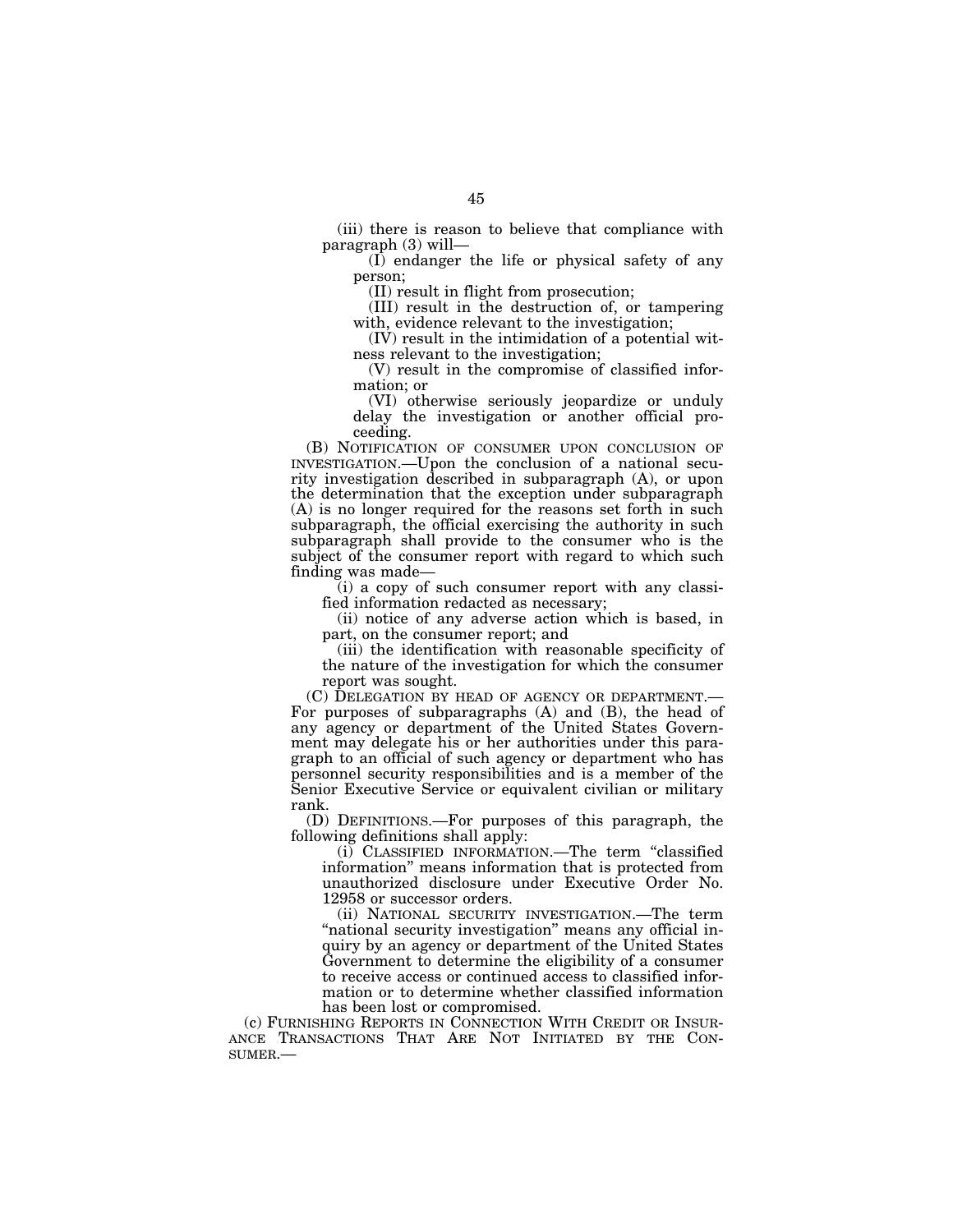(iii) there is reason to believe that compliance with paragraph (3) will—

(I) endanger the life or physical safety of any person;

(II) result in flight from prosecution;

(III) result in the destruction of, or tampering with, evidence relevant to the investigation;

(IV) result in the intimidation of a potential witness relevant to the investigation;

(V) result in the compromise of classified information; or

(VI) otherwise seriously jeopardize or unduly delay the investigation or another official proceeding.

(B) NOTIFICATION OF CONSUMER UPON CONCLUSION OF INVESTIGATION.—Upon the conclusion of a national security investigation described in subparagraph (A), or upon the determination that the exception under subparagraph (A) is no longer required for the reasons set forth in such subparagraph, the official exercising the authority in such subparagraph shall provide to the consumer who is the subject of the consumer report with regard to which such finding was made—

(i) a copy of such consumer report with any classified information redacted as necessary;

(ii) notice of any adverse action which is based, in part, on the consumer report; and

(iii) the identification with reasonable specificity of the nature of the investigation for which the consumer report was sought.

(C) DELEGATION BY HEAD OF AGENCY OR DEPARTMENT.—For purposes of subparagraphs (A) and (B), the head of any agency or department of the United States Government may delegate his or her authorities under this paragraph to an official of such agency or department who has personnel security responsibilities and is a member of the Senior Executive Service or equivalent civilian or military rank.

(D) DEFINITIONS.—For purposes of this paragraph, the following definitions shall apply:

(i) CLASSIFIED INFORMATION.—The term "classified information" means information that is protected from unauthorized disclosure under Executive Order No. 12958 or successor orders.

(ii) NATIONAL SECURITY INVESTIGATION.—The term "national security investigation" means any official inquiry by an agency or department of the United States Government to determine the eligibility of a consumer to receive access or continued access to classified information or to determine whether classified information has been lost or compromised.

(c) FURNISHING REPORTS IN CONNECTION WITH CREDIT OR INSURANCE TRANSACTIONS THAT ARE NOT INITIATED BY THE CONSUMER.—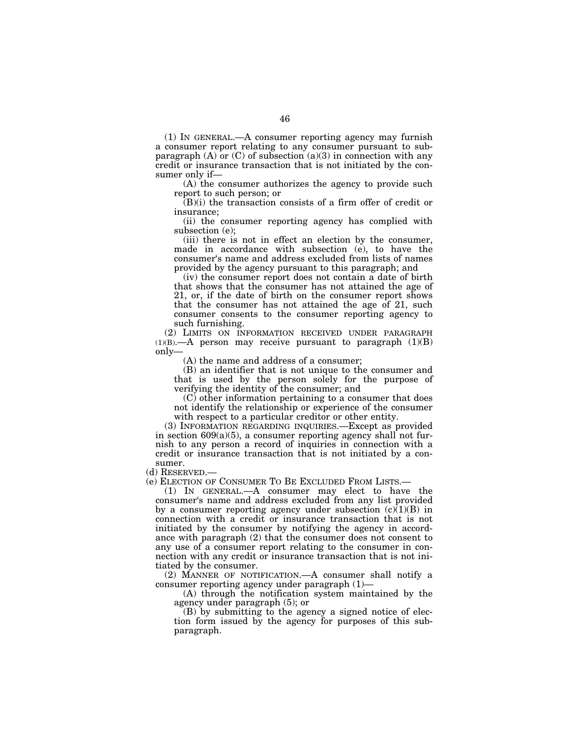(1) IN GENERAL.—A consumer reporting agency may furnish a consumer report relating to any consumer pursuant to subparagraph (A) or (C) of subsection (a)(3) in connection with any credit or insurance transaction that is not initiated by the consumer only if—

(A) the consumer authorizes the agency to provide such report to such person; or

(B)(i) the transaction consists of a firm offer of credit or insurance;

(ii) the consumer reporting agency has complied with subsection (e);

(iii) there is not in effect an election by the consumer, made in accordance with subsection (e), to have the consumer's name and address excluded from lists of names provided by the agency pursuant to this paragraph; and

(iv) the consumer report does not contain a date of birth that shows that the consumer has not attained the age of 21, or, if the date of birth on the consumer report shows that the consumer has not attained the age of 21, such consumer consents to the consumer reporting agency to such furnishing.

(2) LIMITS ON INFORMATION RECEIVED UNDER PARAGRAPH (1)(B).—A person may receive pursuant to paragraph (1)(B) only—

(A) the name and address of a consumer;

(B) an identifier that is not unique to the consumer and that is used by the person solely for the purpose of verifying the identity of the consumer; and

(C) other information pertaining to a consumer that does not identify the relationship or experience of the consumer with respect to a particular creditor or other entity.

(3) INFORMATION REGARDING INQUIRIES.—Except as provided in section 609(a)(5), a consumer reporting agency shall not furnish to any person a record of inquiries in connection with a credit or insurance transaction that is not initiated by a consumer.

(d) RESERVED.—

(e) ELECTION OF CONSUMER TO BE EXCLUDED FROM LISTS.—

(1) IN GENERAL.—A consumer may elect to have the consumer's name and address excluded from any list provided by a consumer reporting agency under subsection (c)(1)(B) in connection with a credit or insurance transaction that is not initiated by the consumer by notifying the agency in accordance with paragraph (2) that the consumer does not consent to any use of a consumer report relating to the consumer in connection with any credit or insurance transaction that is not initiated by the consumer.

(2) MANNER OF NOTIFICATION.—A consumer shall notify a consumer reporting agency under paragraph (1)—

(A) through the notification system maintained by the agency under paragraph (5); or

(B) by submitting to the agency a signed notice of election form issued by the agency for purposes of this subparagraph.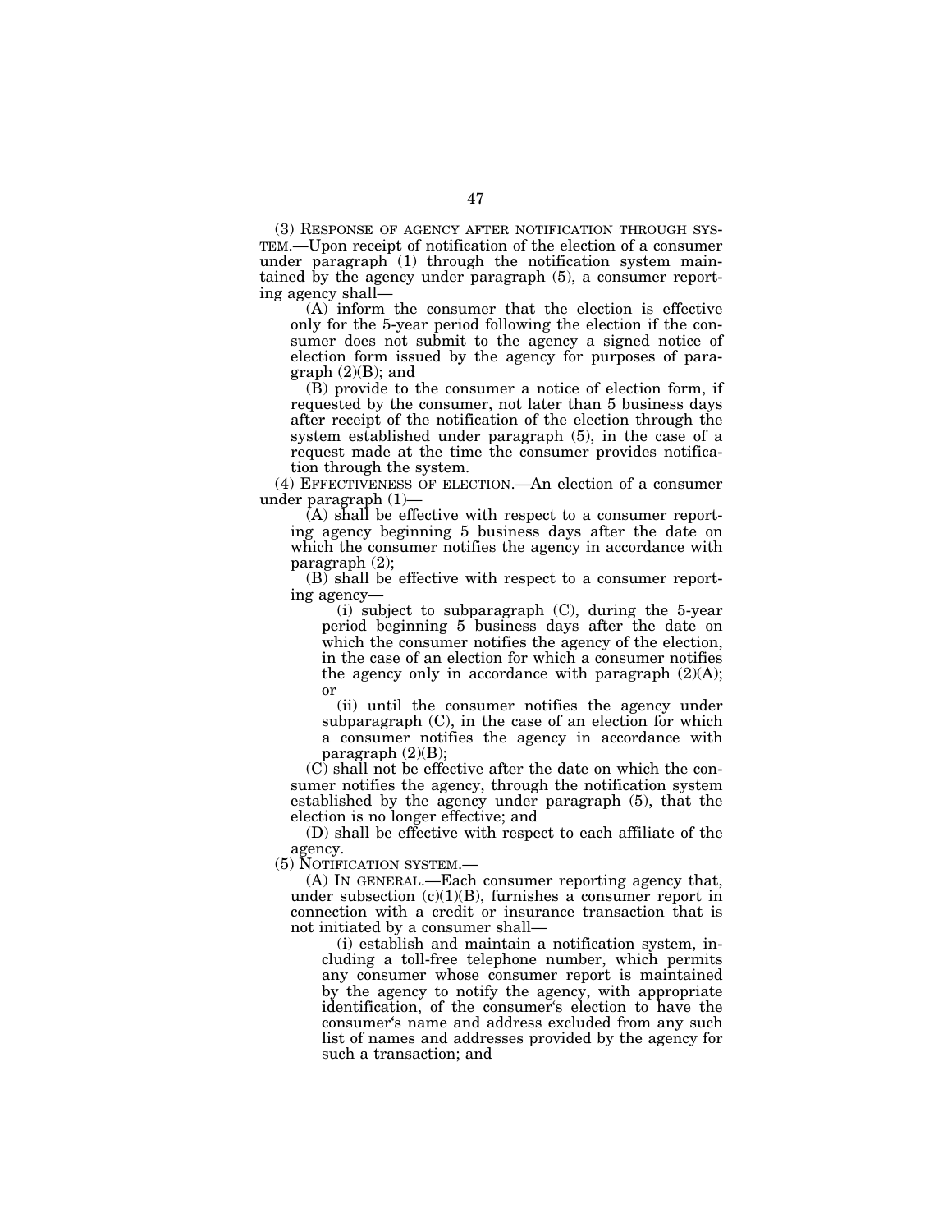(3) RESPONSE OF AGENCY AFTER NOTIFICATION THROUGH SYSTEM.—Upon receipt of notification of the election of a consumer under paragraph (1) through the notification system maintained by the agency under paragraph (5), a consumer reporting agency shall—

(A) inform the consumer that the election is effective only for the 5-year period following the election if the consumer does not submit to the agency a signed notice of election form issued by the agency for purposes of paragraph (2)(B); and

(B) provide to the consumer a notice of election form, if requested by the consumer, not later than 5 business days after receipt of the notification of the election through the system established under paragraph (5), in the case of a request made at the time the consumer provides notification through the system.

(4) EFFECTIVENESS OF ELECTION.—An election of a consumer under paragraph (1)—

(A) shall be effective with respect to a consumer reporting agency beginning 5 business days after the date on which the consumer notifies the agency in accordance with paragraph (2);

(B) shall be effective with respect to a consumer reporting agency—

(i) subject to subparagraph (C), during the 5-year period beginning 5 business days after the date on which the consumer notifies the agency of the election, in the case of an election for which a consumer notifies the agency only in accordance with paragraph (2)(A); or

(ii) until the consumer notifies the agency under subparagraph (C), in the case of an election for which a consumer notifies the agency in accordance with paragraph (2)(B);

(C) shall not be effective after the date on which the consumer notifies the agency, through the notification system established by the agency under paragraph (5), that the election is no longer effective; and

(D) shall be effective with respect to each affiliate of the agency.

(5) NOTIFICATION SYSTEM.—

(A) IN GENERAL.—Each consumer reporting agency that, under subsection (c)(1)(B), furnishes a consumer report in connection with a credit or insurance transaction that is not initiated by a consumer shall—

(i) establish and maintain a notification system, including a toll-free telephone number, which permits any consumer whose consumer report is maintained by the agency to notify the agency, with appropriate identification, of the consumer's election to have the consumer's name and address excluded from any such list of names and addresses provided by the agency for such a transaction; and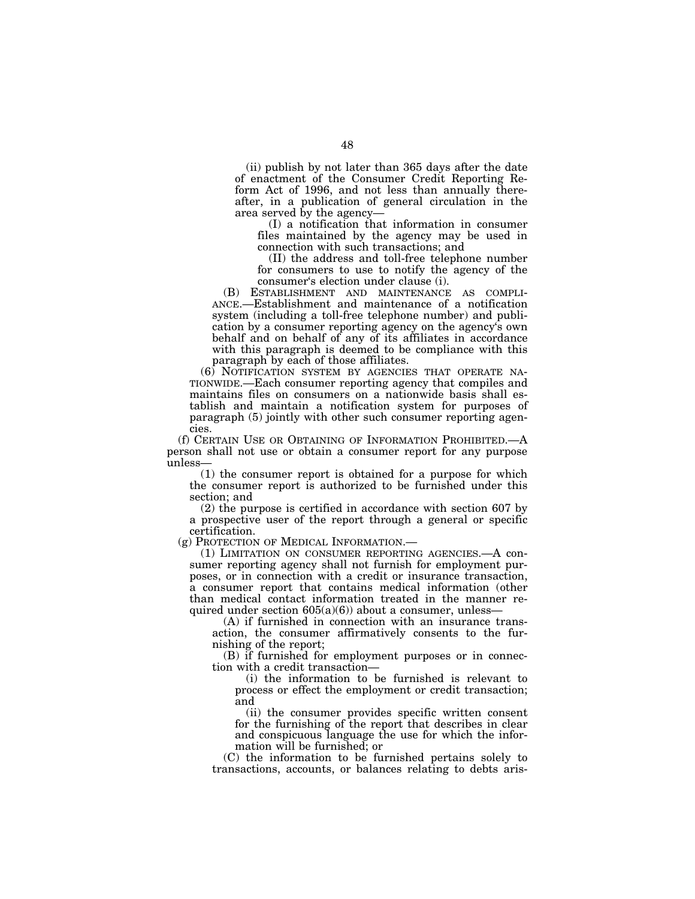(ii) publish by not later than 365 days after the date of enactment of the Consumer Credit Reporting Reform Act of 1996, and not less than annually thereafter, in a publication of general circulation in the area served by the agency—

(I) a notification that information in consumer files maintained by the agency may be used in connection with such transactions; and

(II) the address and toll-free telephone number for consumers to use to notify the agency of the consumer's election under clause (i).

(B) ESTABLISHMENT AND MAINTENANCE AS COMPLIANCE.—Establishment and maintenance of a notification system (including a toll-free telephone number) and publication by a consumer reporting agency on the agency's own behalf and on behalf of any of its affiliates in accordance with this paragraph is deemed to be compliance with this paragraph by each of those affiliates.

(6) NOTIFICATION SYSTEM BY AGENCIES THAT OPERATE NATIONWIDE.—Each consumer reporting agency that compiles and maintains files on consumers on a nationwide basis shall establish and maintain a notification system for purposes of paragraph (5) jointly with other such consumer reporting agencies.

(f) CERTAIN USE OR OBTAINING OF INFORMATION PROHIBITED.—A person shall not use or obtain a consumer report for any purpose unless—

(1) the consumer report is obtained for a purpose for which the consumer report is authorized to be furnished under this section; and

(2) the purpose is certified in accordance with section 607 by a prospective user of the report through a general or specific certification.

(g) PROTECTION OF MEDICAL INFORMATION.—

(1) LIMITATION ON CONSUMER REPORTING AGENCIES.—A consumer reporting agency shall not furnish for employment purposes, or in connection with a credit or insurance transaction, a consumer report that contains medical information (other than medical contact information treated in the manner required under section 605(a)(6)) about a consumer, unless—

(A) if furnished in connection with an insurance transaction, the consumer affirmatively consents to the furnishing of the report;

(B) if furnished for employment purposes or in connection with a credit transaction—

(i) the information to be furnished is relevant to process or effect the employment or credit transaction; and

(ii) the consumer provides specific written consent for the furnishing of the report that describes in clear and conspicuous language the use for which the information will be furnished; or

(C) the information to be furnished pertains solely to transactions, accounts, or balances relating to debts aris-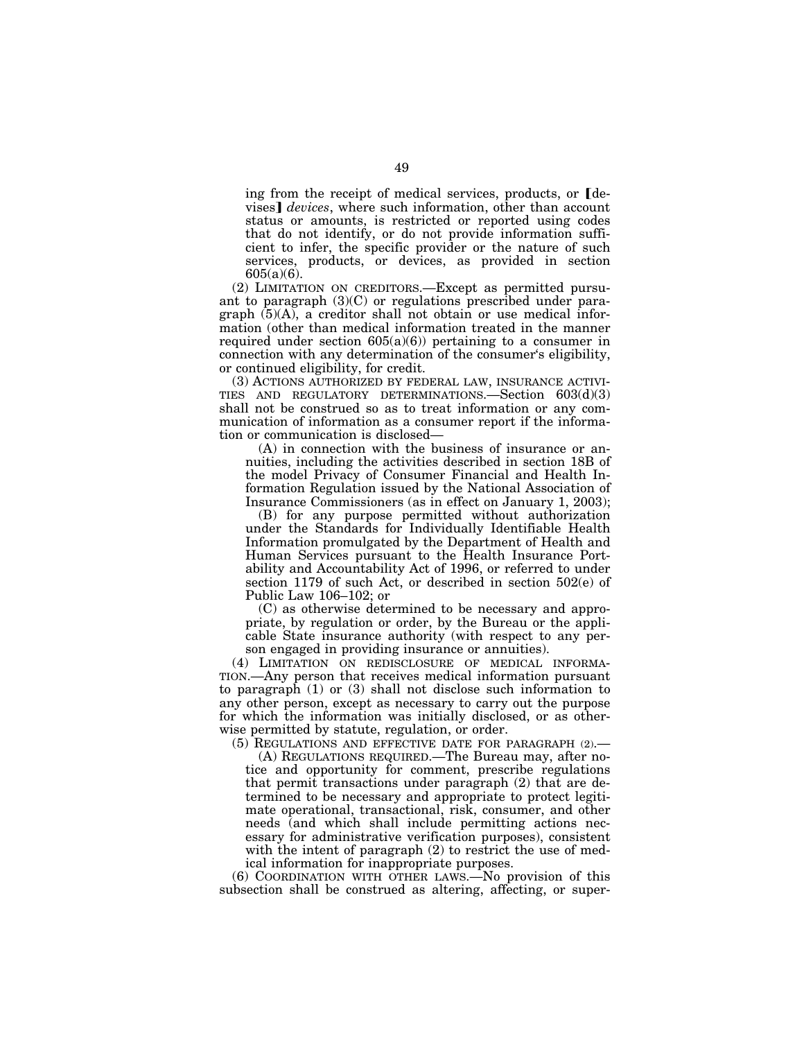ing from the receipt of medical services, products, or [devises] *devices*, where such information, other than account status or amounts, is restricted or reported using codes that do not identify, or do not provide information sufficient to infer, the specific provider or the nature of such services, products, or devices, as provided in section 605(a)(6).

(2) LIMITATION ON CREDITORS.—Except as permitted pursuant to paragraph (3)(C) or regulations prescribed under paragraph (5)(A), a creditor shall not obtain or use medical information (other than medical information treated in the manner required under section 605(a)(6)) pertaining to a consumer in connection with any determination of the consumer's eligibility, or continued eligibility, for credit.

(3) ACTIONS AUTHORIZED BY FEDERAL LAW, INSURANCE ACTIVITIES AND REGULATORY DETERMINATIONS.—Section 603(d)(3) shall not be construed so as to treat information or any communication of information as a consumer report if the information or communication is disclosed—

(A) in connection with the business of insurance or annuities, including the activities described in section 18B of the model Privacy of Consumer Financial and Health Information Regulation issued by the National Association of Insurance Commissioners (as in effect on January 1, 2003);

(B) for any purpose permitted without authorization under the Standards for Individually Identifiable Health Information promulgated by the Department of Health and Human Services pursuant to the Health Insurance Portability and Accountability Act of 1996, or referred to under section 1179 of such Act, or described in section 502(e) of Public Law 106–102; or

(C) as otherwise determined to be necessary and appropriate, by regulation or order, by the Bureau or the applicable State insurance authority (with respect to any person engaged in providing insurance or annuities).

(4) LIMITATION ON REDISCLOSURE OF MEDICAL INFORMATION.—Any person that receives medical information pursuant to paragraph (1) or (3) shall not disclose such information to any other person, except as necessary to carry out the purpose for which the information was initially disclosed, or as otherwise permitted by statute, regulation, or order.

(5) REGULATIONS AND EFFECTIVE DATE FOR PARAGRAPH (2).—

(A) REGULATIONS REQUIRED.—The Bureau may, after notice and opportunity for comment, prescribe regulations that permit transactions under paragraph (2) that are determined to be necessary and appropriate to protect legitimate operational, transactional, risk, consumer, and other needs (and which shall include permitting actions necessary for administrative verification purposes), consistent with the intent of paragraph (2) to restrict the use of medical information for inappropriate purposes.

(6) COORDINATION WITH OTHER LAWS.—No provision of this subsection shall be construed as altering, affecting, or super-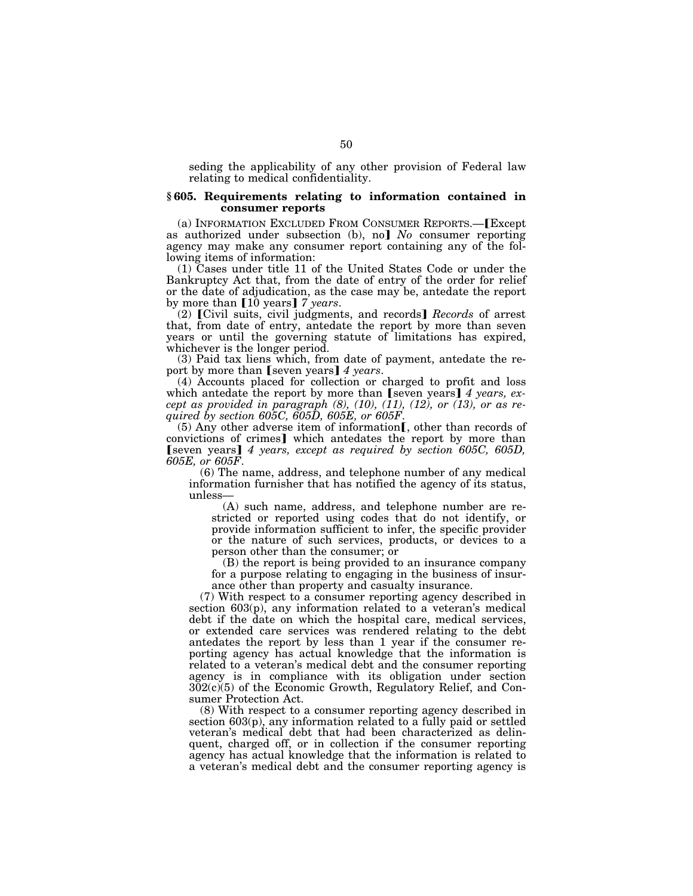seding the applicability of any other provision of Federal law relating to medical confidentiality.

### § 605. Requirements relating to information contained in consumer reports

(a) INFORMATION EXCLUDED FROM CONSUMER REPORTS.—【Except as authorized under subsection (b), no】 *No* consumer reporting agency may make any consumer report containing any of the following items of information:

(1) Cases under title 11 of the United States Code or under the Bankruptcy Act that, from the date of entry of the order for relief or the date of adjudication, as the case may be, antedate the report by more than 【10 years】 *7 years*.

(2) 【Civil suits, civil judgments, and records】 *Records* of arrest that, from date of entry, antedate the report by more than seven years or until the governing statute of limitations has expired, whichever is the longer period.

(3) Paid tax liens which, from date of payment, antedate the report by more than 【seven years】 *4 years*.

(4) Accounts placed for collection or charged to profit and loss which antedate the report by more than 【seven years】 *4 years, except as provided in paragraph (8), (10), (11), (12), or (13), or as required by section 605C, 605D, 605E, or 605F*.

(5) Any other adverse item of information【, other than records of convictions of crimes】 which antedates the report by more than 【seven years】 *4 years, except as required by section 605C, 605D, 605E, or 605F*.

(6) The name, address, and telephone number of any medical information furnisher that has notified the agency of its status, unless—

(A) such name, address, and telephone number are restricted or reported using codes that do not identify, or provide information sufficient to infer, the specific provider or the nature of such services, products, or devices to a person other than the consumer; or

(B) the report is being provided to an insurance company for a purpose relating to engaging in the business of insurance other than property and casualty insurance.

(7) With respect to a consumer reporting agency described in section 603(p), any information related to a veteran's medical debt if the date on which the hospital care, medical services, or extended care services was rendered relating to the debt antedates the report by less than 1 year if the consumer reporting agency has actual knowledge that the information is related to a veteran's medical debt and the consumer reporting agency is in compliance with its obligation under section 302(c)(5) of the Economic Growth, Regulatory Relief, and Consumer Protection Act.

(8) With respect to a consumer reporting agency described in section 603(p), any information related to a fully paid or settled veteran's medical debt that had been characterized as delinquent, charged off, or in collection if the consumer reporting agency has actual knowledge that the information is related to a veteran's medical debt and the consumer reporting agency is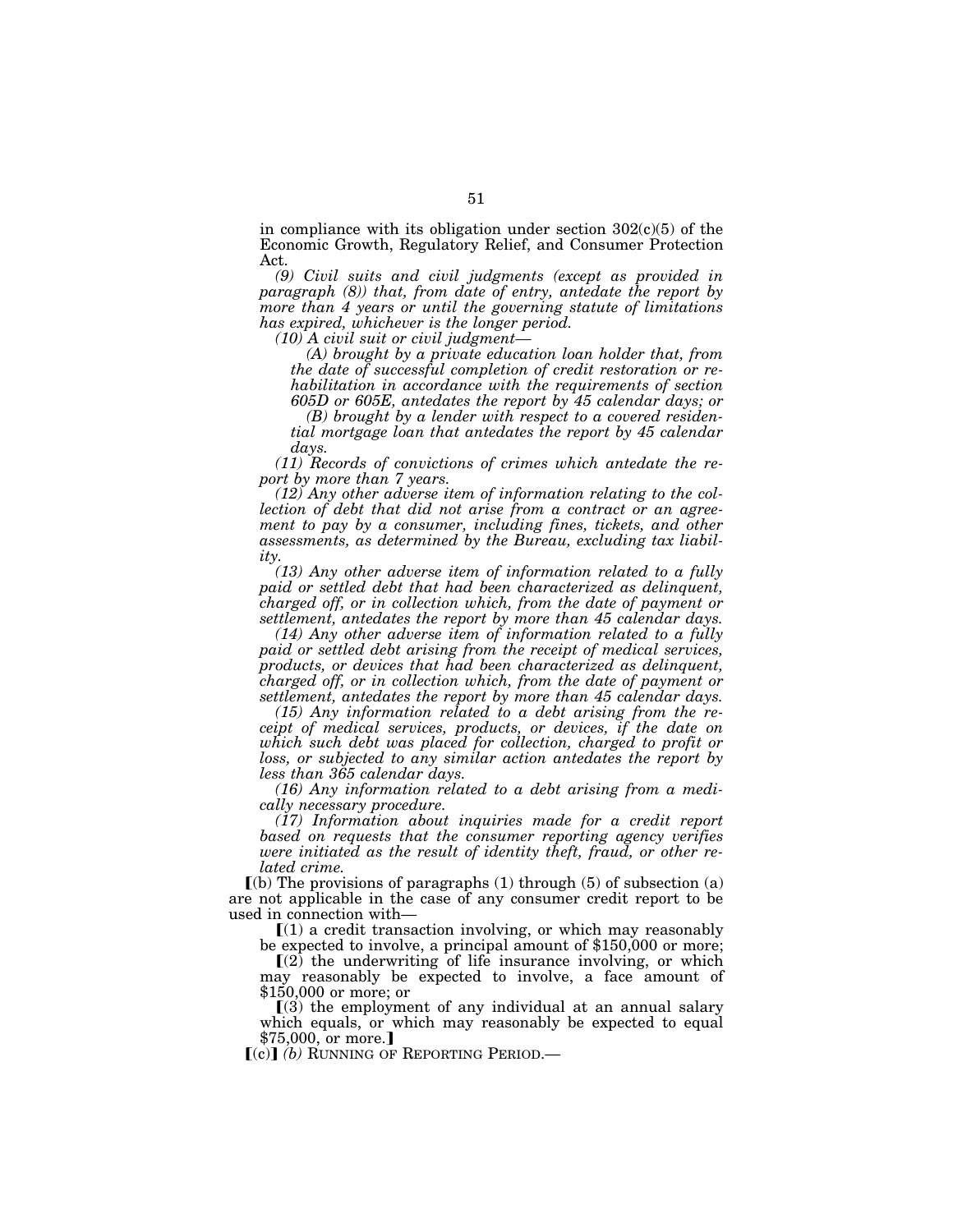in compliance with its obligation under section 302(c)(5) of the Economic Growth, Regulatory Relief, and Consumer Protection Act.

*(9) Civil suits and civil judgments (except as provided in paragraph (8)) that, from date of entry, antedate the report by more than 4 years or until the governing statute of limitations has expired, whichever is the longer period.*

*(10) A civil suit or civil judgment—*

*(A) brought by a private education loan holder that, from the date of successful completion of credit restoration or rehabilitation in accordance with the requirements of section 605D or 605E, antedates the report by 45 calendar days; or*

*(B) brought by a lender with respect to a covered residential mortgage loan that antedates the report by 45 calendar days.*

*(11) Records of convictions of crimes which antedate the report by more than 7 years.*

*(12) Any other adverse item of information relating to the collection of debt that did not arise from a contract or an agreement to pay by a consumer, including fines, tickets, and other assessments, as determined by the Bureau, excluding tax liability.*

*(13) Any other adverse item of information related to a fully paid or settled debt that had been characterized as delinquent, charged off, or in collection which, from the date of payment or settlement, antedates the report by more than 45 calendar days.*

*(14) Any other adverse item of information related to a fully paid or settled debt arising from the receipt of medical services, products, or devices that had been characterized as delinquent, charged off, or in collection which, from the date of payment or settlement, antedates the report by more than 45 calendar days.*

*(15) Any information related to a debt arising from the receipt of medical services, products, or devices, if the date on which such debt was placed for collection, charged to profit or loss, or subjected to any similar action antedates the report by less than 365 calendar days.*

*(16) Any information related to a debt arising from a medically necessary procedure.*

*(17) Information about inquiries made for a credit report based on requests that the consumer reporting agency verifies were initiated as the result of identity theft, fraud, or other related crime.*

⟦(b) The provisions of paragraphs (1) through (5) of subsection (a) are not applicable in the case of any consumer credit report to be used in connection with—

⟦(1) a credit transaction involving, or which may reasonably be expected to involve, a principal amount of $150,000 or more;

⟦(2) the underwriting of life insurance involving, or which may reasonably be expected to involve, a face amount of $150,000 or more; or

⟦(3) the employment of any individual at an annual salary which equals, or which may reasonably be expected to equal $75,000, or more.⟧

⟦(c)⟧ *(b)* RUNNING OF REPORTING PERIOD.—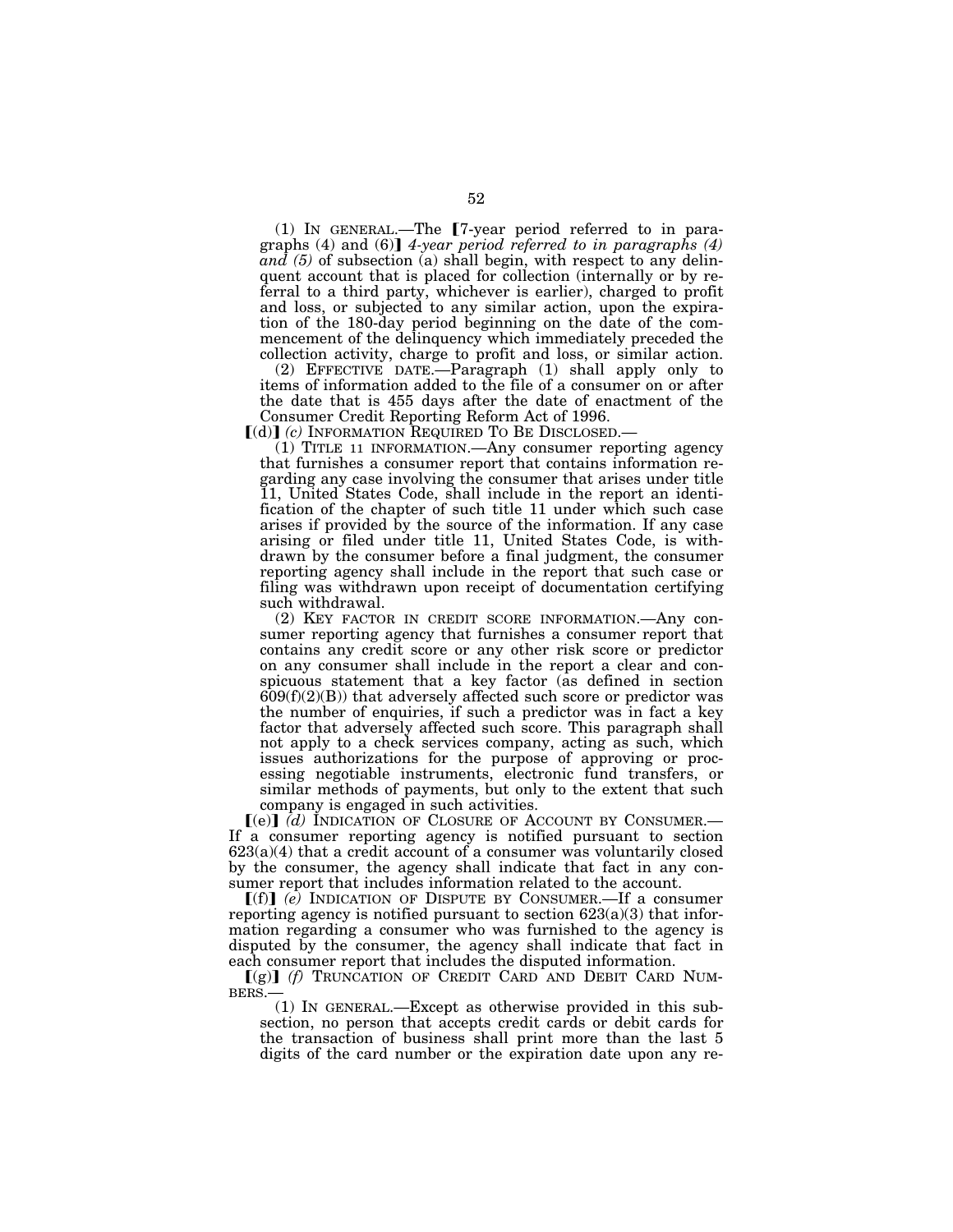(1) IN GENERAL.—The [7-year period referred to in paragraphs (4) and (6)] *4-year period referred to in paragraphs (4) and (5)* of subsection (a) shall begin, with respect to any delinquent account that is placed for collection (internally or by referral to a third party, whichever is earlier), charged to profit and loss, or subjected to any similar action, upon the expiration of the 180-day period beginning on the date of the commencement of the delinquency which immediately preceded the collection activity, charge to profit and loss, or similar action.

(2) EFFECTIVE DATE.—Paragraph (1) shall apply only to items of information added to the file of a consumer on or after the date that is 455 days after the date of enactment of the Consumer Credit Reporting Reform Act of 1996.

[(d)] *(c)* INFORMATION REQUIRED TO BE DISCLOSED.—

(1) TITLE 11 INFORMATION.—Any consumer reporting agency that furnishes a consumer report that contains information regarding any case involving the consumer that arises under title 11, United States Code, shall include in the report an identification of the chapter of such title 11 under which such case arises if provided by the source of the information. If any case arising or filed under title 11, United States Code, is withdrawn by the consumer before a final judgment, the consumer reporting agency shall include in the report that such case or filing was withdrawn upon receipt of documentation certifying such withdrawal.

(2) KEY FACTOR IN CREDIT SCORE INFORMATION.—Any consumer reporting agency that furnishes a consumer report that contains any credit score or any other risk score or predictor on any consumer shall include in the report a clear and conspicuous statement that a key factor (as defined in section 609(f)(2)(B)) that adversely affected such score or predictor was the number of enquiries, if such a predictor was in fact a key factor that adversely affected such score. This paragraph shall not apply to a check services company, acting as such, which issues authorizations for the purpose of approving or processing negotiable instruments, electronic fund transfers, or similar methods of payments, but only to the extent that such company is engaged in such activities.

[(e)] *(d)* INDICATION OF CLOSURE OF ACCOUNT BY CONSUMER.—If a consumer reporting agency is notified pursuant to section 623(a)(4) that a credit account of a consumer was voluntarily closed by the consumer, the agency shall indicate that fact in any consumer report that includes information related to the account.

[(f)] *(e)* INDICATION OF DISPUTE BY CONSUMER.—If a consumer reporting agency is notified pursuant to section 623(a)(3) that information regarding a consumer who was furnished to the agency is disputed by the consumer, the agency shall indicate that fact in each consumer report that includes the disputed information.

[(g)] *(f)* TRUNCATION OF CREDIT CARD AND DEBIT CARD NUMBERS.—

(1) IN GENERAL.—Except as otherwise provided in this subsection, no person that accepts credit cards or debit cards for the transaction of business shall print more than the last 5 digits of the card number or the expiration date upon any re-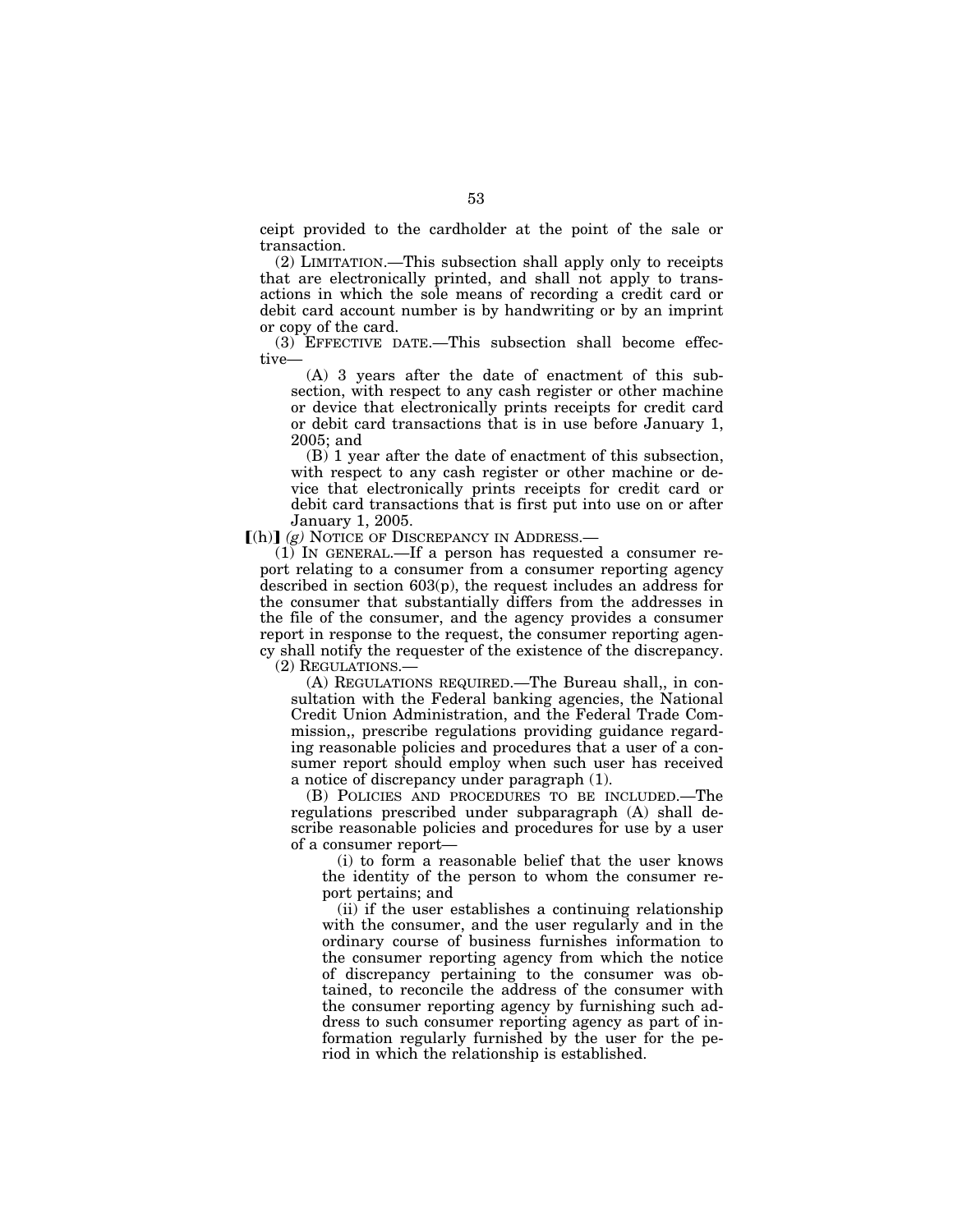ceipt provided to the cardholder at the point of the sale or transaction.

(2) LIMITATION.—This subsection shall apply only to receipts that are electronically printed, and shall not apply to transactions in which the sole means of recording a credit card or debit card account number is by handwriting or by an imprint or copy of the card.

(3) EFFECTIVE DATE.—This subsection shall become effective—

(A) 3 years after the date of enactment of this subsection, with respect to any cash register or other machine or device that electronically prints receipts for credit card or debit card transactions that is in use before January 1, 2005; and

(B) 1 year after the date of enactment of this subsection, with respect to any cash register or other machine or device that electronically prints receipts for credit card or debit card transactions that is first put into use on or after January 1, 2005.

**[**(h)**]** *(g)* NOTICE OF DISCREPANCY IN ADDRESS.—

(1) IN GENERAL.—If a person has requested a consumer report relating to a consumer from a consumer reporting agency described in section 603(p), the request includes an address for the consumer that substantially differs from the addresses in the file of the consumer, and the agency provides a consumer report in response to the request, the consumer reporting agency shall notify the requester of the existence of the discrepancy.

(2) REGULATIONS.—

(A) REGULATIONS REQUIRED.—The Bureau shall,, in consultation with the Federal banking agencies, the National Credit Union Administration, and the Federal Trade Commission,, prescribe regulations providing guidance regarding reasonable policies and procedures that a user of a consumer report should employ when such user has received a notice of discrepancy under paragraph (1).

(B) POLICIES AND PROCEDURES TO BE INCLUDED.—The regulations prescribed under subparagraph (A) shall describe reasonable policies and procedures for use by a user of a consumer report—

(i) to form a reasonable belief that the user knows the identity of the person to whom the consumer report pertains; and

(ii) if the user establishes a continuing relationship with the consumer, and the user regularly and in the ordinary course of business furnishes information to the consumer reporting agency from which the notice of discrepancy pertaining to the consumer was obtained, to reconcile the address of the consumer with the consumer reporting agency by furnishing such address to such consumer reporting agency as part of information regularly furnished by the user for the period in which the relationship is established.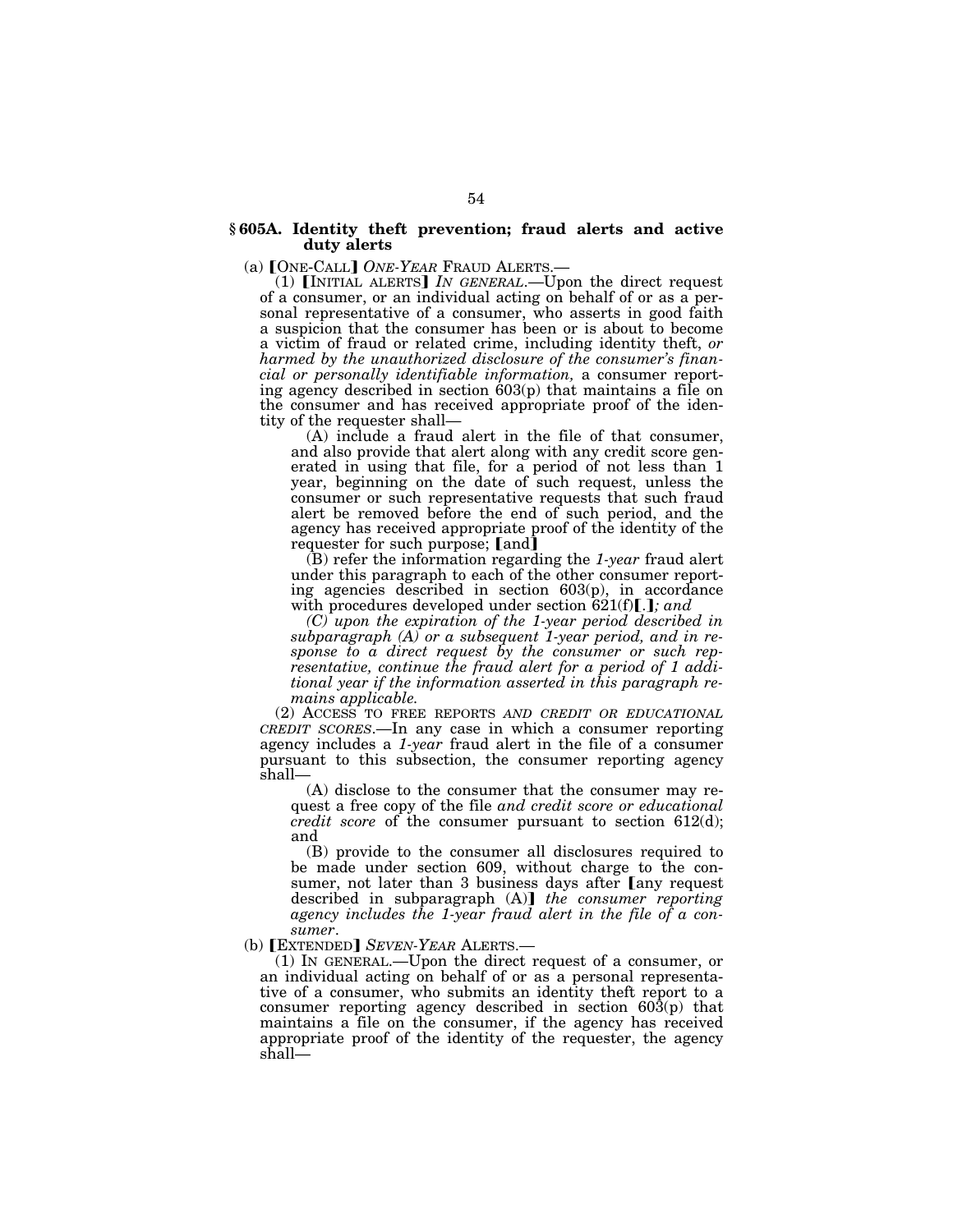**§ 605A. Identity theft prevention; fraud alerts and active duty alerts**

(a) ⟦ONE-CALL⟧ *ONE-YEAR* FRAUD ALERTS.—

(1) ⟦INITIAL ALERTS⟧ *IN GENERAL*.—Upon the direct request of a consumer, or an individual acting on behalf of or as a personal representative of a consumer, who asserts in good faith a suspicion that the consumer has been or is about to become a victim of fraud or related crime, including identity theft, *or harmed by the unauthorized disclosure of the consumer's financial or personally identifiable information,* a consumer reporting agency described in section 603(p) that maintains a file on the consumer and has received appropriate proof of the identity of the requester shall—

(A) include a fraud alert in the file of that consumer, and also provide that alert along with any credit score generated in using that file, for a period of not less than 1 year, beginning on the date of such request, unless the consumer or such representative requests that such fraud alert be removed before the end of such period, and the agency has received appropriate proof of the identity of the requester for such purpose; ⟦and⟧

(B) refer the information regarding the *1-year* fraud alert under this paragraph to each of the other consumer reporting agencies described in section 603(p), in accordance with procedures developed under section 621(f)⟦.⟧*; and*

*(C) upon the expiration of the 1-year period described in subparagraph (A) or a subsequent 1-year period, and in response to a direct request by the consumer or such representative, continue the fraud alert for a period of 1 additional year if the information asserted in this paragraph remains applicable.*

(2) ACCESS TO FREE REPORTS *AND CREDIT OR EDUCATIONAL CREDIT SCORES*.—In any case in which a consumer reporting agency includes a *1-year* fraud alert in the file of a consumer pursuant to this subsection, the consumer reporting agency shall—

(A) disclose to the consumer that the consumer may request a free copy of the file *and credit score or educational credit score* of the consumer pursuant to section 612(d); and

(B) provide to the consumer all disclosures required to be made under section 609, without charge to the consumer, not later than 3 business days after ⟦any request described in subparagraph (A)⟧ *the consumer reporting agency includes the 1-year fraud alert in the file of a consumer*.

(b) ⟦EXTENDED⟧ *SEVEN-YEAR* ALERTS.—

(1) IN GENERAL.—Upon the direct request of a consumer, or an individual acting on behalf of or as a personal representative of a consumer, who submits an identity theft report to a consumer reporting agency described in section 603(p) that maintains a file on the consumer, if the agency has received appropriate proof of the identity of the requester, the agency shall—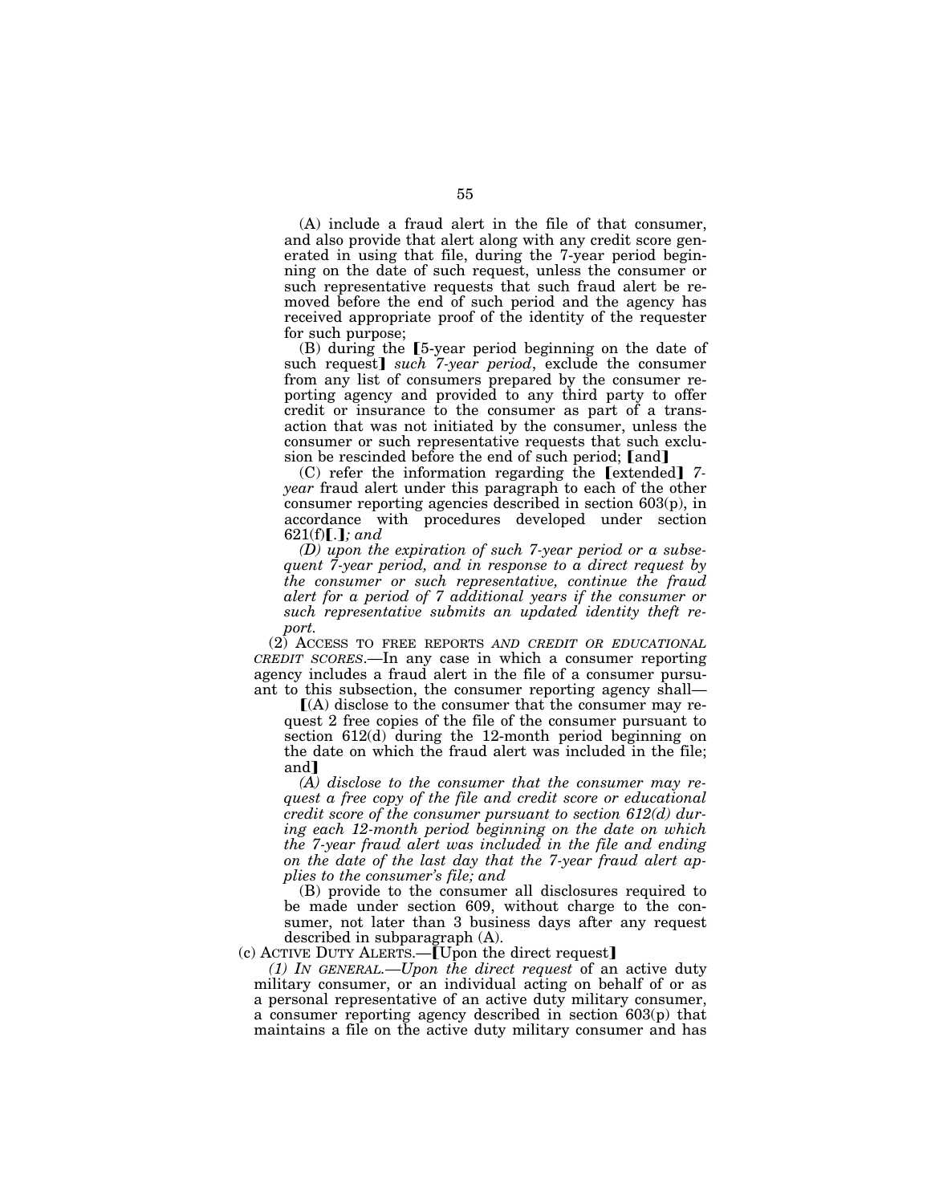(A) include a fraud alert in the file of that consumer, and also provide that alert along with any credit score generated in using that file, during the 7-year period beginning on the date of such request, unless the consumer or such representative requests that such fraud alert be removed before the end of such period and the agency has received appropriate proof of the identity of the requester for such purpose;

(B) during the 【5-year period beginning on the date of such request】 *such 7-year period*, exclude the consumer from any list of consumers prepared by the consumer reporting agency and provided to any third party to offer credit or insurance to the consumer as part of a transaction that was not initiated by the consumer, unless the consumer or such representative requests that such exclusion be rescinded before the end of such period; 【and】

(C) refer the information regarding the 【extended】 *7-year* fraud alert under this paragraph to each of the other consumer reporting agencies described in section 603(p), in accordance with procedures developed under section 621(f)【.】*; and*

*(D) upon the expiration of such 7-year period or a subsequent 7-year period, and in response to a direct request by the consumer or such representative, continue the fraud alert for a period of 7 additional years if the consumer or such representative submits an updated identity theft report.*

(2) ACCESS TO FREE REPORTS *AND CREDIT OR EDUCATIONAL CREDIT SCORES*.—In any case in which a consumer reporting agency includes a fraud alert in the file of a consumer pursuant to this subsection, the consumer reporting agency shall—

【(A) disclose to the consumer that the consumer may request 2 free copies of the file of the consumer pursuant to section 612(d) during the 12-month period beginning on the date on which the fraud alert was included in the file; and】

*(A) disclose to the consumer that the consumer may request a free copy of the file and credit score or educational credit score of the consumer pursuant to section 612(d) during each 12-month period beginning on the date on which the 7-year fraud alert was included in the file and ending on the date of the last day that the 7-year fraud alert applies to the consumer's file; and*

(B) provide to the consumer all disclosures required to be made under section 609, without charge to the consumer, not later than 3 business days after any request described in subparagraph (A).

(c) ACTIVE DUTY ALERTS.—【Upon the direct request】

*(1) IN GENERAL.—Upon the direct request* of an active duty military consumer, or an individual acting on behalf of or as a personal representative of an active duty military consumer, a consumer reporting agency described in section 603(p) that maintains a file on the active duty military consumer and has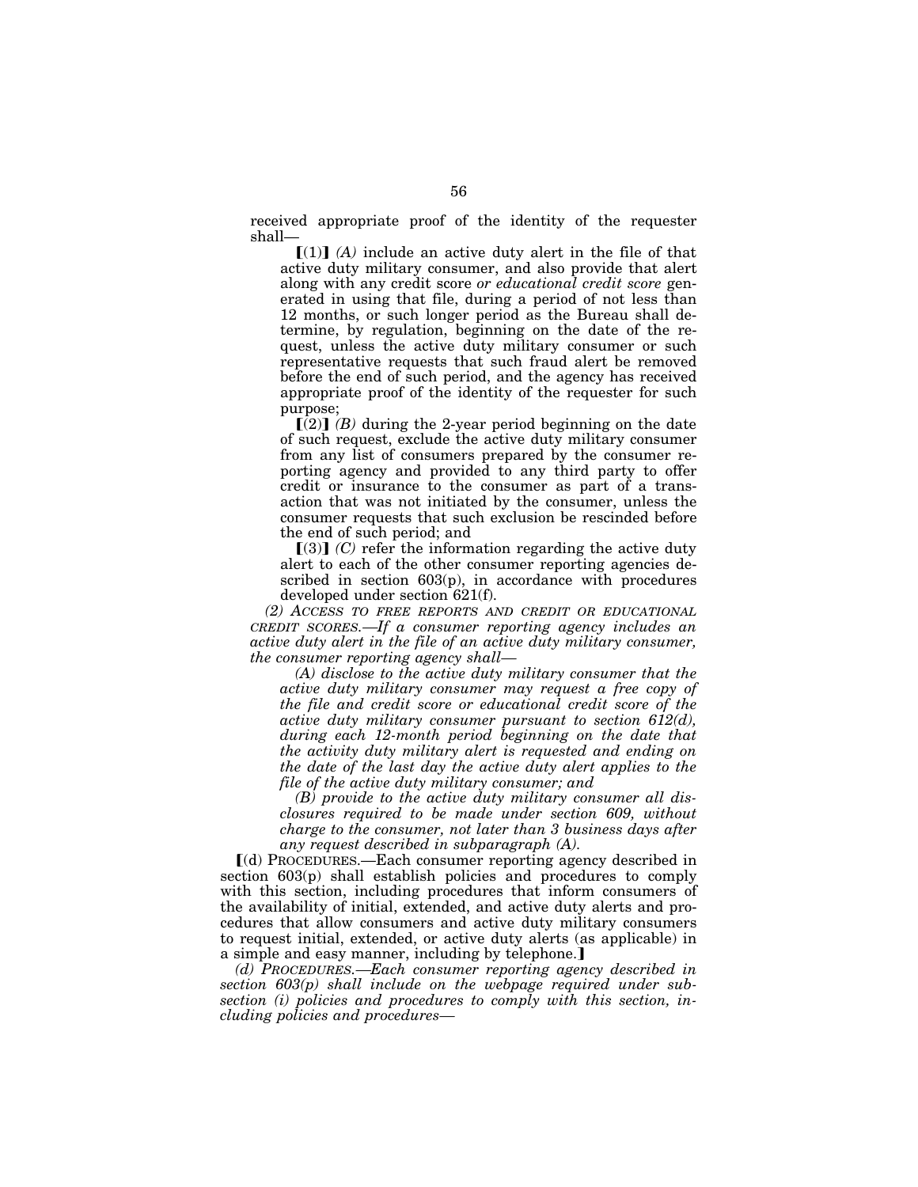received appropriate proof of the identity of the requester shall—

【(1)】 *(A)* include an active duty alert in the file of that active duty military consumer, and also provide that alert along with any credit score *or educational credit score* generated in using that file, during a period of not less than 12 months, or such longer period as the Bureau shall determine, by regulation, beginning on the date of the request, unless the active duty military consumer or such representative requests that such fraud alert be removed before the end of such period, and the agency has received appropriate proof of the identity of the requester for such purpose;

【(2)】 *(B)* during the 2-year period beginning on the date of such request, exclude the active duty military consumer from any list of consumers prepared by the consumer reporting agency and provided to any third party to offer credit or insurance to the consumer as part of a transaction that was not initiated by the consumer, unless the consumer requests that such exclusion be rescinded before the end of such period; and

【(3)】 *(C)* refer the information regarding the active duty alert to each of the other consumer reporting agencies described in section 603(p), in accordance with procedures developed under section 621(f).

*(2) ACCESS TO FREE REPORTS AND CREDIT OR EDUCATIONAL CREDIT SCORES.—If a consumer reporting agency includes an active duty alert in the file of an active duty military consumer, the consumer reporting agency shall—*

*(A) disclose to the active duty military consumer that the active duty military consumer may request a free copy of the file and credit score or educational credit score of the active duty military consumer pursuant to section 612(d), during each 12-month period beginning on the date that the activity duty military alert is requested and ending on the date of the last day the active duty alert applies to the file of the active duty military consumer; and*

*(B) provide to the active duty military consumer all disclosures required to be made under section 609, without charge to the consumer, not later than 3 business days after any request described in subparagraph (A).*

【(d) PROCEDURES.—Each consumer reporting agency described in section 603(p) shall establish policies and procedures to comply with this section, including procedures that inform consumers of the availability of initial, extended, and active duty alerts and procedures that allow consumers and active duty military consumers to request initial, extended, or active duty alerts (as applicable) in a simple and easy manner, including by telephone.】

*(d) PROCEDURES.—Each consumer reporting agency described in section 603(p) shall include on the webpage required under subsection (i) policies and procedures to comply with this section, including policies and procedures—*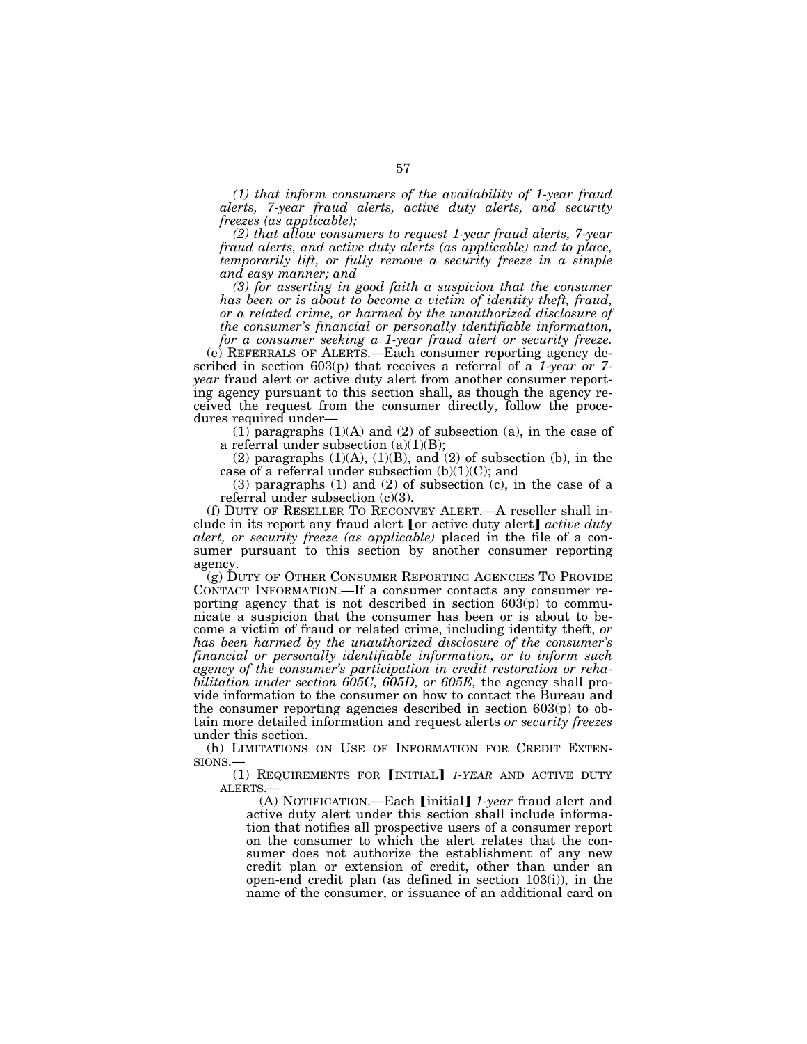*(1) that inform consumers of the availability of 1-year fraud alerts, 7-year fraud alerts, active duty alerts, and security freezes (as applicable);*

*(2) that allow consumers to request 1-year fraud alerts, 7-year fraud alerts, and active duty alerts (as applicable) and to place, temporarily lift, or fully remove a security freeze in a simple and easy manner; and*

*(3) for asserting in good faith a suspicion that the consumer has been or is about to become a victim of identity theft, fraud, or a related crime, or harmed by the unauthorized disclosure of the consumer's financial or personally identifiable information, for a consumer seeking a 1-year fraud alert or security freeze.*

(e) REFERRALS OF ALERTS.—Each consumer reporting agency described in section 603(p) that receives a referral of a *1-year or 7-year* fraud alert or active duty alert from another consumer reporting agency pursuant to this section shall, as though the agency received the request from the consumer directly, follow the procedures required under—

(1) paragraphs (1)(A) and (2) of subsection (a), in the case of a referral under subsection (a)(1)(B);

(2) paragraphs (1)(A), (1)(B), and (2) of subsection (b), in the case of a referral under subsection (b)(1)(C); and

(3) paragraphs (1) and (2) of subsection (c), in the case of a referral under subsection (c)(3).

(f) DUTY OF RESELLER TO RECONVEY ALERT.—A reseller shall include in its report any fraud alert ⟦or active duty alert⟧ *active duty alert, or security freeze (as applicable)* placed in the file of a consumer pursuant to this section by another consumer reporting agency.

(g) DUTY OF OTHER CONSUMER REPORTING AGENCIES TO PROVIDE CONTACT INFORMATION.—If a consumer contacts any consumer reporting agency that is not described in section 603(p) to communicate a suspicion that the consumer has been or is about to become a victim of fraud or related crime, including identity theft, *or has been harmed by the unauthorized disclosure of the consumer's financial or personally identifiable information, or to inform such agency of the consumer's participation in credit restoration or rehabilitation under section 605C, 605D, or 605E,* the agency shall provide information to the consumer on how to contact the Bureau and the consumer reporting agencies described in section 603(p) to obtain more detailed information and request alerts *or security freezes* under this section.

(h) LIMITATIONS ON USE OF INFORMATION FOR CREDIT EXTENSIONS.—

(1) REQUIREMENTS FOR ⟦INITIAL⟧ *1-YEAR* AND ACTIVE DUTY ALERTS.—

(A) NOTIFICATION.—Each ⟦initial⟧ *1-year* fraud alert and active duty alert under this section shall include information that notifies all prospective users of a consumer report on the consumer to which the alert relates that the consumer does not authorize the establishment of any new credit plan or extension of credit, other than under an open-end credit plan (as defined in section 103(i)), in the name of the consumer, or issuance of an additional card on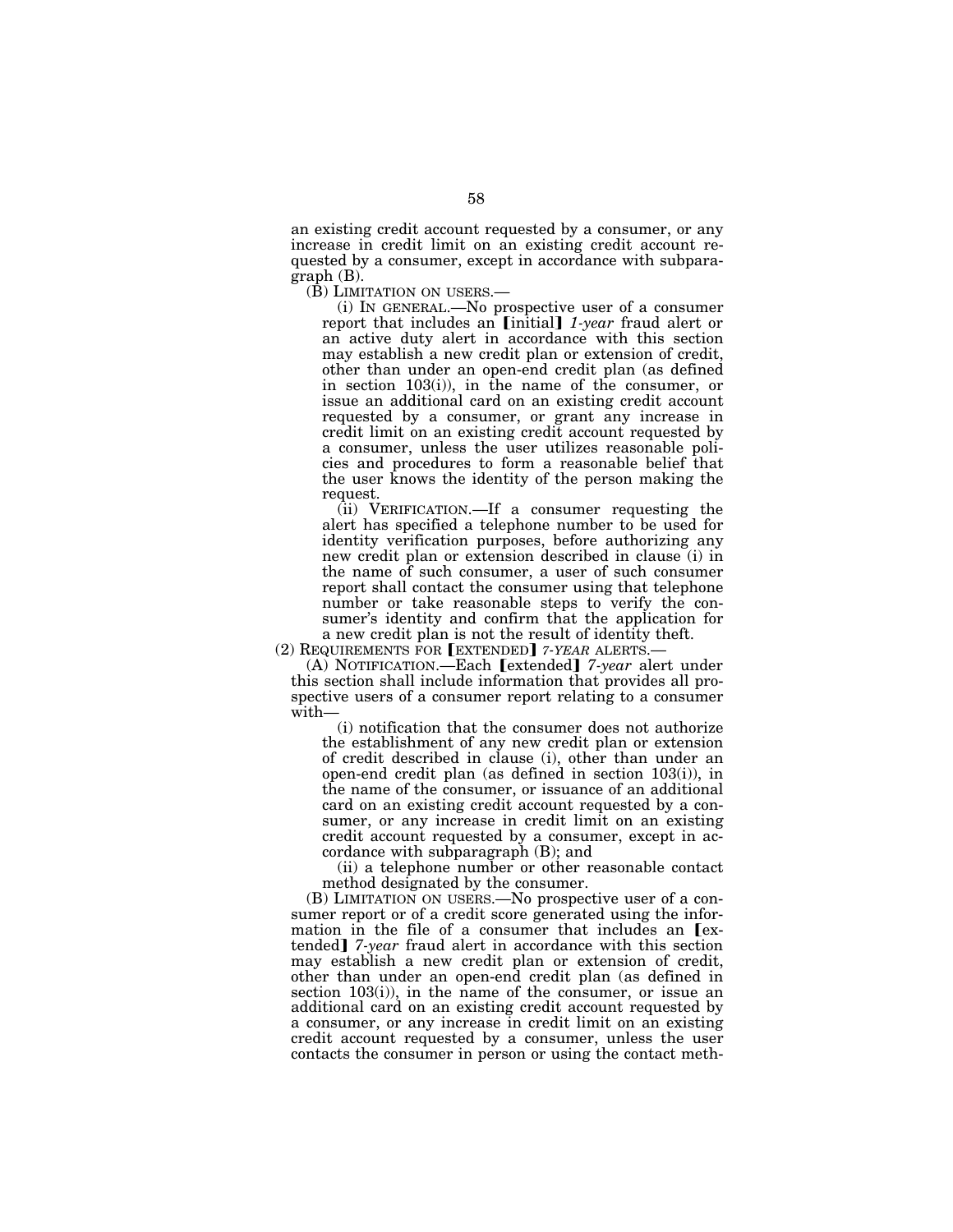an existing credit account requested by a consumer, or any increase in credit limit on an existing credit account requested by a consumer, except in accordance with subparagraph (B).

(B) LIMITATION ON USERS.—

(i) IN GENERAL.—No prospective user of a consumer report that includes an ⟦initial⟧ *1-year* fraud alert or an active duty alert in accordance with this section may establish a new credit plan or extension of credit, other than under an open-end credit plan (as defined in section 103(i)), in the name of the consumer, or issue an additional card on an existing credit account requested by a consumer, or grant any increase in credit limit on an existing credit account requested by a consumer, unless the user utilizes reasonable policies and procedures to form a reasonable belief that the user knows the identity of the person making the request.

(ii) VERIFICATION.—If a consumer requesting the alert has specified a telephone number to be used for identity verification purposes, before authorizing any new credit plan or extension described in clause (i) in the name of such consumer, a user of such consumer report shall contact the consumer using that telephone number or take reasonable steps to verify the consumer's identity and confirm that the application for a new credit plan is not the result of identity theft.

(2) REQUIREMENTS FOR ⟦EXTENDED⟧ *7-YEAR* ALERTS.—

(A) NOTIFICATION.—Each ⟦extended⟧ *7-year* alert under this section shall include information that provides all prospective users of a consumer report relating to a consumer with—

(i) notification that the consumer does not authorize the establishment of any new credit plan or extension of credit described in clause (i), other than under an open-end credit plan (as defined in section 103(i)), in the name of the consumer, or issuance of an additional card on an existing credit account requested by a consumer, or any increase in credit limit on an existing credit account requested by a consumer, except in accordance with subparagraph (B); and

(ii) a telephone number or other reasonable contact method designated by the consumer.

(B) LIMITATION ON USERS.—No prospective user of a consumer report or of a credit score generated using the information in the file of a consumer that includes an ⟦extended⟧ *7-year* fraud alert in accordance with this section may establish a new credit plan or extension of credit, other than under an open-end credit plan (as defined in section 103(i)), in the name of the consumer, or issue an additional card on an existing credit account requested by a consumer, or any increase in credit limit on an existing credit account requested by a consumer, unless the user contacts the consumer in person or using the contact meth-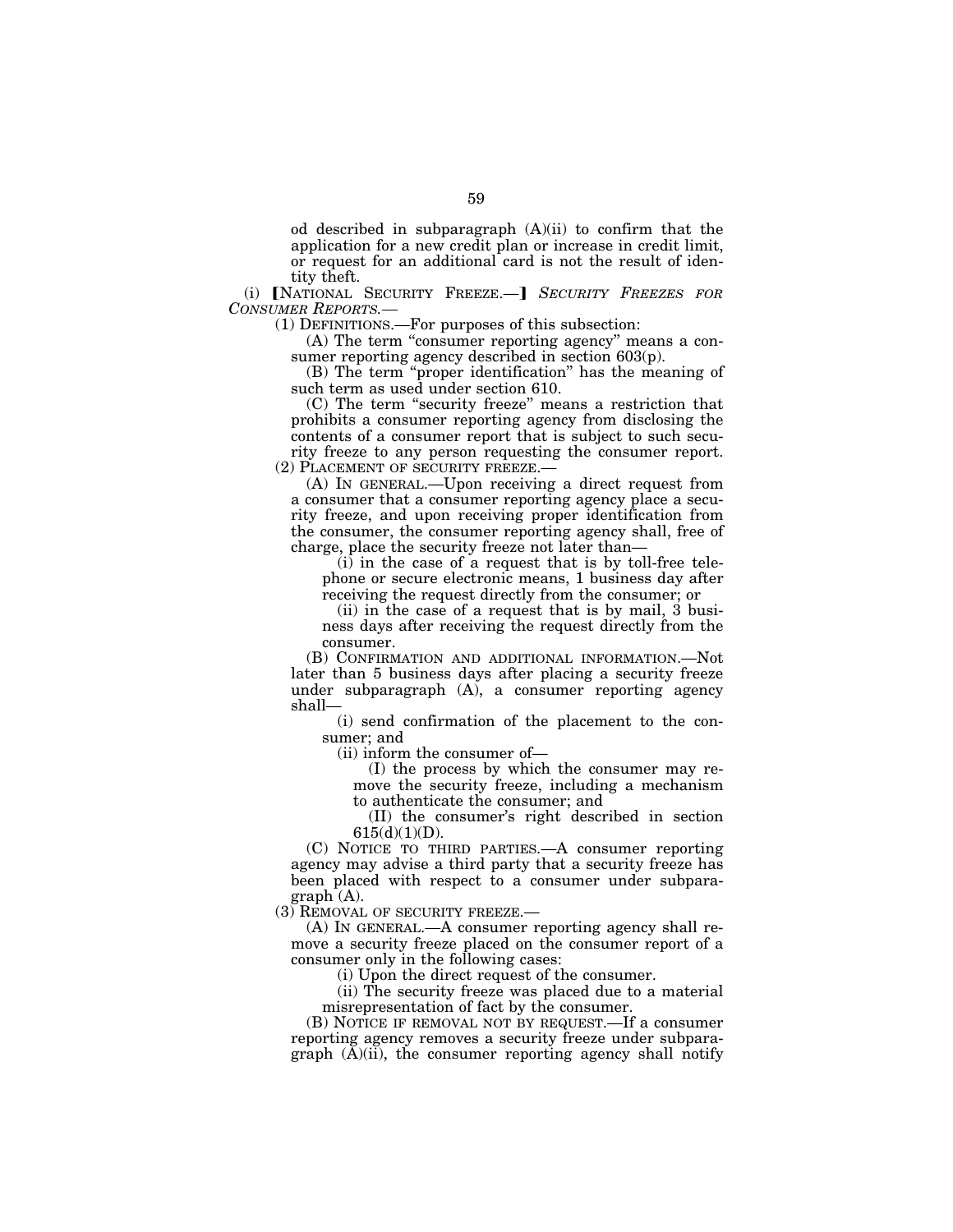od described in subparagraph (A)(ii) to confirm that the application for a new credit plan or increase in credit limit, or request for an additional card is not the result of identity theft.

(i) [NATIONAL SECURITY FREEZE.—] *SECURITY FREEZES FOR CONSUMER REPORTS.—*

(1) DEFINITIONS.—For purposes of this subsection:

(A) The term "consumer reporting agency" means a consumer reporting agency described in section 603(p).

(B) The term "proper identification" has the meaning of such term as used under section 610.

(C) The term "security freeze" means a restriction that prohibits a consumer reporting agency from disclosing the contents of a consumer report that is subject to such security freeze to any person requesting the consumer report.

(2) PLACEMENT OF SECURITY FREEZE.—

(A) IN GENERAL.—Upon receiving a direct request from a consumer that a consumer reporting agency place a security freeze, and upon receiving proper identification from the consumer, the consumer reporting agency shall, free of charge, place the security freeze not later than—

(i) in the case of a request that is by toll-free telephone or secure electronic means, 1 business day after receiving the request directly from the consumer; or

(ii) in the case of a request that is by mail, 3 business days after receiving the request directly from the consumer.

(B) CONFIRMATION AND ADDITIONAL INFORMATION.—Not later than 5 business days after placing a security freeze under subparagraph (A), a consumer reporting agency shall—

(i) send confirmation of the placement to the consumer; and

(ii) inform the consumer of—

(I) the process by which the consumer may remove the security freeze, including a mechanism to authenticate the consumer; and

(II) the consumer's right described in section 615(d)(1)(D).

(C) NOTICE TO THIRD PARTIES.—A consumer reporting agency may advise a third party that a security freeze has been placed with respect to a consumer under subparagraph (A).

(3) REMOVAL OF SECURITY FREEZE.—

(A) IN GENERAL.—A consumer reporting agency shall remove a security freeze placed on the consumer report of a consumer only in the following cases:

(i) Upon the direct request of the consumer.

(ii) The security freeze was placed due to a material misrepresentation of fact by the consumer.

(B) NOTICE IF REMOVAL NOT BY REQUEST.—If a consumer reporting agency removes a security freeze under subparagraph (A)(ii), the consumer reporting agency shall notify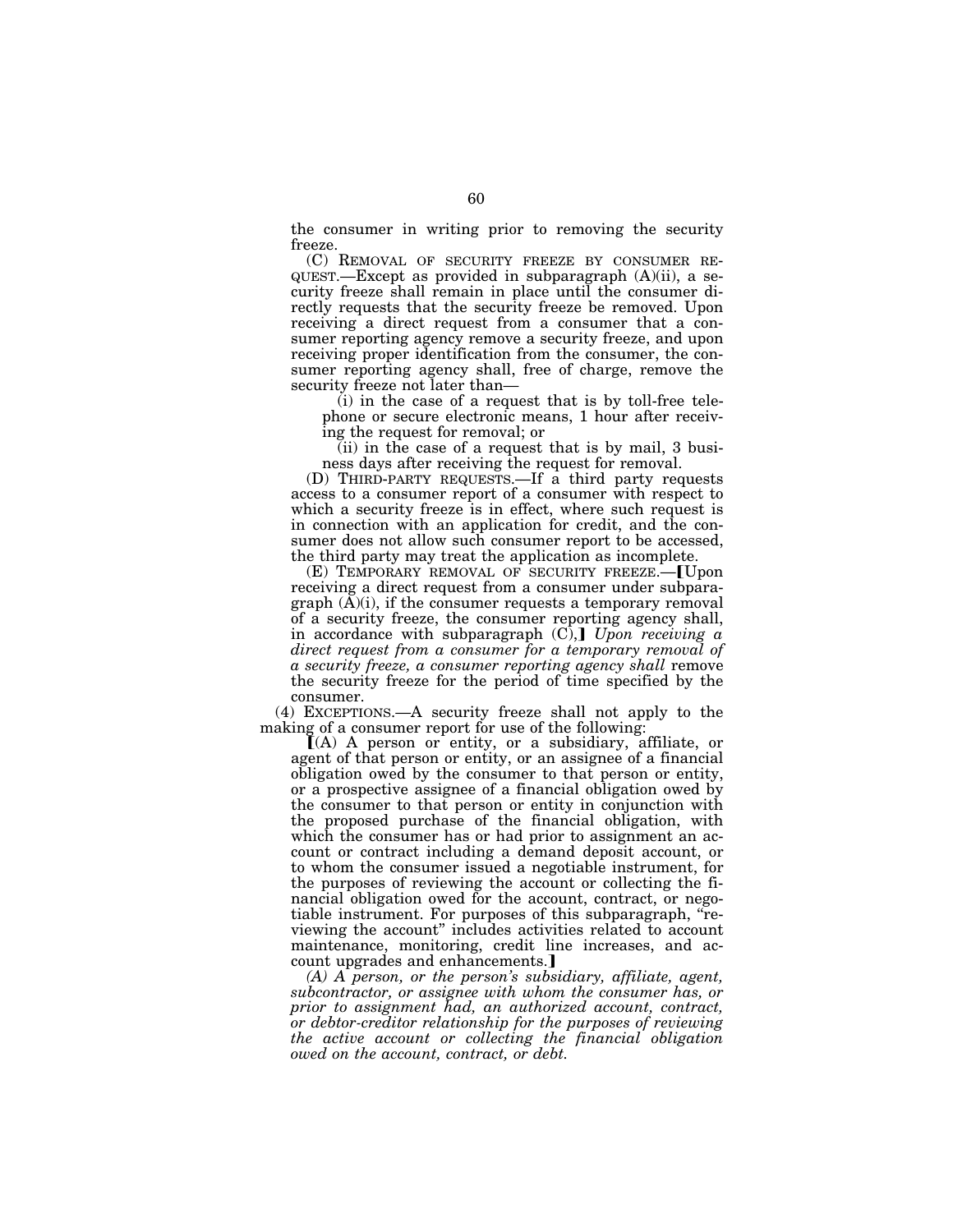the consumer in writing prior to removing the security freeze.

(C) REMOVAL OF SECURITY FREEZE BY CONSUMER REQUEST.—Except as provided in subparagraph (A)(ii), a security freeze shall remain in place until the consumer directly requests that the security freeze be removed. Upon receiving a direct request from a consumer that a consumer reporting agency remove a security freeze, and upon receiving proper identification from the consumer, the consumer reporting agency shall, free of charge, remove the security freeze not later than—

(i) in the case of a request that is by toll-free telephone or secure electronic means, 1 hour after receiving the request for removal; or

(ii) in the case of a request that is by mail, 3 business days after receiving the request for removal.

(D) THIRD-PARTY REQUESTS.—If a third party requests access to a consumer report of a consumer with respect to which a security freeze is in effect, where such request is in connection with an application for credit, and the consumer does not allow such consumer report to be accessed, the third party may treat the application as incomplete.

(E) TEMPORARY REMOVAL OF SECURITY FREEZE.—【Upon receiving a direct request from a consumer under subparagraph (A)(i), if the consumer requests a temporary removal of a security freeze, the consumer reporting agency shall, in accordance with subparagraph (C),】 *Upon receiving a direct request from a consumer for a temporary removal of a security freeze, a consumer reporting agency shall* remove the security freeze for the period of time specified by the consumer.

(4) EXCEPTIONS.—A security freeze shall not apply to the making of a consumer report for use of the following:

【(A) A person or entity, or a subsidiary, affiliate, or agent of that person or entity, or an assignee of a financial obligation owed by the consumer to that person or entity, or a prospective assignee of a financial obligation owed by the consumer to that person or entity in conjunction with the proposed purchase of the financial obligation, with which the consumer has or had prior to assignment an account or contract including a demand deposit account, or to whom the consumer issued a negotiable instrument, for the purposes of reviewing the account or collecting the financial obligation owed for the account, contract, or negotiable instrument. For purposes of this subparagraph, "reviewing the account" includes activities related to account maintenance, monitoring, credit line increases, and account upgrades and enhancements.】

*(A) A person, or the person's subsidiary, affiliate, agent, subcontractor, or assignee with whom the consumer has, or prior to assignment had, an authorized account, contract, or debtor-creditor relationship for the purposes of reviewing the active account or collecting the financial obligation owed on the account, contract, or debt.*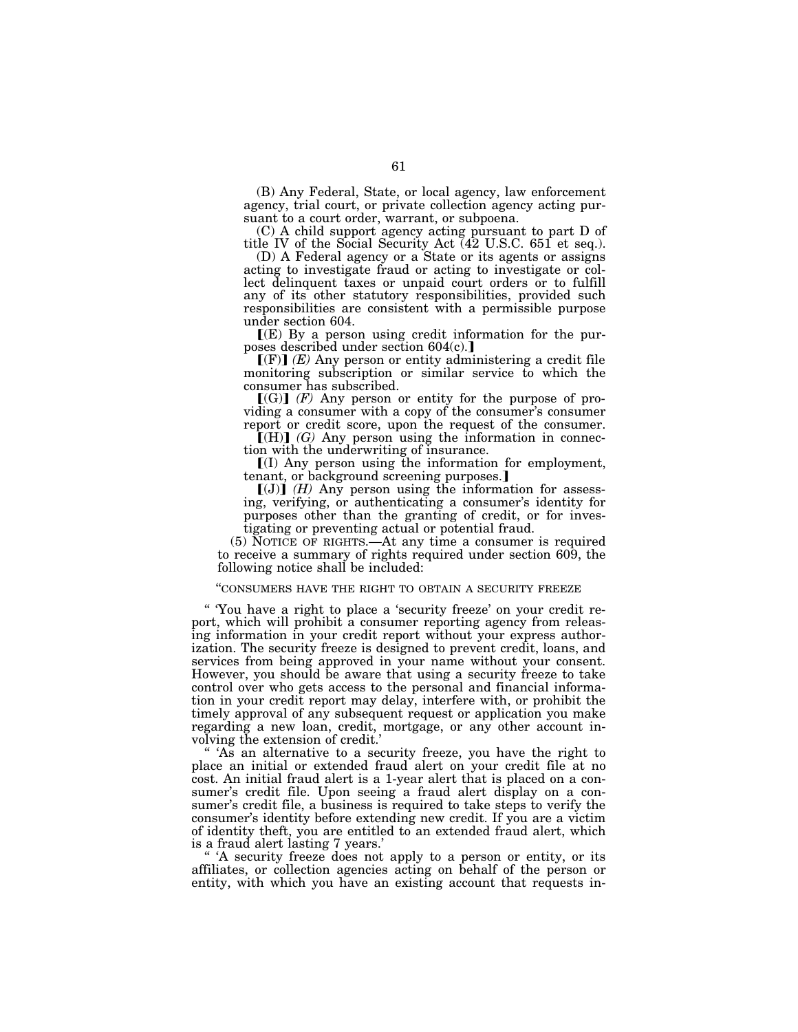(B) Any Federal, State, or local agency, law enforcement agency, trial court, or private collection agency acting pursuant to a court order, warrant, or subpoena.

(C) A child support agency acting pursuant to part D of title IV of the Social Security Act (42 U.S.C. 651 et seq.).

(D) A Federal agency or a State or its agents or assigns acting to investigate fraud or acting to investigate or collect delinquent taxes or unpaid court orders or to fulfill any of its other statutory responsibilities, provided such responsibilities are consistent with a permissible purpose under section 604.

【(E) By a person using credit information for the purposes described under section 604(c).】

【(F)】 *(E)* Any person or entity administering a credit file monitoring subscription or similar service to which the consumer has subscribed.

【(G)】 *(F)* Any person or entity for the purpose of providing a consumer with a copy of the consumer's consumer report or credit score, upon the request of the consumer.

【(H)】 *(G)* Any person using the information in connection with the underwriting of insurance.

【(I) Any person using the information for employment, tenant, or background screening purposes.】

【(J)】 *(H)* Any person using the information for assessing, verifying, or authenticating a consumer's identity for purposes other than the granting of credit, or for investigating or preventing actual or potential fraud.

(5) NOTICE OF RIGHTS.—At any time a consumer is required to receive a summary of rights required under section 609, the following notice shall be included:

"CONSUMERS HAVE THE RIGHT TO OBTAIN A SECURITY FREEZE

" 'You have a right to place a 'security freeze' on your credit report, which will prohibit a consumer reporting agency from releasing information in your credit report without your express authorization. The security freeze is designed to prevent credit, loans, and services from being approved in your name without your consent. However, you should be aware that using a security freeze to take control over who gets access to the personal and financial information in your credit report may delay, interfere with, or prohibit the timely approval of any subsequent request or application you make regarding a new loan, credit, mortgage, or any other account involving the extension of credit.'

" 'As an alternative to a security freeze, you have the right to place an initial or extended fraud alert on your credit file at no cost. An initial fraud alert is a 1-year alert that is placed on a consumer's credit file. Upon seeing a fraud alert display on a consumer's credit file, a business is required to take steps to verify the consumer's identity before extending new credit. If you are a victim of identity theft, you are entitled to an extended fraud alert, which is a fraud alert lasting 7 years.'

" 'A security freeze does not apply to a person or entity, or its affiliates, or collection agencies acting on behalf of the person or entity, with which you have an existing account that requests in-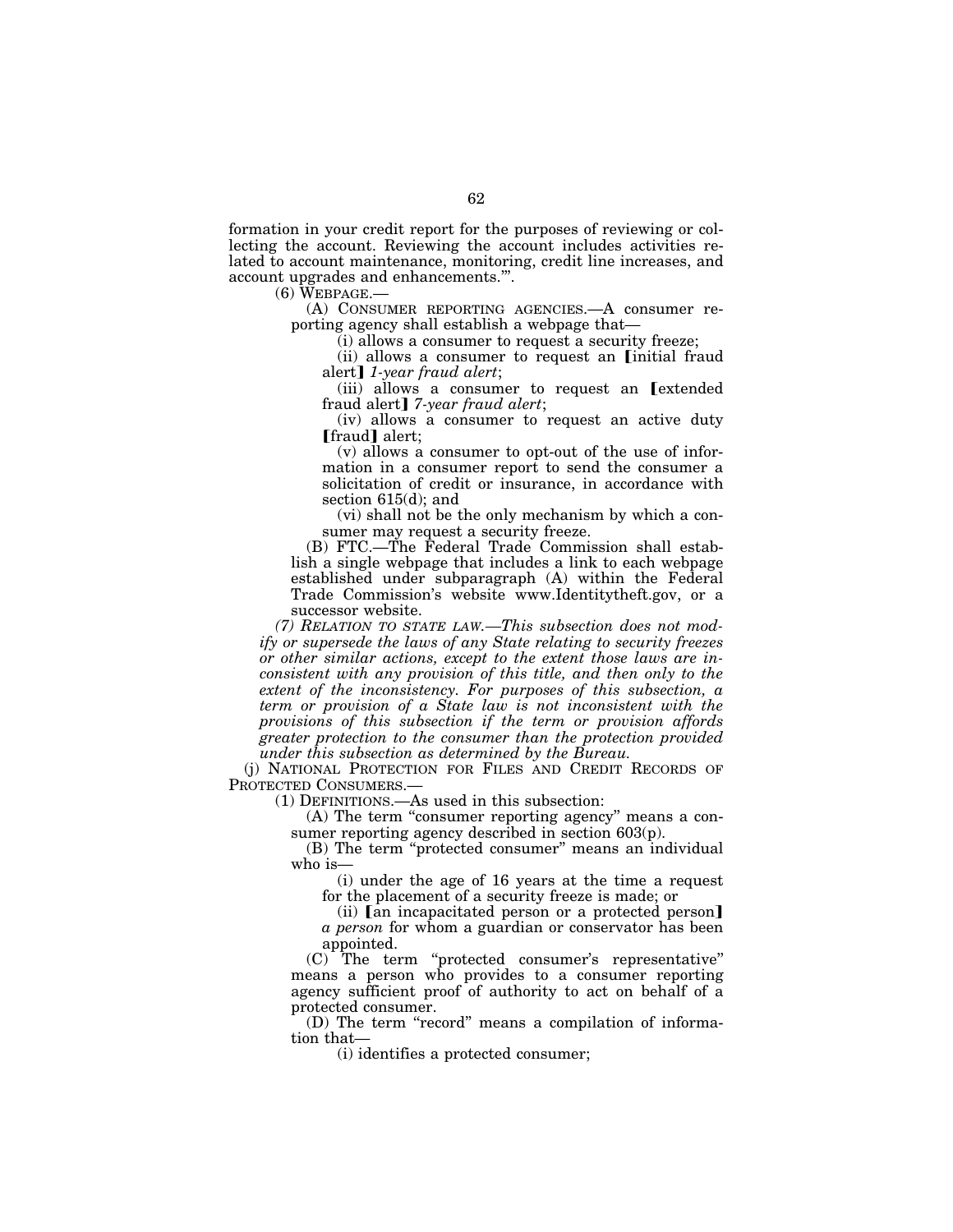formation in your credit report for the purposes of reviewing or collecting the account. Reviewing the account includes activities related to account maintenance, monitoring, credit line increases, and account upgrades and enhancements.'".

(6) WEBPAGE.—

(A) CONSUMER REPORTING AGENCIES.—A consumer reporting agency shall establish a webpage that—

(i) allows a consumer to request a security freeze;

(ii) allows a consumer to request an 【initial fraud alert】 *1-year fraud alert*;

(iii) allows a consumer to request an 【extended fraud alert】 *7-year fraud alert*;

(iv) allows a consumer to request an active duty 【fraud】 alert;

(v) allows a consumer to opt-out of the use of information in a consumer report to send the consumer a solicitation of credit or insurance, in accordance with section 615(d); and

(vi) shall not be the only mechanism by which a consumer may request a security freeze.

(B) FTC.—The Federal Trade Commission shall establish a single webpage that includes a link to each webpage established under subparagraph (A) within the Federal Trade Commission's website www.Identitytheft.gov, or a successor website.

*(7) RELATION TO STATE LAW.—This subsection does not modify or supersede the laws of any State relating to security freezes or other similar actions, except to the extent those laws are inconsistent with any provision of this title, and then only to the extent of the inconsistency. For purposes of this subsection, a term or provision of a State law is not inconsistent with the provisions of this subsection if the term or provision affords greater protection to the consumer than the protection provided under this subsection as determined by the Bureau.*

(j) NATIONAL PROTECTION FOR FILES AND CREDIT RECORDS OF PROTECTED CONSUMERS.—

(1) DEFINITIONS.—As used in this subsection:

(A) The term "consumer reporting agency" means a consumer reporting agency described in section 603(p).

(B) The term "protected consumer" means an individual who is—

(i) under the age of 16 years at the time a request for the placement of a security freeze is made; or

(ii) 【an incapacitated person or a protected person】 *a person* for whom a guardian or conservator has been appointed.

(C) The term "protected consumer's representative" means a person who provides to a consumer reporting agency sufficient proof of authority to act on behalf of a protected consumer.

(D) The term "record" means a compilation of information that—

(i) identifies a protected consumer;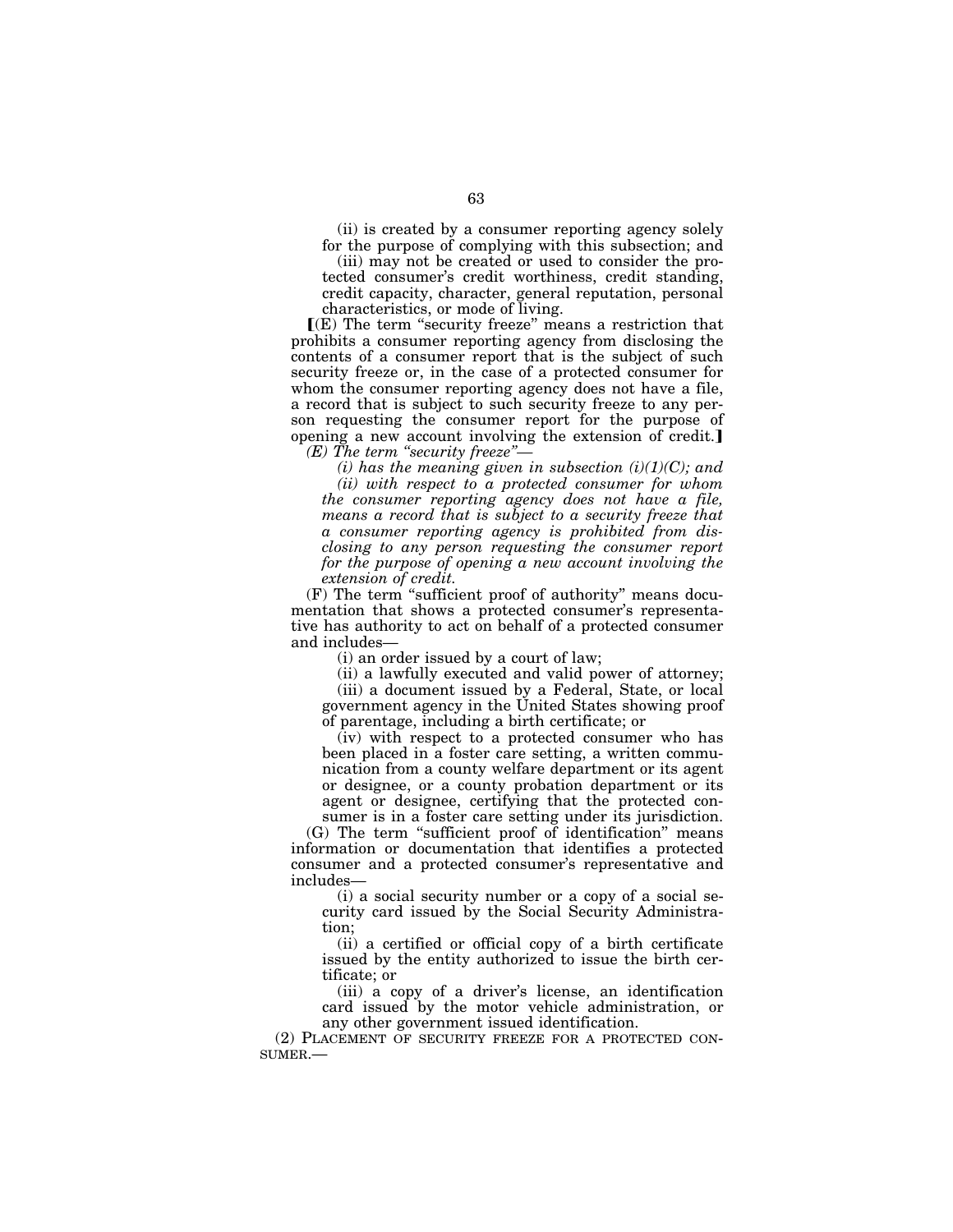(ii) is created by a consumer reporting agency solely for the purpose of complying with this subsection; and

(iii) may not be created or used to consider the protected consumer's credit worthiness, credit standing, credit capacity, character, general reputation, personal characteristics, or mode of living.

[(E) The term "security freeze" means a restriction that prohibits a consumer reporting agency from disclosing the contents of a consumer report that is the subject of such security freeze or, in the case of a protected consumer for whom the consumer reporting agency does not have a file, a record that is subject to such security freeze to any person requesting the consumer report for the purpose of opening a new account involving the extension of credit.]

*(E) The term "security freeze"—*

*(i) has the meaning given in subsection (i)(1)(C); and*

*(ii) with respect to a protected consumer for whom the consumer reporting agency does not have a file, means a record that is subject to a security freeze that a consumer reporting agency is prohibited from disclosing to any person requesting the consumer report for the purpose of opening a new account involving the extension of credit.*

(F) The term "sufficient proof of authority" means documentation that shows a protected consumer's representative has authority to act on behalf of a protected consumer and includes—

(i) an order issued by a court of law;

(ii) a lawfully executed and valid power of attorney;

(iii) a document issued by a Federal, State, or local government agency in the United States showing proof of parentage, including a birth certificate; or

(iv) with respect to a protected consumer who has been placed in a foster care setting, a written communication from a county welfare department or its agent or designee, or a county probation department or its agent or designee, certifying that the protected consumer is in a foster care setting under its jurisdiction.

(G) The term "sufficient proof of identification" means information or documentation that identifies a protected consumer and a protected consumer's representative and includes—

(i) a social security number or a copy of a social security card issued by the Social Security Administration;

(ii) a certified or official copy of a birth certificate issued by the entity authorized to issue the birth certificate; or

(iii) a copy of a driver's license, an identification card issued by the motor vehicle administration, or any other government issued identification.

(2) PLACEMENT OF SECURITY FREEZE FOR A PROTECTED CONSUMER.—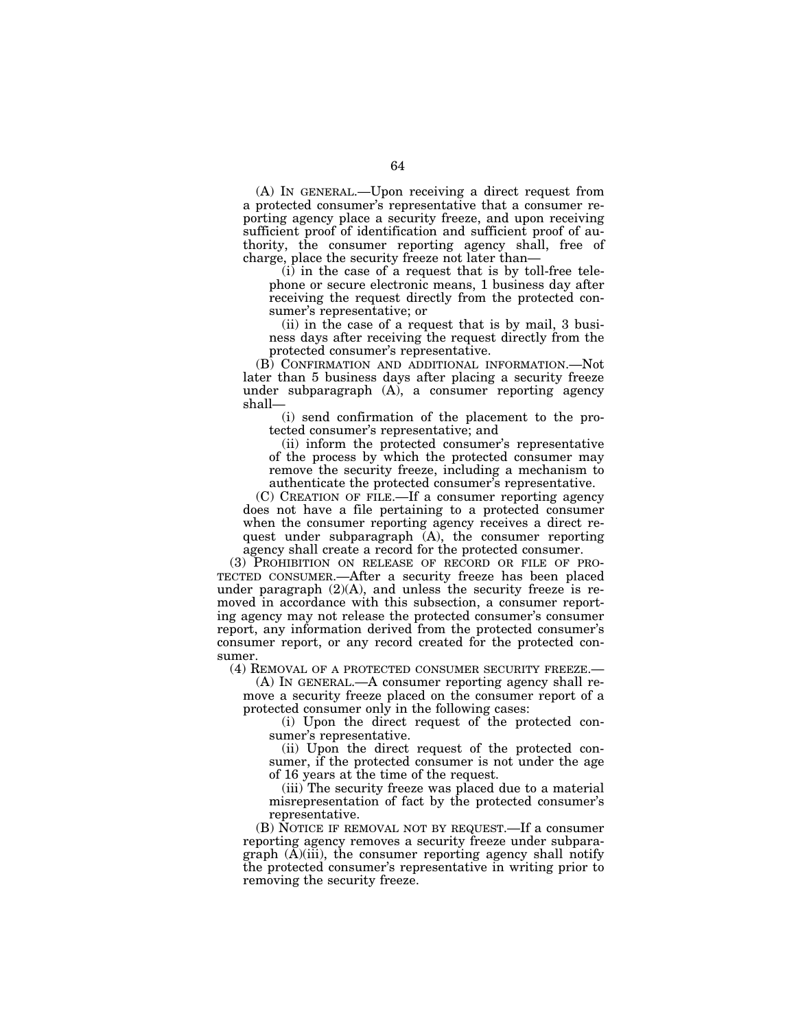(A) IN GENERAL.—Upon receiving a direct request from a protected consumer's representative that a consumer reporting agency place a security freeze, and upon receiving sufficient proof of identification and sufficient proof of authority, the consumer reporting agency shall, free of charge, place the security freeze not later than—

(i) in the case of a request that is by toll-free telephone or secure electronic means, 1 business day after receiving the request directly from the protected consumer's representative; or

(ii) in the case of a request that is by mail, 3 business days after receiving the request directly from the protected consumer's representative.

(B) CONFIRMATION AND ADDITIONAL INFORMATION.—Not later than 5 business days after placing a security freeze under subparagraph (A), a consumer reporting agency shall—

(i) send confirmation of the placement to the protected consumer's representative; and

(ii) inform the protected consumer's representative of the process by which the protected consumer may remove the security freeze, including a mechanism to authenticate the protected consumer's representative.

(C) CREATION OF FILE.—If a consumer reporting agency does not have a file pertaining to a protected consumer when the consumer reporting agency receives a direct request under subparagraph (A), the consumer reporting agency shall create a record for the protected consumer.

(3) PROHIBITION ON RELEASE OF RECORD OR FILE OF PROTECTED CONSUMER.—After a security freeze has been placed under paragraph (2)(A), and unless the security freeze is removed in accordance with this subsection, a consumer reporting agency may not release the protected consumer's consumer report, any information derived from the protected consumer's consumer report, or any record created for the protected consumer.

(4) REMOVAL OF A PROTECTED CONSUMER SECURITY FREEZE.—

(A) IN GENERAL.—A consumer reporting agency shall remove a security freeze placed on the consumer report of a protected consumer only in the following cases:

(i) Upon the direct request of the protected consumer's representative.

(ii) Upon the direct request of the protected consumer, if the protected consumer is not under the age of 16 years at the time of the request.

(iii) The security freeze was placed due to a material misrepresentation of fact by the protected consumer's representative.

(B) NOTICE IF REMOVAL NOT BY REQUEST.—If a consumer reporting agency removes a security freeze under subparagraph (A)(iii), the consumer reporting agency shall notify the protected consumer's representative in writing prior to removing the security freeze.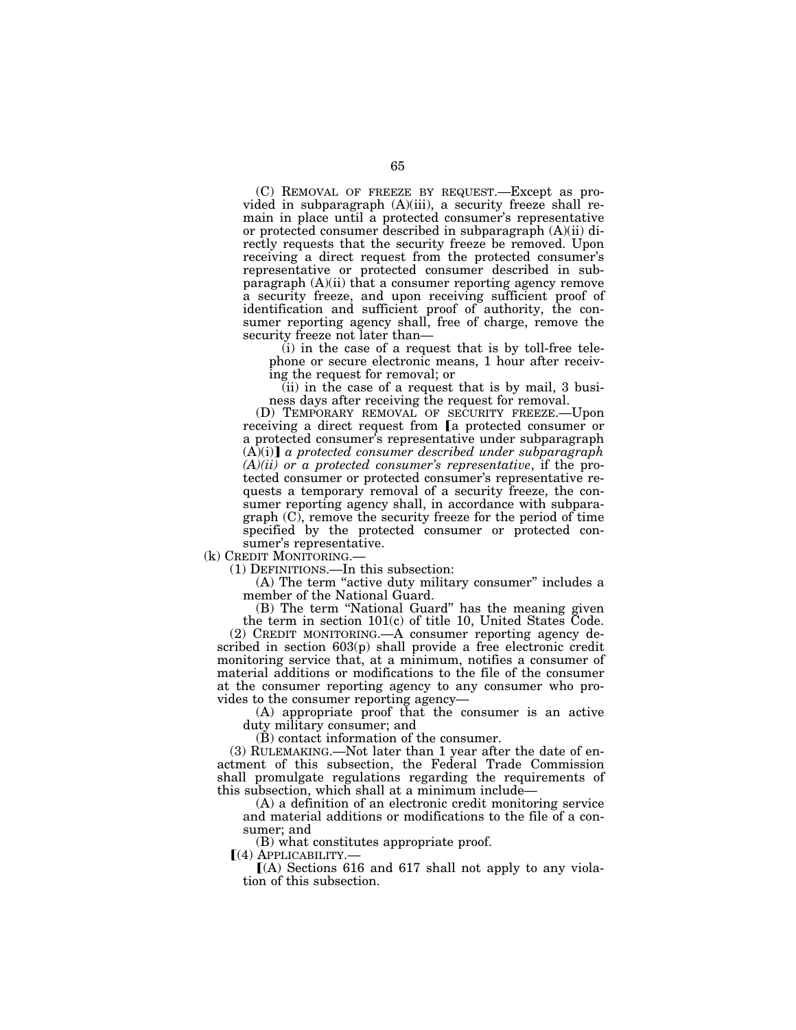(C) REMOVAL OF FREEZE BY REQUEST.—Except as provided in subparagraph (A)(iii), a security freeze shall remain in place until a protected consumer's representative or protected consumer described in subparagraph (A)(ii) directly requests that the security freeze be removed. Upon receiving a direct request from the protected consumer's representative or protected consumer described in subparagraph (A)(ii) that a consumer reporting agency remove a security freeze, and upon receiving sufficient proof of identification and sufficient proof of authority, the consumer reporting agency shall, free of charge, remove the security freeze not later than—

(i) in the case of a request that is by toll-free telephone or secure electronic means, 1 hour after receiving the request for removal; or

(ii) in the case of a request that is by mail, 3 business days after receiving the request for removal.

(D) TEMPORARY REMOVAL OF SECURITY FREEZE.—Upon receiving a direct request from [a protected consumer or a protected consumer's representative under subparagraph (A)(i)] *a protected consumer described under subparagraph (A)(ii) or a protected consumer's representative*, if the protected consumer or protected consumer's representative requests a temporary removal of a security freeze, the consumer reporting agency shall, in accordance with subparagraph (C), remove the security freeze for the period of time specified by the protected consumer or protected consumer's representative.

(k) CREDIT MONITORING.—

(1) DEFINITIONS.—In this subsection:

(A) The term "active duty military consumer" includes a member of the National Guard.

(B) The term "National Guard" has the meaning given the term in section 101(c) of title 10, United States Code.

(2) CREDIT MONITORING.—A consumer reporting agency described in section 603(p) shall provide a free electronic credit monitoring service that, at a minimum, notifies a consumer of material additions or modifications to the file of the consumer at the consumer reporting agency to any consumer who provides to the consumer reporting agency—

(A) appropriate proof that the consumer is an active duty military consumer; and

(B) contact information of the consumer.

(3) RULEMAKING.—Not later than 1 year after the date of enactment of this subsection, the Federal Trade Commission shall promulgate regulations regarding the requirements of this subsection, which shall at a minimum include—

(A) a definition of an electronic credit monitoring service and material additions or modifications to the file of a consumer; and

(B) what constitutes appropriate proof.

[(4) APPLICABILITY.—

[(A) Sections 616 and 617 shall not apply to any violation of this subsection.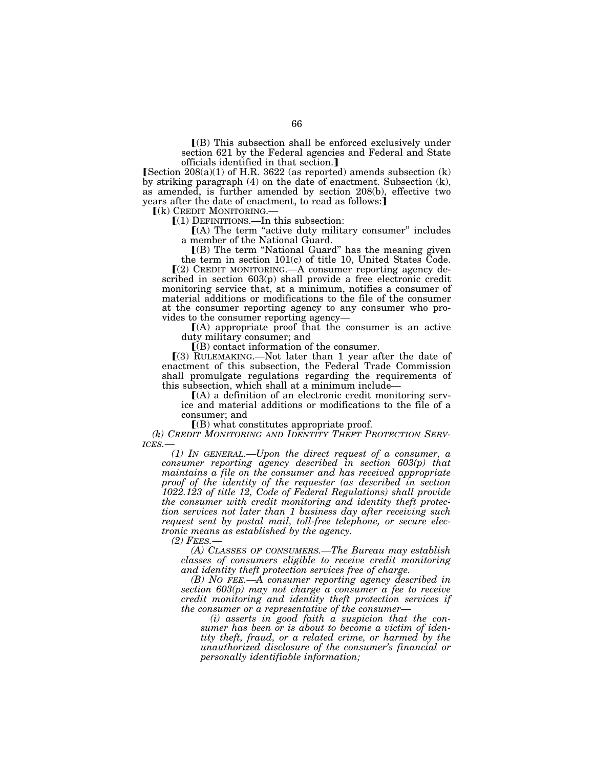⟦(B) This subsection shall be enforced exclusively under section 621 by the Federal agencies and Federal and State officials identified in that section.⟧

⟦Section 208(a)(1) of H.R. 3622 (as reported) amends subsection (k) by striking paragraph (4) on the date of enactment. Subsection (k), as amended, is further amended by section 208(b), effective two years after the date of enactment, to read as follows:⟧

⟦(k) CREDIT MONITORING.—

⟦(1) DEFINITIONS.—In this subsection:

⟦(A) The term "active duty military consumer" includes a member of the National Guard.

⟦(B) The term "National Guard" has the meaning given the term in section 101(c) of title 10, United States Code.

⟦(2) CREDIT MONITORING.—A consumer reporting agency described in section 603(p) shall provide a free electronic credit monitoring service that, at a minimum, notifies a consumer of material additions or modifications to the file of the consumer at the consumer reporting agency to any consumer who provides to the consumer reporting agency—

⟦(A) appropriate proof that the consumer is an active duty military consumer; and

⟦(B) contact information of the consumer.

⟦(3) RULEMAKING.—Not later than 1 year after the date of enactment of this subsection, the Federal Trade Commission shall promulgate regulations regarding the requirements of this subsection, which shall at a minimum include—

⟦(A) a definition of an electronic credit monitoring service and material additions or modifications to the file of a consumer; and

⟦(B) what constitutes appropriate proof.

*(k) CREDIT MONITORING AND IDENTITY THEFT PROTECTION SERVICES.—*

*(1) IN GENERAL.—Upon the direct request of a consumer, a consumer reporting agency described in section 603(p) that maintains a file on the consumer and has received appropriate proof of the identity of the requester (as described in section 1022.123 of title 12, Code of Federal Regulations) shall provide the consumer with credit monitoring and identity theft protection services not later than 1 business day after receiving such request sent by postal mail, toll-free telephone, or secure electronic means as established by the agency.*

*(2) FEES.—*

*(A) CLASSES OF CONSUMERS.—The Bureau may establish classes of consumers eligible to receive credit monitoring and identity theft protection services free of charge.*

*(B) NO FEE.—A consumer reporting agency described in section 603(p) may not charge a consumer a fee to receive credit monitoring and identity theft protection services if the consumer or a representative of the consumer—*

*(i) asserts in good faith a suspicion that the consumer has been or is about to become a victim of identity theft, fraud, or a related crime, or harmed by the unauthorized disclosure of the consumer's financial or personally identifiable information;*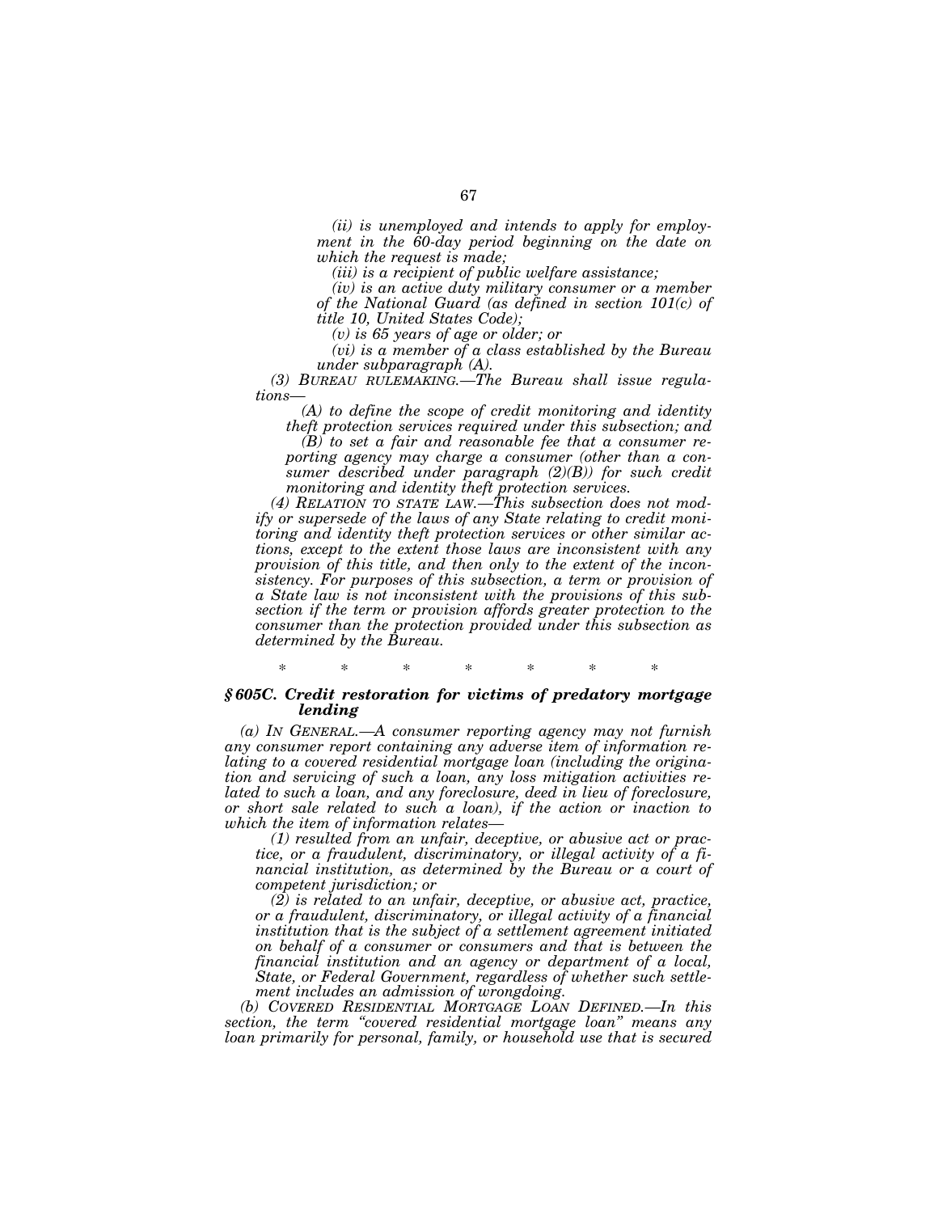*(ii) is unemployed and intends to apply for employment in the 60-day period beginning on the date on which the request is made;*

*(iii) is a recipient of public welfare assistance;*

*(iv) is an active duty military consumer or a member of the National Guard (as defined in section 101(c) of title 10, United States Code);*

*(v) is 65 years of age or older; or*

*(vi) is a member of a class established by the Bureau under subparagraph (A).*

*(3) BUREAU RULEMAKING.—The Bureau shall issue regulations—*

*(A) to define the scope of credit monitoring and identity theft protection services required under this subsection; and*

*(B) to set a fair and reasonable fee that a consumer reporting agency may charge a consumer (other than a consumer described under paragraph (2)(B)) for such credit monitoring and identity theft protection services.*

*(4) RELATION TO STATE LAW.—This subsection does not modify or supersede of the laws of any State relating to credit monitoring and identity theft protection services or other similar actions, except to the extent those laws are inconsistent with any provision of this title, and then only to the extent of the inconsistency. For purposes of this subsection, a term or provision of a State law is not inconsistent with the provisions of this subsection if the term or provision affords greater protection to the consumer than the protection provided under this subsection as determined by the Bureau.*

\* \* \* \* \* \* \*

### *§ 605C. Credit restoration for victims of predatory mortgage lending*

*(a) IN GENERAL.—A consumer reporting agency may not furnish any consumer report containing any adverse item of information relating to a covered residential mortgage loan (including the origination and servicing of such a loan, any loss mitigation activities related to such a loan, and any foreclosure, deed in lieu of foreclosure, or short sale related to such a loan), if the action or inaction to which the item of information relates—*

*(1) resulted from an unfair, deceptive, or abusive act or practice, or a fraudulent, discriminatory, or illegal activity of a financial institution, as determined by the Bureau or a court of competent jurisdiction; or*

*(2) is related to an unfair, deceptive, or abusive act, practice, or a fraudulent, discriminatory, or illegal activity of a financial institution that is the subject of a settlement agreement initiated on behalf of a consumer or consumers and that is between the financial institution and an agency or department of a local, State, or Federal Government, regardless of whether such settlement includes an admission of wrongdoing.*

*(b) COVERED RESIDENTIAL MORTGAGE LOAN DEFINED.—In this section, the term "covered residential mortgage loan" means any loan primarily for personal, family, or household use that is secured*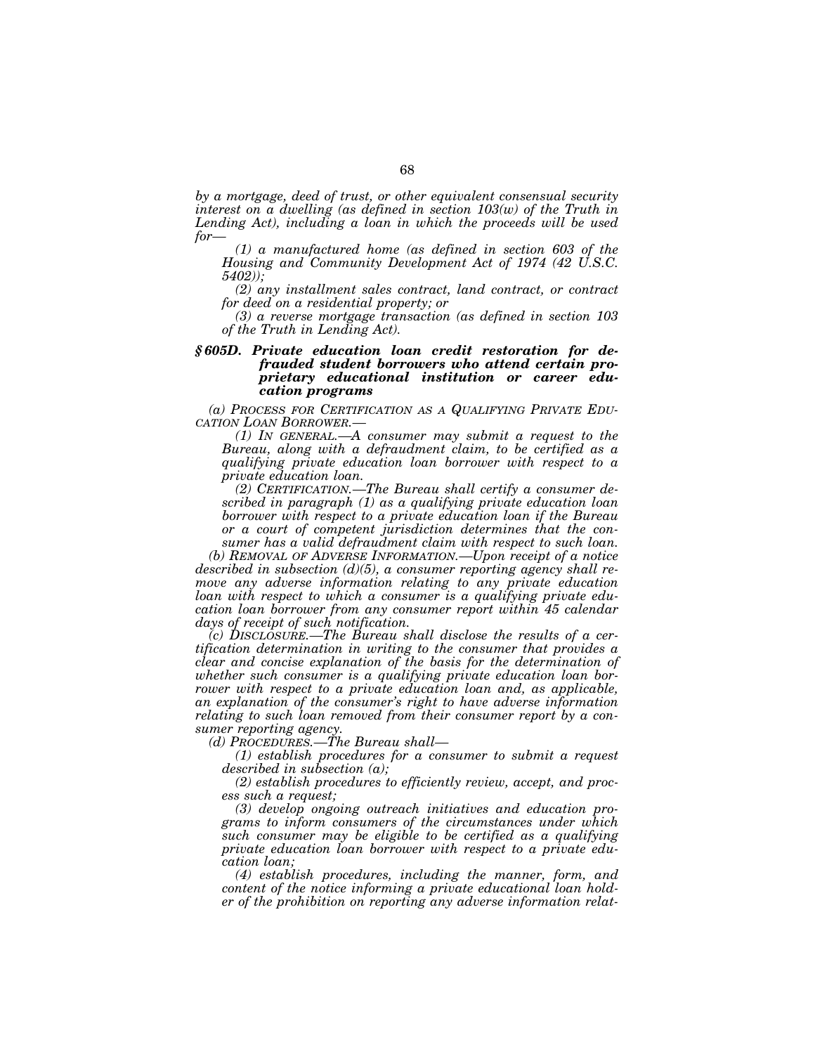*by a mortgage, deed of trust, or other equivalent consensual security interest on a dwelling (as defined in section 103(w) of the Truth in Lending Act), including a loan in which the proceeds will be used for—*

*(1) a manufactured home (as defined in section 603 of the Housing and Community Development Act of 1974 (42 U.S.C. 5402));*

*(2) any installment sales contract, land contract, or contract for deed on a residential property; or*

*(3) a reverse mortgage transaction (as defined in section 103 of the Truth in Lending Act).*

### *§ 605D. Private education loan credit restoration for defrauded student borrowers who attend certain proprietary educational institution or career education programs*

*(a) PROCESS FOR CERTIFICATION AS A QUALIFYING PRIVATE EDUCATION LOAN BORROWER.—*

*(1) IN GENERAL.—A consumer may submit a request to the Bureau, along with a defraudment claim, to be certified as a qualifying private education loan borrower with respect to a private education loan.*

*(2) CERTIFICATION.—The Bureau shall certify a consumer described in paragraph (1) as a qualifying private education loan borrower with respect to a private education loan if the Bureau or a court of competent jurisdiction determines that the consumer has a valid defraudment claim with respect to such loan.*

*(b) REMOVAL OF ADVERSE INFORMATION.—Upon receipt of a notice described in subsection (d)(5), a consumer reporting agency shall remove any adverse information relating to any private education loan with respect to which a consumer is a qualifying private education loan borrower from any consumer report within 45 calendar days of receipt of such notification.*

*(c) DISCLOSURE.—The Bureau shall disclose the results of a certification determination in writing to the consumer that provides a clear and concise explanation of the basis for the determination of whether such consumer is a qualifying private education loan borrower with respect to a private education loan and, as applicable, an explanation of the consumer's right to have adverse information relating to such loan removed from their consumer report by a consumer reporting agency.*

*(d) PROCEDURES.—The Bureau shall—*

*(1) establish procedures for a consumer to submit a request described in subsection (a);*

*(2) establish procedures to efficiently review, accept, and process such a request;*

*(3) develop ongoing outreach initiatives and education programs to inform consumers of the circumstances under which such consumer may be eligible to be certified as a qualifying private education loan borrower with respect to a private education loan;*

*(4) establish procedures, including the manner, form, and content of the notice informing a private educational loan holder of the prohibition on reporting any adverse information relat-*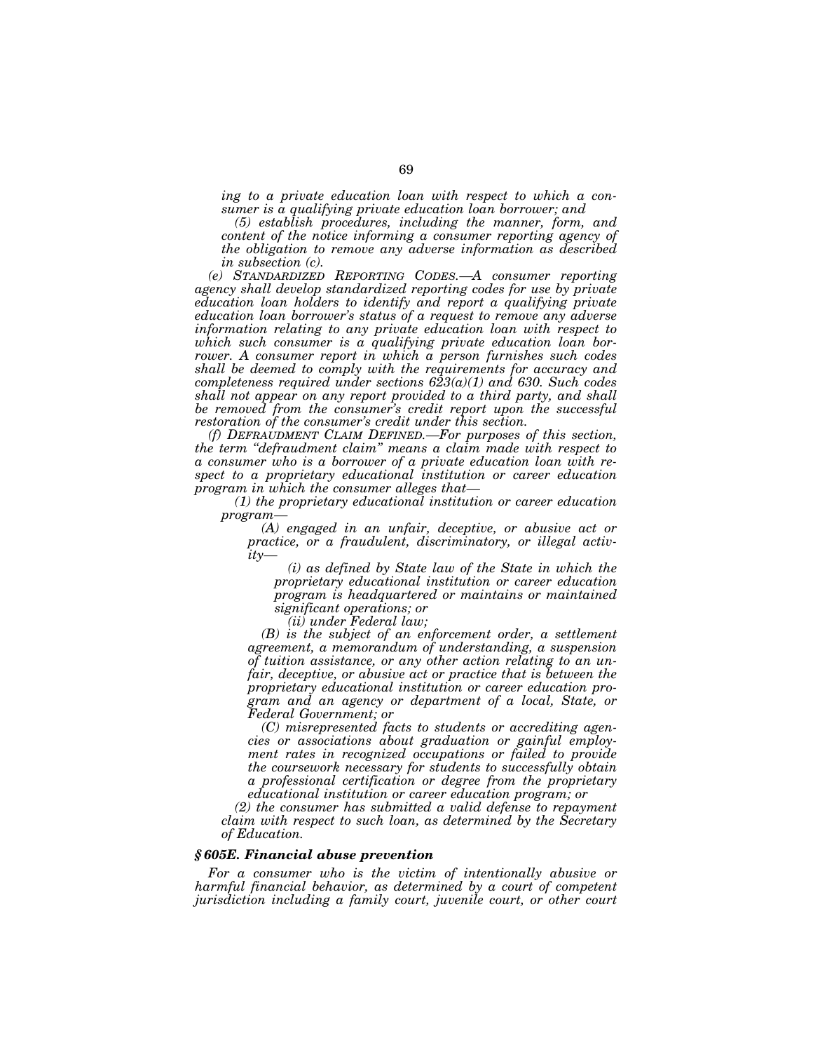*ing to a private education loan with respect to which a consumer is a qualifying private education loan borrower; and*

*(5) establish procedures, including the manner, form, and content of the notice informing a consumer reporting agency of the obligation to remove any adverse information as described in subsection (c).*

*(e) STANDARDIZED REPORTING CODES.—A consumer reporting agency shall develop standardized reporting codes for use by private education loan holders to identify and report a qualifying private education loan borrower's status of a request to remove any adverse information relating to any private education loan with respect to which such consumer is a qualifying private education loan borrower. A consumer report in which a person furnishes such codes shall be deemed to comply with the requirements for accuracy and completeness required under sections 623(a)(1) and 630. Such codes shall not appear on any report provided to a third party, and shall be removed from the consumer's credit report upon the successful restoration of the consumer's credit under this section.*

*(f) DEFRAUDMENT CLAIM DEFINED.—For purposes of this section, the term "defraudment claim" means a claim made with respect to a consumer who is a borrower of a private education loan with respect to a proprietary educational institution or career education program in which the consumer alleges that—*

*(1) the proprietary educational institution or career education program—*

*(A) engaged in an unfair, deceptive, or abusive act or practice, or a fraudulent, discriminatory, or illegal activity—*

*(i) as defined by State law of the State in which the proprietary educational institution or career education program is headquartered or maintains or maintained significant operations; or*

*(ii) under Federal law;*

*(B) is the subject of an enforcement order, a settlement agreement, a memorandum of understanding, a suspension of tuition assistance, or any other action relating to an unfair, deceptive, or abusive act or practice that is between the proprietary educational institution or career education program and an agency or department of a local, State, or Federal Government; or*

*(C) misrepresented facts to students or accrediting agencies or associations about graduation or gainful employment rates in recognized occupations or failed to provide the coursework necessary for students to successfully obtain a professional certification or degree from the proprietary educational institution or career education program; or*

*(2) the consumer has submitted a valid defense to repayment claim with respect to such loan, as determined by the Secretary of Education.*

***§ 605E. Financial abuse prevention***

*For a consumer who is the victim of intentionally abusive or harmful financial behavior, as determined by a court of competent jurisdiction including a family court, juvenile court, or other court*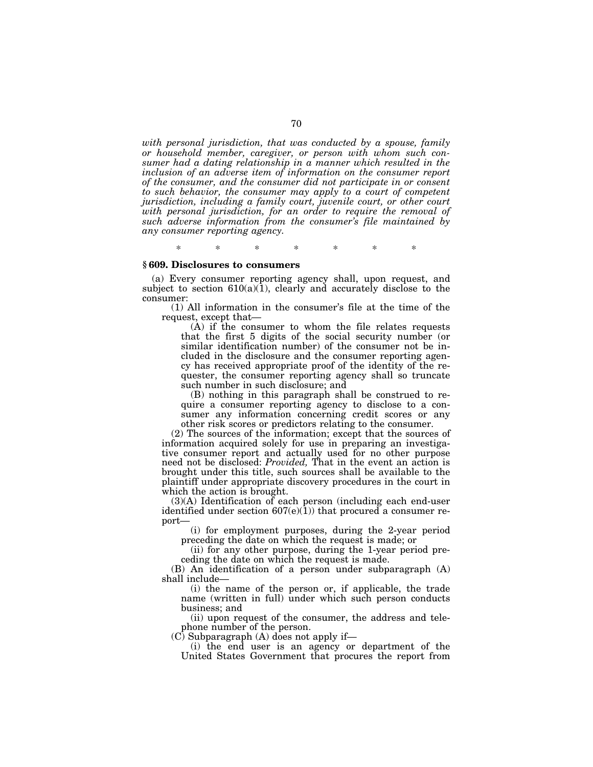*with personal jurisdiction, that was conducted by a spouse, family or household member, caregiver, or person with whom such consumer had a dating relationship in a manner which resulted in the inclusion of an adverse item of information on the consumer report of the consumer, and the consumer did not participate in or consent to such behavior, the consumer may apply to a court of competent jurisdiction, including a family court, juvenile court, or other court with personal jurisdiction, for an order to require the removal of such adverse information from the consumer's file maintained by any consumer reporting agency.*

\* \* \* \* \* \* \*

### § 609. Disclosures to consumers

(a) Every consumer reporting agency shall, upon request, and subject to section 610(a)(1), clearly and accurately disclose to the consumer:

(1) All information in the consumer's file at the time of the request, except that—

(A) if the consumer to whom the file relates requests that the first 5 digits of the social security number (or similar identification number) of the consumer not be included in the disclosure and the consumer reporting agency has received appropriate proof of the identity of the requester, the consumer reporting agency shall so truncate such number in such disclosure; and

(B) nothing in this paragraph shall be construed to require a consumer reporting agency to disclose to a consumer any information concerning credit scores or any other risk scores or predictors relating to the consumer.

(2) The sources of the information; except that the sources of information acquired solely for use in preparing an investigative consumer report and actually used for no other purpose need not be disclosed: *Provided,* That in the event an action is brought under this title, such sources shall be available to the plaintiff under appropriate discovery procedures in the court in which the action is brought.

(3)(A) Identification of each person (including each end-user identified under section 607(e)(1)) that procured a consumer report—

(i) for employment purposes, during the 2-year period preceding the date on which the request is made; or

(ii) for any other purpose, during the 1-year period preceding the date on which the request is made.

(B) An identification of a person under subparagraph (A) shall include—

(i) the name of the person or, if applicable, the trade name (written in full) under which such person conducts business; and

(ii) upon request of the consumer, the address and telephone number of the person.

(C) Subparagraph (A) does not apply if—

(i) the end user is an agency or department of the United States Government that procures the report from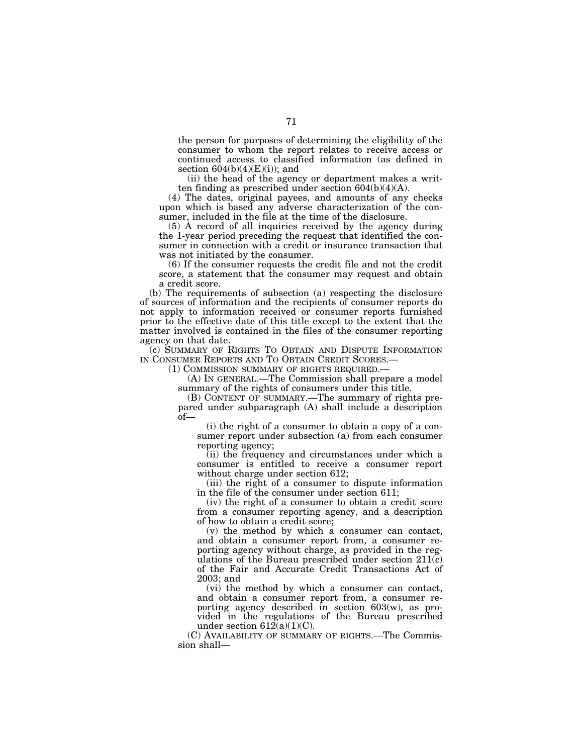the person for purposes of determining the eligibility of the consumer to whom the report relates to receive access or continued access to classified information (as defined in section 604(b)(4)(E)(i)); and

(ii) the head of the agency or department makes a written finding as prescribed under section 604(b)(4)(A).

(4) The dates, original payees, and amounts of any checks upon which is based any adverse characterization of the consumer, included in the file at the time of the disclosure.

(5) A record of all inquiries received by the agency during the 1-year period preceding the request that identified the consumer in connection with a credit or insurance transaction that was not initiated by the consumer.

(6) If the consumer requests the credit file and not the credit score, a statement that the consumer may request and obtain a credit score.

(b) The requirements of subsection (a) respecting the disclosure of sources of information and the recipients of consumer reports do not apply to information received or consumer reports furnished prior to the effective date of this title except to the extent that the matter involved is contained in the files of the consumer reporting agency on that date.

(c) SUMMARY OF RIGHTS TO OBTAIN AND DISPUTE INFORMATION IN CONSUMER REPORTS AND TO OBTAIN CREDIT SCORES.—

(1) COMMISSION SUMMARY OF RIGHTS REQUIRED.—

(A) IN GENERAL.—The Commission shall prepare a model summary of the rights of consumers under this title.

(B) CONTENT OF SUMMARY.—The summary of rights prepared under subparagraph (A) shall include a description of—

(i) the right of a consumer to obtain a copy of a consumer report under subsection (a) from each consumer reporting agency;

(ii) the frequency and circumstances under which a consumer is entitled to receive a consumer report without charge under section 612;

(iii) the right of a consumer to dispute information in the file of the consumer under section 611;

(iv) the right of a consumer to obtain a credit score from a consumer reporting agency, and a description of how to obtain a credit score;

(v) the method by which a consumer can contact, and obtain a consumer report from, a consumer reporting agency without charge, as provided in the regulations of the Bureau prescribed under section 211(c) of the Fair and Accurate Credit Transactions Act of 2003; and

(vi) the method by which a consumer can contact, and obtain a consumer report from, a consumer reporting agency described in section 603(w), as provided in the regulations of the Bureau prescribed under section 612(a)(1)(C).

(C) AVAILABILITY OF SUMMARY OF RIGHTS.—The Commission shall—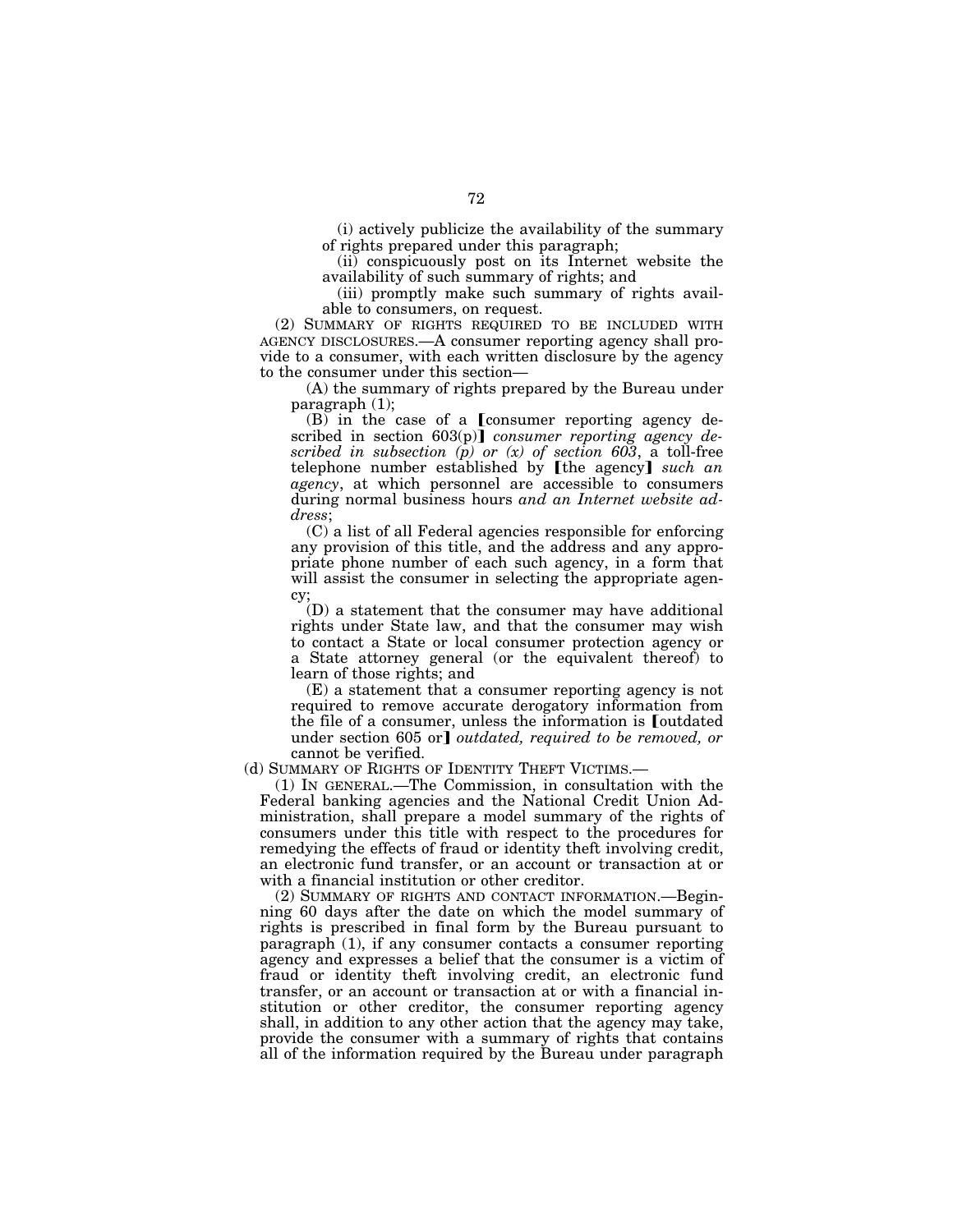(i) actively publicize the availability of the summary of rights prepared under this paragraph;

(ii) conspicuously post on its Internet website the availability of such summary of rights; and

(iii) promptly make such summary of rights available to consumers, on request.

(2) SUMMARY OF RIGHTS REQUIRED TO BE INCLUDED WITH AGENCY DISCLOSURES.—A consumer reporting agency shall provide to a consumer, with each written disclosure by the agency to the consumer under this section—

(A) the summary of rights prepared by the Bureau under paragraph (1);

(B) in the case of a [consumer reporting agency described in section 603(p)] *consumer reporting agency described in subsection (p) or (x) of section 603*, a toll-free telephone number established by [the agency] *such an agency*, at which personnel are accessible to consumers during normal business hours *and an Internet website address*;

(C) a list of all Federal agencies responsible for enforcing any provision of this title, and the address and any appropriate phone number of each such agency, in a form that will assist the consumer in selecting the appropriate agency;

(D) a statement that the consumer may have additional rights under State law, and that the consumer may wish to contact a State or local consumer protection agency or a State attorney general (or the equivalent thereof) to learn of those rights; and

(E) a statement that a consumer reporting agency is not required to remove accurate derogatory information from the file of a consumer, unless the information is [outdated under section 605 or] *outdated, required to be removed, or* cannot be verified.

(d) SUMMARY OF RIGHTS OF IDENTITY THEFT VICTIMS.—

(1) IN GENERAL.—The Commission, in consultation with the Federal banking agencies and the National Credit Union Administration, shall prepare a model summary of the rights of consumers under this title with respect to the procedures for remedying the effects of fraud or identity theft involving credit, an electronic fund transfer, or an account or transaction at or with a financial institution or other creditor.

(2) SUMMARY OF RIGHTS AND CONTACT INFORMATION.—Beginning 60 days after the date on which the model summary of rights is prescribed in final form by the Bureau pursuant to paragraph (1), if any consumer contacts a consumer reporting agency and expresses a belief that the consumer is a victim of fraud or identity theft involving credit, an electronic fund transfer, or an account or transaction at or with a financial institution or other creditor, the consumer reporting agency shall, in addition to any other action that the agency may take, provide the consumer with a summary of rights that contains all of the information required by the Bureau under paragraph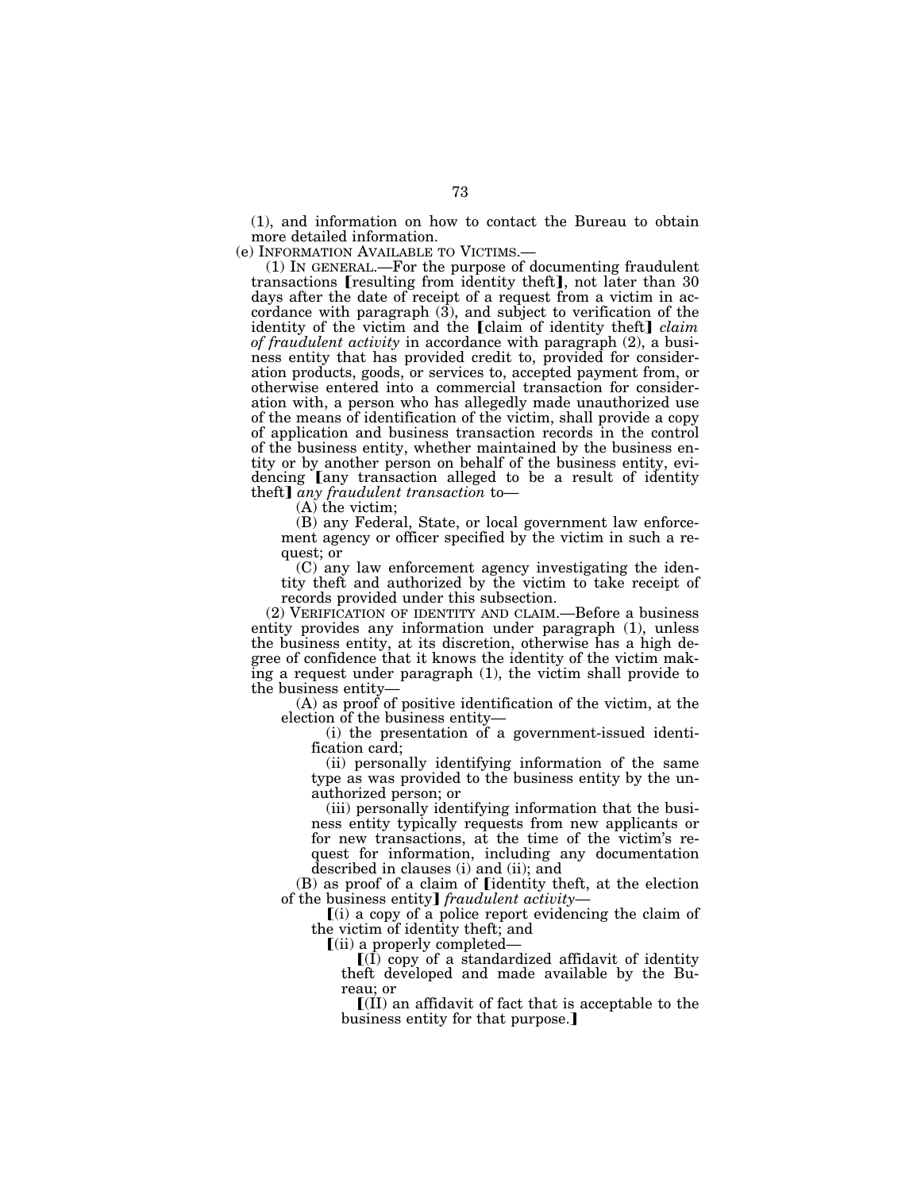(1), and information on how to contact the Bureau to obtain more detailed information.

(e) INFORMATION AVAILABLE TO VICTIMS.—

(1) IN GENERAL.—For the purpose of documenting fraudulent transactions ⟦resulting from identity theft⟧, not later than 30 days after the date of receipt of a request from a victim in accordance with paragraph (3), and subject to verification of the identity of the victim and the ⟦claim of identity theft⟧ *claim of fraudulent activity* in accordance with paragraph (2), a business entity that has provided credit to, provided for consideration products, goods, or services to, accepted payment from, or otherwise entered into a commercial transaction for consideration with, a person who has allegedly made unauthorized use of the means of identification of the victim, shall provide a copy of application and business transaction records in the control of the business entity, whether maintained by the business entity or by another person on behalf of the business entity, evidencing ⟦any transaction alleged to be a result of identity theft⟧ *any fraudulent transaction* to—

(A) the victim;

(B) any Federal, State, or local government law enforcement agency or officer specified by the victim in such a request; or

(C) any law enforcement agency investigating the identity theft and authorized by the victim to take receipt of records provided under this subsection.

(2) VERIFICATION OF IDENTITY AND CLAIM.—Before a business entity provides any information under paragraph (1), unless the business entity, at its discretion, otherwise has a high degree of confidence that it knows the identity of the victim making a request under paragraph (1), the victim shall provide to the business entity—

(A) as proof of positive identification of the victim, at the election of the business entity—

(i) the presentation of a government-issued identification card;

(ii) personally identifying information of the same type as was provided to the business entity by the unauthorized person; or

(iii) personally identifying information that the business entity typically requests from new applicants or for new transactions, at the time of the victim's request for information, including any documentation described in clauses (i) and (ii); and

(B) as proof of a claim of ⟦identity theft, at the election of the business entity⟧ *fraudulent activity*—

⟦(i) a copy of a police report evidencing the claim of the victim of identity theft; and

⟦(ii) a properly completed—

⟦(I) copy of a standardized affidavit of identity theft developed and made available by the Bureau; or

⟦(II) an affidavit of fact that is acceptable to the business entity for that purpose.⟧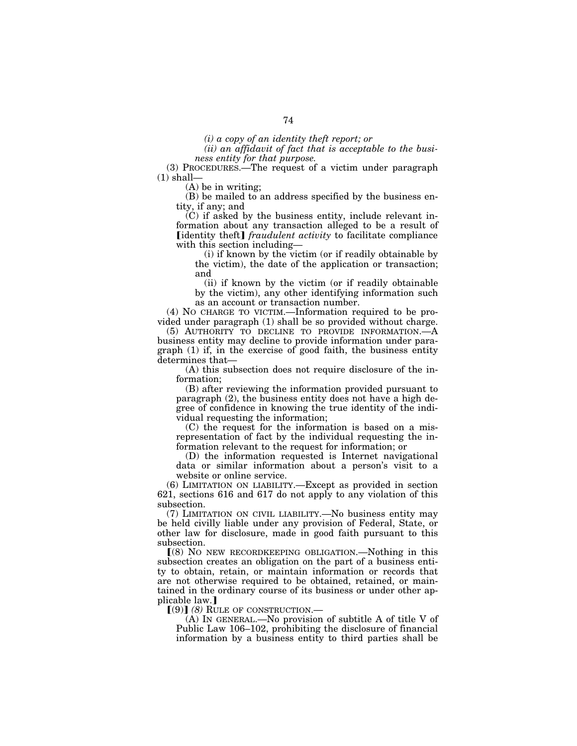*(i) a copy of an identity theft report; or*

*(ii) an affidavit of fact that is acceptable to the business entity for that purpose.*

(3) PROCEDURES.—The request of a victim under paragraph (1) shall—

(A) be in writing;

(B) be mailed to an address specified by the business entity, if any; and

(C) if asked by the business entity, include relevant information about any transaction alleged to be a result of [identity theft] *fraudulent activity* to facilitate compliance with this section including—

(i) if known by the victim (or if readily obtainable by the victim), the date of the application or transaction; and

(ii) if known by the victim (or if readily obtainable by the victim), any other identifying information such as an account or transaction number.

(4) NO CHARGE TO VICTIM.—Information required to be provided under paragraph (1) shall be so provided without charge.

(5) AUTHORITY TO DECLINE TO PROVIDE INFORMATION.—A business entity may decline to provide information under paragraph (1) if, in the exercise of good faith, the business entity determines that—

(A) this subsection does not require disclosure of the information;

(B) after reviewing the information provided pursuant to paragraph (2), the business entity does not have a high degree of confidence in knowing the true identity of the individual requesting the information;

(C) the request for the information is based on a misrepresentation of fact by the individual requesting the information relevant to the request for information; or

(D) the information requested is Internet navigational data or similar information about a person's visit to a website or online service.

(6) LIMITATION ON LIABILITY.—Except as provided in section 621, sections 616 and 617 do not apply to any violation of this subsection.

(7) LIMITATION ON CIVIL LIABILITY.—No business entity may be held civilly liable under any provision of Federal, State, or other law for disclosure, made in good faith pursuant to this subsection.

[(8) NO NEW RECORDKEEPING OBLIGATION.—Nothing in this subsection creates an obligation on the part of a business entity to obtain, retain, or maintain information or records that are not otherwise required to be obtained, retained, or maintained in the ordinary course of its business or under other applicable law.]

[(9)] *(8)* RULE OF CONSTRUCTION.—

(A) IN GENERAL.—No provision of subtitle A of title V of Public Law 106–102, prohibiting the disclosure of financial information by a business entity to third parties shall be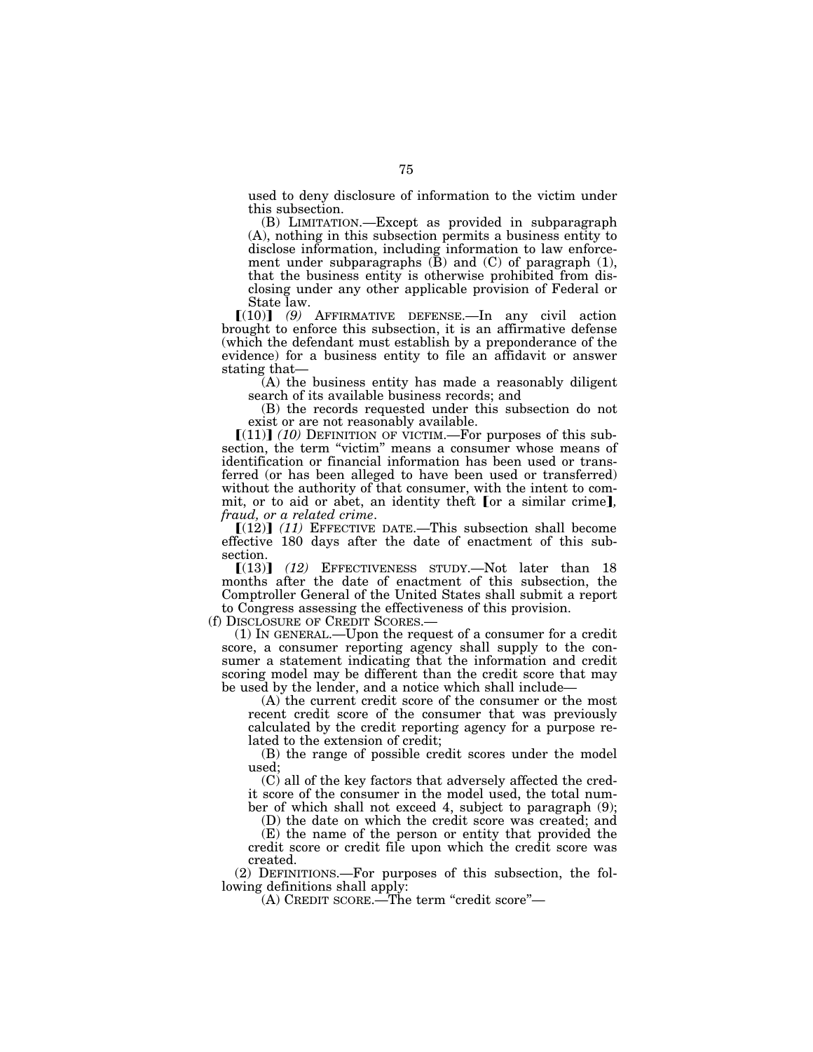used to deny disclosure of information to the victim under this subsection.

(B) LIMITATION.—Except as provided in subparagraph (A), nothing in this subsection permits a business entity to disclose information, including information to law enforcement under subparagraphs (B) and (C) of paragraph (1), that the business entity is otherwise prohibited from disclosing under any other applicable provision of Federal or State law.

⟦(10)⟧ *(9)* AFFIRMATIVE DEFENSE.—In any civil action brought to enforce this subsection, it is an affirmative defense (which the defendant must establish by a preponderance of the evidence) for a business entity to file an affidavit or answer stating that—

(A) the business entity has made a reasonably diligent search of its available business records; and

(B) the records requested under this subsection do not exist or are not reasonably available.

⟦(11)⟧ *(10)* DEFINITION OF VICTIM.—For purposes of this subsection, the term "victim" means a consumer whose means of identification or financial information has been used or transferred (or has been alleged to have been used or transferred) without the authority of that consumer, with the intent to commit, or to aid or abet, an identity theft ⟦or a similar crime⟧*, fraud, or a related crime*.

⟦(12)⟧ *(11)* EFFECTIVE DATE.—This subsection shall become effective 180 days after the date of enactment of this subsection.

⟦(13)⟧ *(12)* EFFECTIVENESS STUDY.—Not later than 18 months after the date of enactment of this subsection, the Comptroller General of the United States shall submit a report to Congress assessing the effectiveness of this provision.

(f) DISCLOSURE OF CREDIT SCORES.—

(1) IN GENERAL.—Upon the request of a consumer for a credit score, a consumer reporting agency shall supply to the consumer a statement indicating that the information and credit scoring model may be different than the credit score that may be used by the lender, and a notice which shall include—

(A) the current credit score of the consumer or the most recent credit score of the consumer that was previously calculated by the credit reporting agency for a purpose related to the extension of credit;

(B) the range of possible credit scores under the model used;

(C) all of the key factors that adversely affected the credit score of the consumer in the model used, the total number of which shall not exceed 4, subject to paragraph (9);

(D) the date on which the credit score was created; and

(E) the name of the person or entity that provided the credit score or credit file upon which the credit score was created.

(2) DEFINITIONS.—For purposes of this subsection, the following definitions shall apply:

(A) CREDIT SCORE.—The term "credit score"—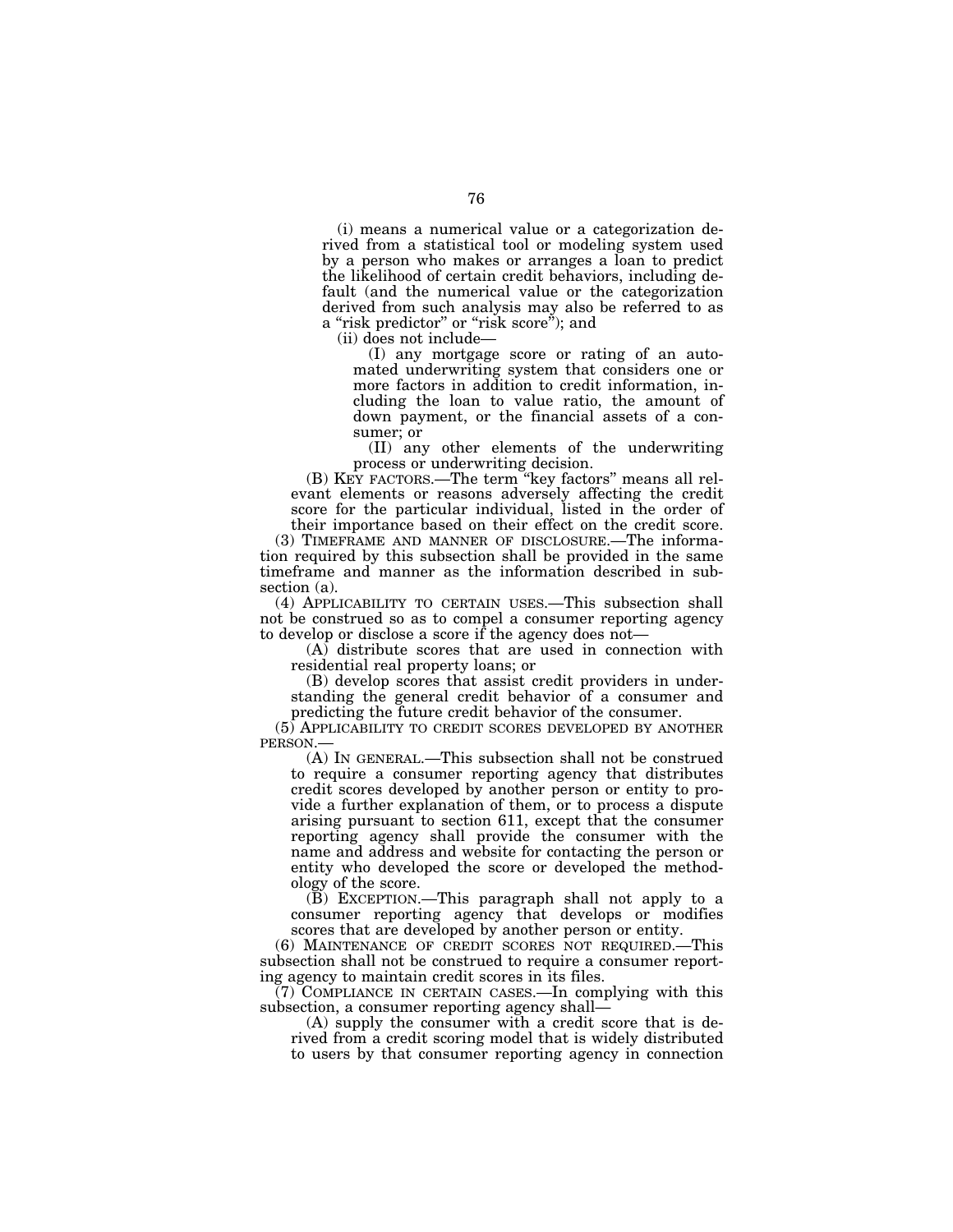(i) means a numerical value or a categorization derived from a statistical tool or modeling system used by a person who makes or arranges a loan to predict the likelihood of certain credit behaviors, including default (and the numerical value or the categorization derived from such analysis may also be referred to as a "risk predictor" or "risk score"); and

(ii) does not include—

(I) any mortgage score or rating of an automated underwriting system that considers one or more factors in addition to credit information, including the loan to value ratio, the amount of down payment, or the financial assets of a consumer; or

(II) any other elements of the underwriting process or underwriting decision.

(B) KEY FACTORS.—The term "key factors" means all relevant elements or reasons adversely affecting the credit score for the particular individual, listed in the order of their importance based on their effect on the credit score.

(3) TIMEFRAME AND MANNER OF DISCLOSURE.—The information required by this subsection shall be provided in the same timeframe and manner as the information described in subsection (a).

(4) APPLICABILITY TO CERTAIN USES.—This subsection shall not be construed so as to compel a consumer reporting agency to develop or disclose a score if the agency does not—

(A) distribute scores that are used in connection with residential real property loans; or

(B) develop scores that assist credit providers in understanding the general credit behavior of a consumer and predicting the future credit behavior of the consumer.

(5) APPLICABILITY TO CREDIT SCORES DEVELOPED BY ANOTHER PERSON.—

(A) IN GENERAL.—This subsection shall not be construed to require a consumer reporting agency that distributes credit scores developed by another person or entity to provide a further explanation of them, or to process a dispute arising pursuant to section 611, except that the consumer reporting agency shall provide the consumer with the name and address and website for contacting the person or entity who developed the score or developed the methodology of the score.

(B) EXCEPTION.—This paragraph shall not apply to a consumer reporting agency that develops or modifies scores that are developed by another person or entity.

(6) MAINTENANCE OF CREDIT SCORES NOT REQUIRED.—This subsection shall not be construed to require a consumer reporting agency to maintain credit scores in its files.

(7) COMPLIANCE IN CERTAIN CASES.—In complying with this subsection, a consumer reporting agency shall—

(A) supply the consumer with a credit score that is derived from a credit scoring model that is widely distributed to users by that consumer reporting agency in connection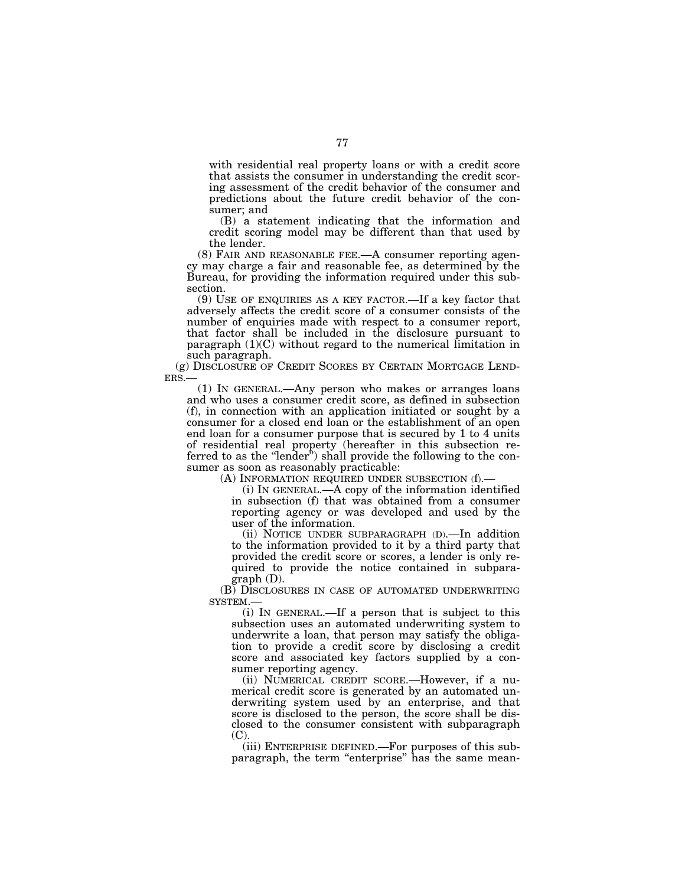with residential real property loans or with a credit score that assists the consumer in understanding the credit scoring assessment of the credit behavior of the consumer and predictions about the future credit behavior of the consumer; and

(B) a statement indicating that the information and credit scoring model may be different than that used by the lender.

(8) FAIR AND REASONABLE FEE.—A consumer reporting agency may charge a fair and reasonable fee, as determined by the Bureau, for providing the information required under this subsection.

(9) USE OF ENQUIRIES AS A KEY FACTOR.—If a key factor that adversely affects the credit score of a consumer consists of the number of enquiries made with respect to a consumer report, that factor shall be included in the disclosure pursuant to paragraph (1)(C) without regard to the numerical limitation in such paragraph.

(g) DISCLOSURE OF CREDIT SCORES BY CERTAIN MORTGAGE LENDERS.—

(1) IN GENERAL.—Any person who makes or arranges loans and who uses a consumer credit score, as defined in subsection (f), in connection with an application initiated or sought by a consumer for a closed end loan or the establishment of an open end loan for a consumer purpose that is secured by 1 to 4 units of residential real property (hereafter in this subsection referred to as the "lender") shall provide the following to the consumer as soon as reasonably practicable:

(A) INFORMATION REQUIRED UNDER SUBSECTION (f).—

(i) IN GENERAL.—A copy of the information identified in subsection (f) that was obtained from a consumer reporting agency or was developed and used by the user of the information.

(ii) NOTICE UNDER SUBPARAGRAPH (D).—In addition to the information provided to it by a third party that provided the credit score or scores, a lender is only required to provide the notice contained in subparagraph (D).

(B) DISCLOSURES IN CASE OF AUTOMATED UNDERWRITING SYSTEM.—

(i) IN GENERAL.—If a person that is subject to this subsection uses an automated underwriting system to underwrite a loan, that person may satisfy the obligation to provide a credit score by disclosing a credit score and associated key factors supplied by a consumer reporting agency.

(ii) NUMERICAL CREDIT SCORE.—However, if a numerical credit score is generated by an automated underwriting system used by an enterprise, and that score is disclosed to the person, the score shall be disclosed to the consumer consistent with subparagraph (C).

(iii) ENTERPRISE DEFINED.—For purposes of this subparagraph, the term "enterprise" has the same mean-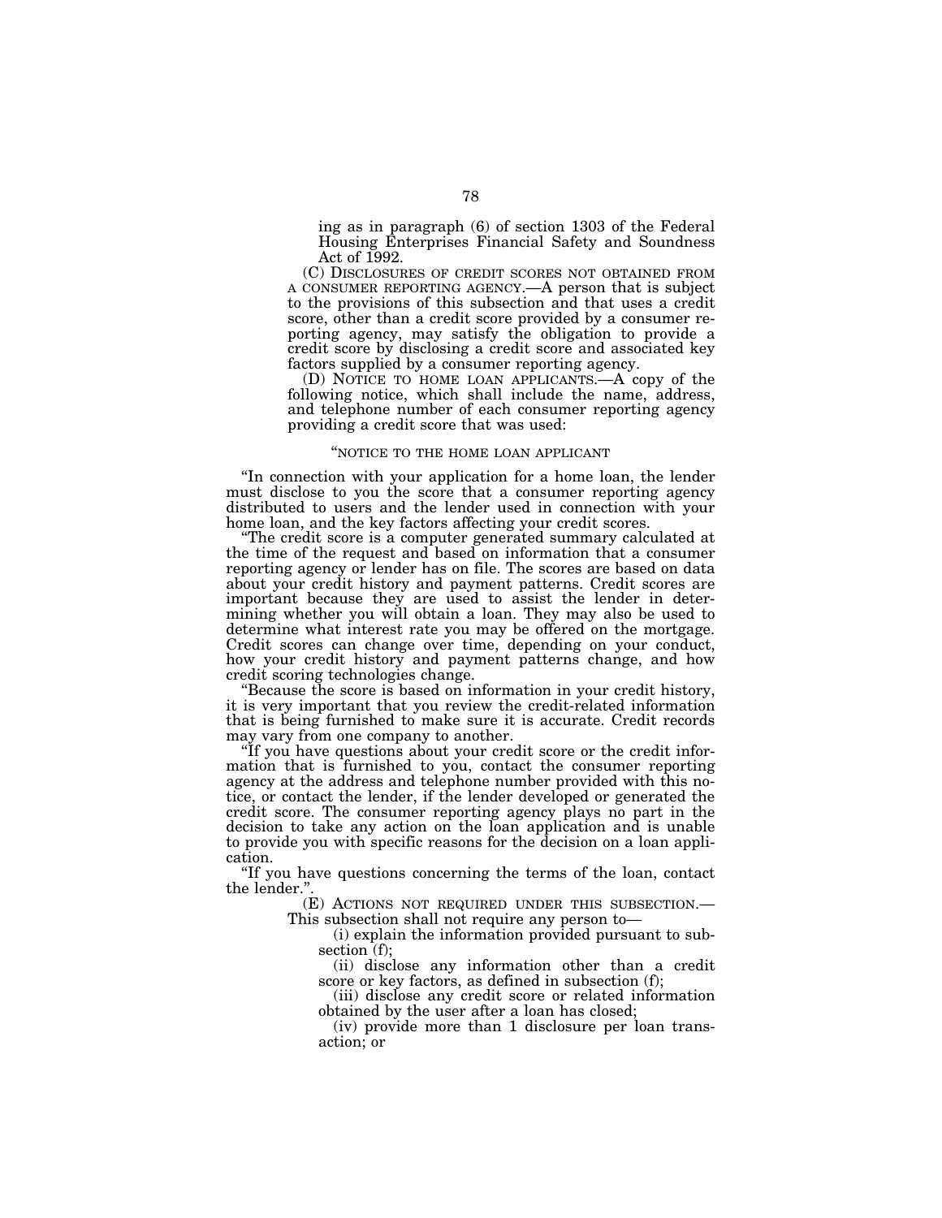ing as in paragraph (6) of section 1303 of the Federal Housing Enterprises Financial Safety and Soundness Act of 1992.

(C) DISCLOSURES OF CREDIT SCORES NOT OBTAINED FROM A CONSUMER REPORTING AGENCY.—A person that is subject to the provisions of this subsection and that uses a credit score, other than a credit score provided by a consumer reporting agency, may satisfy the obligation to provide a credit score by disclosing a credit score and associated key factors supplied by a consumer reporting agency.

(D) NOTICE TO HOME LOAN APPLICANTS.—A copy of the following notice, which shall include the name, address, and telephone number of each consumer reporting agency providing a credit score that was used:

"NOTICE TO THE HOME LOAN APPLICANT

"In connection with your application for a home loan, the lender must disclose to you the score that a consumer reporting agency distributed to users and the lender used in connection with your home loan, and the key factors affecting your credit scores.

"The credit score is a computer generated summary calculated at the time of the request and based on information that a consumer reporting agency or lender has on file. The scores are based on data about your credit history and payment patterns. Credit scores are important because they are used to assist the lender in determining whether you will obtain a loan. They may also be used to determine what interest rate you may be offered on the mortgage. Credit scores can change over time, depending on your conduct, how your credit history and payment patterns change, and how credit scoring technologies change.

"Because the score is based on information in your credit history, it is very important that you review the credit-related information that is being furnished to make sure it is accurate. Credit records may vary from one company to another.

"If you have questions about your credit score or the credit information that is furnished to you, contact the consumer reporting agency at the address and telephone number provided with this notice, or contact the lender, if the lender developed or generated the credit score. The consumer reporting agency plays no part in the decision to take any action on the loan application and is unable to provide you with specific reasons for the decision on a loan application.

"If you have questions concerning the terms of the loan, contact the lender.".

(E) ACTIONS NOT REQUIRED UNDER THIS SUBSECTION.—This subsection shall not require any person to—

(i) explain the information provided pursuant to subsection (f);

(ii) disclose any information other than a credit score or key factors, as defined in subsection (f);

(iii) disclose any credit score or related information obtained by the user after a loan has closed;

(iv) provide more than 1 disclosure per loan transaction; or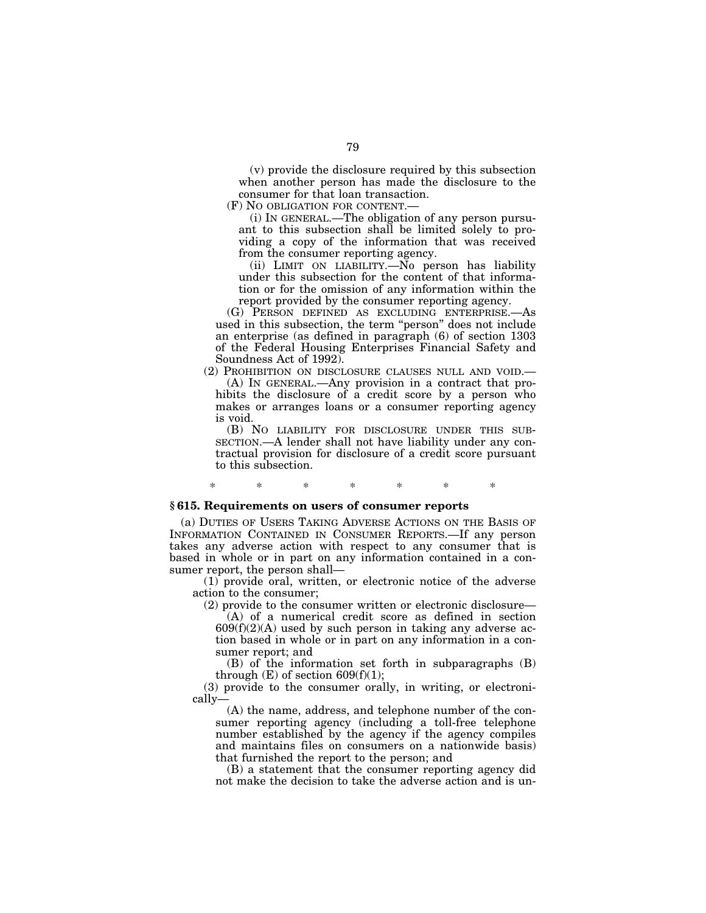(v) provide the disclosure required by this subsection when another person has made the disclosure to the consumer for that loan transaction.

(F) NO OBLIGATION FOR CONTENT.—

(i) IN GENERAL.—The obligation of any person pursuant to this subsection shall be limited solely to providing a copy of the information that was received from the consumer reporting agency.

(ii) LIMIT ON LIABILITY.—No person has liability under this subsection for the content of that information or for the omission of any information within the report provided by the consumer reporting agency.

(G) PERSON DEFINED AS EXCLUDING ENTERPRISE.—As used in this subsection, the term "person" does not include an enterprise (as defined in paragraph (6) of section 1303 of the Federal Housing Enterprises Financial Safety and Soundness Act of 1992).

(2) PROHIBITION ON DISCLOSURE CLAUSES NULL AND VOID.—

(A) IN GENERAL.—Any provision in a contract that prohibits the disclosure of a credit score by a person who makes or arranges loans or a consumer reporting agency is void.

(B) NO LIABILITY FOR DISCLOSURE UNDER THIS SUBSECTION.—A lender shall not have liability under any contractual provision for disclosure of a credit score pursuant to this subsection.

\* \* \* \* \* \* \*

### § 615. Requirements on users of consumer reports

(a) DUTIES OF USERS TAKING ADVERSE ACTIONS ON THE BASIS OF INFORMATION CONTAINED IN CONSUMER REPORTS.—If any person takes any adverse action with respect to any consumer that is based in whole or in part on any information contained in a consumer report, the person shall—

(1) provide oral, written, or electronic notice of the adverse action to the consumer;

(2) provide to the consumer written or electronic disclosure—

(A) of a numerical credit score as defined in section 609(f)(2)(A) used by such person in taking any adverse action based in whole or in part on any information in a consumer report; and

(B) of the information set forth in subparagraphs (B) through (E) of section 609(f)(1);

(3) provide to the consumer orally, in writing, or electronically—

(A) the name, address, and telephone number of the consumer reporting agency (including a toll-free telephone number established by the agency if the agency compiles and maintains files on consumers on a nationwide basis) that furnished the report to the person; and

(B) a statement that the consumer reporting agency did not make the decision to take the adverse action and is un-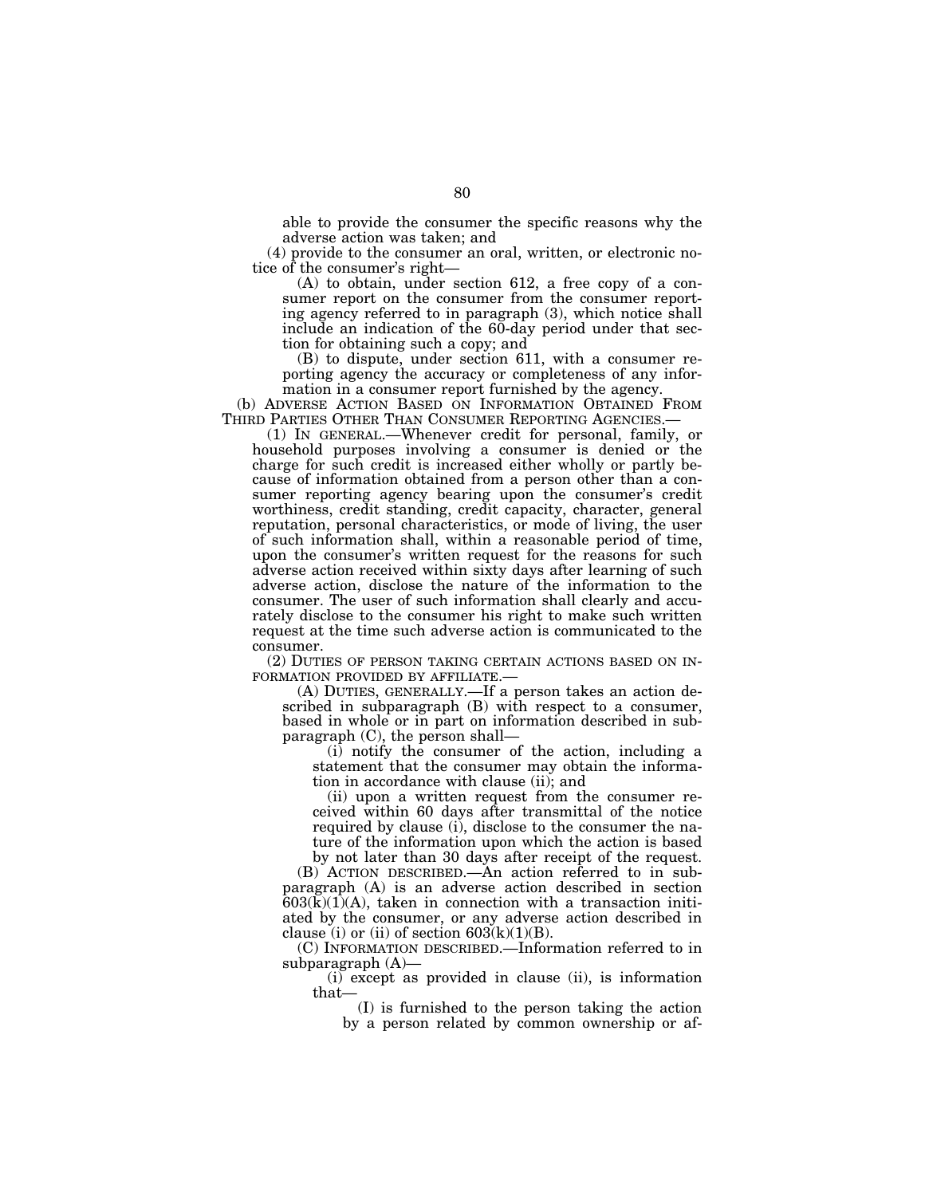able to provide the consumer the specific reasons why the adverse action was taken; and

(4) provide to the consumer an oral, written, or electronic notice of the consumer's right—

(A) to obtain, under section 612, a free copy of a consumer report on the consumer from the consumer reporting agency referred to in paragraph (3), which notice shall include an indication of the 60-day period under that section for obtaining such a copy; and

(B) to dispute, under section 611, with a consumer reporting agency the accuracy or completeness of any information in a consumer report furnished by the agency.

(b) ADVERSE ACTION BASED ON INFORMATION OBTAINED FROM THIRD PARTIES OTHER THAN CONSUMER REPORTING AGENCIES.—

(1) IN GENERAL.—Whenever credit for personal, family, or household purposes involving a consumer is denied or the charge for such credit is increased either wholly or partly because of information obtained from a person other than a consumer reporting agency bearing upon the consumer's credit worthiness, credit standing, credit capacity, character, general reputation, personal characteristics, or mode of living, the user of such information shall, within a reasonable period of time, upon the consumer's written request for the reasons for such adverse action received within sixty days after learning of such adverse action, disclose the nature of the information to the consumer. The user of such information shall clearly and accurately disclose to the consumer his right to make such written request at the time such adverse action is communicated to the consumer.

(2) DUTIES OF PERSON TAKING CERTAIN ACTIONS BASED ON INFORMATION PROVIDED BY AFFILIATE.—

(A) DUTIES, GENERALLY.—If a person takes an action described in subparagraph (B) with respect to a consumer, based in whole or in part on information described in subparagraph (C), the person shall—

(i) notify the consumer of the action, including a statement that the consumer may obtain the information in accordance with clause (ii); and

(ii) upon a written request from the consumer received within 60 days after transmittal of the notice required by clause (i), disclose to the consumer the nature of the information upon which the action is based by not later than 30 days after receipt of the request.

(B) ACTION DESCRIBED.—An action referred to in subparagraph (A) is an adverse action described in section 603(k)(1)(A), taken in connection with a transaction initiated by the consumer, or any adverse action described in clause (i) or (ii) of section 603(k)(1)(B).

(C) INFORMATION DESCRIBED.—Information referred to in subparagraph (A)—

(i) except as provided in clause (ii), is information that—

(I) is furnished to the person taking the action by a person related by common ownership or af-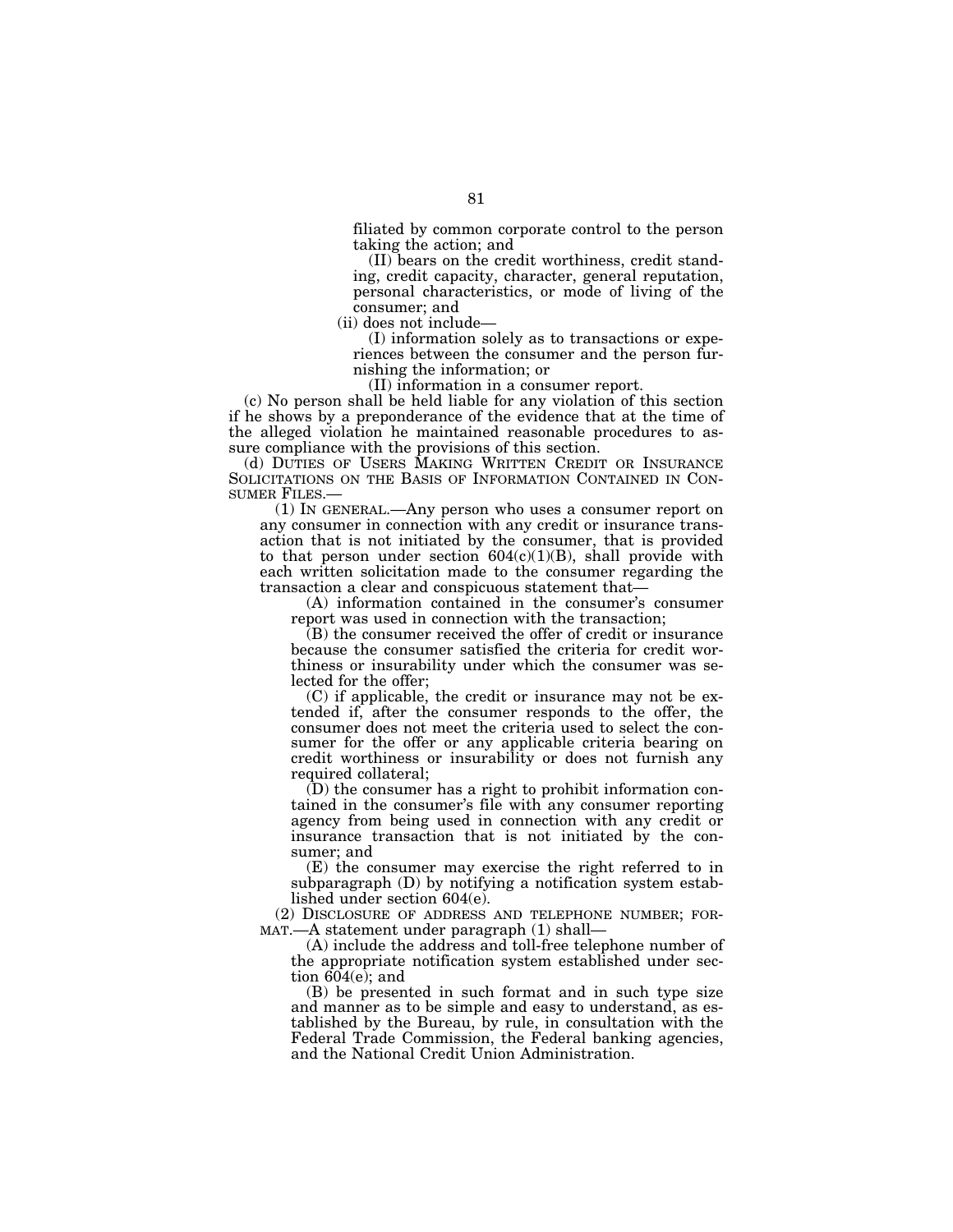filiated by common corporate control to the person taking the action; and

(II) bears on the credit worthiness, credit standing, credit capacity, character, general reputation, personal characteristics, or mode of living of the consumer; and

(ii) does not include—

(I) information solely as to transactions or experiences between the consumer and the person furnishing the information; or

(II) information in a consumer report.

(c) No person shall be held liable for any violation of this section if he shows by a preponderance of the evidence that at the time of the alleged violation he maintained reasonable procedures to assure compliance with the provisions of this section.

(d) DUTIES OF USERS MAKING WRITTEN CREDIT OR INSURANCE SOLICITATIONS ON THE BASIS OF INFORMATION CONTAINED IN CONSUMER FILES.—

(1) IN GENERAL.—Any person who uses a consumer report on any consumer in connection with any credit or insurance transaction that is not initiated by the consumer, that is provided to that person under section 604(c)(1)(B), shall provide with each written solicitation made to the consumer regarding the transaction a clear and conspicuous statement that—

(A) information contained in the consumer's consumer report was used in connection with the transaction;

(B) the consumer received the offer of credit or insurance because the consumer satisfied the criteria for credit worthiness or insurability under which the consumer was selected for the offer;

(C) if applicable, the credit or insurance may not be extended if, after the consumer responds to the offer, the consumer does not meet the criteria used to select the consumer for the offer or any applicable criteria bearing on credit worthiness or insurability or does not furnish any required collateral;

(D) the consumer has a right to prohibit information contained in the consumer's file with any consumer reporting agency from being used in connection with any credit or insurance transaction that is not initiated by the consumer; and

(E) the consumer may exercise the right referred to in subparagraph (D) by notifying a notification system established under section 604(e).

(2) DISCLOSURE OF ADDRESS AND TELEPHONE NUMBER; FORMAT.—A statement under paragraph (1) shall—

(A) include the address and toll-free telephone number of the appropriate notification system established under section 604(e); and

(B) be presented in such format and in such type size and manner as to be simple and easy to understand, as established by the Bureau, by rule, in consultation with the Federal Trade Commission, the Federal banking agencies, and the National Credit Union Administration.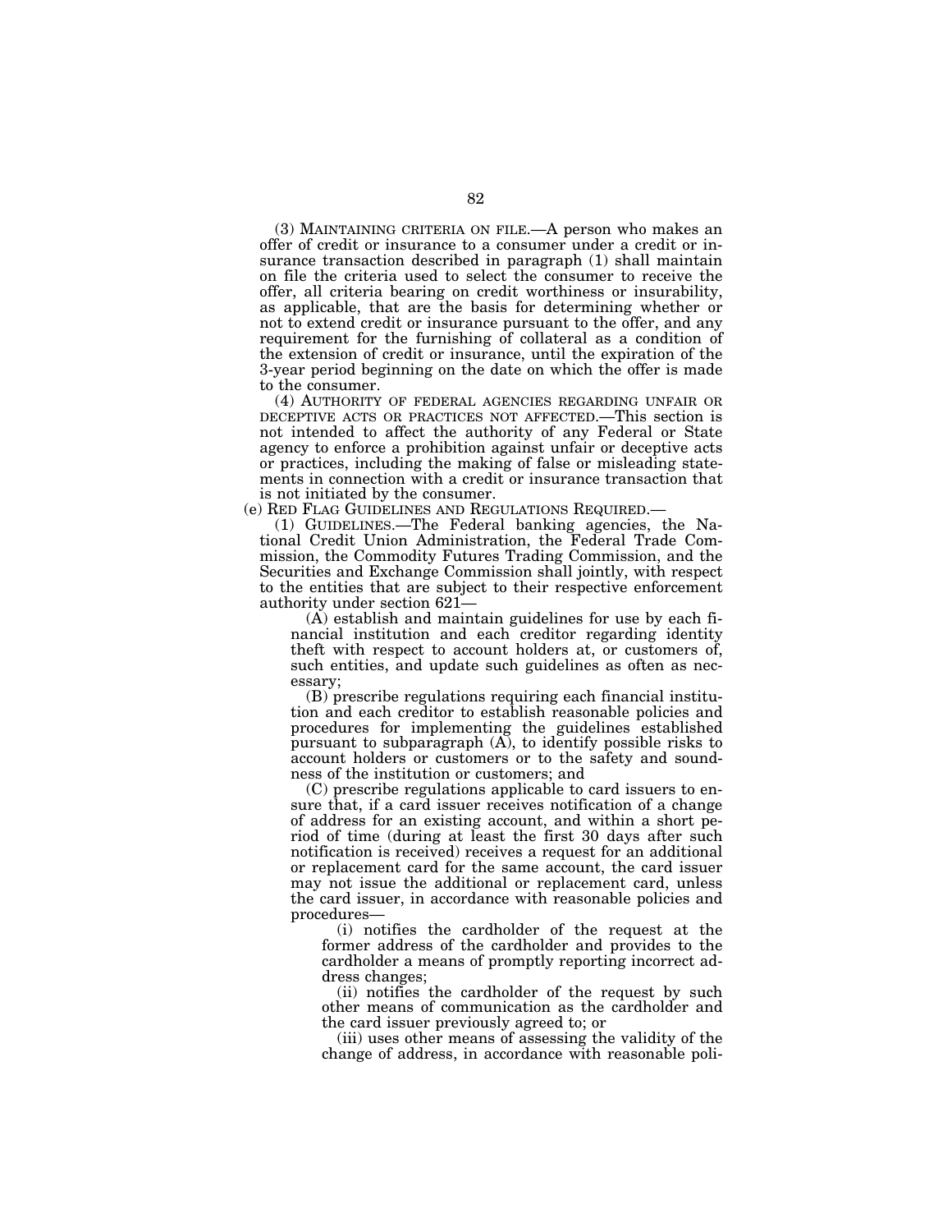(3) MAINTAINING CRITERIA ON FILE.—A person who makes an offer of credit or insurance to a consumer under a credit or insurance transaction described in paragraph (1) shall maintain on file the criteria used to select the consumer to receive the offer, all criteria bearing on credit worthiness or insurability, as applicable, that are the basis for determining whether or not to extend credit or insurance pursuant to the offer, and any requirement for the furnishing of collateral as a condition of the extension of credit or insurance, until the expiration of the 3-year period beginning on the date on which the offer is made to the consumer.

(4) AUTHORITY OF FEDERAL AGENCIES REGARDING UNFAIR OR DECEPTIVE ACTS OR PRACTICES NOT AFFECTED.—This section is not intended to affect the authority of any Federal or State agency to enforce a prohibition against unfair or deceptive acts or practices, including the making of false or misleading statements in connection with a credit or insurance transaction that is not initiated by the consumer.

(e) RED FLAG GUIDELINES AND REGULATIONS REQUIRED.—

(1) GUIDELINES.—The Federal banking agencies, the National Credit Union Administration, the Federal Trade Commission, the Commodity Futures Trading Commission, and the Securities and Exchange Commission shall jointly, with respect to the entities that are subject to their respective enforcement authority under section 621—

(A) establish and maintain guidelines for use by each financial institution and each creditor regarding identity theft with respect to account holders at, or customers of, such entities, and update such guidelines as often as necessary;

(B) prescribe regulations requiring each financial institution and each creditor to establish reasonable policies and procedures for implementing the guidelines established pursuant to subparagraph (A), to identify possible risks to account holders or customers or to the safety and soundness of the institution or customers; and

(C) prescribe regulations applicable to card issuers to ensure that, if a card issuer receives notification of a change of address for an existing account, and within a short period of time (during at least the first 30 days after such notification is received) receives a request for an additional or replacement card for the same account, the card issuer may not issue the additional or replacement card, unless the card issuer, in accordance with reasonable policies and procedures—

(i) notifies the cardholder of the request at the former address of the cardholder and provides to the cardholder a means of promptly reporting incorrect address changes;

(ii) notifies the cardholder of the request by such other means of communication as the cardholder and the card issuer previously agreed to; or

(iii) uses other means of assessing the validity of the change of address, in accordance with reasonable poli-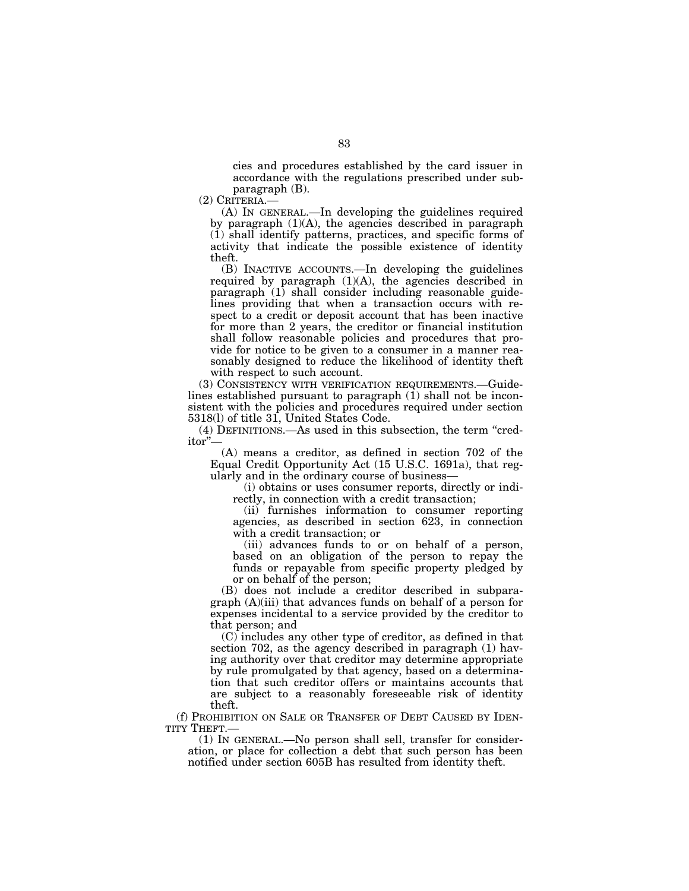cies and procedures established by the card issuer in accordance with the regulations prescribed under subparagraph (B).

(2) CRITERIA.—

(A) IN GENERAL.—In developing the guidelines required by paragraph (1)(A), the agencies described in paragraph (1) shall identify patterns, practices, and specific forms of activity that indicate the possible existence of identity theft.

(B) INACTIVE ACCOUNTS.—In developing the guidelines required by paragraph (1)(A), the agencies described in paragraph (1) shall consider including reasonable guidelines providing that when a transaction occurs with respect to a credit or deposit account that has been inactive for more than 2 years, the creditor or financial institution shall follow reasonable policies and procedures that provide for notice to be given to a consumer in a manner reasonably designed to reduce the likelihood of identity theft with respect to such account.

(3) CONSISTENCY WITH VERIFICATION REQUIREMENTS.—Guidelines established pursuant to paragraph (1) shall not be inconsistent with the policies and procedures required under section 5318(l) of title 31, United States Code.

(4) DEFINITIONS.—As used in this subsection, the term "creditor"—

(A) means a creditor, as defined in section 702 of the Equal Credit Opportunity Act (15 U.S.C. 1691a), that regularly and in the ordinary course of business—

(i) obtains or uses consumer reports, directly or indirectly, in connection with a credit transaction;

(ii) furnishes information to consumer reporting agencies, as described in section 623, in connection with a credit transaction; or

(iii) advances funds to or on behalf of a person, based on an obligation of the person to repay the funds or repayable from specific property pledged by or on behalf of the person;

(B) does not include a creditor described in subparagraph (A)(iii) that advances funds on behalf of a person for expenses incidental to a service provided by the creditor to that person; and

(C) includes any other type of creditor, as defined in that section 702, as the agency described in paragraph (1) having authority over that creditor may determine appropriate by rule promulgated by that agency, based on a determination that such creditor offers or maintains accounts that are subject to a reasonably foreseeable risk of identity theft.

(f) PROHIBITION ON SALE OR TRANSFER OF DEBT CAUSED BY IDENTITY THEFT.—

(1) IN GENERAL.—No person shall sell, transfer for consideration, or place for collection a debt that such person has been notified under section 605B has resulted from identity theft.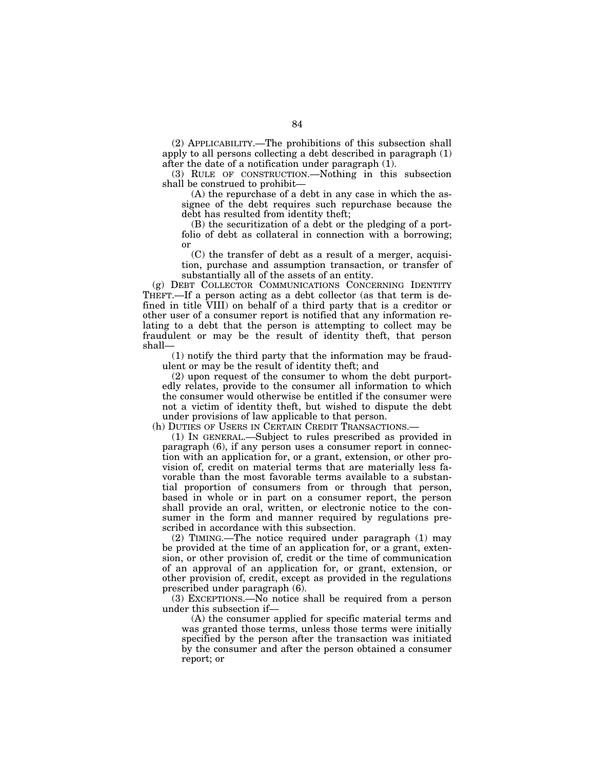(2) APPLICABILITY.—The prohibitions of this subsection shall apply to all persons collecting a debt described in paragraph (1) after the date of a notification under paragraph (1).

(3) RULE OF CONSTRUCTION.—Nothing in this subsection shall be construed to prohibit—

(A) the repurchase of a debt in any case in which the assignee of the debt requires such repurchase because the debt has resulted from identity theft;

(B) the securitization of a debt or the pledging of a portfolio of debt as collateral in connection with a borrowing; or

(C) the transfer of debt as a result of a merger, acquisition, purchase and assumption transaction, or transfer of substantially all of the assets of an entity.

(g) DEBT COLLECTOR COMMUNICATIONS CONCERNING IDENTITY THEFT.—If a person acting as a debt collector (as that term is defined in title VIII) on behalf of a third party that is a creditor or other user of a consumer report is notified that any information relating to a debt that the person is attempting to collect may be fraudulent or may be the result of identity theft, that person shall—

(1) notify the third party that the information may be fraudulent or may be the result of identity theft; and

(2) upon request of the consumer to whom the debt purportedly relates, provide to the consumer all information to which the consumer would otherwise be entitled if the consumer were not a victim of identity theft, but wished to dispute the debt under provisions of law applicable to that person.

(h) DUTIES OF USERS IN CERTAIN CREDIT TRANSACTIONS.—

(1) IN GENERAL.—Subject to rules prescribed as provided in paragraph (6), if any person uses a consumer report in connection with an application for, or a grant, extension, or other provision of, credit on material terms that are materially less favorable than the most favorable terms available to a substantial proportion of consumers from or through that person, based in whole or in part on a consumer report, the person shall provide an oral, written, or electronic notice to the consumer in the form and manner required by regulations prescribed in accordance with this subsection.

(2) TIMING.—The notice required under paragraph (1) may be provided at the time of an application for, or a grant, extension, or other provision of, credit or the time of communication of an approval of an application for, or grant, extension, or other provision of, credit, except as provided in the regulations prescribed under paragraph (6).

(3) EXCEPTIONS.—No notice shall be required from a person under this subsection if—

(A) the consumer applied for specific material terms and was granted those terms, unless those terms were initially specified by the person after the transaction was initiated by the consumer and after the person obtained a consumer report; or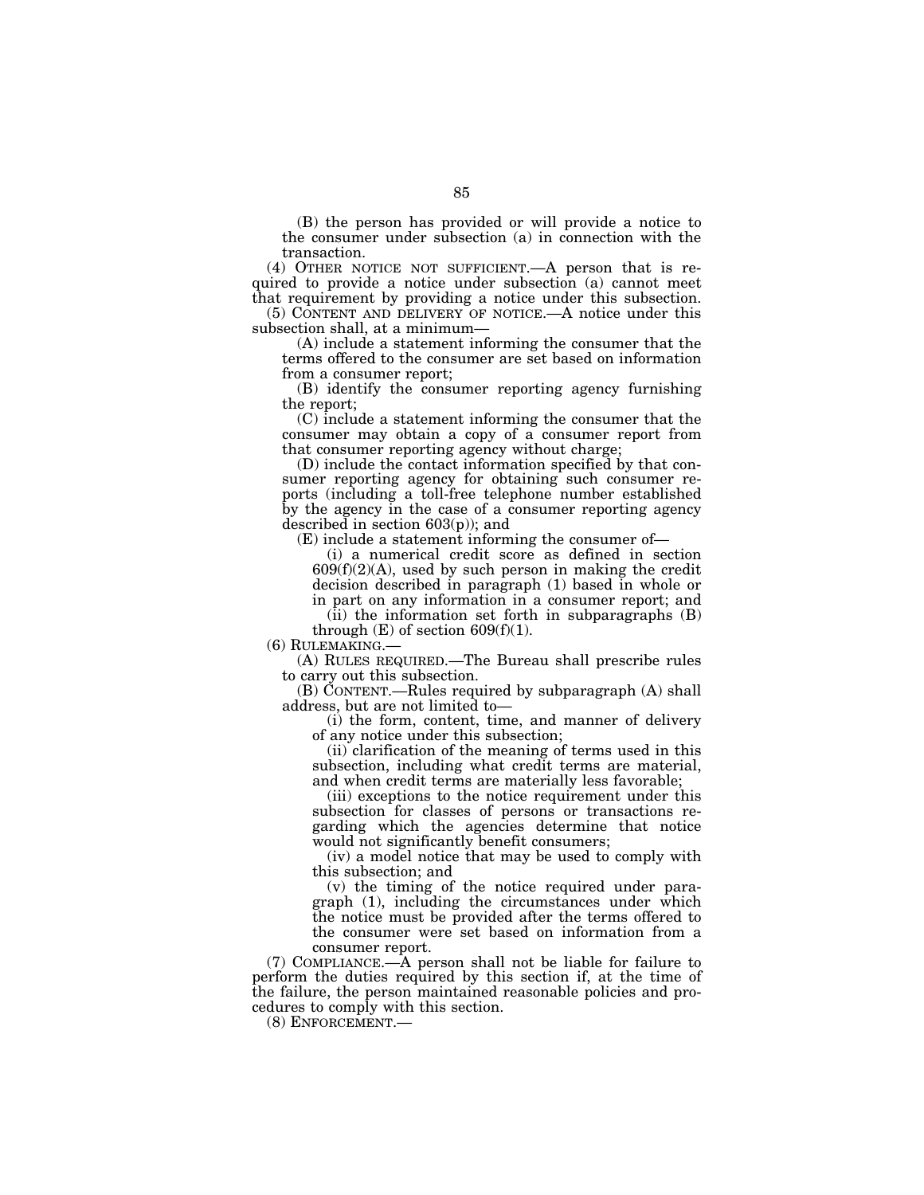(B) the person has provided or will provide a notice to the consumer under subsection (a) in connection with the transaction.

(4) OTHER NOTICE NOT SUFFICIENT.—A person that is required to provide a notice under subsection (a) cannot meet that requirement by providing a notice under this subsection.

(5) CONTENT AND DELIVERY OF NOTICE.—A notice under this subsection shall, at a minimum—

(A) include a statement informing the consumer that the terms offered to the consumer are set based on information from a consumer report;

(B) identify the consumer reporting agency furnishing the report;

(C) include a statement informing the consumer that the consumer may obtain a copy of a consumer report from that consumer reporting agency without charge;

(D) include the contact information specified by that consumer reporting agency for obtaining such consumer reports (including a toll-free telephone number established by the agency in the case of a consumer reporting agency described in section 603(p)); and

(E) include a statement informing the consumer of—

(i) a numerical credit score as defined in section 609(f)(2)(A), used by such person in making the credit decision described in paragraph (1) based in whole or in part on any information in a consumer report; and

(ii) the information set forth in subparagraphs (B) through (E) of section 609(f)(1).

(6) RULEMAKING.—

(A) RULES REQUIRED.—The Bureau shall prescribe rules to carry out this subsection.

(B) CONTENT.—Rules required by subparagraph (A) shall address, but are not limited to—

(i) the form, content, time, and manner of delivery of any notice under this subsection;

(ii) clarification of the meaning of terms used in this subsection, including what credit terms are material, and when credit terms are materially less favorable;

(iii) exceptions to the notice requirement under this subsection for classes of persons or transactions regarding which the agencies determine that notice would not significantly benefit consumers;

(iv) a model notice that may be used to comply with this subsection; and

(v) the timing of the notice required under paragraph (1), including the circumstances under which the notice must be provided after the terms offered to the consumer were set based on information from a consumer report.

(7) COMPLIANCE.—A person shall not be liable for failure to perform the duties required by this section if, at the time of the failure, the person maintained reasonable policies and procedures to comply with this section.

(8) ENFORCEMENT.—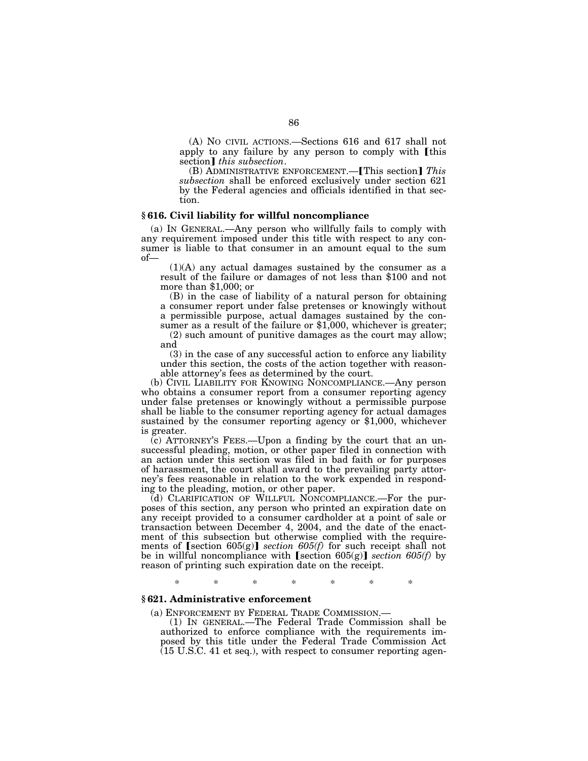(A) NO CIVIL ACTIONS.—Sections 616 and 617 shall not apply to any failure by any person to comply with [this section] *this subsection*.

(B) ADMINISTRATIVE ENFORCEMENT.—[This section] *This subsection* shall be enforced exclusively under section 621 by the Federal agencies and officials identified in that section.

### § 616. Civil liability for willful noncompliance

(a) IN GENERAL.—Any person who willfully fails to comply with any requirement imposed under this title with respect to any consumer is liable to that consumer in an amount equal to the sum of—

(1)(A) any actual damages sustained by the consumer as a result of the failure or damages of not less than $100 and not more than $1,000; or

(B) in the case of liability of a natural person for obtaining a consumer report under false pretenses or knowingly without a permissible purpose, actual damages sustained by the consumer as a result of the failure or $1,000, whichever is greater;

(2) such amount of punitive damages as the court may allow; and

(3) in the case of any successful action to enforce any liability under this section, the costs of the action together with reasonable attorney's fees as determined by the court.

(b) CIVIL LIABILITY FOR KNOWING NONCOMPLIANCE.—Any person who obtains a consumer report from a consumer reporting agency under false pretenses or knowingly without a permissible purpose shall be liable to the consumer reporting agency for actual damages sustained by the consumer reporting agency or $1,000, whichever is greater.

(c) ATTORNEY'S FEES.—Upon a finding by the court that an unsuccessful pleading, motion, or other paper filed in connection with an action under this section was filed in bad faith or for purposes of harassment, the court shall award to the prevailing party attorney's fees reasonable in relation to the work expended in responding to the pleading, motion, or other paper.

(d) CLARIFICATION OF WILLFUL NONCOMPLIANCE.—For the purposes of this section, any person who printed an expiration date on any receipt provided to a consumer cardholder at a point of sale or transaction between December 4, 2004, and the date of the enactment of this subsection but otherwise complied with the requirements of [section 605(g)] *section 605(f)* for such receipt shall not be in willful noncompliance with [section 605(g)] *section 605(f)* by reason of printing such expiration date on the receipt.

\* \* \* \* \* \* \*

### § 621. Administrative enforcement

(a) ENFORCEMENT BY FEDERAL TRADE COMMISSION.—

(1) IN GENERAL.—The Federal Trade Commission shall be authorized to enforce compliance with the requirements imposed by this title under the Federal Trade Commission Act (15 U.S.C. 41 et seq.), with respect to consumer reporting agen-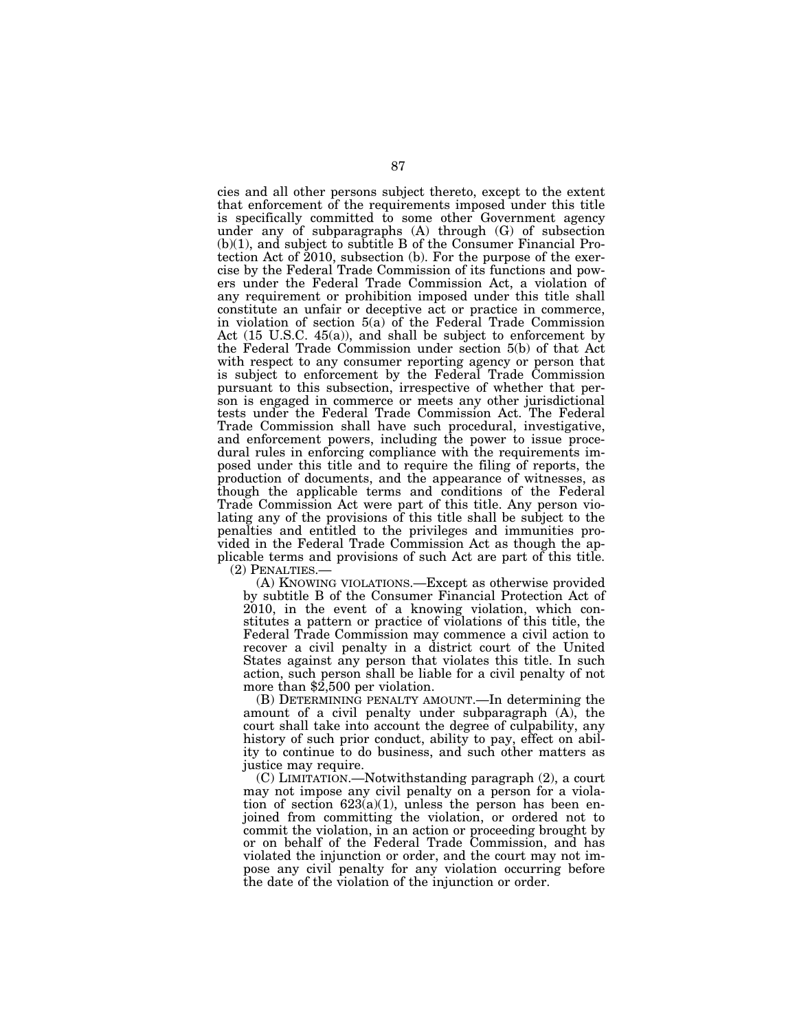cies and all other persons subject thereto, except to the extent that enforcement of the requirements imposed under this title is specifically committed to some other Government agency under any of subparagraphs (A) through (G) of subsection (b)(1), and subject to subtitle B of the Consumer Financial Protection Act of 2010, subsection (b). For the purpose of the exercise by the Federal Trade Commission of its functions and powers under the Federal Trade Commission Act, a violation of any requirement or prohibition imposed under this title shall constitute an unfair or deceptive act or practice in commerce, in violation of section 5(a) of the Federal Trade Commission Act (15 U.S.C. 45(a)), and shall be subject to enforcement by the Federal Trade Commission under section 5(b) of that Act with respect to any consumer reporting agency or person that is subject to enforcement by the Federal Trade Commission pursuant to this subsection, irrespective of whether that person is engaged in commerce or meets any other jurisdictional tests under the Federal Trade Commission Act. The Federal Trade Commission shall have such procedural, investigative, and enforcement powers, including the power to issue procedural rules in enforcing compliance with the requirements imposed under this title and to require the filing of reports, the production of documents, and the appearance of witnesses, as though the applicable terms and conditions of the Federal Trade Commission Act were part of this title. Any person violating any of the provisions of this title shall be subject to the penalties and entitled to the privileges and immunities provided in the Federal Trade Commission Act as though the applicable terms and provisions of such Act are part of this title.

(2) PENALTIES.—

(A) KNOWING VIOLATIONS.—Except as otherwise provided by subtitle B of the Consumer Financial Protection Act of 2010, in the event of a knowing violation, which constitutes a pattern or practice of violations of this title, the Federal Trade Commission may commence a civil action to recover a civil penalty in a district court of the United States against any person that violates this title. In such action, such person shall be liable for a civil penalty of not more than $2,500 per violation.

(B) DETERMINING PENALTY AMOUNT.—In determining the amount of a civil penalty under subparagraph (A), the court shall take into account the degree of culpability, any history of such prior conduct, ability to pay, effect on ability to continue to do business, and such other matters as justice may require.

(C) LIMITATION.—Notwithstanding paragraph (2), a court may not impose any civil penalty on a person for a violation of section 623(a)(1), unless the person has been enjoined from committing the violation, or ordered not to commit the violation, in an action or proceeding brought by or on behalf of the Federal Trade Commission, and has violated the injunction or order, and the court may not impose any civil penalty for any violation occurring before the date of the violation of the injunction or order.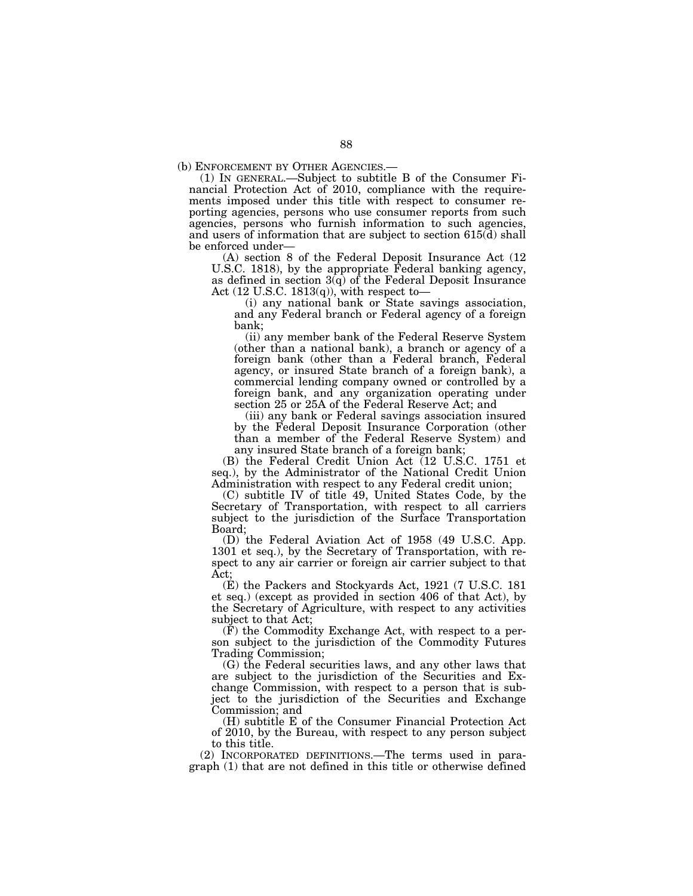(b) ENFORCEMENT BY OTHER AGENCIES.—

(1) IN GENERAL.—Subject to subtitle B of the Consumer Financial Protection Act of 2010, compliance with the requirements imposed under this title with respect to consumer reporting agencies, persons who use consumer reports from such agencies, persons who furnish information to such agencies, and users of information that are subject to section 615(d) shall be enforced under—

(A) section 8 of the Federal Deposit Insurance Act (12 U.S.C. 1818), by the appropriate Federal banking agency, as defined in section 3(q) of the Federal Deposit Insurance Act (12 U.S.C. 1813(q)), with respect to—

(i) any national bank or State savings association, and any Federal branch or Federal agency of a foreign bank;

(ii) any member bank of the Federal Reserve System (other than a national bank), a branch or agency of a foreign bank (other than a Federal branch, Federal agency, or insured State branch of a foreign bank), a commercial lending company owned or controlled by a foreign bank, and any organization operating under section 25 or 25A of the Federal Reserve Act; and

(iii) any bank or Federal savings association insured by the Federal Deposit Insurance Corporation (other than a member of the Federal Reserve System) and any insured State branch of a foreign bank;

(B) the Federal Credit Union Act (12 U.S.C. 1751 et seq.), by the Administrator of the National Credit Union Administration with respect to any Federal credit union;

(C) subtitle IV of title 49, United States Code, by the Secretary of Transportation, with respect to all carriers subject to the jurisdiction of the Surface Transportation Board;

(D) the Federal Aviation Act of 1958 (49 U.S.C. App. 1301 et seq.), by the Secretary of Transportation, with respect to any air carrier or foreign air carrier subject to that Act;

(E) the Packers and Stockyards Act, 1921 (7 U.S.C. 181 et seq.) (except as provided in section 406 of that Act), by the Secretary of Agriculture, with respect to any activities subject to that Act;

(F) the Commodity Exchange Act, with respect to a person subject to the jurisdiction of the Commodity Futures Trading Commission;

(G) the Federal securities laws, and any other laws that are subject to the jurisdiction of the Securities and Exchange Commission, with respect to a person that is subject to the jurisdiction of the Securities and Exchange Commission; and

(H) subtitle E of the Consumer Financial Protection Act of 2010, by the Bureau, with respect to any person subject to this title.

(2) INCORPORATED DEFINITIONS.—The terms used in paragraph (1) that are not defined in this title or otherwise defined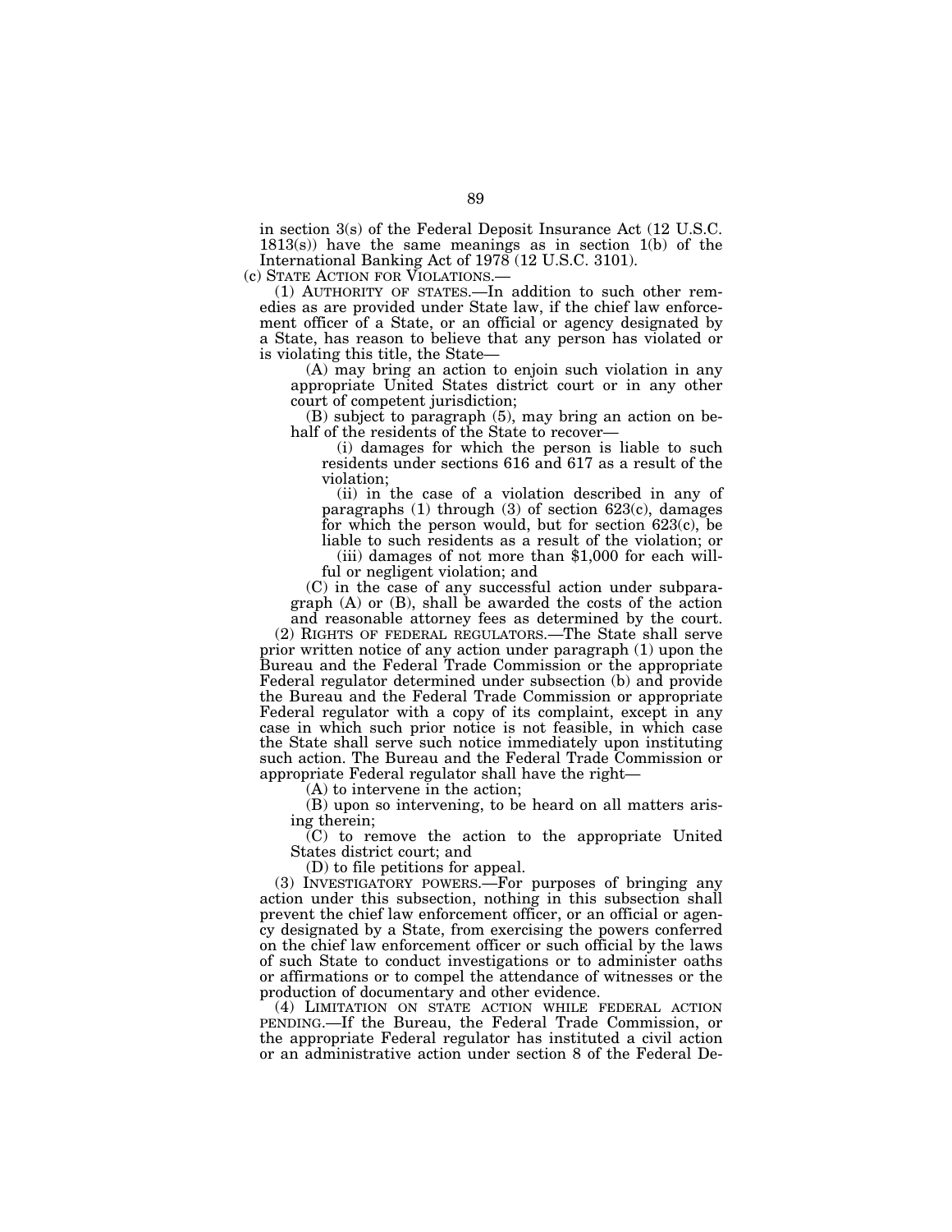in section 3(s) of the Federal Deposit Insurance Act (12 U.S.C. 1813(s)) have the same meanings as in section 1(b) of the International Banking Act of 1978 (12 U.S.C. 3101).

(c) STATE ACTION FOR VIOLATIONS.—

(1) AUTHORITY OF STATES.—In addition to such other remedies as are provided under State law, if the chief law enforcement officer of a State, or an official or agency designated by a State, has reason to believe that any person has violated or is violating this title, the State—

(A) may bring an action to enjoin such violation in any appropriate United States district court or in any other court of competent jurisdiction;

(B) subject to paragraph (5), may bring an action on behalf of the residents of the State to recover—

(i) damages for which the person is liable to such residents under sections 616 and 617 as a result of the violation;

(ii) in the case of a violation described in any of paragraphs (1) through (3) of section 623(c), damages for which the person would, but for section 623(c), be liable to such residents as a result of the violation; or

(iii) damages of not more than $1,000 for each willful or negligent violation; and

(C) in the case of any successful action under subparagraph (A) or (B), shall be awarded the costs of the action and reasonable attorney fees as determined by the court.

(2) RIGHTS OF FEDERAL REGULATORS.—The State shall serve prior written notice of any action under paragraph (1) upon the Bureau and the Federal Trade Commission or the appropriate Federal regulator determined under subsection (b) and provide the Bureau and the Federal Trade Commission or appropriate Federal regulator with a copy of its complaint, except in any case in which such prior notice is not feasible, in which case the State shall serve such notice immediately upon instituting such action. The Bureau and the Federal Trade Commission or appropriate Federal regulator shall have the right—

(A) to intervene in the action;

(B) upon so intervening, to be heard on all matters arising therein;

(C) to remove the action to the appropriate United States district court; and

(D) to file petitions for appeal.

(3) INVESTIGATORY POWERS.—For purposes of bringing any action under this subsection, nothing in this subsection shall prevent the chief law enforcement officer, or an official or agency designated by a State, from exercising the powers conferred on the chief law enforcement officer or such official by the laws of such State to conduct investigations or to administer oaths or affirmations or to compel the attendance of witnesses or the production of documentary and other evidence.

(4) LIMITATION ON STATE ACTION WHILE FEDERAL ACTION PENDING.—If the Bureau, the Federal Trade Commission, or the appropriate Federal regulator has instituted a civil action or an administrative action under section 8 of the Federal De-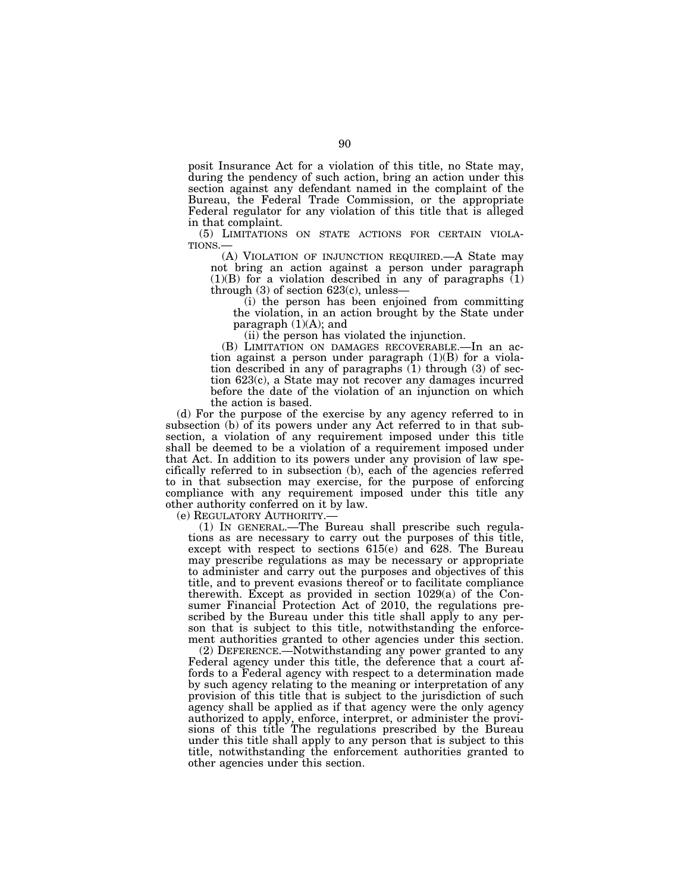posit Insurance Act for a violation of this title, no State may, during the pendency of such action, bring an action under this section against any defendant named in the complaint of the Bureau, the Federal Trade Commission, or the appropriate Federal regulator for any violation of this title that is alleged in that complaint.

(5) LIMITATIONS ON STATE ACTIONS FOR CERTAIN VIOLATIONS.—

(A) VIOLATION OF INJUNCTION REQUIRED.—A State may not bring an action against a person under paragraph (1)(B) for a violation described in any of paragraphs (1) through (3) of section 623(c), unless—

(i) the person has been enjoined from committing the violation, in an action brought by the State under paragraph (1)(A); and

(ii) the person has violated the injunction.

(B) LIMITATION ON DAMAGES RECOVERABLE.—In an action against a person under paragraph (1)(B) for a violation described in any of paragraphs (1) through (3) of section 623(c), a State may not recover any damages incurred before the date of the violation of an injunction on which the action is based.

(d) For the purpose of the exercise by any agency referred to in subsection (b) of its powers under any Act referred to in that subsection, a violation of any requirement imposed under this title shall be deemed to be a violation of a requirement imposed under that Act. In addition to its powers under any provision of law specifically referred to in subsection (b), each of the agencies referred to in that subsection may exercise, for the purpose of enforcing compliance with any requirement imposed under this title any other authority conferred on it by law.

(e) REGULATORY AUTHORITY.—

(1) IN GENERAL.—The Bureau shall prescribe such regulations as are necessary to carry out the purposes of this title, except with respect to sections 615(e) and 628. The Bureau may prescribe regulations as may be necessary or appropriate to administer and carry out the purposes and objectives of this title, and to prevent evasions thereof or to facilitate compliance therewith. Except as provided in section 1029(a) of the Consumer Financial Protection Act of 2010, the regulations prescribed by the Bureau under this title shall apply to any person that is subject to this title, notwithstanding the enforcement authorities granted to other agencies under this section.

(2) DEFERENCE.—Notwithstanding any power granted to any Federal agency under this title, the deference that a court affords to a Federal agency with respect to a determination made by such agency relating to the meaning or interpretation of any provision of this title that is subject to the jurisdiction of such agency shall be applied as if that agency were the only agency authorized to apply, enforce, interpret, or administer the provisions of this title The regulations prescribed by the Bureau under this title shall apply to any person that is subject to this title, notwithstanding the enforcement authorities granted to other agencies under this section.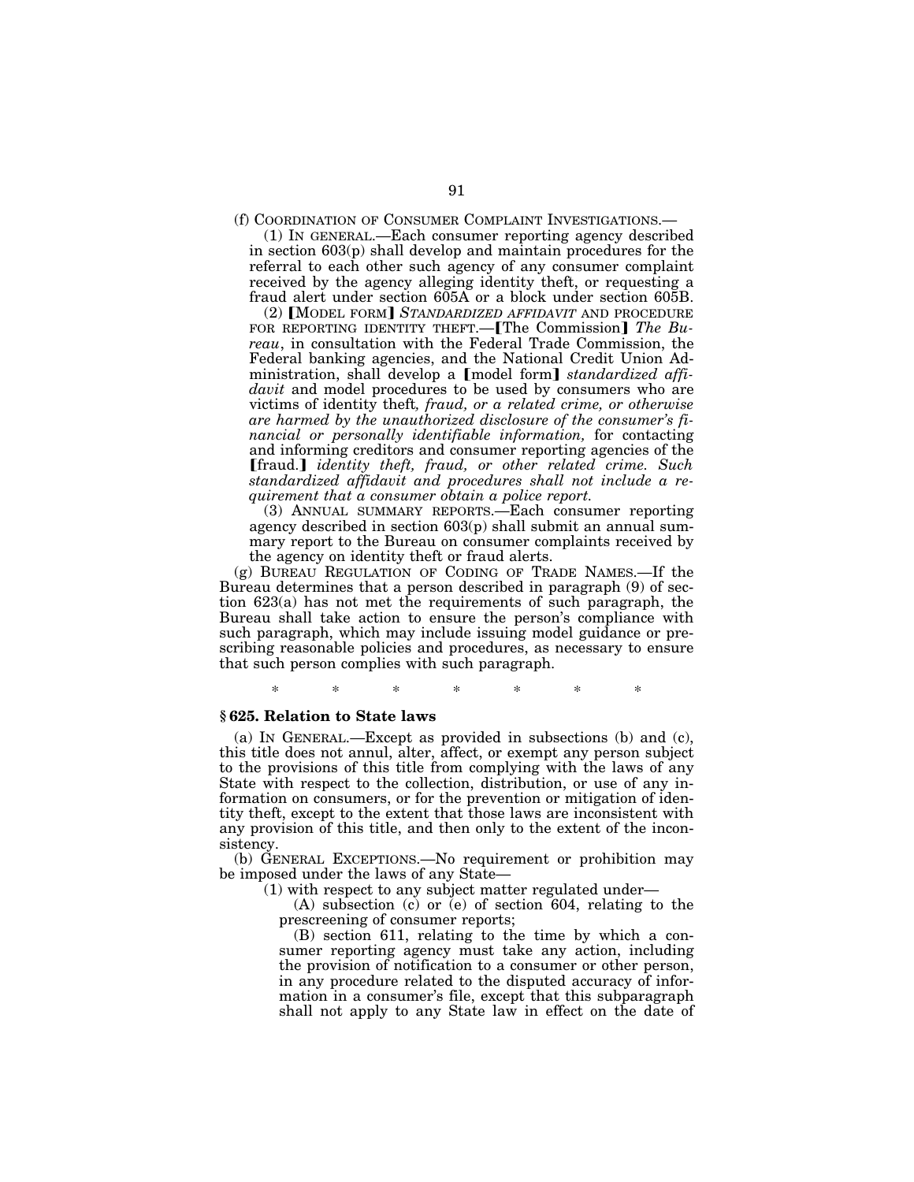(f) COORDINATION OF CONSUMER COMPLAINT INVESTIGATIONS.—

(1) IN GENERAL.—Each consumer reporting agency described in section 603(p) shall develop and maintain procedures for the referral to each other such agency of any consumer complaint received by the agency alleging identity theft, or requesting a fraud alert under section 605A or a block under section 605B.

(2) ⟦MODEL FORM⟧ *STANDARDIZED AFFIDAVIT* AND PROCEDURE FOR REPORTING IDENTITY THEFT.—⟦The Commission⟧ *The Bureau*, in consultation with the Federal Trade Commission, the Federal banking agencies, and the National Credit Union Administration, shall develop a ⟦model form⟧ *standardized affidavit* and model procedures to be used by consumers who are victims of identity theft*, fraud, or a related crime, or otherwise are harmed by the unauthorized disclosure of the consumer's financial or personally identifiable information,* for contacting and informing creditors and consumer reporting agencies of the ⟦fraud.⟧ *identity theft, fraud, or other related crime. Such standardized affidavit and procedures shall not include a requirement that a consumer obtain a police report.*

(3) ANNUAL SUMMARY REPORTS.—Each consumer reporting agency described in section 603(p) shall submit an annual summary report to the Bureau on consumer complaints received by the agency on identity theft or fraud alerts.

(g) BUREAU REGULATION OF CODING OF TRADE NAMES.—If the Bureau determines that a person described in paragraph (9) of section 623(a) has not met the requirements of such paragraph, the Bureau shall take action to ensure the person's compliance with such paragraph, which may include issuing model guidance or prescribing reasonable policies and procedures, as necessary to ensure that such person complies with such paragraph.

\* \* \* \* \* \* \*

### § 625. Relation to State laws

(a) IN GENERAL.—Except as provided in subsections (b) and (c), this title does not annul, alter, affect, or exempt any person subject to the provisions of this title from complying with the laws of any State with respect to the collection, distribution, or use of any information on consumers, or for the prevention or mitigation of identity theft, except to the extent that those laws are inconsistent with any provision of this title, and then only to the extent of the inconsistency.

(b) GENERAL EXCEPTIONS.—No requirement or prohibition may be imposed under the laws of any State—

(1) with respect to any subject matter regulated under—

(A) subsection (c) or (e) of section 604, relating to the prescreening of consumer reports;

(B) section 611, relating to the time by which a consumer reporting agency must take any action, including the provision of notification to a consumer or other person, in any procedure related to the disputed accuracy of information in a consumer's file, except that this subparagraph shall not apply to any State law in effect on the date of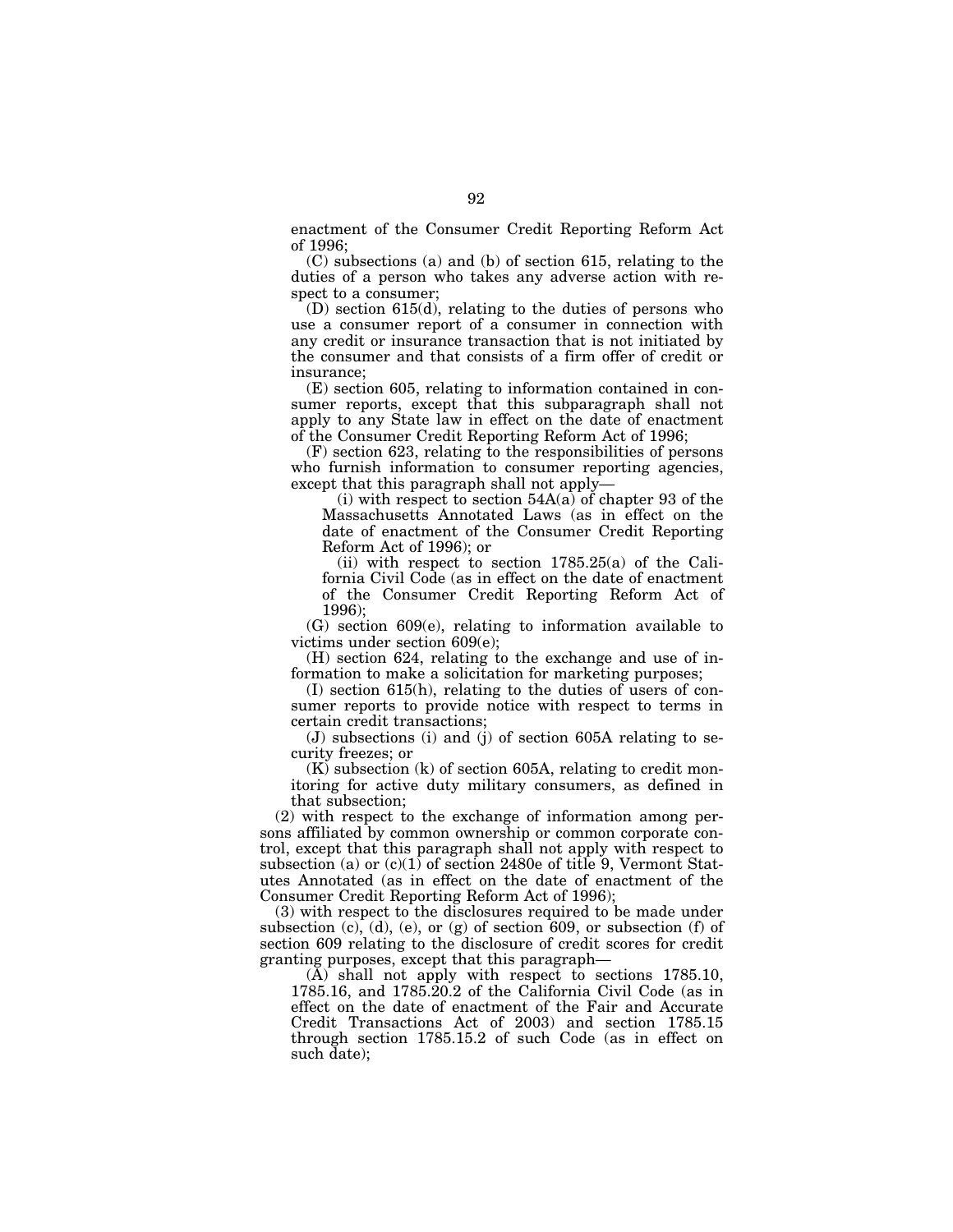enactment of the Consumer Credit Reporting Reform Act of 1996;

(C) subsections (a) and (b) of section 615, relating to the duties of a person who takes any adverse action with respect to a consumer;

(D) section 615(d), relating to the duties of persons who use a consumer report of a consumer in connection with any credit or insurance transaction that is not initiated by the consumer and that consists of a firm offer of credit or insurance;

(E) section 605, relating to information contained in consumer reports, except that this subparagraph shall not apply to any State law in effect on the date of enactment of the Consumer Credit Reporting Reform Act of 1996;

(F) section 623, relating to the responsibilities of persons who furnish information to consumer reporting agencies, except that this paragraph shall not apply—

(i) with respect to section 54A(a) of chapter 93 of the Massachusetts Annotated Laws (as in effect on the date of enactment of the Consumer Credit Reporting Reform Act of 1996); or

(ii) with respect to section 1785.25(a) of the California Civil Code (as in effect on the date of enactment of the Consumer Credit Reporting Reform Act of 1996);

(G) section 609(e), relating to information available to victims under section 609(e);

(H) section 624, relating to the exchange and use of information to make a solicitation for marketing purposes;

(I) section 615(h), relating to the duties of users of consumer reports to provide notice with respect to terms in certain credit transactions;

(J) subsections (i) and (j) of section 605A relating to security freezes; or

(K) subsection (k) of section 605A, relating to credit monitoring for active duty military consumers, as defined in that subsection;

(2) with respect to the exchange of information among persons affiliated by common ownership or common corporate control, except that this paragraph shall not apply with respect to subsection (a) or (c)(1) of section 2480e of title 9, Vermont Statutes Annotated (as in effect on the date of enactment of the Consumer Credit Reporting Reform Act of 1996);

(3) with respect to the disclosures required to be made under subsection (c), (d), (e), or (g) of section 609, or subsection (f) of section 609 relating to the disclosure of credit scores for credit granting purposes, except that this paragraph—

(A) shall not apply with respect to sections 1785.10, 1785.16, and 1785.20.2 of the California Civil Code (as in effect on the date of enactment of the Fair and Accurate Credit Transactions Act of 2003) and section 1785.15 through section 1785.15.2 of such Code (as in effect on such date);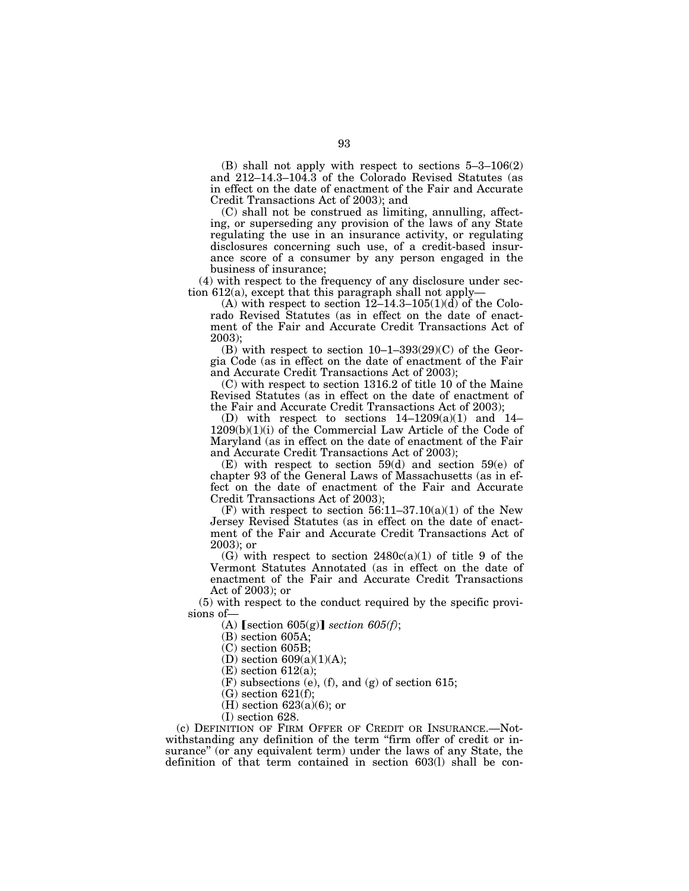(B) shall not apply with respect to sections 5–3–106(2) and 212–14.3–104.3 of the Colorado Revised Statutes (as in effect on the date of enactment of the Fair and Accurate Credit Transactions Act of 2003); and

(C) shall not be construed as limiting, annulling, affecting, or superseding any provision of the laws of any State regulating the use in an insurance activity, or regulating disclosures concerning such use, of a credit-based insurance score of a consumer by any person engaged in the business of insurance;

(4) with respect to the frequency of any disclosure under section 612(a), except that this paragraph shall not apply—

(A) with respect to section 12–14.3–105(1)(d) of the Colorado Revised Statutes (as in effect on the date of enactment of the Fair and Accurate Credit Transactions Act of 2003);

(B) with respect to section 10–1–393(29)(C) of the Georgia Code (as in effect on the date of enactment of the Fair and Accurate Credit Transactions Act of 2003);

(C) with respect to section 1316.2 of title 10 of the Maine Revised Statutes (as in effect on the date of enactment of the Fair and Accurate Credit Transactions Act of 2003);

(D) with respect to sections 14–1209(a)(1) and 14–1209(b)(1)(i) of the Commercial Law Article of the Code of Maryland (as in effect on the date of enactment of the Fair and Accurate Credit Transactions Act of 2003);

(E) with respect to section 59(d) and section 59(e) of chapter 93 of the General Laws of Massachusetts (as in effect on the date of enactment of the Fair and Accurate Credit Transactions Act of 2003);

(F) with respect to section 56:11–37.10(a)(1) of the New Jersey Revised Statutes (as in effect on the date of enactment of the Fair and Accurate Credit Transactions Act of 2003); or

(G) with respect to section 2480c(a)(1) of title 9 of the Vermont Statutes Annotated (as in effect on the date of enactment of the Fair and Accurate Credit Transactions Act of 2003); or

(5) with respect to the conduct required by the specific provisions of—

(A) [section 605(g)] *section 605(f)*;

(B) section 605A;

(C) section 605B;

(D) section 609(a)(1)(A);

(E) section 612(a);

(F) subsections (e), (f), and (g) of section 615;

(G) section 621(f);

(H) section 623(a)(6); or

(I) section 628.

(c) DEFINITION OF FIRM OFFER OF CREDIT OR INSURANCE.—Notwithstanding any definition of the term "firm offer of credit or insurance" (or any equivalent term) under the laws of any State, the definition of that term contained in section 603(l) shall be con-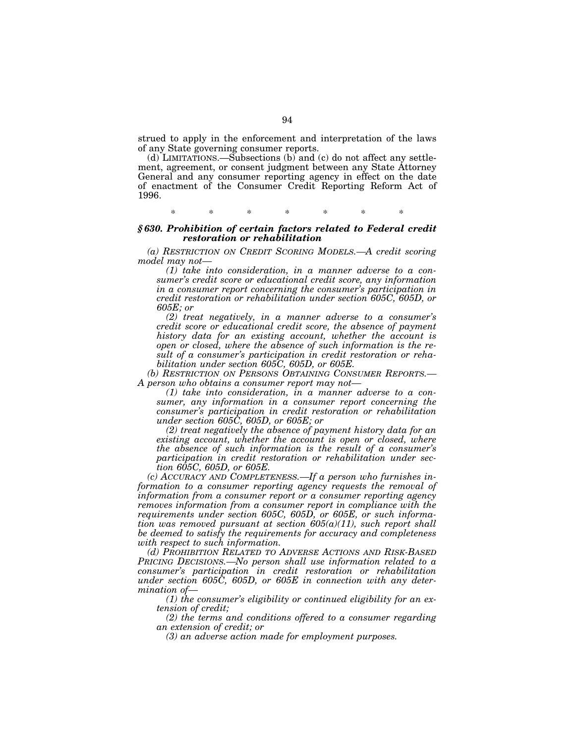strued to apply in the enforcement and interpretation of the laws of any State governing consumer reports.

(d) LIMITATIONS.—Subsections (b) and (c) do not affect any settlement, agreement, or consent judgment between any State Attorney General and any consumer reporting agency in effect on the date of enactment of the Consumer Credit Reporting Reform Act of 1996.

\* \* \* \* \* \* \*

### *§ 630. Prohibition of certain factors related to Federal credit restoration or rehabilitation*

*(a) RESTRICTION ON CREDIT SCORING MODELS.—A credit scoring model may not—*

*(1) take into consideration, in a manner adverse to a consumer's credit score or educational credit score, any information in a consumer report concerning the consumer's participation in credit restoration or rehabilitation under section 605C, 605D, or 605E; or*

*(2) treat negatively, in a manner adverse to a consumer's credit score or educational credit score, the absence of payment history data for an existing account, whether the account is open or closed, where the absence of such information is the result of a consumer's participation in credit restoration or rehabilitation under section 605C, 605D, or 605E.*

*(b) RESTRICTION ON PERSONS OBTAINING CONSUMER REPORTS.—A person who obtains a consumer report may not—*

*(1) take into consideration, in a manner adverse to a consumer, any information in a consumer report concerning the consumer's participation in credit restoration or rehabilitation under section 605C, 605D, or 605E; or*

*(2) treat negatively the absence of payment history data for an existing account, whether the account is open or closed, where the absence of such information is the result of a consumer's participation in credit restoration or rehabilitation under section 605C, 605D, or 605E.*

*(c) ACCURACY AND COMPLETENESS.—If a person who furnishes information to a consumer reporting agency requests the removal of information from a consumer report or a consumer reporting agency removes information from a consumer report in compliance with the requirements under section 605C, 605D, or 605E, or such information was removed pursuant at section 605(a)(11), such report shall be deemed to satisfy the requirements for accuracy and completeness with respect to such information.*

*(d) PROHIBITION RELATED TO ADVERSE ACTIONS AND RISK-BASED PRICING DECISIONS.—No person shall use information related to a consumer's participation in credit restoration or rehabilitation under section 605C, 605D, or 605E in connection with any determination of—*

*(1) the consumer's eligibility or continued eligibility for an extension of credit;*

*(2) the terms and conditions offered to a consumer regarding an extension of credit; or*

*(3) an adverse action made for employment purposes.*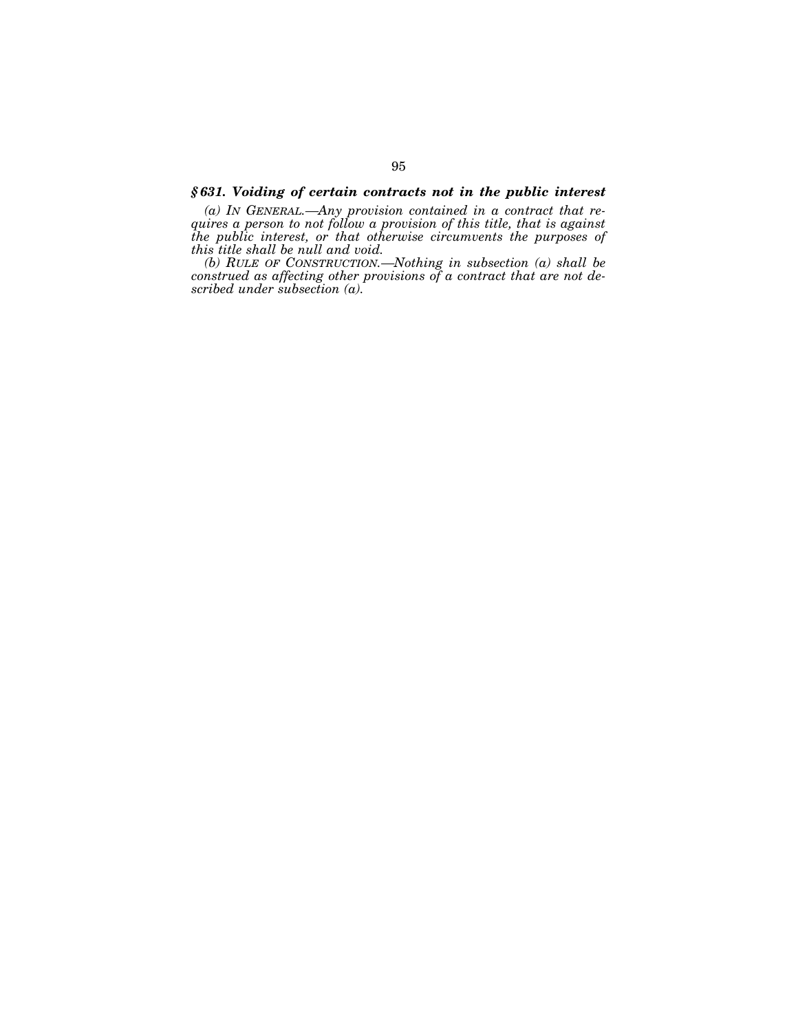### *§ 631. Voiding of certain contracts not in the public interest*

*(a) IN GENERAL.—Any provision contained in a contract that requires a person to not follow a provision of this title, that is against the public interest, or that otherwise circumvents the purposes of this title shall be null and void.*

*(b) RULE OF CONSTRUCTION.—Nothing in subsection (a) shall be construed as affecting other provisions of a contract that are not described under subsection (a).*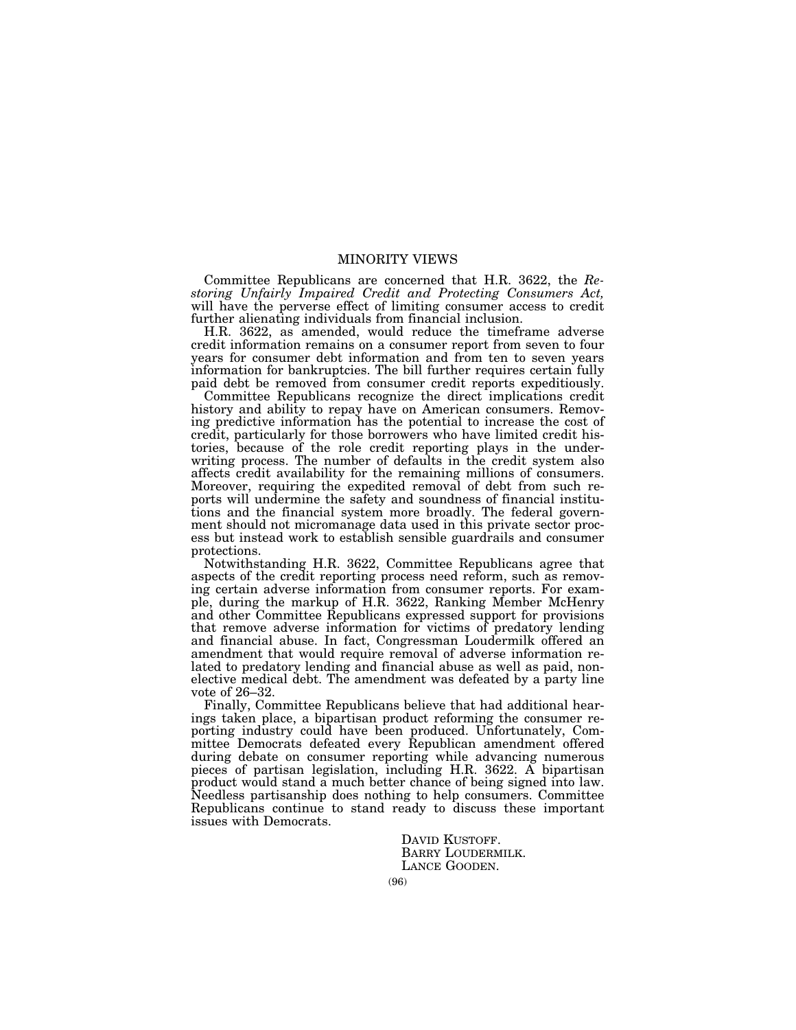# MINORITY VIEWS

Committee Republicans are concerned that H.R. 3622, the *Restoring Unfairly Impaired Credit and Protecting Consumers Act,* will have the perverse effect of limiting consumer access to credit further alienating individuals from financial inclusion.

H.R. 3622, as amended, would reduce the timeframe adverse credit information remains on a consumer report from seven to four years for consumer debt information and from ten to seven years information for bankruptcies. The bill further requires certain fully paid debt be removed from consumer credit reports expeditiously.

Committee Republicans recognize the direct implications credit history and ability to repay have on American consumers. Removing predictive information has the potential to increase the cost of credit, particularly for those borrowers who have limited credit histories, because of the role credit reporting plays in the underwriting process. The number of defaults in the credit system also affects credit availability for the remaining millions of consumers. Moreover, requiring the expedited removal of debt from such reports will undermine the safety and soundness of financial institutions and the financial system more broadly. The federal government should not micromanage data used in this private sector process but instead work to establish sensible guardrails and consumer protections.

Notwithstanding H.R. 3622, Committee Republicans agree that aspects of the credit reporting process need reform, such as removing certain adverse information from consumer reports. For example, during the markup of H.R. 3622, Ranking Member McHenry and other Committee Republicans expressed support for provisions that remove adverse information for victims of predatory lending and financial abuse. In fact, Congressman Loudermilk offered an amendment that would require removal of adverse information related to predatory lending and financial abuse as well as paid, non-elective medical debt. The amendment was defeated by a party line vote of 26–32.

Finally, Committee Republicans believe that had additional hearings taken place, a bipartisan product reforming the consumer reporting industry could have been produced. Unfortunately, Committee Democrats defeated every Republican amendment offered during debate on consumer reporting while advancing numerous pieces of partisan legislation, including H.R. 3622. A bipartisan product would stand a much better chance of being signed into law. Needless partisanship does nothing to help consumers. Committee Republicans continue to stand ready to discuss these important issues with Democrats.

DAVID KUSTOFF.
BARRY LOUDERMILK.
LANCE GOODEN.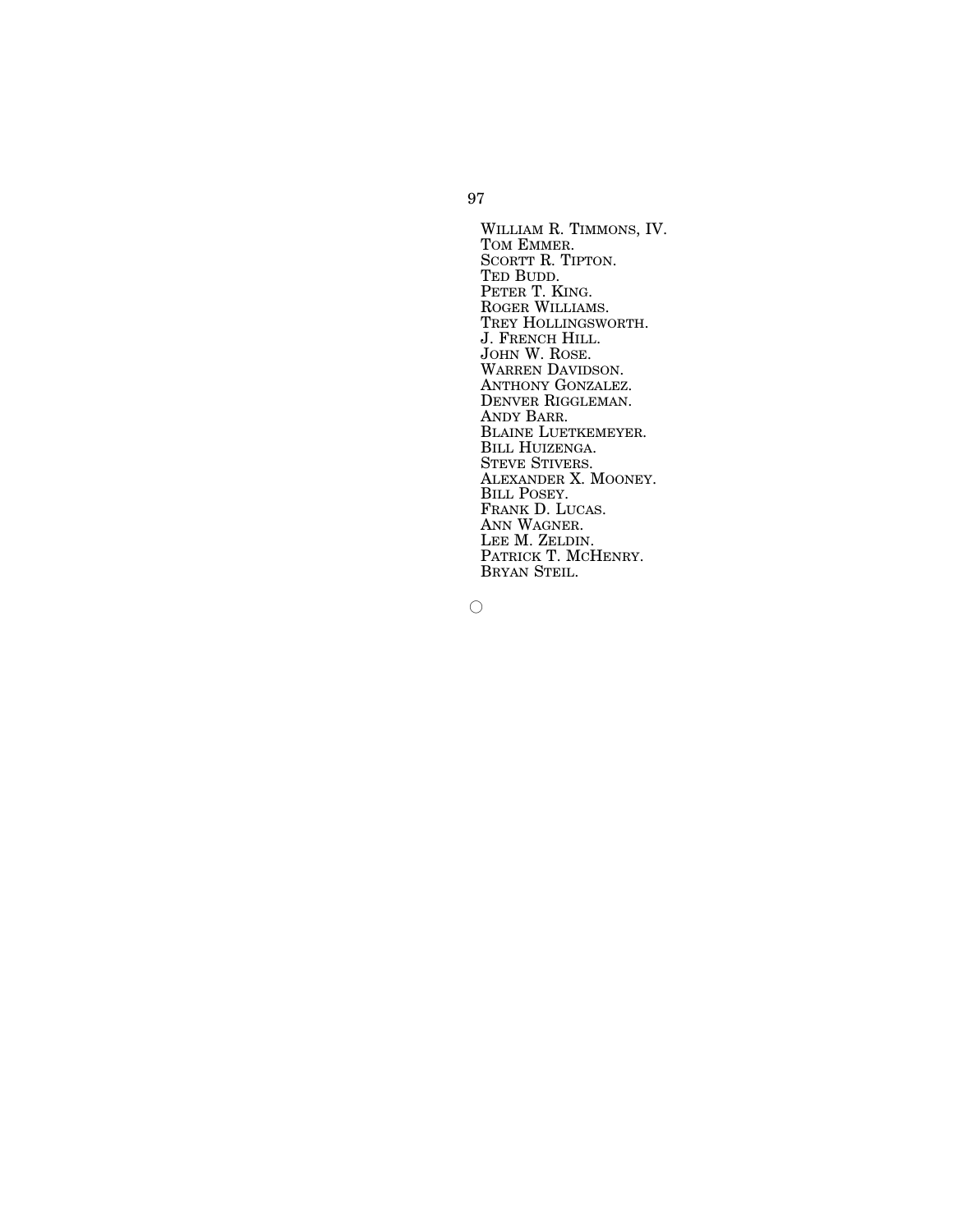WILLIAM R. TIMMONS, IV.
TOM EMMER.
SCORTT R. TIPTON.
TED BUDD.
PETER T. KING.
ROGER WILLIAMS.
TREY HOLLINGSWORTH.
J. FRENCH HILL.
JOHN W. ROSE.
WARREN DAVIDSON.
ANTHONY GONZALEZ.
DENVER RIGGLEMAN.
ANDY BARR.
BLAINE LUETKEMEYER.
BILL HUIZENGA.
STEVE STIVERS.
ALEXANDER X. MOONEY.
BILL POSEY.
FRANK D. LUCAS.
ANN WAGNER.
LEE M. ZELDIN.
PATRICK T. MCHENRY.
BRYAN STEIL.

○